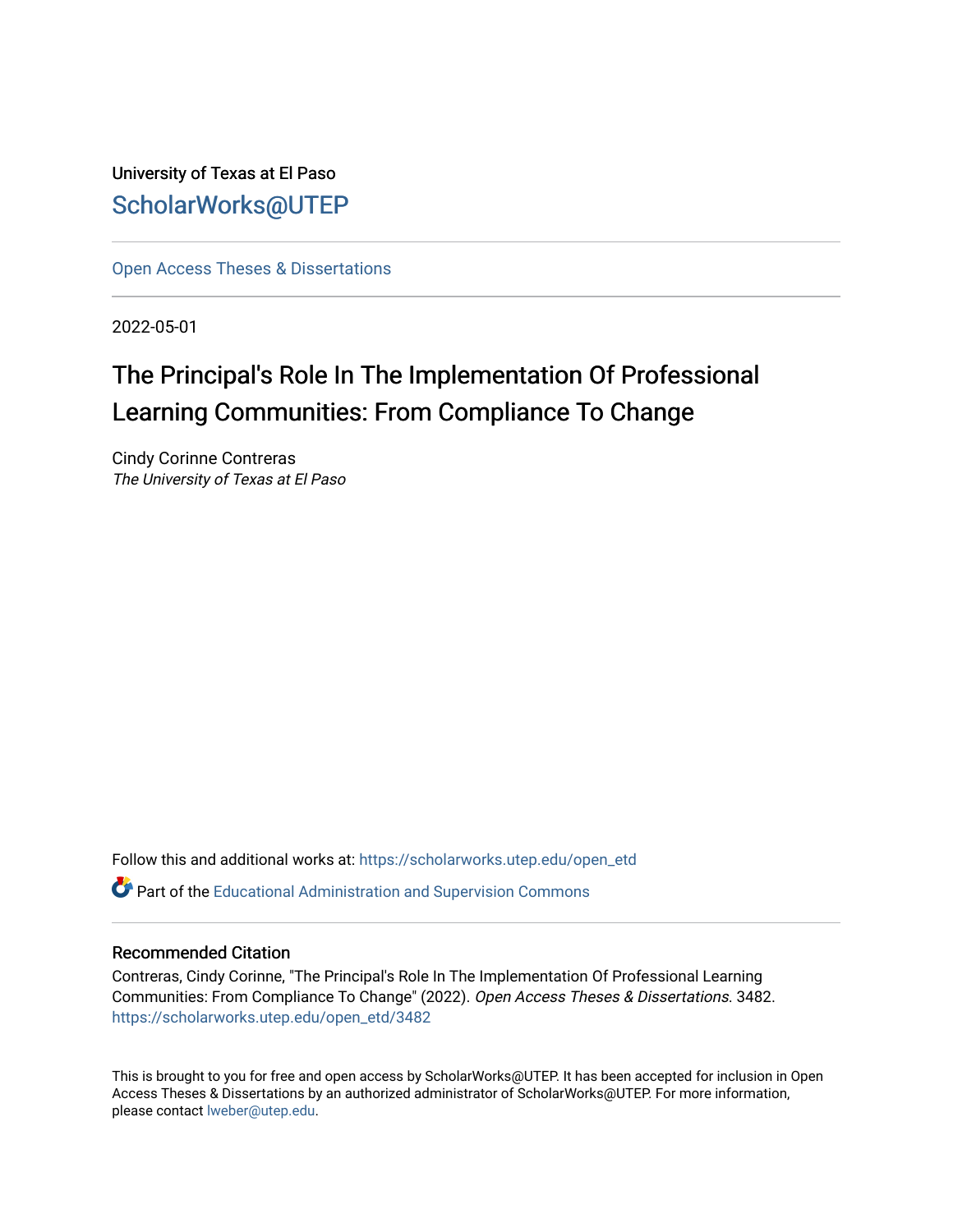University of Texas at El Paso

ScholarWorks@UTEP

Open Access Theses & Dissertations

2022-05-01

# The Principal's Role In The Implementation Of Professional Learning Communities: From Compliance To Change

Cindy Corinne Contreras
*The University of Texas at El Paso*

Follow this and additional works at: https://scholarworks.utep.edu/open_etd

Part of the Educational Administration and Supervision Commons

## Recommended Citation

Contreras, Cindy Corinne, "The Principal's Role In The Implementation Of Professional Learning Communities: From Compliance To Change" (2022). *Open Access Theses & Dissertations*. 3482.
https://scholarworks.utep.edu/open_etd/3482

This is brought to you for free and open access by ScholarWorks@UTEP. It has been accepted for inclusion in Open Access Theses & Dissertations by an authorized administrator of ScholarWorks@UTEP. For more information, please contact lweber@utep.edu.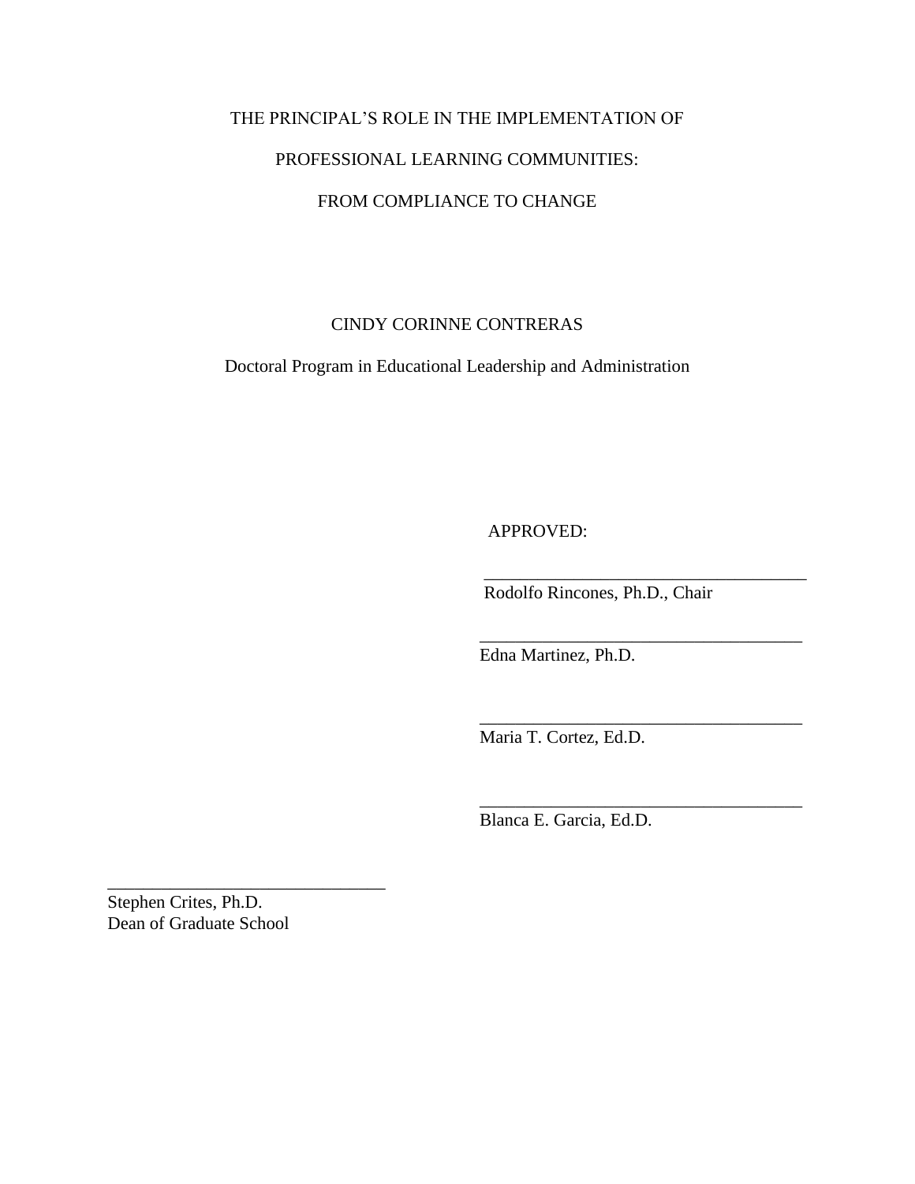THE PRINCIPAL'S ROLE IN THE IMPLEMENTATION OF

PROFESSIONAL LEARNING COMMUNITIES:

FROM COMPLIANCE TO CHANGE

CINDY CORINNE CONTRERAS

Doctoral Program in Educational Leadership and Administration

APPROVED:

______________________________________
Rodolfo Rincones, Ph.D., Chair

______________________________________
Edna Martinez, Ph.D.

______________________________________
Maria T. Cortez, Ed.D.

______________________________________
Blanca E. Garcia, Ed.D.

________________________________
Stephen Crites, Ph.D.
Dean of Graduate School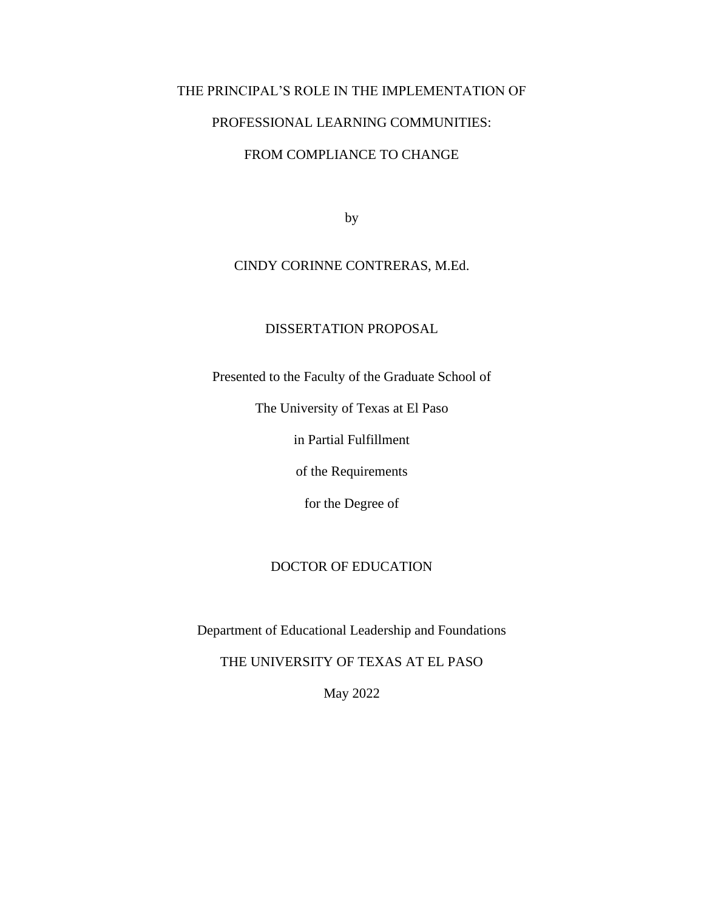THE PRINCIPAL'S ROLE IN THE IMPLEMENTATION OF

PROFESSIONAL LEARNING COMMUNITIES:

FROM COMPLIANCE TO CHANGE

by

CINDY CORINNE CONTRERAS, M.Ed.

DISSERTATION PROPOSAL

Presented to the Faculty of the Graduate School of

The University of Texas at El Paso

in Partial Fulfillment

of the Requirements

for the Degree of

DOCTOR OF EDUCATION

Department of Educational Leadership and Foundations

THE UNIVERSITY OF TEXAS AT EL PASO

May 2022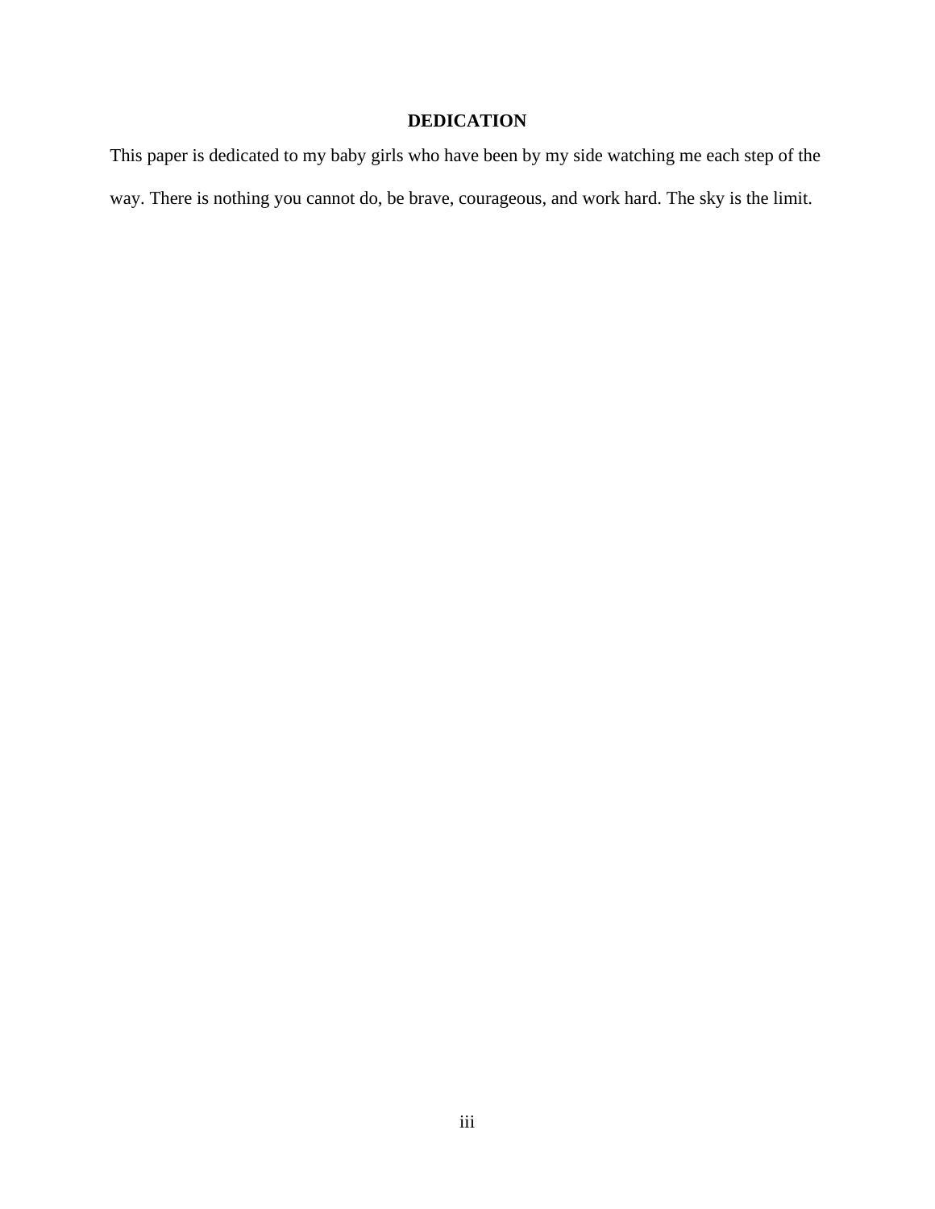# DEDICATION

This paper is dedicated to my baby girls who have been by my side watching me each step of the way. There is nothing you cannot do, be brave, courageous, and work hard. The sky is the limit.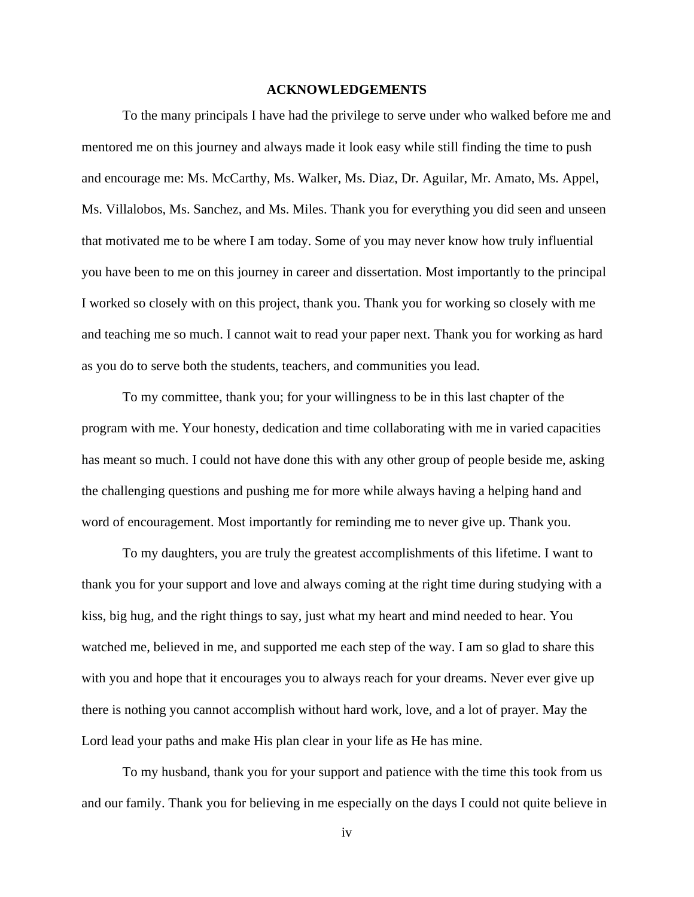# ACKNOWLEDGEMENTS

To the many principals I have had the privilege to serve under who walked before me and mentored me on this journey and always made it look easy while still finding the time to push and encourage me: Ms. McCarthy, Ms. Walker, Ms. Diaz, Dr. Aguilar, Mr. Amato, Ms. Appel, Ms. Villalobos, Ms. Sanchez, and Ms. Miles. Thank you for everything you did seen and unseen that motivated me to be where I am today. Some of you may never know how truly influential you have been to me on this journey in career and dissertation. Most importantly to the principal I worked so closely with on this project, thank you. Thank you for working so closely with me and teaching me so much. I cannot wait to read your paper next. Thank you for working as hard as you do to serve both the students, teachers, and communities you lead.

To my committee, thank you; for your willingness to be in this last chapter of the program with me. Your honesty, dedication and time collaborating with me in varied capacities has meant so much. I could not have done this with any other group of people beside me, asking the challenging questions and pushing me for more while always having a helping hand and word of encouragement. Most importantly for reminding me to never give up. Thank you.

To my daughters, you are truly the greatest accomplishments of this lifetime. I want to thank you for your support and love and always coming at the right time during studying with a kiss, big hug, and the right things to say, just what my heart and mind needed to hear. You watched me, believed in me, and supported me each step of the way. I am so glad to share this with you and hope that it encourages you to always reach for your dreams. Never ever give up there is nothing you cannot accomplish without hard work, love, and a lot of prayer. May the Lord lead your paths and make His plan clear in your life as He has mine.

To my husband, thank you for your support and patience with the time this took from us and our family. Thank you for believing in me especially on the days I could not quite believe in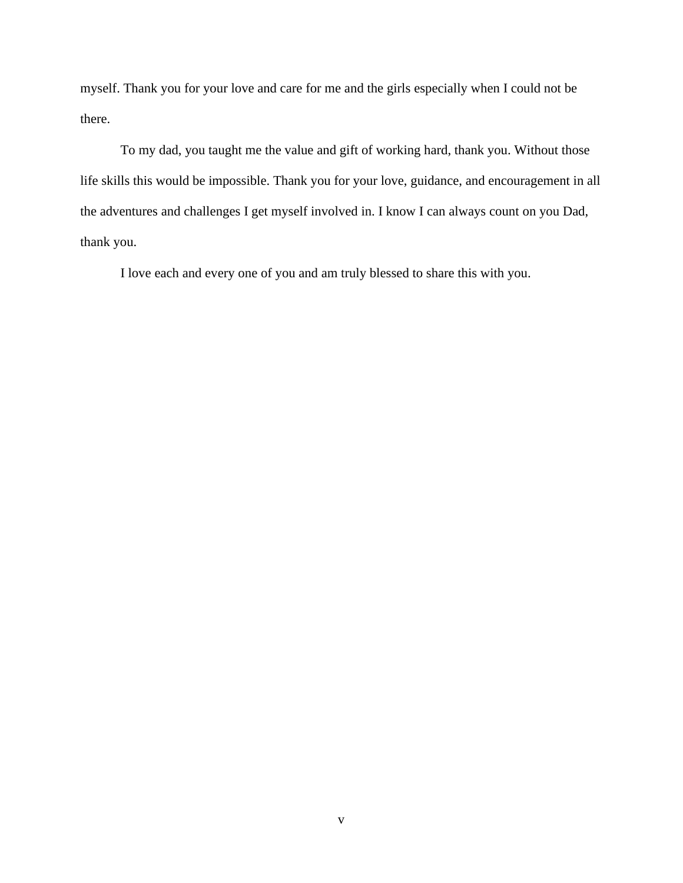myself. Thank you for your love and care for me and the girls especially when I could not be there.

To my dad, you taught me the value and gift of working hard, thank you. Without those life skills this would be impossible. Thank you for your love, guidance, and encouragement in all the adventures and challenges I get myself involved in. I know I can always count on you Dad, thank you.

I love each and every one of you and am truly blessed to share this with you.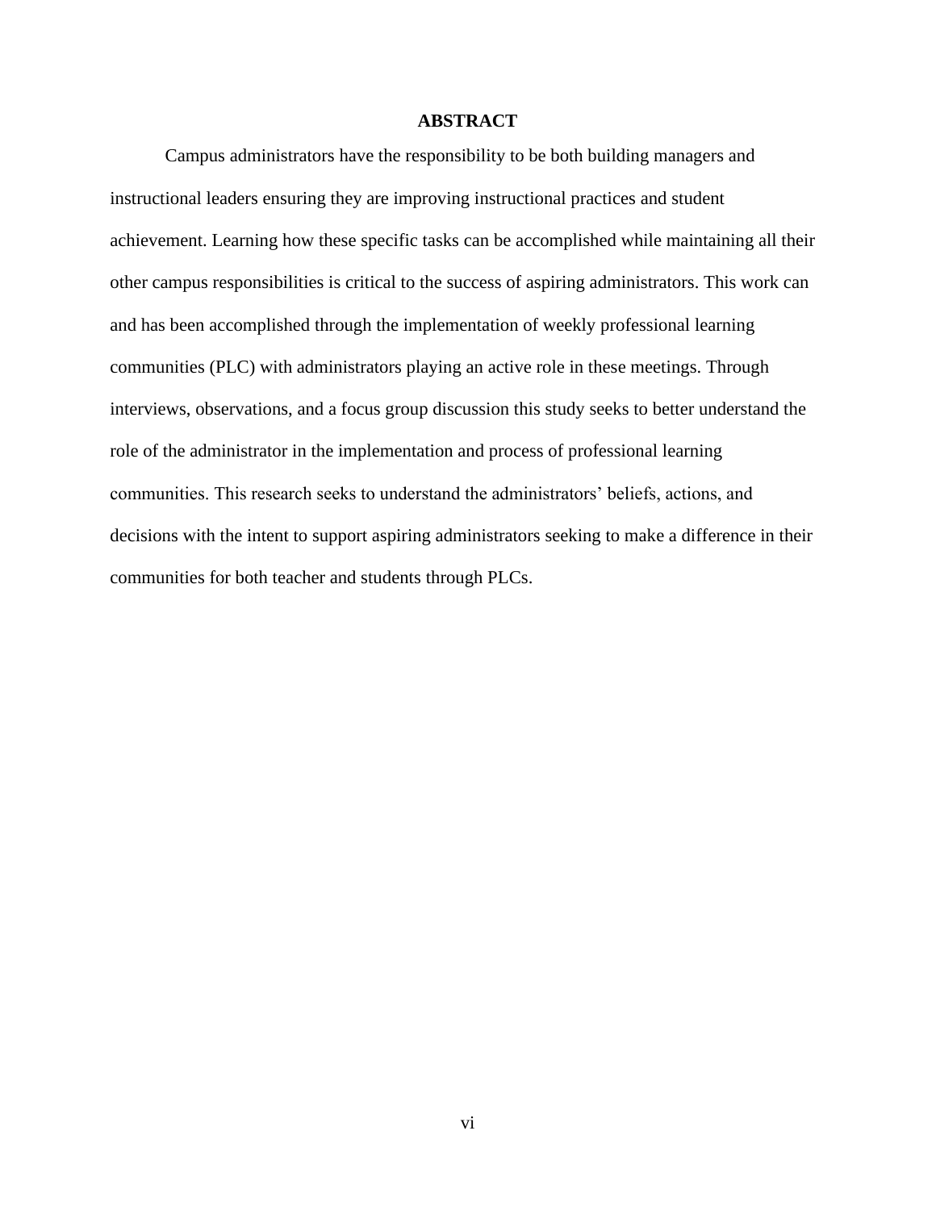# ABSTRACT

Campus administrators have the responsibility to be both building managers and instructional leaders ensuring they are improving instructional practices and student achievement. Learning how these specific tasks can be accomplished while maintaining all their other campus responsibilities is critical to the success of aspiring administrators. This work can and has been accomplished through the implementation of weekly professional learning communities (PLC) with administrators playing an active role in these meetings. Through interviews, observations, and a focus group discussion this study seeks to better understand the role of the administrator in the implementation and process of professional learning communities. This research seeks to understand the administrators' beliefs, actions, and decisions with the intent to support aspiring administrators seeking to make a difference in their communities for both teacher and students through PLCs.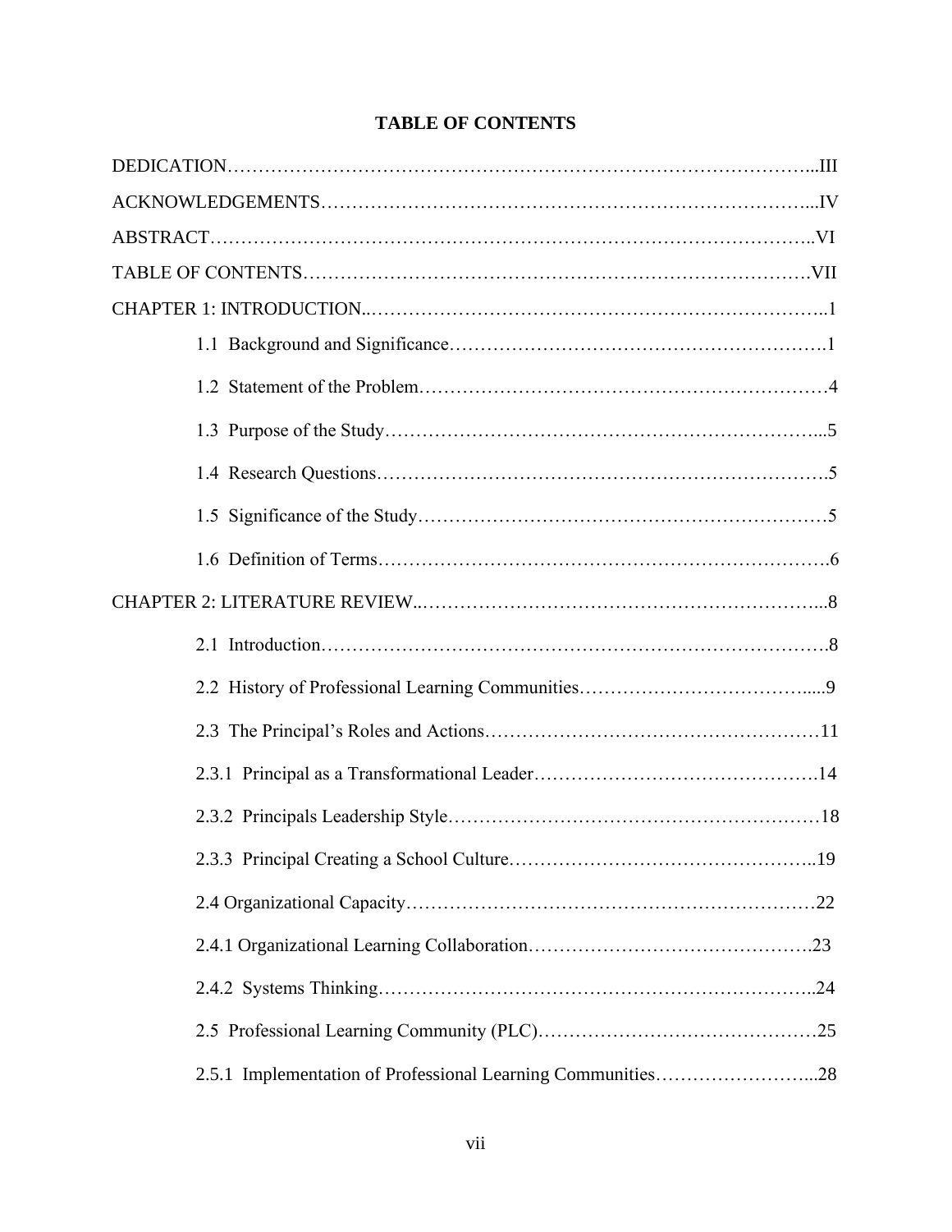**TABLE OF CONTENTS**

DEDICATION……………………………………………………………………………………...III

ACKNOWLEDGEMENTS……………………………………………………………………...IV

ABSTRACT………………………………………………………………………………………..VI

TABLE OF CONTENTS……………………………………………………………………….VII

CHAPTER 1: INTRODUCTION..………………………………………………………………..1

1.1 Background and Significance………………………………………………….1

1.2 Statement of the Problem………………………………………………………4

1.3 Purpose of the Study…………………………………………………………...5

1.4 Research Questions…………………………………………………………….5

1.5 Significance of the Study………………………………………………………5

1.6 Definition of Terms…………………………………………………………….6

CHAPTER 2: LITERATURE REVIEW..………………………………………………………...8

2.1 Introduction…………………………………………………………………….8

2.2 History of Professional Learning Communities………………………………....9

2.3 The Principal's Roles and Actions…………………………………………….11

2.3.1 Principal as a Transformational Leader……………………………………..14

2.3.2 Principals Leadership Style…………………………………………………18

2.3.3 Principal Creating a School Culture………………………………………..19

2.4 Organizational Capacity………………………………………………………22

2.4.1 Organizational Learning Collaboration……………………………………..23

2.4.2 Systems Thinking…………………………………………………………..24

2.5 Professional Learning Community (PLC)……………………………………25

2.5.1 Implementation of Professional Learning Communities……………………...28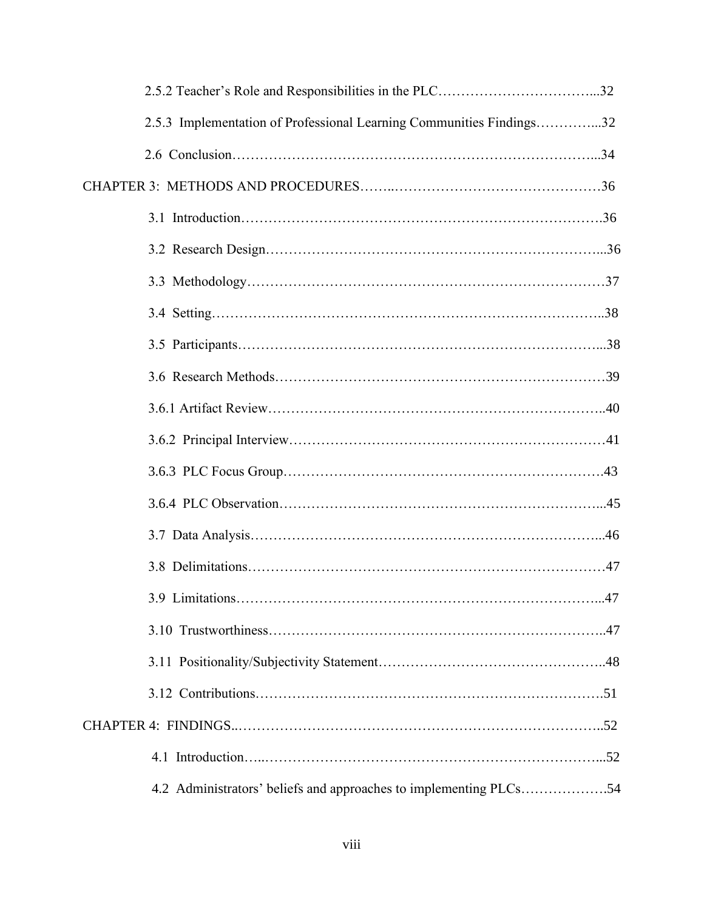2.5.2 Teacher's Role and Responsibilities in the PLC……………………………...32

2.5.3 Implementation of Professional Learning Communities Findings…………...32

2.6 Conclusion…………………………………………………………………...34

CHAPTER 3: METHODS AND PROCEDURES……..………………………………………36

3.1 Introduction……………………………………………………………………….36

3.2 Research Design……………………………………………………………...36

3.3 Methodology………………………………………………………………………37

3.4 Setting……………………………………………………………………………..38

3.5 Participants…………………………………………………………………...38

3.6 Research Methods…………………………………………………………………39

3.6.1 Artifact Review……………………………………………………………..40

3.6.2 Principal Interview…………………………………………………………41

3.6.3 PLC Focus Group………………………………………………………….43

3.6.4 PLC Observation…………………………………………………………...45

3.7 Data Analysis……………………………………………………………………...46

3.8 Delimitations………………………………………………………………………47

3.9 Limitations………………………………………………………………………...47

3.10 Trustworthiness…………………………………………………………………..47

3.11 Positionality/Subjectivity Statement……………………………………………..48

3.12 Contributions…………………………………………………………………….51

CHAPTER 4: FINDINGS..…………………………………………………………………..52

4.1 Introduction…..…………………………………………………………………...52

4.2 Administrators' beliefs and approaches to implementing PLCs……………….54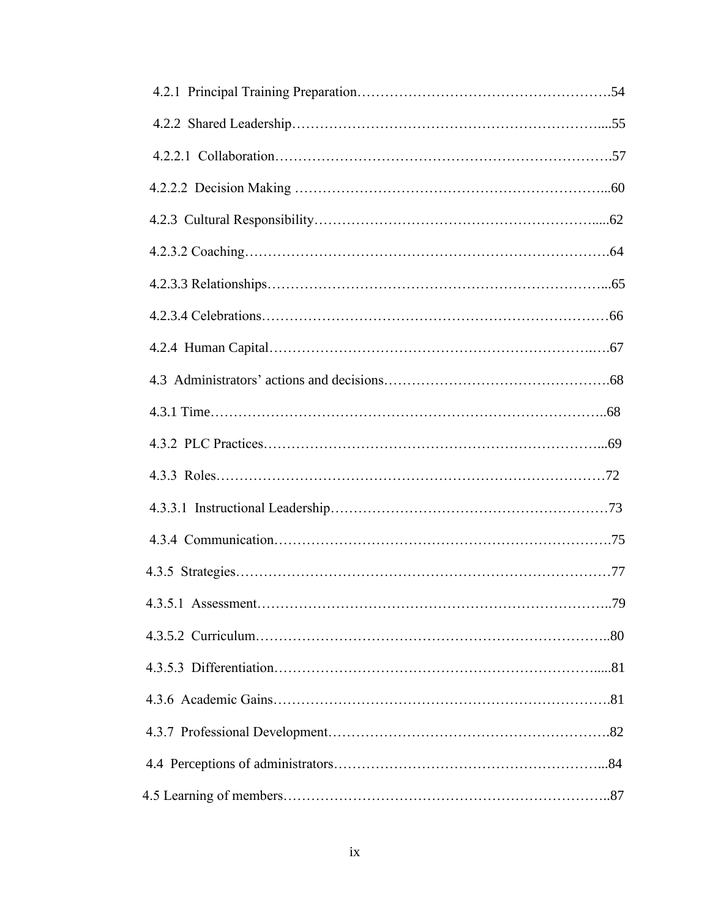4.2.1 Principal Training Preparation……………………………………………….54

4.2.2 Shared Leadership……………………………………………………….....55

4.2.2.1 Collaboration……………………………………………………………….57

4.2.2.2 Decision Making ………………………………………………………...60

4.2.3 Cultural Responsibility……………………………………………….….....62

4.2.3.2 Coaching…………………………………………………………………….64

4.2.3.3 Relationships………………………………………………………………...65

4.2.3.4 Celebrations………………………………………………………………66

4.2.4 Human Capital…………………………………………………………..….67

4.3 Administrators' actions and decisions……………………………………….68

4.3.1 Time………………………………………………………………………..68

4.3.2 PLC Practices…………………………………………………………...69

4.3.3 Roles……………………………………………………………………72

4.3.3.1 Instructional Leadership…………………………………………………73

4.3.4 Communication……………………………………………………………….75

4.3.5 Strategies……………………………………………………….…………77

4.3.5.1 Assessment…………………………………………………………………..79

4.3.5.2 Curriculum…………………………………………………………………..80

4.3.5.3 Differentiation…………………………………………………………….....81

4.3.6 Academic Gains…………………………………………………………….81

4.3.7 Professional Development…………………………………………………….82

4.4 Perceptions of administrators……………………………………………...84

4.5 Learning of members……………………………………………………………..87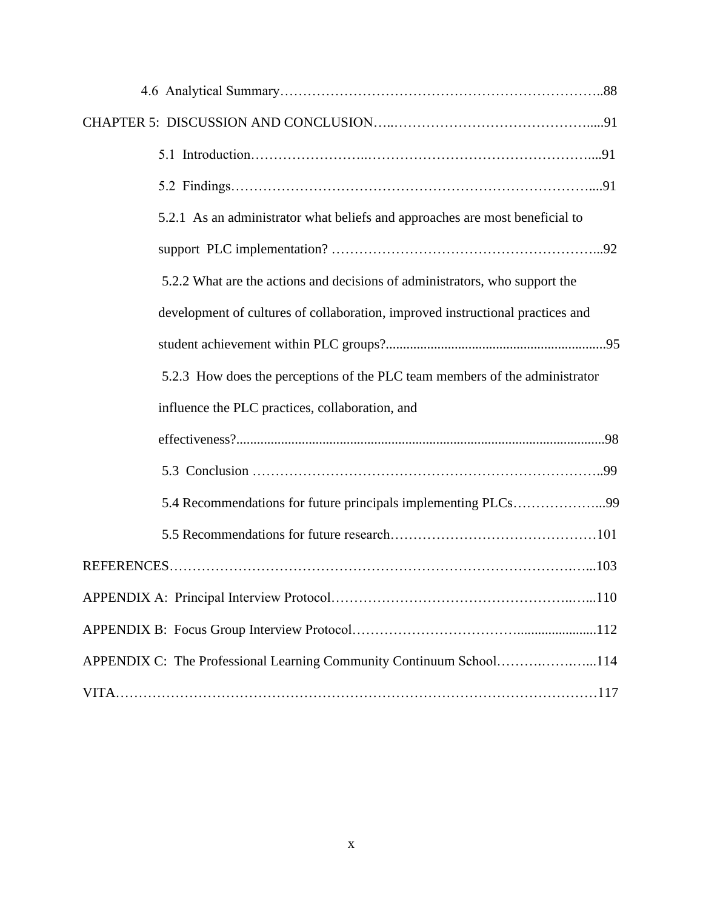4.6 Analytical Summary……………………………………………………………..88

CHAPTER 5: DISCUSSION AND CONCLUSION…..……………………………………….....91

5.1 Introduction……………………..…………………………………………….....91

5.2 Findings………………………………………………………………………....91

5.2.1 As an administrator what beliefs and approaches are most beneficial to support PLC implementation? …………………………………………………...92

5.2.2 What are the actions and decisions of administrators, who support the development of cultures of collaboration, improved instructional practices and student achievement within PLC groups?...............................................................95

5.2.3 How does the perceptions of the PLC team members of the administrator influence the PLC practices, collaboration, and effectiveness?.........................................................................................................98

5.3 Conclusion …………………………………………………………………..99

5.4 Recommendations for future principals implementing PLCs………………...99

5.5 Recommendations for future research………………………………………101

REFERENCES………………………………………………………………………….…...103

APPENDIX A: Principal Interview Protocol……………………………………………..…...110

APPENDIX B: Focus Group Interview Protocol……………………………….......................112

APPENDIX C: The Professional Learning Community Continuum School……….……….....114

VITA……………………………………………………………………………………………117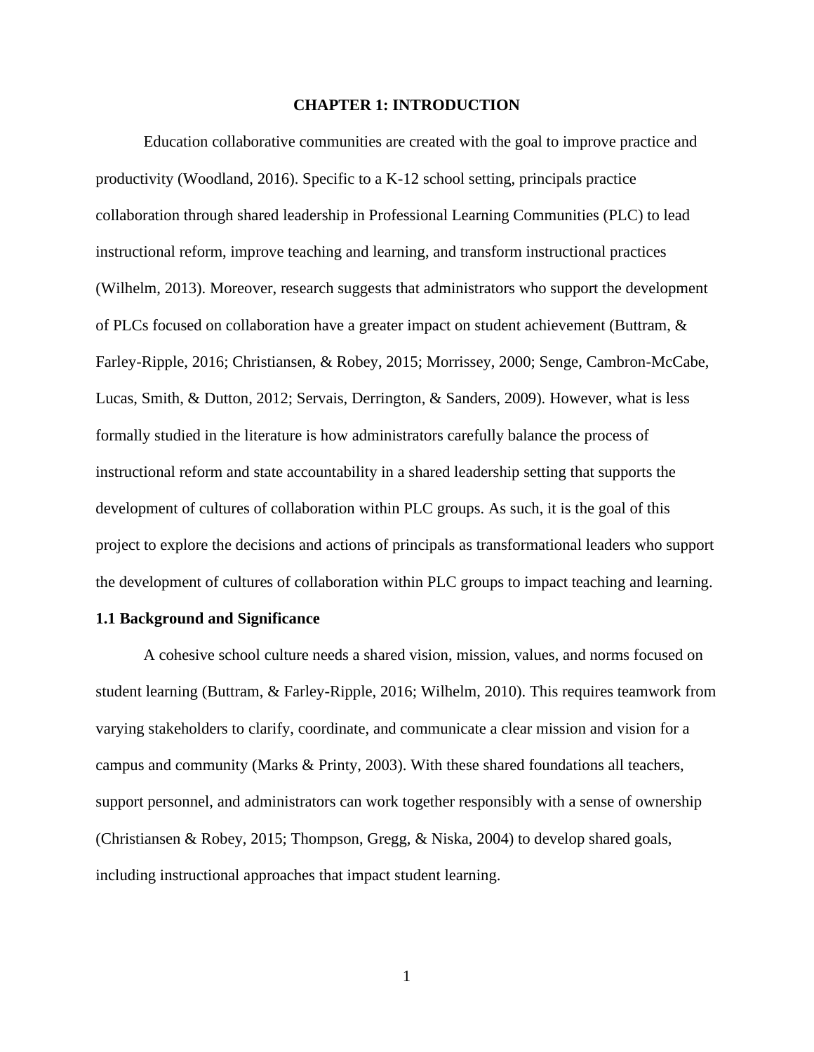# CHAPTER 1: INTRODUCTION

Education collaborative communities are created with the goal to improve practice and productivity (Woodland, 2016). Specific to a K-12 school setting, principals practice collaboration through shared leadership in Professional Learning Communities (PLC) to lead instructional reform, improve teaching and learning, and transform instructional practices (Wilhelm, 2013). Moreover, research suggests that administrators who support the development of PLCs focused on collaboration have a greater impact on student achievement (Buttram, & Farley-Ripple, 2016; Christiansen, & Robey, 2015; Morrissey, 2000; Senge, Cambron-McCabe, Lucas, Smith, & Dutton, 2012; Servais, Derrington, & Sanders, 2009). However, what is less formally studied in the literature is how administrators carefully balance the process of instructional reform and state accountability in a shared leadership setting that supports the development of cultures of collaboration within PLC groups. As such, it is the goal of this project to explore the decisions and actions of principals as transformational leaders who support the development of cultures of collaboration within PLC groups to impact teaching and learning.

## 1.1 Background and Significance

A cohesive school culture needs a shared vision, mission, values, and norms focused on student learning (Buttram, & Farley-Ripple, 2016; Wilhelm, 2010). This requires teamwork from varying stakeholders to clarify, coordinate, and communicate a clear mission and vision for a campus and community (Marks & Printy, 2003). With these shared foundations all teachers, support personnel, and administrators can work together responsibly with a sense of ownership (Christiansen & Robey, 2015; Thompson, Gregg, & Niska, 2004) to develop shared goals, including instructional approaches that impact student learning.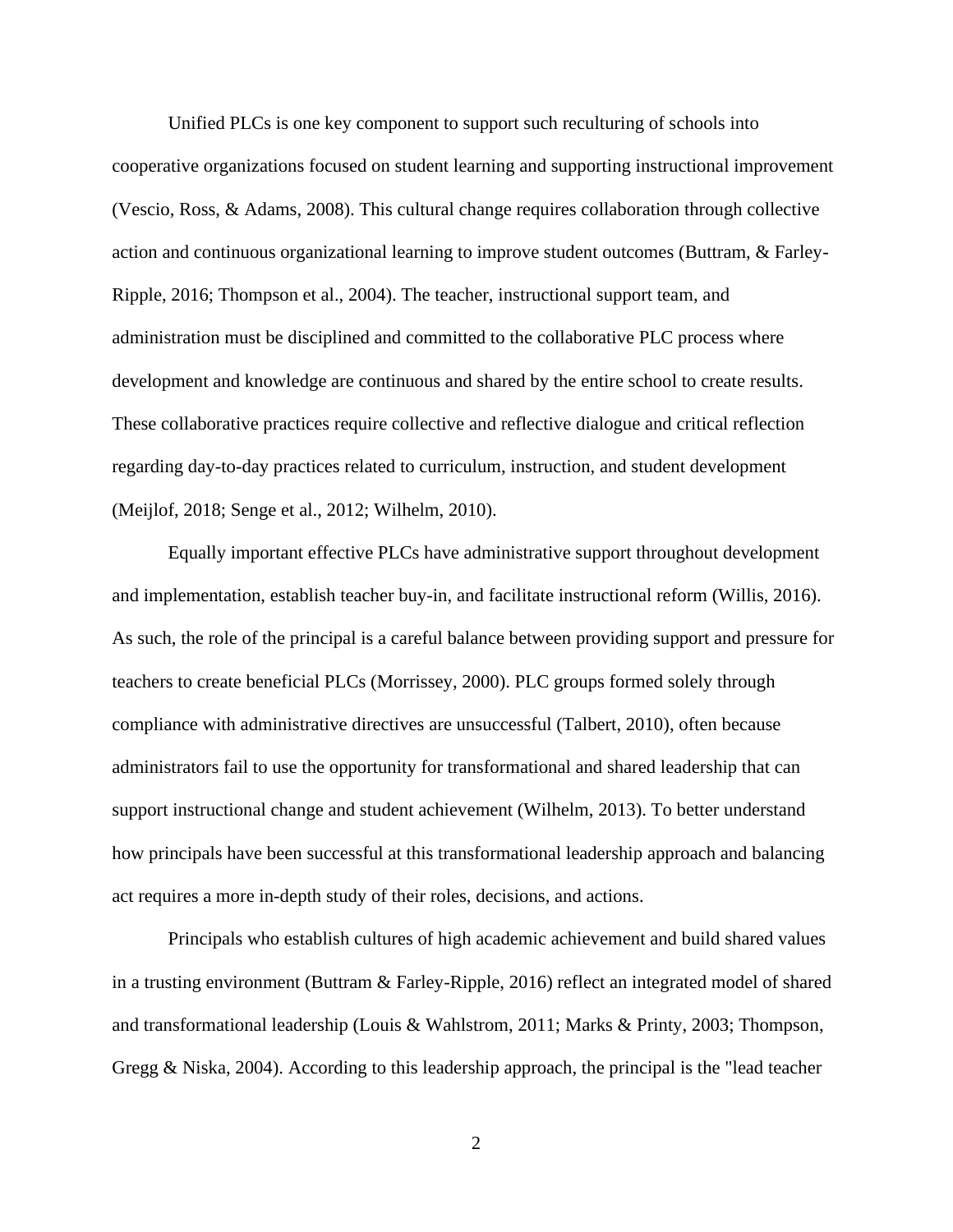Unified PLCs is one key component to support such reculturing of schools into cooperative organizations focused on student learning and supporting instructional improvement (Vescio, Ross, & Adams, 2008). This cultural change requires collaboration through collective action and continuous organizational learning to improve student outcomes (Buttram, & Farley-Ripple, 2016; Thompson et al., 2004). The teacher, instructional support team, and administration must be disciplined and committed to the collaborative PLC process where development and knowledge are continuous and shared by the entire school to create results. These collaborative practices require collective and reflective dialogue and critical reflection regarding day-to-day practices related to curriculum, instruction, and student development (Meijlof, 2018; Senge et al., 2012; Wilhelm, 2010).

Equally important effective PLCs have administrative support throughout development and implementation, establish teacher buy-in, and facilitate instructional reform (Willis, 2016). As such, the role of the principal is a careful balance between providing support and pressure for teachers to create beneficial PLCs (Morrissey, 2000). PLC groups formed solely through compliance with administrative directives are unsuccessful (Talbert, 2010), often because administrators fail to use the opportunity for transformational and shared leadership that can support instructional change and student achievement (Wilhelm, 2013). To better understand how principals have been successful at this transformational leadership approach and balancing act requires a more in-depth study of their roles, decisions, and actions.

Principals who establish cultures of high academic achievement and build shared values in a trusting environment (Buttram & Farley-Ripple, 2016) reflect an integrated model of shared and transformational leadership (Louis & Wahlstrom, 2011; Marks & Printy, 2003; Thompson, Gregg & Niska, 2004). According to this leadership approach, the principal is the "lead teacher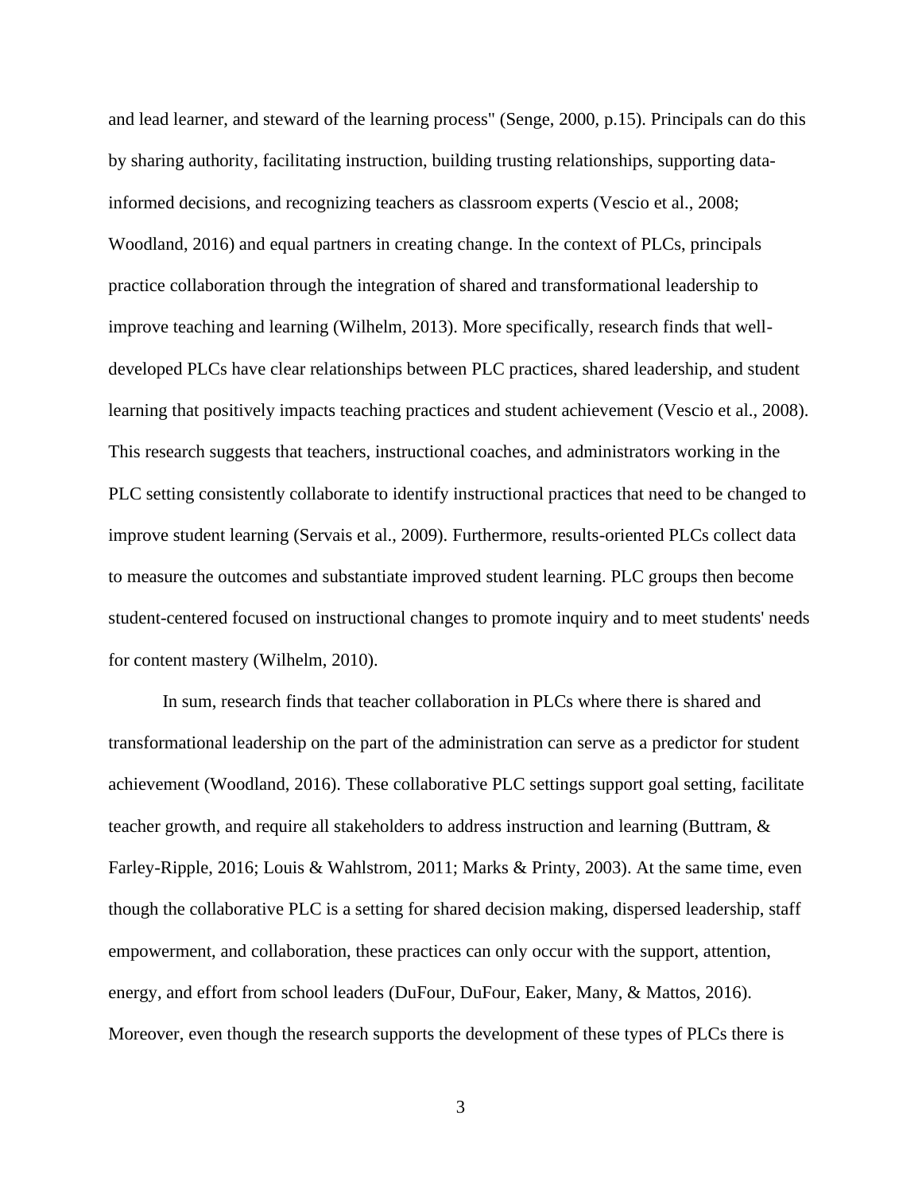and lead learner, and steward of the learning process" (Senge, 2000, p.15). Principals can do this by sharing authority, facilitating instruction, building trusting relationships, supporting data-informed decisions, and recognizing teachers as classroom experts (Vescio et al., 2008; Woodland, 2016) and equal partners in creating change. In the context of PLCs, principals practice collaboration through the integration of shared and transformational leadership to improve teaching and learning (Wilhelm, 2013). More specifically, research finds that well-developed PLCs have clear relationships between PLC practices, shared leadership, and student learning that positively impacts teaching practices and student achievement (Vescio et al., 2008). This research suggests that teachers, instructional coaches, and administrators working in the PLC setting consistently collaborate to identify instructional practices that need to be changed to improve student learning (Servais et al., 2009). Furthermore, results-oriented PLCs collect data to measure the outcomes and substantiate improved student learning. PLC groups then become student-centered focused on instructional changes to promote inquiry and to meet students' needs for content mastery (Wilhelm, 2010).

In sum, research finds that teacher collaboration in PLCs where there is shared and transformational leadership on the part of the administration can serve as a predictor for student achievement (Woodland, 2016). These collaborative PLC settings support goal setting, facilitate teacher growth, and require all stakeholders to address instruction and learning (Buttram, & Farley-Ripple, 2016; Louis & Wahlstrom, 2011; Marks & Printy, 2003). At the same time, even though the collaborative PLC is a setting for shared decision making, dispersed leadership, staff empowerment, and collaboration, these practices can only occur with the support, attention, energy, and effort from school leaders (DuFour, DuFour, Eaker, Many, & Mattos, 2016). Moreover, even though the research supports the development of these types of PLCs there is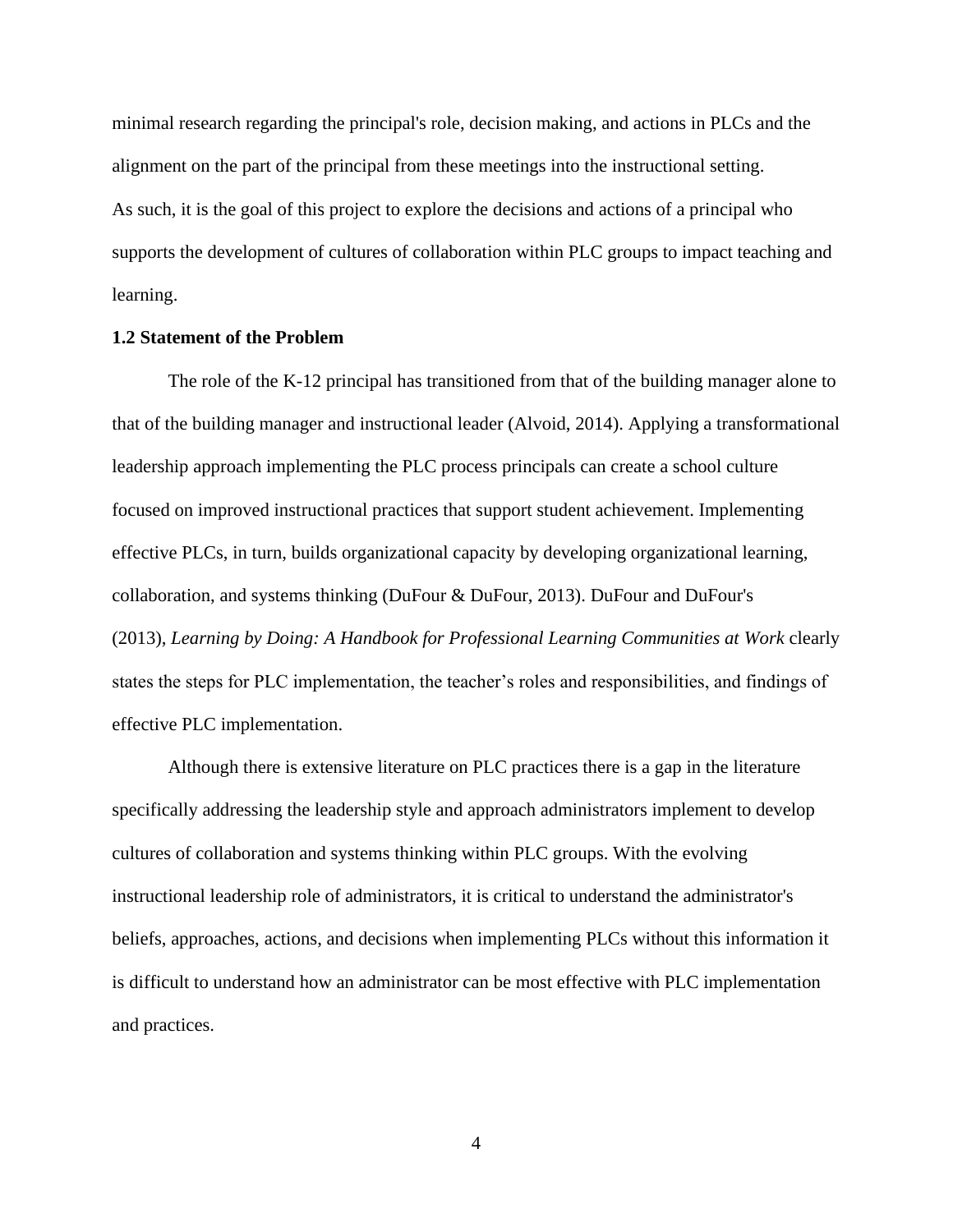minimal research regarding the principal's role, decision making, and actions in PLCs and the alignment on the part of the principal from these meetings into the instructional setting.

As such, it is the goal of this project to explore the decisions and actions of a principal who supports the development of cultures of collaboration within PLC groups to impact teaching and learning.

### 1.2 Statement of the Problem

The role of the K-12 principal has transitioned from that of the building manager alone to that of the building manager and instructional leader (Alvoid, 2014). Applying a transformational leadership approach implementing the PLC process principals can create a school culture focused on improved instructional practices that support student achievement. Implementing effective PLCs, in turn, builds organizational capacity by developing organizational learning, collaboration, and systems thinking (DuFour & DuFour, 2013). DuFour and DuFour's (2013), *Learning by Doing: A Handbook for Professional Learning Communities at Work* clearly states the steps for PLC implementation, the teacher's roles and responsibilities, and findings of effective PLC implementation.

Although there is extensive literature on PLC practices there is a gap in the literature specifically addressing the leadership style and approach administrators implement to develop cultures of collaboration and systems thinking within PLC groups. With the evolving instructional leadership role of administrators, it is critical to understand the administrator's beliefs, approaches, actions, and decisions when implementing PLCs without this information it is difficult to understand how an administrator can be most effective with PLC implementation and practices.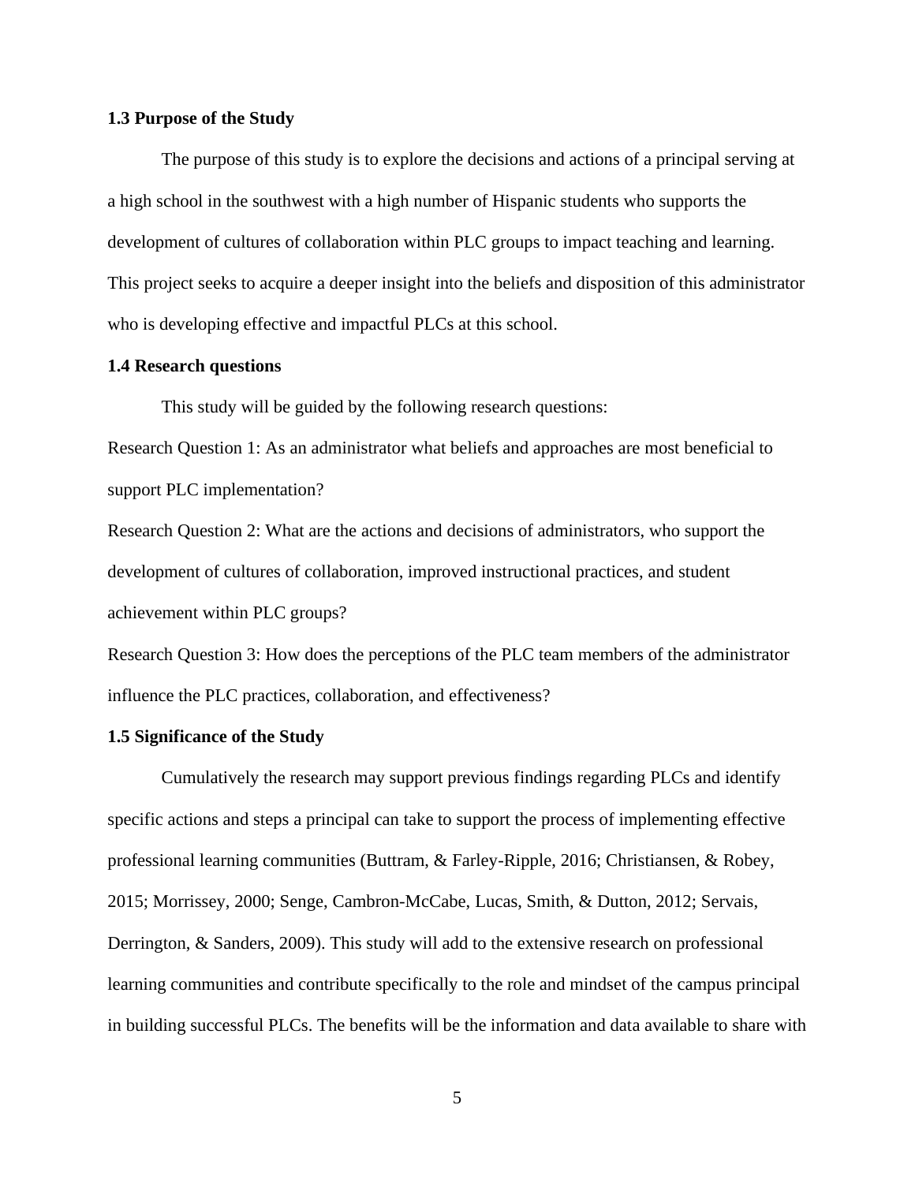### 1.3 Purpose of the Study

The purpose of this study is to explore the decisions and actions of a principal serving at a high school in the southwest with a high number of Hispanic students who supports the development of cultures of collaboration within PLC groups to impact teaching and learning. This project seeks to acquire a deeper insight into the beliefs and disposition of this administrator who is developing effective and impactful PLCs at this school.

### 1.4 Research questions

This study will be guided by the following research questions:

Research Question 1: As an administrator what beliefs and approaches are most beneficial to support PLC implementation?

Research Question 2: What are the actions and decisions of administrators, who support the development of cultures of collaboration, improved instructional practices, and student achievement within PLC groups?

Research Question 3: How does the perceptions of the PLC team members of the administrator influence the PLC practices, collaboration, and effectiveness?

### 1.5 Significance of the Study

Cumulatively the research may support previous findings regarding PLCs and identify specific actions and steps a principal can take to support the process of implementing effective professional learning communities (Buttram, & Farley-Ripple, 2016; Christiansen, & Robey, 2015; Morrissey, 2000; Senge, Cambron-McCabe, Lucas, Smith, & Dutton, 2012; Servais, Derrington, & Sanders, 2009). This study will add to the extensive research on professional learning communities and contribute specifically to the role and mindset of the campus principal in building successful PLCs. The benefits will be the information and data available to share with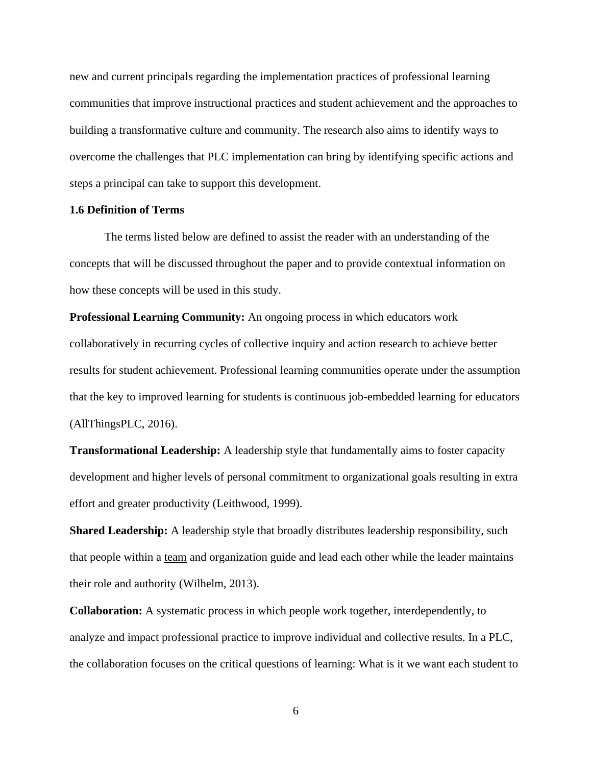new and current principals regarding the implementation practices of professional learning communities that improve instructional practices and student achievement and the approaches to building a transformative culture and community. The research also aims to identify ways to overcome the challenges that PLC implementation can bring by identifying specific actions and steps a principal can take to support this development.

### 1.6 Definition of Terms

The terms listed below are defined to assist the reader with an understanding of the concepts that will be discussed throughout the paper and to provide contextual information on how these concepts will be used in this study.

**Professional Learning Community:** An ongoing process in which educators work collaboratively in recurring cycles of collective inquiry and action research to achieve better results for student achievement. Professional learning communities operate under the assumption that the key to improved learning for students is continuous job-embedded learning for educators (AllThingsPLC, 2016).

**Transformational Leadership:** A leadership style that fundamentally aims to foster capacity development and higher levels of personal commitment to organizational goals resulting in extra effort and greater productivity (Leithwood, 1999).

**Shared Leadership:** A leadership style that broadly distributes leadership responsibility, such that people within a team and organization guide and lead each other while the leader maintains their role and authority (Wilhelm, 2013).

**Collaboration:** A systematic process in which people work together, interdependently, to analyze and impact professional practice to improve individual and collective results. In a PLC, the collaboration focuses on the critical questions of learning: What is it we want each student to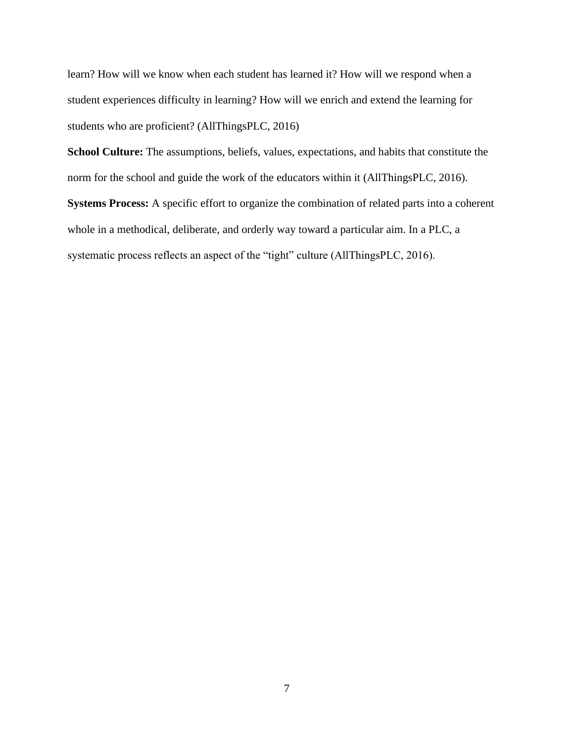learn? How will we know when each student has learned it? How will we respond when a student experiences difficulty in learning? How will we enrich and extend the learning for students who are proficient? (AllThingsPLC, 2016)

**School Culture:** The assumptions, beliefs, values, expectations, and habits that constitute the norm for the school and guide the work of the educators within it (AllThingsPLC, 2016).

**Systems Process:** A specific effort to organize the combination of related parts into a coherent whole in a methodical, deliberate, and orderly way toward a particular aim. In a PLC, a systematic process reflects an aspect of the "tight" culture (AllThingsPLC, 2016).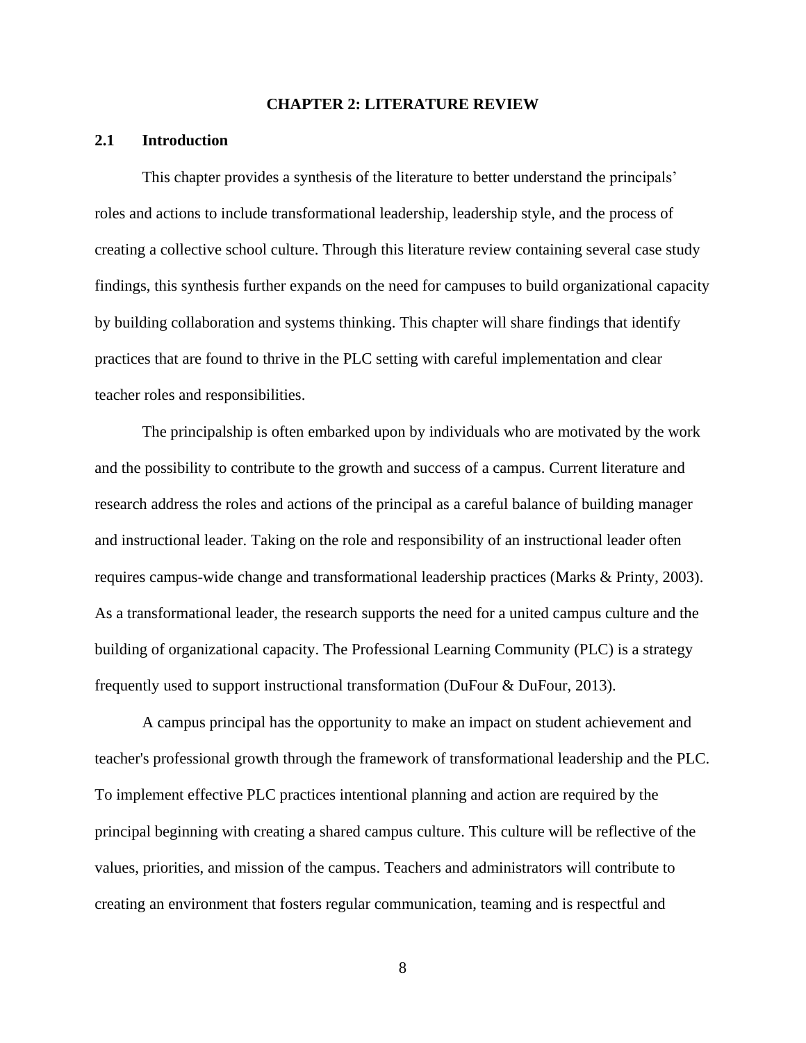# CHAPTER 2: LITERATURE REVIEW

## 2.1 Introduction

This chapter provides a synthesis of the literature to better understand the principals' roles and actions to include transformational leadership, leadership style, and the process of creating a collective school culture. Through this literature review containing several case study findings, this synthesis further expands on the need for campuses to build organizational capacity by building collaboration and systems thinking. This chapter will share findings that identify practices that are found to thrive in the PLC setting with careful implementation and clear teacher roles and responsibilities.

The principalship is often embarked upon by individuals who are motivated by the work and the possibility to contribute to the growth and success of a campus. Current literature and research address the roles and actions of the principal as a careful balance of building manager and instructional leader. Taking on the role and responsibility of an instructional leader often requires campus-wide change and transformational leadership practices (Marks & Printy, 2003). As a transformational leader, the research supports the need for a united campus culture and the building of organizational capacity. The Professional Learning Community (PLC) is a strategy frequently used to support instructional transformation (DuFour & DuFour, 2013).

A campus principal has the opportunity to make an impact on student achievement and teacher's professional growth through the framework of transformational leadership and the PLC. To implement effective PLC practices intentional planning and action are required by the principal beginning with creating a shared campus culture. This culture will be reflective of the values, priorities, and mission of the campus. Teachers and administrators will contribute to creating an environment that fosters regular communication, teaming and is respectful and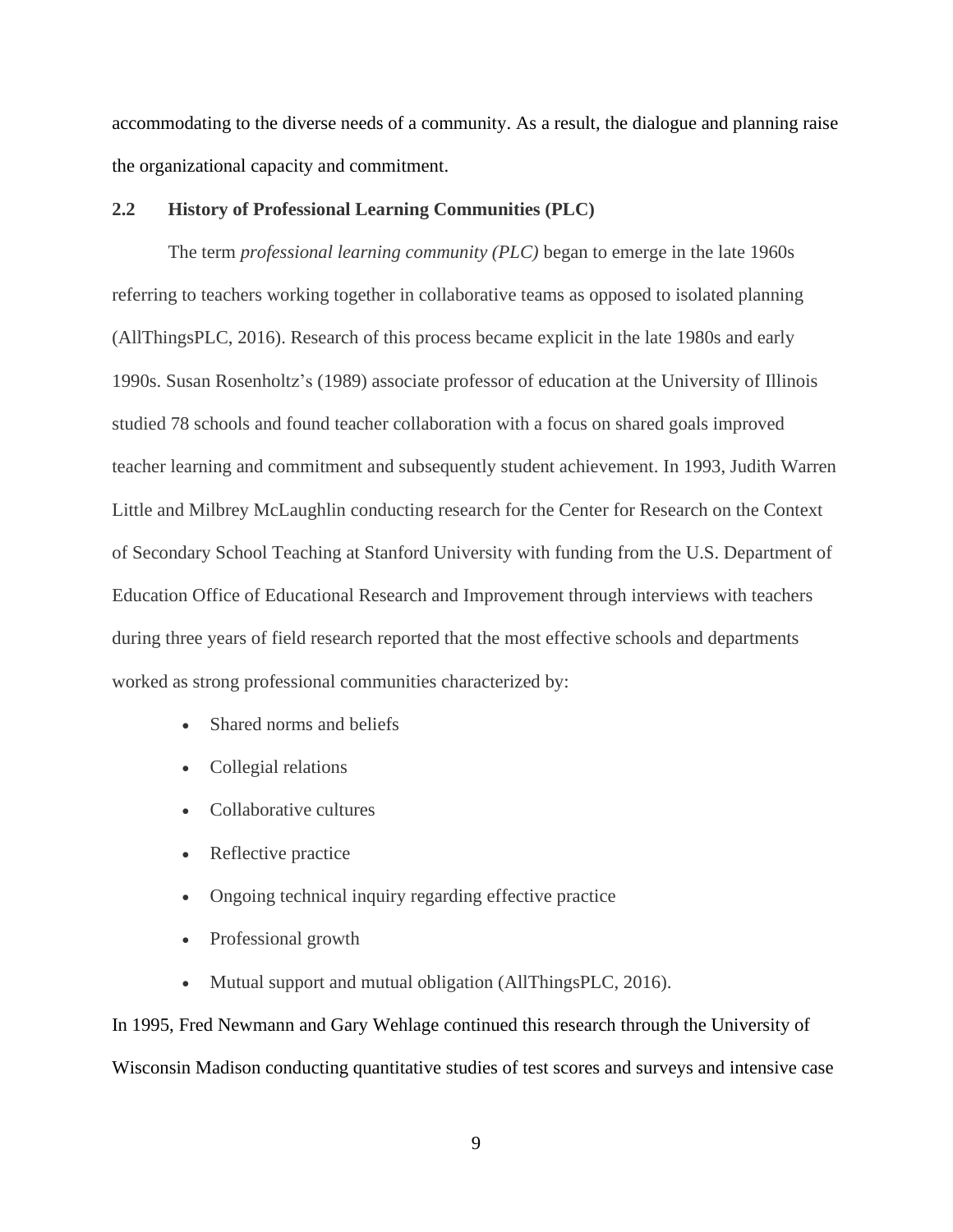accommodating to the diverse needs of a community. As a result, the dialogue and planning raise the organizational capacity and commitment.

## 2.2 History of Professional Learning Communities (PLC)

The term *professional learning community (PLC)* began to emerge in the late 1960s referring to teachers working together in collaborative teams as opposed to isolated planning (AllThingsPLC, 2016). Research of this process became explicit in the late 1980s and early 1990s. Susan Rosenholtz's (1989) associate professor of education at the University of Illinois studied 78 schools and found teacher collaboration with a focus on shared goals improved teacher learning and commitment and subsequently student achievement. In 1993, Judith Warren Little and Milbrey McLaughlin conducting research for the Center for Research on the Context of Secondary School Teaching at Stanford University with funding from the U.S. Department of Education Office of Educational Research and Improvement through interviews with teachers during three years of field research reported that the most effective schools and departments worked as strong professional communities characterized by:

- Shared norms and beliefs
- Collegial relations
- Collaborative cultures
- Reflective practice
- Ongoing technical inquiry regarding effective practice
- Professional growth
- Mutual support and mutual obligation (AllThingsPLC, 2016).

In 1995, Fred Newmann and Gary Wehlage continued this research through the University of Wisconsin Madison conducting quantitative studies of test scores and surveys and intensive case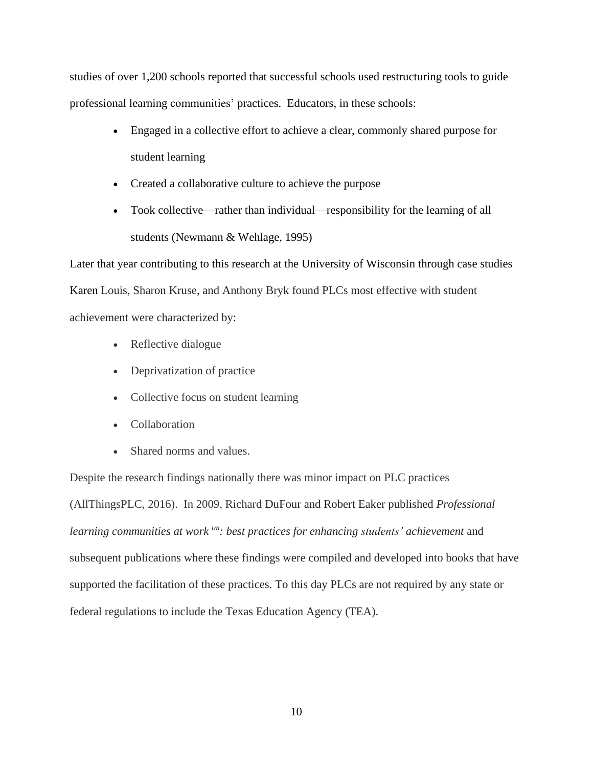studies of over 1,200 schools reported that successful schools used restructuring tools to guide professional learning communities' practices. Educators, in these schools:

- Engaged in a collective effort to achieve a clear, commonly shared purpose for student learning
- Created a collaborative culture to achieve the purpose
- Took collective—rather than individual—responsibility for the learning of all students (Newmann & Wehlage, 1995)

Later that year contributing to this research at the University of Wisconsin through case studies Karen Louis, Sharon Kruse, and Anthony Bryk found PLCs most effective with student achievement were characterized by:

- Reflective dialogue
- Deprivatization of practice
- Collective focus on student learning
- Collaboration
- Shared norms and values.

Despite the research findings nationally there was minor impact on PLC practices (AllThingsPLC, 2016). In 2009, Richard DuFour and Robert Eaker published *Professional learning communities at work tm: best practices for enhancing students' achievement* and subsequent publications where these findings were compiled and developed into books that have supported the facilitation of these practices. To this day PLCs are not required by any state or federal regulations to include the Texas Education Agency (TEA).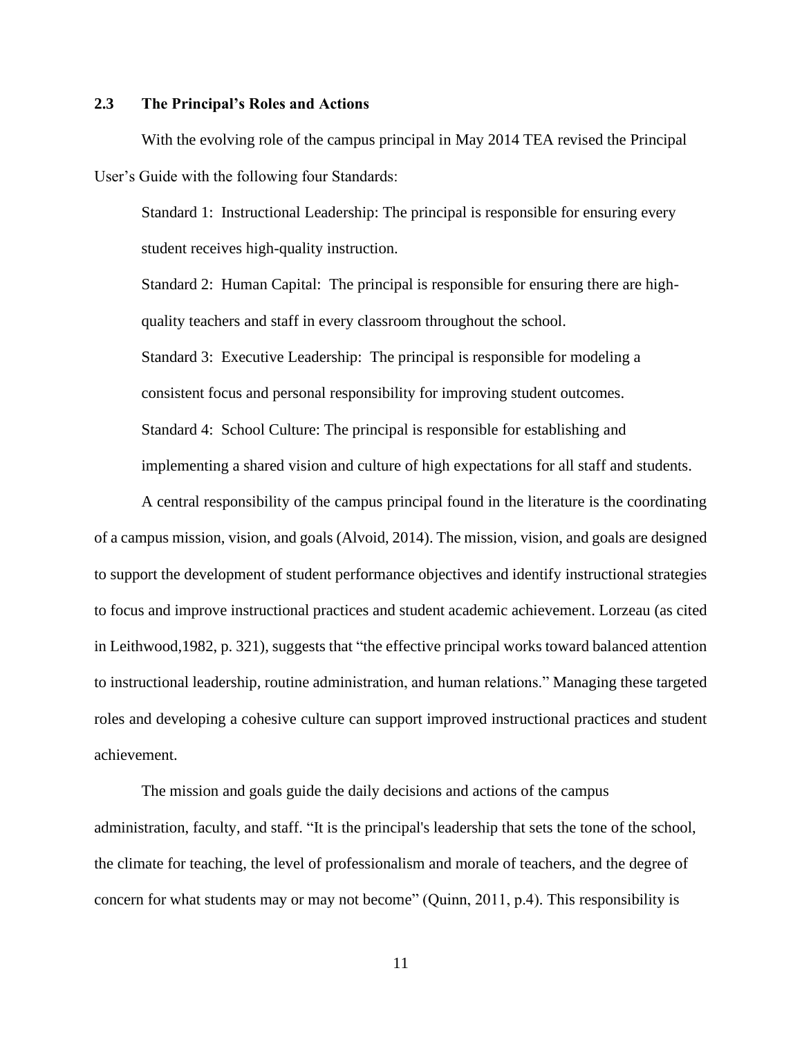## 2.3 The Principal's Roles and Actions

With the evolving role of the campus principal in May 2014 TEA revised the Principal User's Guide with the following four Standards:

> Standard 1: Instructional Leadership: The principal is responsible for ensuring every student receives high-quality instruction.
>
> Standard 2: Human Capital: The principal is responsible for ensuring there are high-quality teachers and staff in every classroom throughout the school.
>
> Standard 3: Executive Leadership: The principal is responsible for modeling a consistent focus and personal responsibility for improving student outcomes.
>
> Standard 4: School Culture: The principal is responsible for establishing and implementing a shared vision and culture of high expectations for all staff and students.

A central responsibility of the campus principal found in the literature is the coordinating of a campus mission, vision, and goals (Alvoid, 2014). The mission, vision, and goals are designed to support the development of student performance objectives and identify instructional strategies to focus and improve instructional practices and student academic achievement. Lorzeau (as cited in Leithwood,1982, p. 321), suggests that "the effective principal works toward balanced attention to instructional leadership, routine administration, and human relations." Managing these targeted roles and developing a cohesive culture can support improved instructional practices and student achievement.

The mission and goals guide the daily decisions and actions of the campus administration, faculty, and staff. "It is the principal's leadership that sets the tone of the school, the climate for teaching, the level of professionalism and morale of teachers, and the degree of concern for what students may or may not become" (Quinn, 2011, p.4). This responsibility is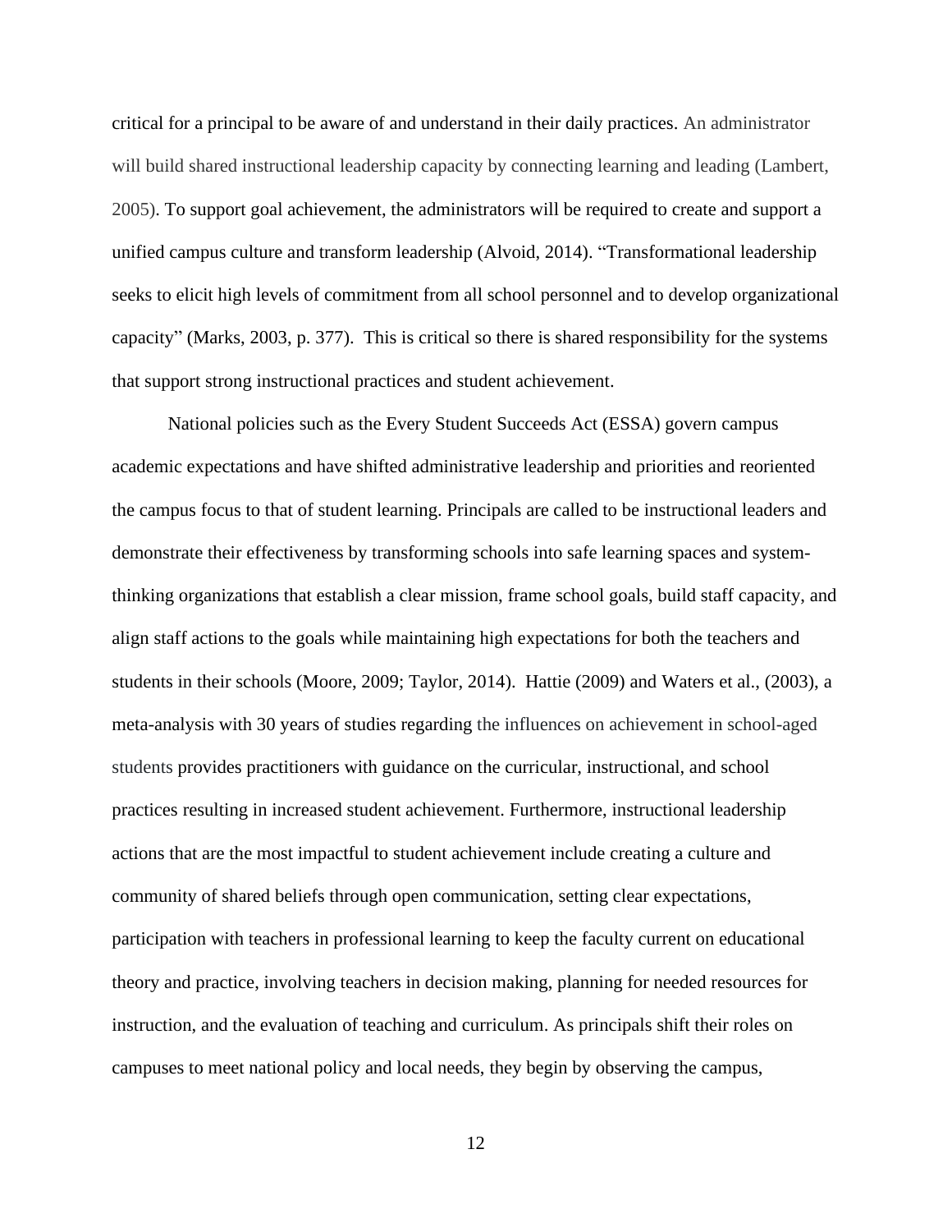critical for a principal to be aware of and understand in their daily practices. An administrator will build shared instructional leadership capacity by connecting learning and leading (Lambert, 2005). To support goal achievement, the administrators will be required to create and support a unified campus culture and transform leadership (Alvoid, 2014). "Transformational leadership seeks to elicit high levels of commitment from all school personnel and to develop organizational capacity" (Marks, 2003, p. 377). This is critical so there is shared responsibility for the systems that support strong instructional practices and student achievement.

National policies such as the Every Student Succeeds Act (ESSA) govern campus academic expectations and have shifted administrative leadership and priorities and reoriented the campus focus to that of student learning. Principals are called to be instructional leaders and demonstrate their effectiveness by transforming schools into safe learning spaces and system-thinking organizations that establish a clear mission, frame school goals, build staff capacity, and align staff actions to the goals while maintaining high expectations for both the teachers and students in their schools (Moore, 2009; Taylor, 2014). Hattie (2009) and Waters et al., (2003), a meta-analysis with 30 years of studies regarding the influences on achievement in school-aged students provides practitioners with guidance on the curricular, instructional, and school practices resulting in increased student achievement. Furthermore, instructional leadership actions that are the most impactful to student achievement include creating a culture and community of shared beliefs through open communication, setting clear expectations, participation with teachers in professional learning to keep the faculty current on educational theory and practice, involving teachers in decision making, planning for needed resources for instruction, and the evaluation of teaching and curriculum. As principals shift their roles on campuses to meet national policy and local needs, they begin by observing the campus,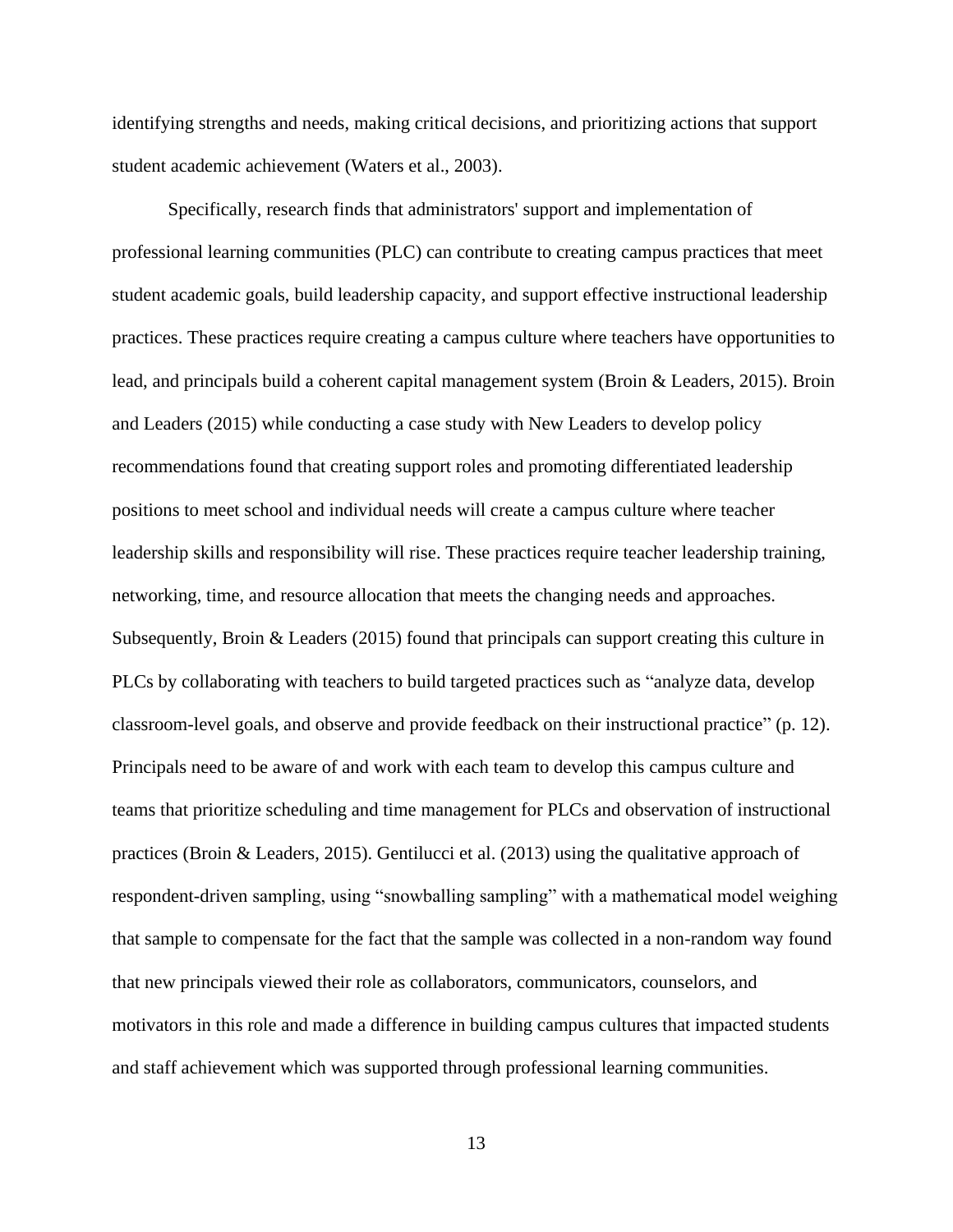identifying strengths and needs, making critical decisions, and prioritizing actions that support student academic achievement (Waters et al., 2003).

Specifically, research finds that administrators' support and implementation of professional learning communities (PLC) can contribute to creating campus practices that meet student academic goals, build leadership capacity, and support effective instructional leadership practices. These practices require creating a campus culture where teachers have opportunities to lead, and principals build a coherent capital management system (Broin & Leaders, 2015). Broin and Leaders (2015) while conducting a case study with New Leaders to develop policy recommendations found that creating support roles and promoting differentiated leadership positions to meet school and individual needs will create a campus culture where teacher leadership skills and responsibility will rise. These practices require teacher leadership training, networking, time, and resource allocation that meets the changing needs and approaches. Subsequently, Broin & Leaders (2015) found that principals can support creating this culture in PLCs by collaborating with teachers to build targeted practices such as "analyze data, develop classroom-level goals, and observe and provide feedback on their instructional practice" (p. 12). Principals need to be aware of and work with each team to develop this campus culture and teams that prioritize scheduling and time management for PLCs and observation of instructional practices (Broin & Leaders, 2015). Gentilucci et al. (2013) using the qualitative approach of respondent-driven sampling, using "snowballing sampling" with a mathematical model weighing that sample to compensate for the fact that the sample was collected in a non-random way found that new principals viewed their role as collaborators, communicators, counselors, and motivators in this role and made a difference in building campus cultures that impacted students and staff achievement which was supported through professional learning communities.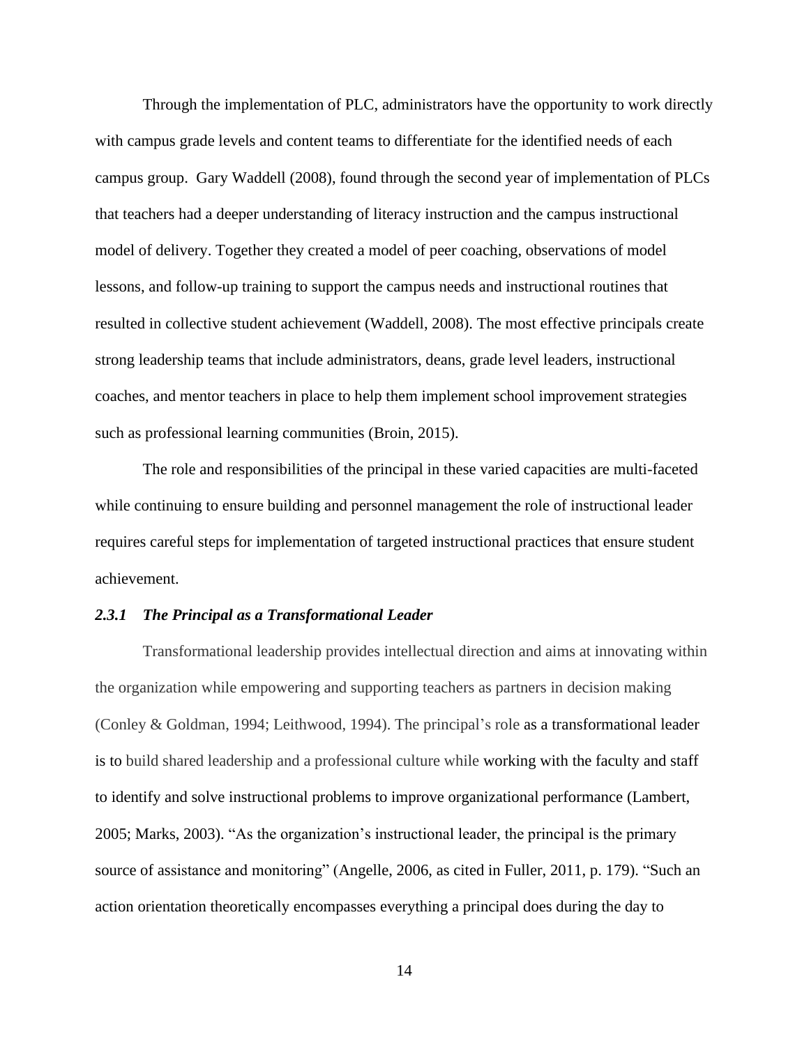Through the implementation of PLC, administrators have the opportunity to work directly with campus grade levels and content teams to differentiate for the identified needs of each campus group.  Gary Waddell (2008), found through the second year of implementation of PLCs that teachers had a deeper understanding of literacy instruction and the campus instructional model of delivery. Together they created a model of peer coaching, observations of model lessons, and follow-up training to support the campus needs and instructional routines that resulted in collective student achievement (Waddell, 2008). The most effective principals create strong leadership teams that include administrators, deans, grade level leaders, instructional coaches, and mentor teachers in place to help them implement school improvement strategies such as professional learning communities (Broin, 2015).

The role and responsibilities of the principal in these varied capacities are multi-faceted while continuing to ensure building and personnel management the role of instructional leader requires careful steps for implementation of targeted instructional practices that ensure student achievement.

### *2.3.1 The Principal as a Transformational Leader*

Transformational leadership provides intellectual direction and aims at innovating within the organization while empowering and supporting teachers as partners in decision making (Conley & Goldman, 1994; Leithwood, 1994). The principal's role as a transformational leader is to build shared leadership and a professional culture while working with the faculty and staff to identify and solve instructional problems to improve organizational performance (Lambert, 2005; Marks, 2003). "As the organization's instructional leader, the principal is the primary source of assistance and monitoring" (Angelle, 2006, as cited in Fuller, 2011, p. 179). "Such an action orientation theoretically encompasses everything a principal does during the day to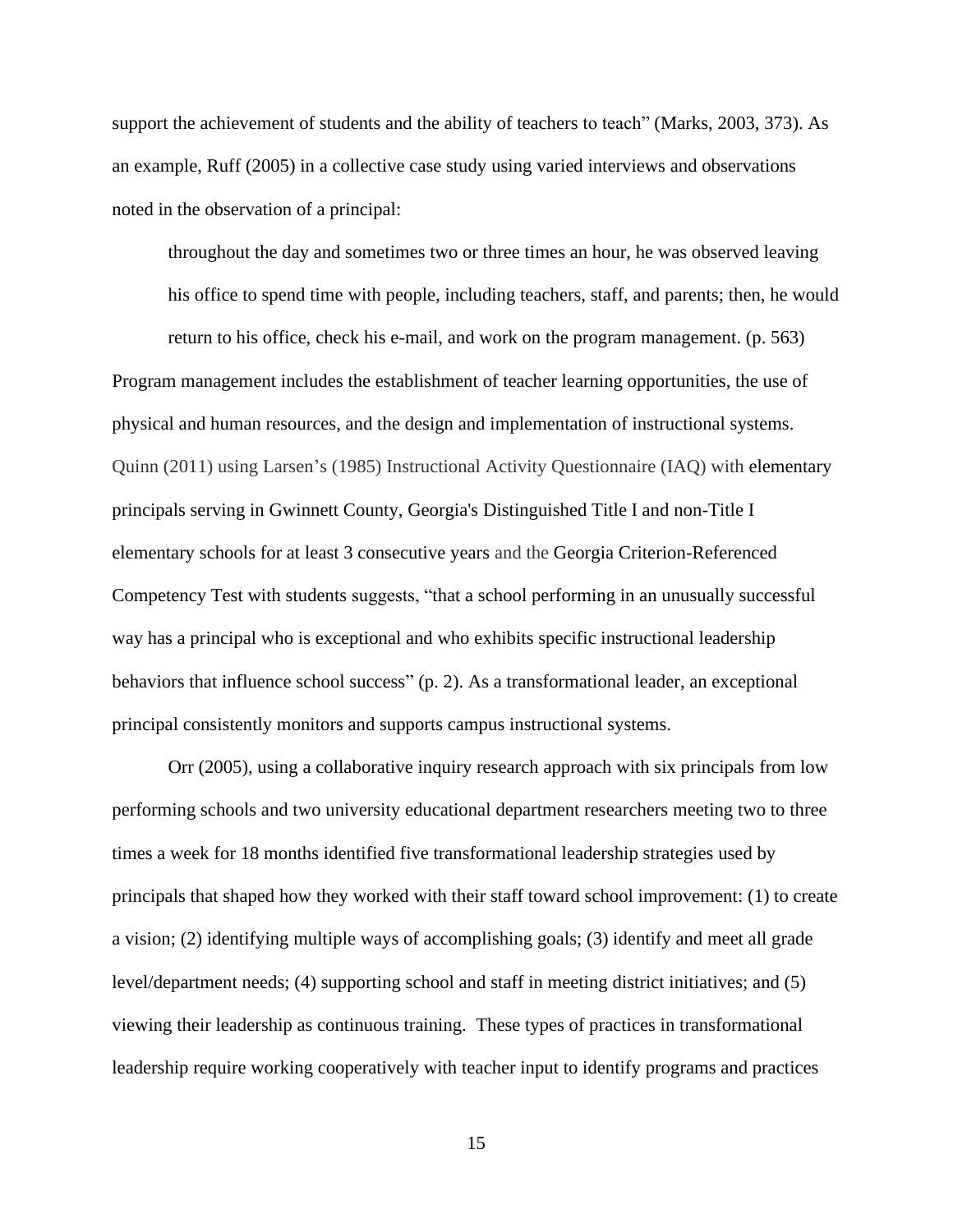support the achievement of students and the ability of teachers to teach" (Marks, 2003, 373). As an example, Ruff (2005) in a collective case study using varied interviews and observations noted in the observation of a principal:

> throughout the day and sometimes two or three times an hour, he was observed leaving his office to spend time with people, including teachers, staff, and parents; then, he would return to his office, check his e-mail, and work on the program management. (p. 563)

Program management includes the establishment of teacher learning opportunities, the use of physical and human resources, and the design and implementation of instructional systems. Quinn (2011) using Larsen's (1985) Instructional Activity Questionnaire (IAQ) with elementary principals serving in Gwinnett County, Georgia's Distinguished Title I and non-Title I elementary schools for at least 3 consecutive years and the Georgia Criterion-Referenced Competency Test with students suggests, "that a school performing in an unusually successful way has a principal who is exceptional and who exhibits specific instructional leadership behaviors that influence school success" (p. 2). As a transformational leader, an exceptional principal consistently monitors and supports campus instructional systems.

Orr (2005), using a collaborative inquiry research approach with six principals from low performing schools and two university educational department researchers meeting two to three times a week for 18 months identified five transformational leadership strategies used by principals that shaped how they worked with their staff toward school improvement: (1) to create a vision; (2) identifying multiple ways of accomplishing goals; (3) identify and meet all grade level/department needs; (4) supporting school and staff in meeting district initiatives; and (5) viewing their leadership as continuous training. These types of practices in transformational leadership require working cooperatively with teacher input to identify programs and practices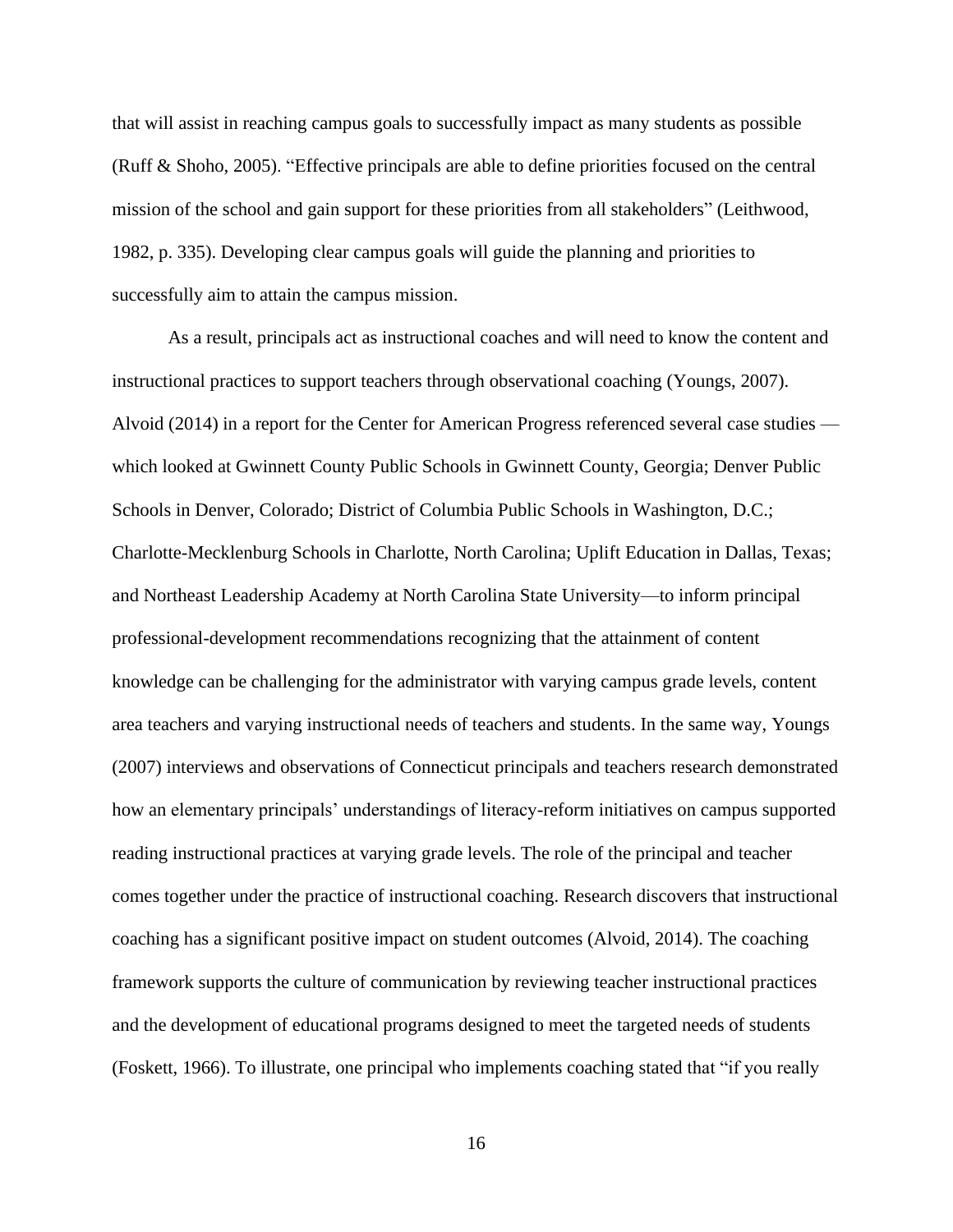that will assist in reaching campus goals to successfully impact as many students as possible (Ruff & Shoho, 2005). "Effective principals are able to define priorities focused on the central mission of the school and gain support for these priorities from all stakeholders" (Leithwood, 1982, p. 335). Developing clear campus goals will guide the planning and priorities to successfully aim to attain the campus mission.

As a result, principals act as instructional coaches and will need to know the content and instructional practices to support teachers through observational coaching (Youngs, 2007). Alvoid (2014) in a report for the Center for American Progress referenced several case studies — which looked at Gwinnett County Public Schools in Gwinnett County, Georgia; Denver Public Schools in Denver, Colorado; District of Columbia Public Schools in Washington, D.C.; Charlotte-Mecklenburg Schools in Charlotte, North Carolina; Uplift Education in Dallas, Texas; and Northeast Leadership Academy at North Carolina State University—to inform principal professional-development recommendations recognizing that the attainment of content knowledge can be challenging for the administrator with varying campus grade levels, content area teachers and varying instructional needs of teachers and students. In the same way, Youngs (2007) interviews and observations of Connecticut principals and teachers research demonstrated how an elementary principals' understandings of literacy-reform initiatives on campus supported reading instructional practices at varying grade levels. The role of the principal and teacher comes together under the practice of instructional coaching. Research discovers that instructional coaching has a significant positive impact on student outcomes (Alvoid, 2014). The coaching framework supports the culture of communication by reviewing teacher instructional practices and the development of educational programs designed to meet the targeted needs of students (Foskett, 1966). To illustrate, one principal who implements coaching stated that "if you really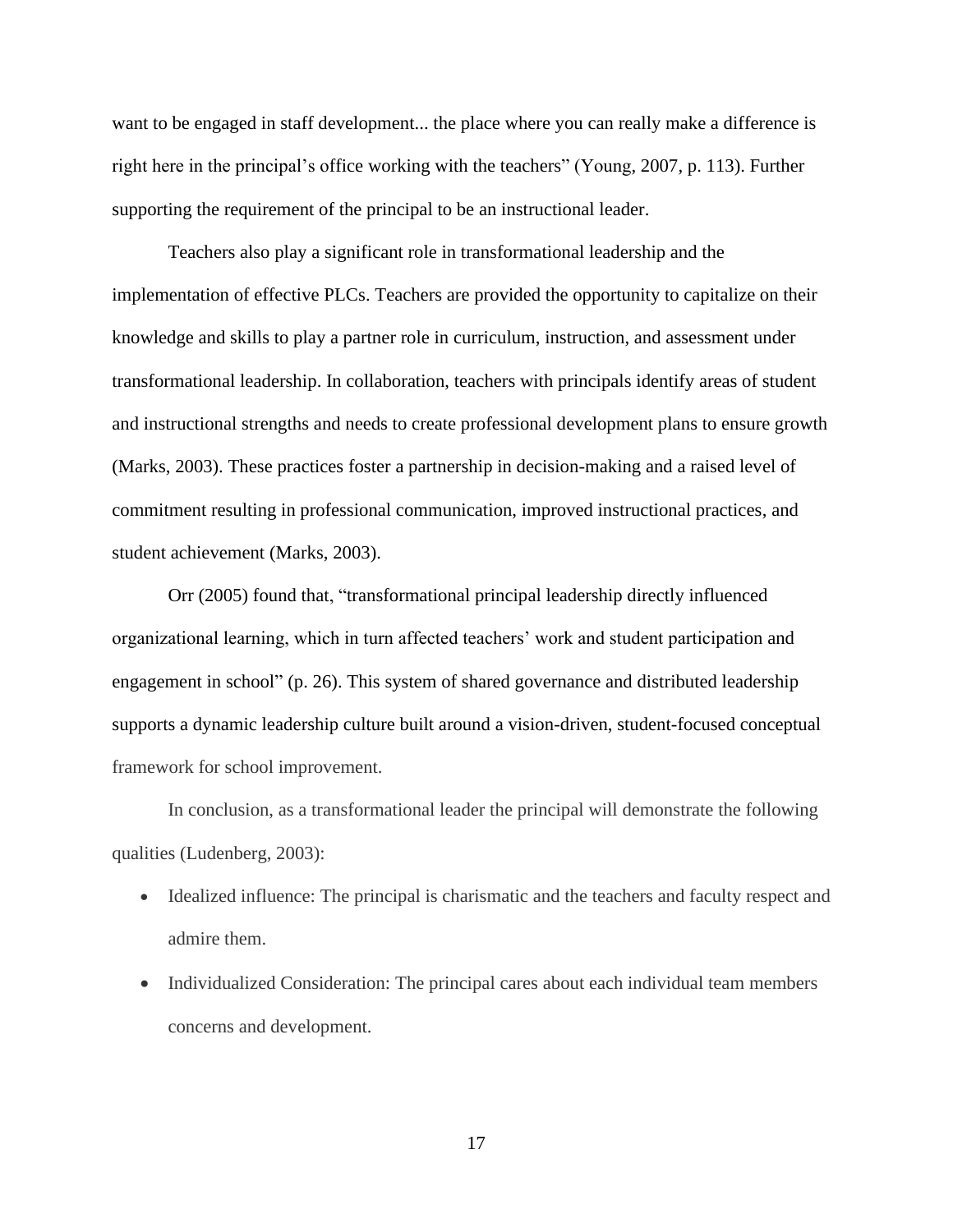want to be engaged in staff development... the place where you can really make a difference is right here in the principal's office working with the teachers" (Young, 2007, p. 113). Further supporting the requirement of the principal to be an instructional leader.

Teachers also play a significant role in transformational leadership and the implementation of effective PLCs. Teachers are provided the opportunity to capitalize on their knowledge and skills to play a partner role in curriculum, instruction, and assessment under transformational leadership. In collaboration, teachers with principals identify areas of student and instructional strengths and needs to create professional development plans to ensure growth (Marks, 2003). These practices foster a partnership in decision-making and a raised level of commitment resulting in professional communication, improved instructional practices, and student achievement (Marks, 2003).

Orr (2005) found that, "transformational principal leadership directly influenced organizational learning, which in turn affected teachers' work and student participation and engagement in school" (p. 26). This system of shared governance and distributed leadership supports a dynamic leadership culture built around a vision-driven, student-focused conceptual framework for school improvement.

In conclusion, as a transformational leader the principal will demonstrate the following qualities (Ludenberg, 2003):

- Idealized influence: The principal is charismatic and the teachers and faculty respect and admire them.
- Individualized Consideration: The principal cares about each individual team members concerns and development.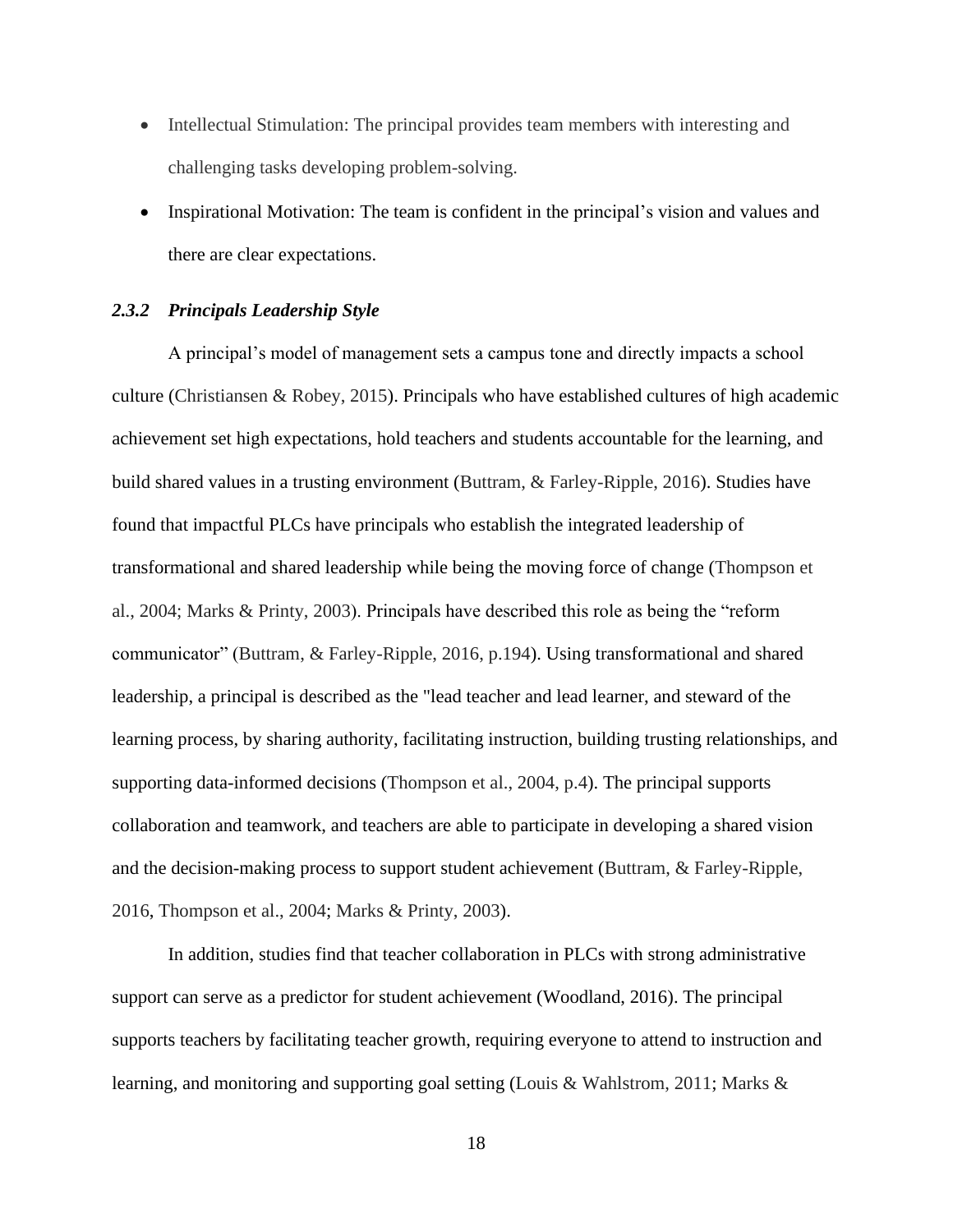- Intellectual Stimulation: The principal provides team members with interesting and challenging tasks developing problem-solving.
- Inspirational Motivation: The team is confident in the principal's vision and values and there are clear expectations.

### *2.3.2 Principals Leadership Style*

A principal's model of management sets a campus tone and directly impacts a school culture (Christiansen & Robey, 2015). Principals who have established cultures of high academic achievement set high expectations, hold teachers and students accountable for the learning, and build shared values in a trusting environment (Buttram, & Farley-Ripple, 2016). Studies have found that impactful PLCs have principals who establish the integrated leadership of transformational and shared leadership while being the moving force of change (Thompson et al., 2004; Marks & Printy, 2003). Principals have described this role as being the "reform communicator" (Buttram, & Farley-Ripple, 2016, p.194). Using transformational and shared leadership, a principal is described as the "lead teacher and lead learner, and steward of the learning process, by sharing authority, facilitating instruction, building trusting relationships, and supporting data-informed decisions (Thompson et al., 2004, p.4). The principal supports collaboration and teamwork, and teachers are able to participate in developing a shared vision and the decision-making process to support student achievement (Buttram, & Farley-Ripple, 2016, Thompson et al., 2004; Marks & Printy, 2003).

In addition, studies find that teacher collaboration in PLCs with strong administrative support can serve as a predictor for student achievement (Woodland, 2016). The principal supports teachers by facilitating teacher growth, requiring everyone to attend to instruction and learning, and monitoring and supporting goal setting (Louis & Wahlstrom, 2011; Marks &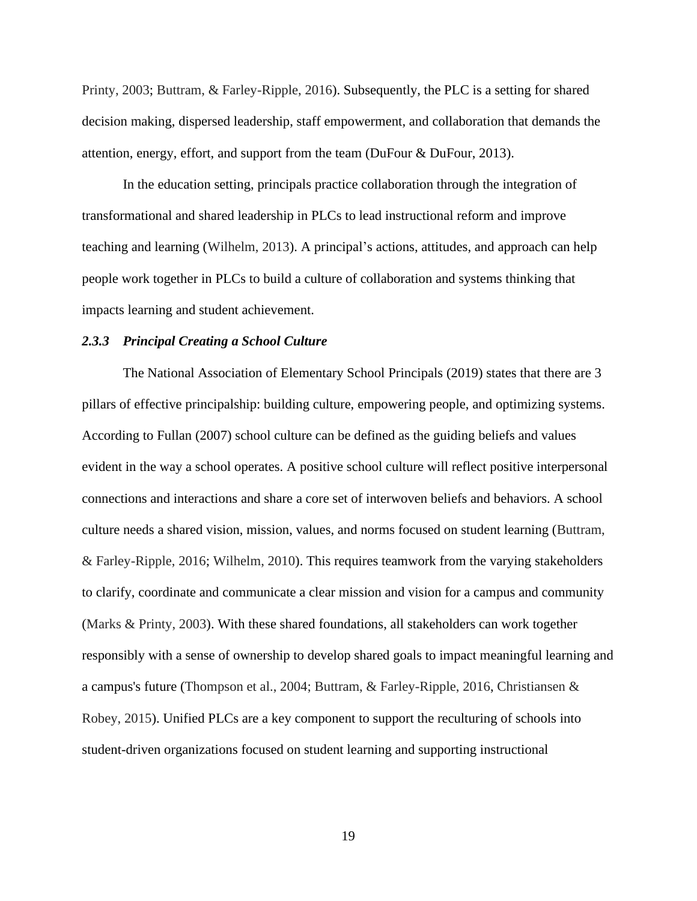Printy, 2003; Buttram, & Farley-Ripple, 2016). Subsequently, the PLC is a setting for shared decision making, dispersed leadership, staff empowerment, and collaboration that demands the attention, energy, effort, and support from the team (DuFour & DuFour, 2013).

In the education setting, principals practice collaboration through the integration of transformational and shared leadership in PLCs to lead instructional reform and improve teaching and learning (Wilhelm, 2013). A principal's actions, attitudes, and approach can help people work together in PLCs to build a culture of collaboration and systems thinking that impacts learning and student achievement.

### *2.3.3 Principal Creating a School Culture*

The National Association of Elementary School Principals (2019) states that there are 3 pillars of effective principalship: building culture, empowering people, and optimizing systems. According to Fullan (2007) school culture can be defined as the guiding beliefs and values evident in the way a school operates. A positive school culture will reflect positive interpersonal connections and interactions and share a core set of interwoven beliefs and behaviors. A school culture needs a shared vision, mission, values, and norms focused on student learning (Buttram, & Farley-Ripple, 2016; Wilhelm, 2010). This requires teamwork from the varying stakeholders to clarify, coordinate and communicate a clear mission and vision for a campus and community (Marks & Printy, 2003). With these shared foundations, all stakeholders can work together responsibly with a sense of ownership to develop shared goals to impact meaningful learning and a campus's future (Thompson et al., 2004; Buttram, & Farley-Ripple, 2016, Christiansen & Robey, 2015). Unified PLCs are a key component to support the reculturing of schools into student-driven organizations focused on student learning and supporting instructional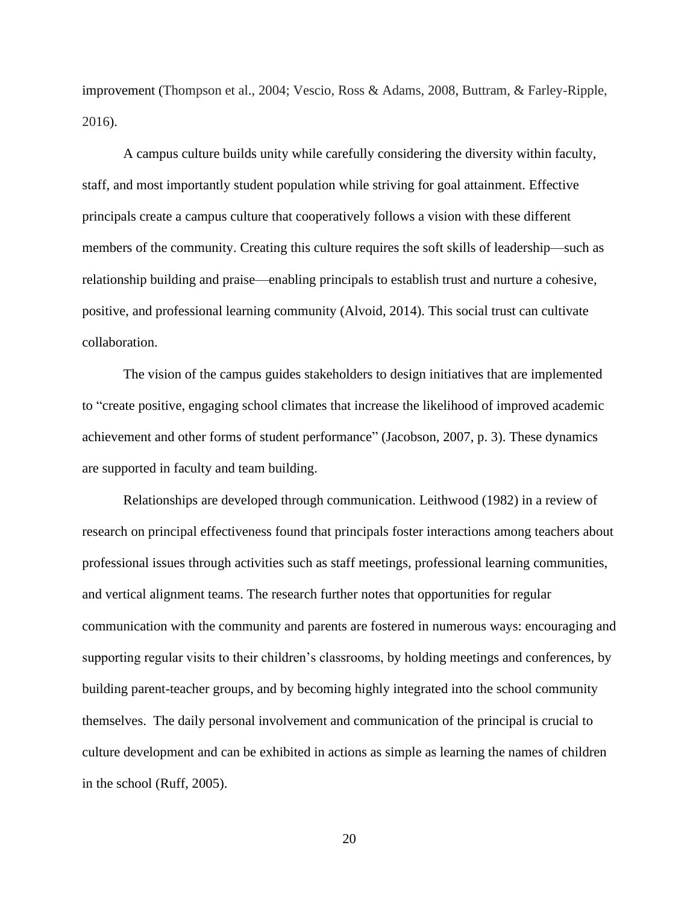improvement (Thompson et al., 2004; Vescio, Ross & Adams, 2008, Buttram, & Farley-Ripple, 2016).

A campus culture builds unity while carefully considering the diversity within faculty, staff, and most importantly student population while striving for goal attainment. Effective principals create a campus culture that cooperatively follows a vision with these different members of the community. Creating this culture requires the soft skills of leadership—such as relationship building and praise—enabling principals to establish trust and nurture a cohesive, positive, and professional learning community (Alvoid, 2014). This social trust can cultivate collaboration.

The vision of the campus guides stakeholders to design initiatives that are implemented to "create positive, engaging school climates that increase the likelihood of improved academic achievement and other forms of student performance" (Jacobson, 2007, p. 3). These dynamics are supported in faculty and team building.

Relationships are developed through communication. Leithwood (1982) in a review of research on principal effectiveness found that principals foster interactions among teachers about professional issues through activities such as staff meetings, professional learning communities, and vertical alignment teams. The research further notes that opportunities for regular communication with the community and parents are fostered in numerous ways: encouraging and supporting regular visits to their children's classrooms, by holding meetings and conferences, by building parent-teacher groups, and by becoming highly integrated into the school community themselves. The daily personal involvement and communication of the principal is crucial to culture development and can be exhibited in actions as simple as learning the names of children in the school (Ruff, 2005).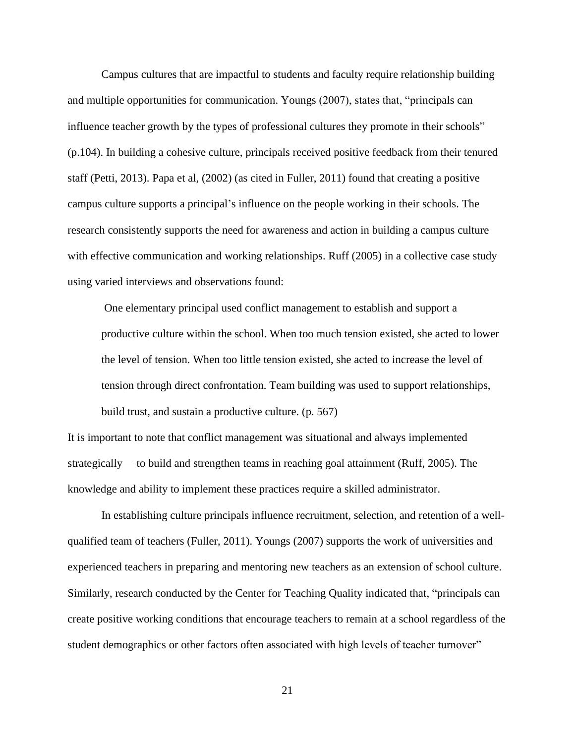Campus cultures that are impactful to students and faculty require relationship building and multiple opportunities for communication. Youngs (2007), states that, "principals can influence teacher growth by the types of professional cultures they promote in their schools" (p.104). In building a cohesive culture, principals received positive feedback from their tenured staff (Petti, 2013). Papa et al, (2002) (as cited in Fuller, 2011) found that creating a positive campus culture supports a principal's influence on the people working in their schools. The research consistently supports the need for awareness and action in building a campus culture with effective communication and working relationships. Ruff (2005) in a collective case study using varied interviews and observations found:

> One elementary principal used conflict management to establish and support a productive culture within the school. When too much tension existed, she acted to lower the level of tension. When too little tension existed, she acted to increase the level of tension through direct confrontation. Team building was used to support relationships, build trust, and sustain a productive culture. (p. 567)

It is important to note that conflict management was situational and always implemented strategically— to build and strengthen teams in reaching goal attainment (Ruff, 2005). The knowledge and ability to implement these practices require a skilled administrator.

In establishing culture principals influence recruitment, selection, and retention of a well-qualified team of teachers (Fuller, 2011). Youngs (2007) supports the work of universities and experienced teachers in preparing and mentoring new teachers as an extension of school culture. Similarly, research conducted by the Center for Teaching Quality indicated that, "principals can create positive working conditions that encourage teachers to remain at a school regardless of the student demographics or other factors often associated with high levels of teacher turnover"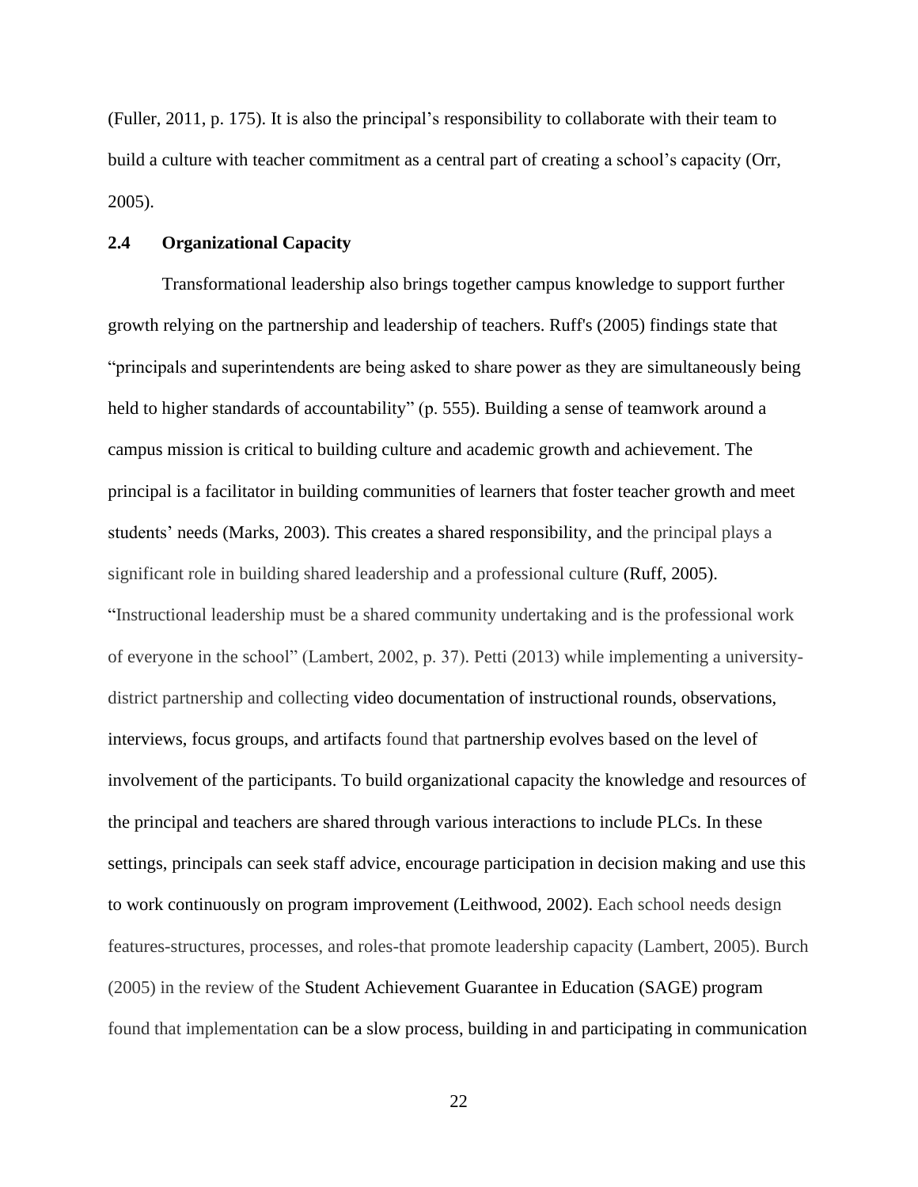(Fuller, 2011, p. 175). It is also the principal's responsibility to collaborate with their team to build a culture with teacher commitment as a central part of creating a school's capacity (Orr, 2005).

## 2.4 Organizational Capacity

Transformational leadership also brings together campus knowledge to support further growth relying on the partnership and leadership of teachers. Ruff's (2005) findings state that "principals and superintendents are being asked to share power as they are simultaneously being held to higher standards of accountability" (p. 555). Building a sense of teamwork around a campus mission is critical to building culture and academic growth and achievement. The principal is a facilitator in building communities of learners that foster teacher growth and meet students' needs (Marks, 2003). This creates a shared responsibility, and the principal plays a significant role in building shared leadership and a professional culture (Ruff, 2005). "Instructional leadership must be a shared community undertaking and is the professional work of everyone in the school" (Lambert, 2002, p. 37). Petti (2013) while implementing a university-district partnership and collecting video documentation of instructional rounds, observations, interviews, focus groups, and artifacts found that partnership evolves based on the level of involvement of the participants. To build organizational capacity the knowledge and resources of the principal and teachers are shared through various interactions to include PLCs. In these settings, principals can seek staff advice, encourage participation in decision making and use this to work continuously on program improvement (Leithwood, 2002). Each school needs design features-structures, processes, and roles-that promote leadership capacity (Lambert, 2005). Burch (2005) in the review of the Student Achievement Guarantee in Education (SAGE) program found that implementation can be a slow process, building in and participating in communication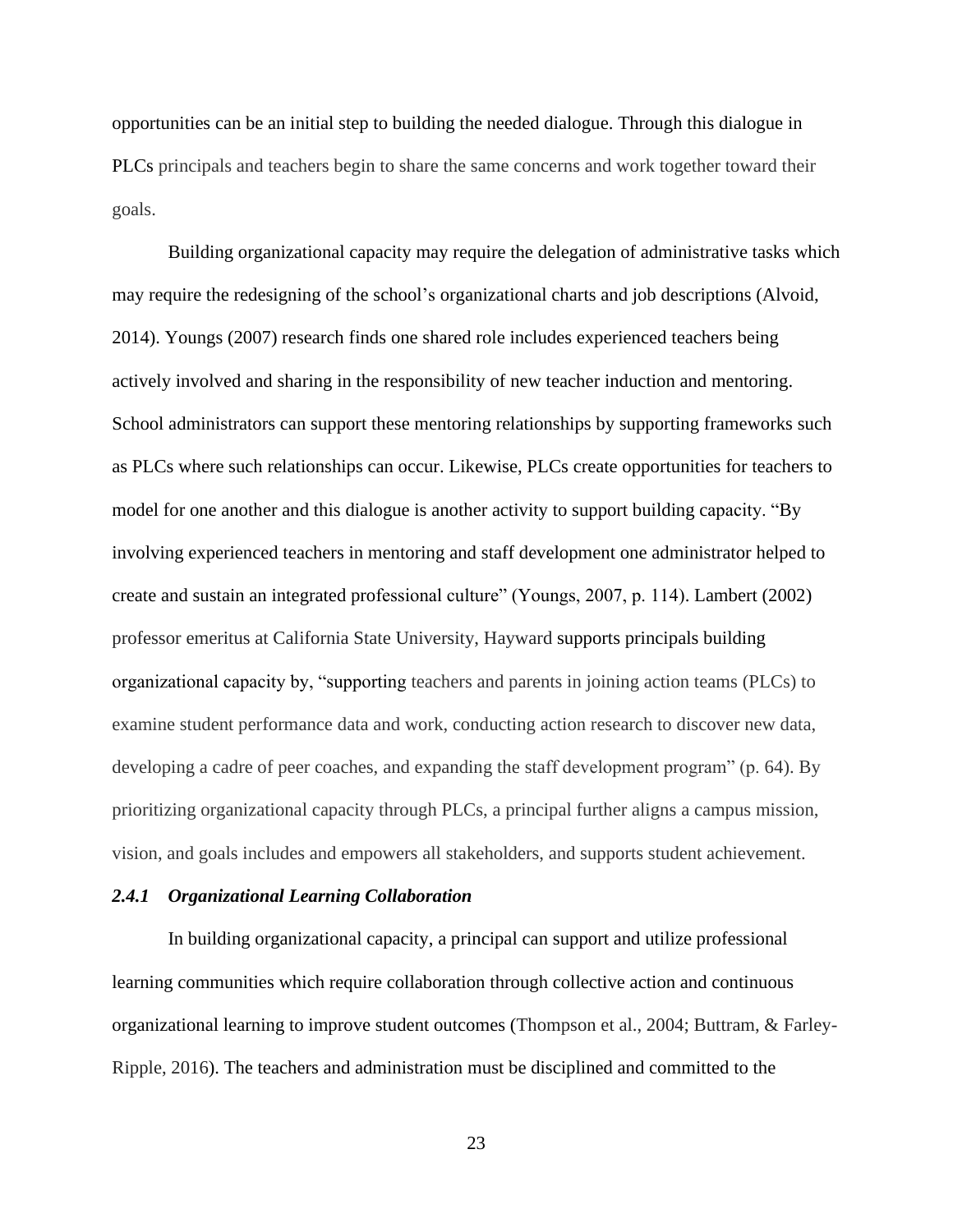opportunities can be an initial step to building the needed dialogue. Through this dialogue in PLCs principals and teachers begin to share the same concerns and work together toward their goals.

Building organizational capacity may require the delegation of administrative tasks which may require the redesigning of the school's organizational charts and job descriptions (Alvoid, 2014). Youngs (2007) research finds one shared role includes experienced teachers being actively involved and sharing in the responsibility of new teacher induction and mentoring. School administrators can support these mentoring relationships by supporting frameworks such as PLCs where such relationships can occur. Likewise, PLCs create opportunities for teachers to model for one another and this dialogue is another activity to support building capacity. "By involving experienced teachers in mentoring and staff development one administrator helped to create and sustain an integrated professional culture" (Youngs, 2007, p. 114). Lambert (2002) professor emeritus at California State University, Hayward supports principals building organizational capacity by, "supporting teachers and parents in joining action teams (PLCs) to examine student performance data and work, conducting action research to discover new data, developing a cadre of peer coaches, and expanding the staff development program" (p. 64). By prioritizing organizational capacity through PLCs, a principal further aligns a campus mission, vision, and goals includes and empowers all stakeholders, and supports student achievement.

### *2.4.1 Organizational Learning Collaboration*

In building organizational capacity, a principal can support and utilize professional learning communities which require collaboration through collective action and continuous organizational learning to improve student outcomes (Thompson et al., 2004; Buttram, & Farley-Ripple, 2016). The teachers and administration must be disciplined and committed to the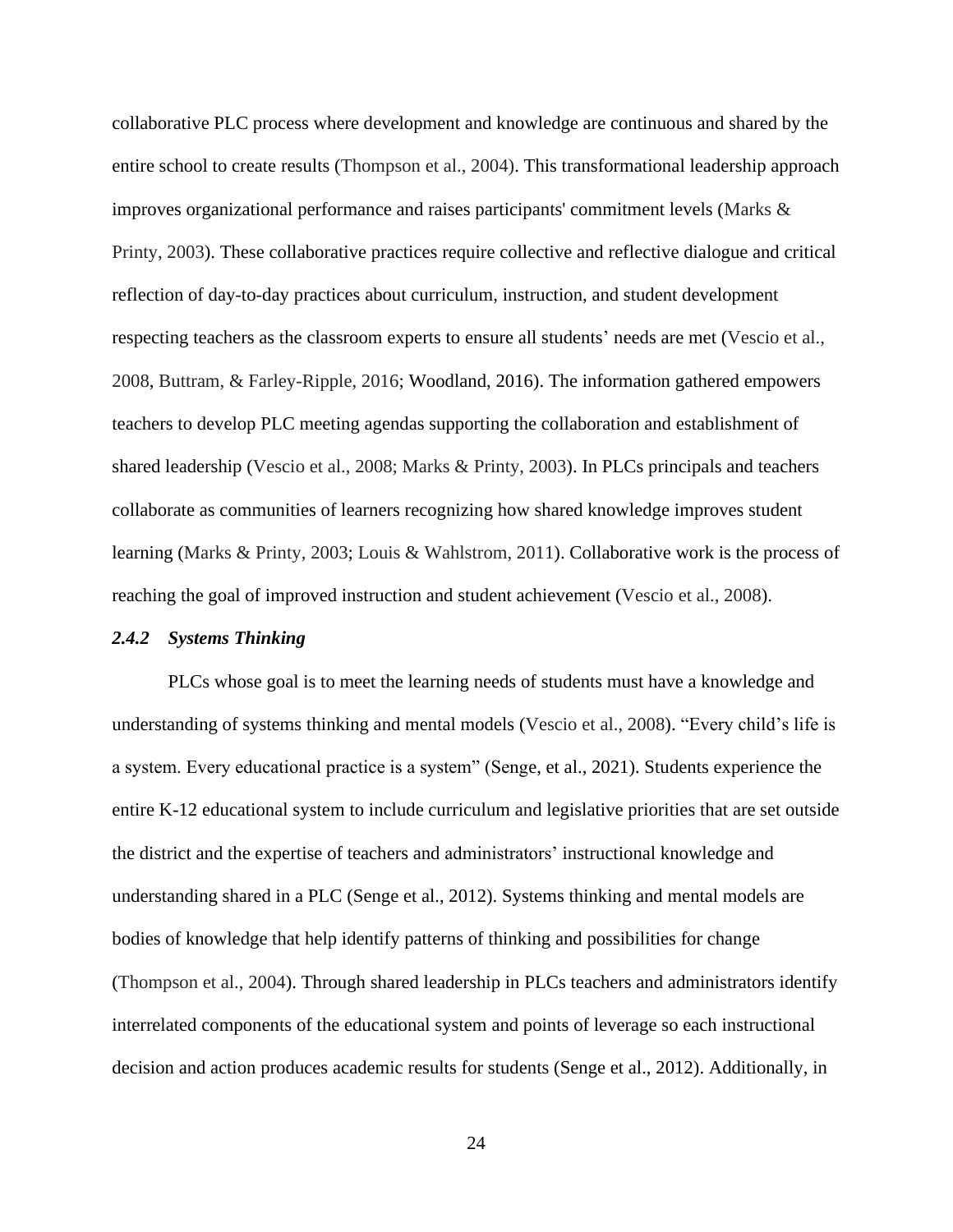collaborative PLC process where development and knowledge are continuous and shared by the entire school to create results (Thompson et al., 2004). This transformational leadership approach improves organizational performance and raises participants' commitment levels (Marks & Printy, 2003). These collaborative practices require collective and reflective dialogue and critical reflection of day-to-day practices about curriculum, instruction, and student development respecting teachers as the classroom experts to ensure all students' needs are met (Vescio et al., 2008, Buttram, & Farley-Ripple, 2016; Woodland, 2016). The information gathered empowers teachers to develop PLC meeting agendas supporting the collaboration and establishment of shared leadership (Vescio et al., 2008; Marks & Printy, 2003). In PLCs principals and teachers collaborate as communities of learners recognizing how shared knowledge improves student learning (Marks & Printy, 2003; Louis & Wahlstrom, 2011). Collaborative work is the process of reaching the goal of improved instruction and student achievement (Vescio et al., 2008).

### *2.4.2 Systems Thinking*

PLCs whose goal is to meet the learning needs of students must have a knowledge and understanding of systems thinking and mental models (Vescio et al., 2008). "Every child's life is a system. Every educational practice is a system" (Senge, et al., 2021). Students experience the entire K-12 educational system to include curriculum and legislative priorities that are set outside the district and the expertise of teachers and administrators' instructional knowledge and understanding shared in a PLC (Senge et al., 2012). Systems thinking and mental models are bodies of knowledge that help identify patterns of thinking and possibilities for change (Thompson et al., 2004). Through shared leadership in PLCs teachers and administrators identify interrelated components of the educational system and points of leverage so each instructional decision and action produces academic results for students (Senge et al., 2012). Additionally, in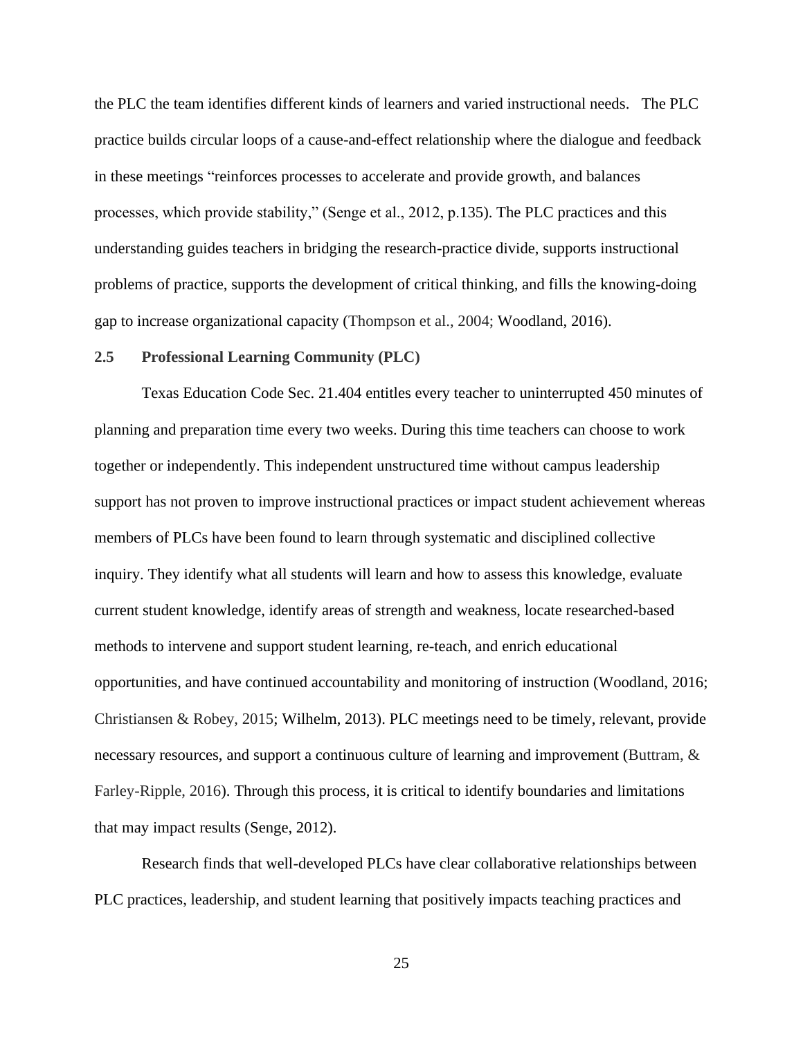the PLC the team identifies different kinds of learners and varied instructional needs. The PLC practice builds circular loops of a cause-and-effect relationship where the dialogue and feedback in these meetings "reinforces processes to accelerate and provide growth, and balances processes, which provide stability," (Senge et al., 2012, p.135). The PLC practices and this understanding guides teachers in bridging the research-practice divide, supports instructional problems of practice, supports the development of critical thinking, and fills the knowing-doing gap to increase organizational capacity (Thompson et al., 2004; Woodland, 2016).

## 2.5 Professional Learning Community (PLC)

Texas Education Code Sec. 21.404 entitles every teacher to uninterrupted 450 minutes of planning and preparation time every two weeks. During this time teachers can choose to work together or independently. This independent unstructured time without campus leadership support has not proven to improve instructional practices or impact student achievement whereas members of PLCs have been found to learn through systematic and disciplined collective inquiry. They identify what all students will learn and how to assess this knowledge, evaluate current student knowledge, identify areas of strength and weakness, locate researched-based methods to intervene and support student learning, re-teach, and enrich educational opportunities, and have continued accountability and monitoring of instruction (Woodland, 2016; Christiansen & Robey, 2015; Wilhelm, 2013). PLC meetings need to be timely, relevant, provide necessary resources, and support a continuous culture of learning and improvement (Buttram, & Farley-Ripple, 2016). Through this process, it is critical to identify boundaries and limitations that may impact results (Senge, 2012).

Research finds that well-developed PLCs have clear collaborative relationships between PLC practices, leadership, and student learning that positively impacts teaching practices and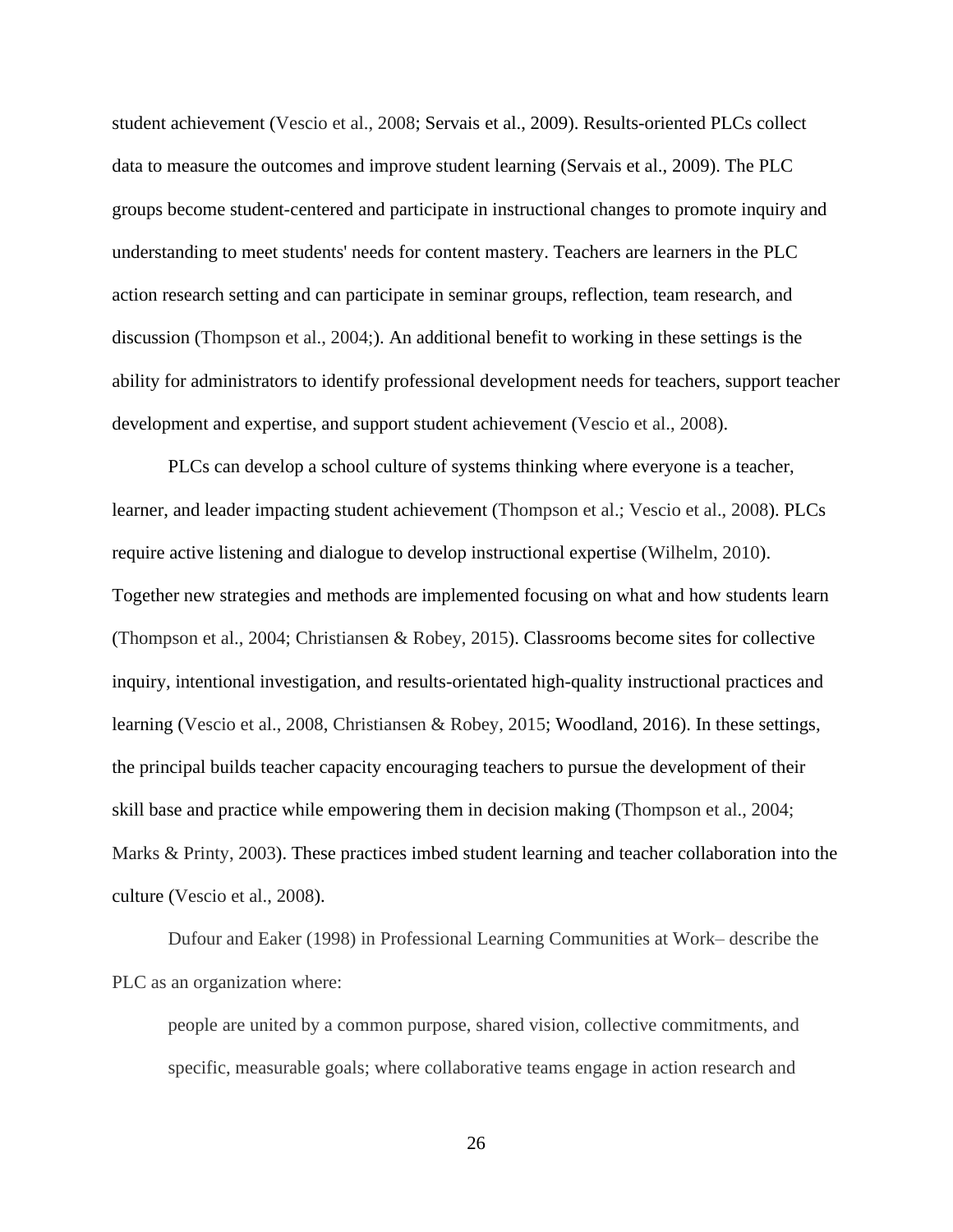student achievement (Vescio et al., 2008; Servais et al., 2009). Results-oriented PLCs collect data to measure the outcomes and improve student learning (Servais et al., 2009). The PLC groups become student-centered and participate in instructional changes to promote inquiry and understanding to meet students' needs for content mastery. Teachers are learners in the PLC action research setting and can participate in seminar groups, reflection, team research, and discussion (Thompson et al., 2004;). An additional benefit to working in these settings is the ability for administrators to identify professional development needs for teachers, support teacher development and expertise, and support student achievement (Vescio et al., 2008).

PLCs can develop a school culture of systems thinking where everyone is a teacher, learner, and leader impacting student achievement (Thompson et al.; Vescio et al., 2008). PLCs require active listening and dialogue to develop instructional expertise (Wilhelm, 2010). Together new strategies and methods are implemented focusing on what and how students learn (Thompson et al., 2004; Christiansen & Robey, 2015). Classrooms become sites for collective inquiry, intentional investigation, and results-orientated high-quality instructional practices and learning (Vescio et al., 2008, Christiansen & Robey, 2015; Woodland, 2016). In these settings, the principal builds teacher capacity encouraging teachers to pursue the development of their skill base and practice while empowering them in decision making (Thompson et al., 2004; Marks & Printy, 2003). These practices imbed student learning and teacher collaboration into the culture (Vescio et al., 2008).

Dufour and Eaker (1998) in Professional Learning Communities at Work– describe the PLC as an organization where:

> people are united by a common purpose, shared vision, collective commitments, and specific, measurable goals; where collaborative teams engage in action research and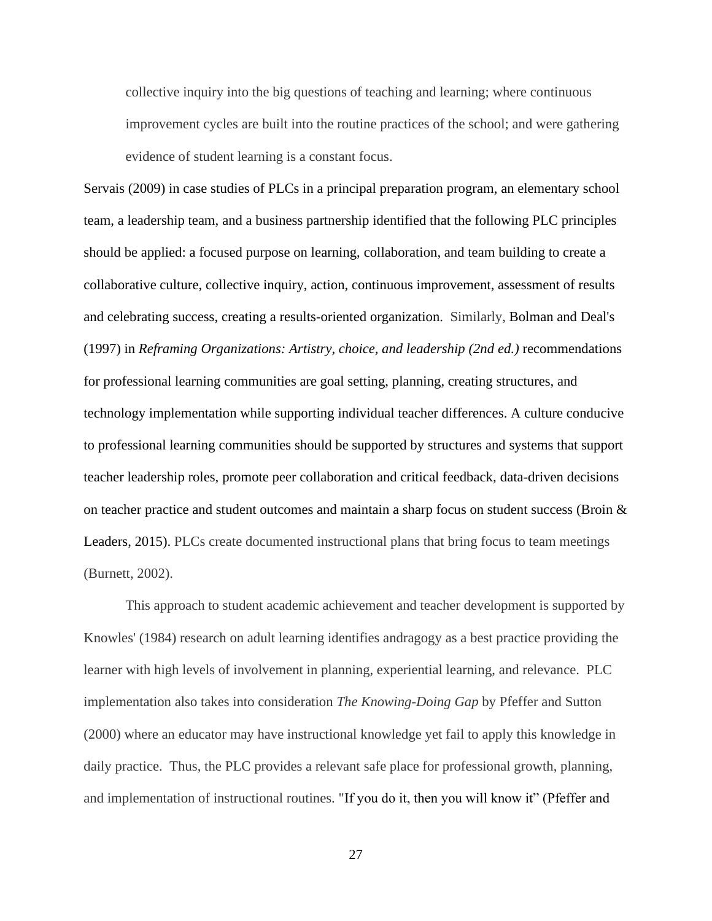> collective inquiry into the big questions of teaching and learning; where continuous improvement cycles are built into the routine practices of the school; and were gathering evidence of student learning is a constant focus.

Servais (2009) in case studies of PLCs in a principal preparation program, an elementary school team, a leadership team, and a business partnership identified that the following PLC principles should be applied: a focused purpose on learning, collaboration, and team building to create a collaborative culture, collective inquiry, action, continuous improvement, assessment of results and celebrating success, creating a results-oriented organization. Similarly, Bolman and Deal's (1997) in *Reframing Organizations: Artistry, choice, and leadership (2nd ed.)* recommendations for professional learning communities are goal setting, planning, creating structures, and technology implementation while supporting individual teacher differences. A culture conducive to professional learning communities should be supported by structures and systems that support teacher leadership roles, promote peer collaboration and critical feedback, data-driven decisions on teacher practice and student outcomes and maintain a sharp focus on student success (Broin & Leaders, 2015). PLCs create documented instructional plans that bring focus to team meetings (Burnett, 2002).

This approach to student academic achievement and teacher development is supported by Knowles' (1984) research on adult learning identifies andragogy as a best practice providing the learner with high levels of involvement in planning, experiential learning, and relevance. PLC implementation also takes into consideration *The Knowing-Doing Gap* by Pfeffer and Sutton (2000) where an educator may have instructional knowledge yet fail to apply this knowledge in daily practice. Thus, the PLC provides a relevant safe place for professional growth, planning, and implementation of instructional routines. "If you do it, then you will know it" (Pfeffer and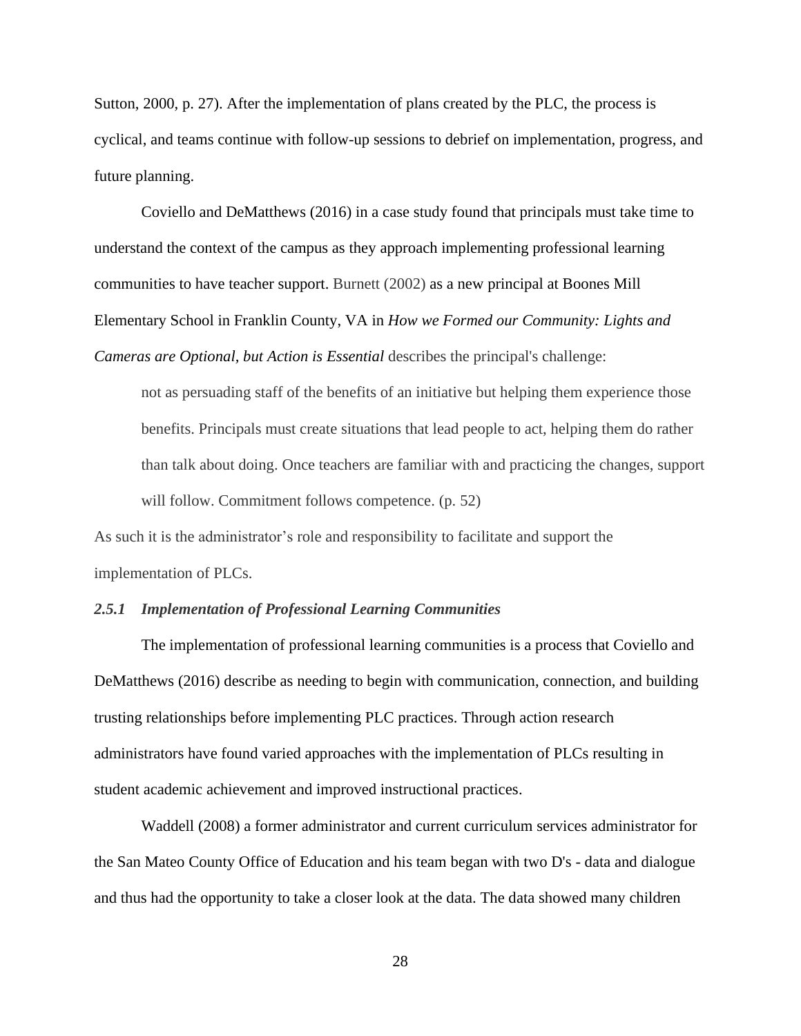Sutton, 2000, p. 27). After the implementation of plans created by the PLC, the process is cyclical, and teams continue with follow-up sessions to debrief on implementation, progress, and future planning.

Coviello and DeMatthews (2016) in a case study found that principals must take time to understand the context of the campus as they approach implementing professional learning communities to have teacher support. Burnett (2002) as a new principal at Boones Mill Elementary School in Franklin County, VA in *How we Formed our Community: Lights and Cameras are Optional, but Action is Essential* describes the principal's challenge:

> not as persuading staff of the benefits of an initiative but helping them experience those benefits. Principals must create situations that lead people to act, helping them do rather than talk about doing. Once teachers are familiar with and practicing the changes, support will follow. Commitment follows competence. (p. 52)

As such it is the administrator's role and responsibility to facilitate and support the implementation of PLCs.

### *2.5.1 Implementation of Professional Learning Communities*

The implementation of professional learning communities is a process that Coviello and DeMatthews (2016) describe as needing to begin with communication, connection, and building trusting relationships before implementing PLC practices. Through action research administrators have found varied approaches with the implementation of PLCs resulting in student academic achievement and improved instructional practices.

Waddell (2008) a former administrator and current curriculum services administrator for the San Mateo County Office of Education and his team began with two D's - data and dialogue and thus had the opportunity to take a closer look at the data. The data showed many children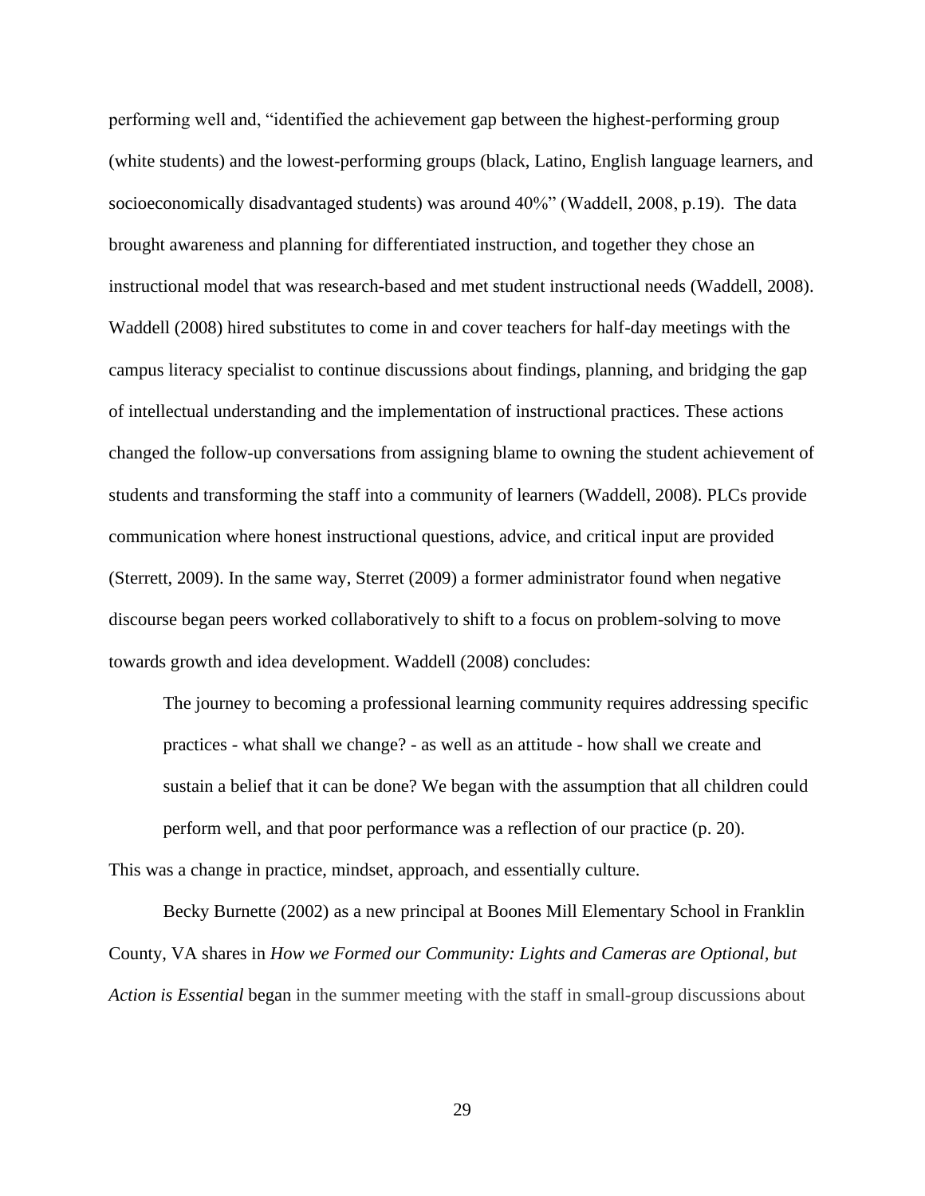performing well and, "identified the achievement gap between the highest-performing group (white students) and the lowest-performing groups (black, Latino, English language learners, and socioeconomically disadvantaged students) was around 40%" (Waddell, 2008, p.19). The data brought awareness and planning for differentiated instruction, and together they chose an instructional model that was research-based and met student instructional needs (Waddell, 2008). Waddell (2008) hired substitutes to come in and cover teachers for half-day meetings with the campus literacy specialist to continue discussions about findings, planning, and bridging the gap of intellectual understanding and the implementation of instructional practices. These actions changed the follow-up conversations from assigning blame to owning the student achievement of students and transforming the staff into a community of learners (Waddell, 2008). PLCs provide communication where honest instructional questions, advice, and critical input are provided (Sterrett, 2009). In the same way, Sterret (2009) a former administrator found when negative discourse began peers worked collaboratively to shift to a focus on problem-solving to move towards growth and idea development. Waddell (2008) concludes:

> The journey to becoming a professional learning community requires addressing specific practices - what shall we change? - as well as an attitude - how shall we create and sustain a belief that it can be done? We began with the assumption that all children could perform well, and that poor performance was a reflection of our practice (p. 20).

This was a change in practice, mindset, approach, and essentially culture.

Becky Burnette (2002) as a new principal at Boones Mill Elementary School in Franklin County, VA shares in *How we Formed our Community: Lights and Cameras are Optional, but Action is Essential* began in the summer meeting with the staff in small-group discussions about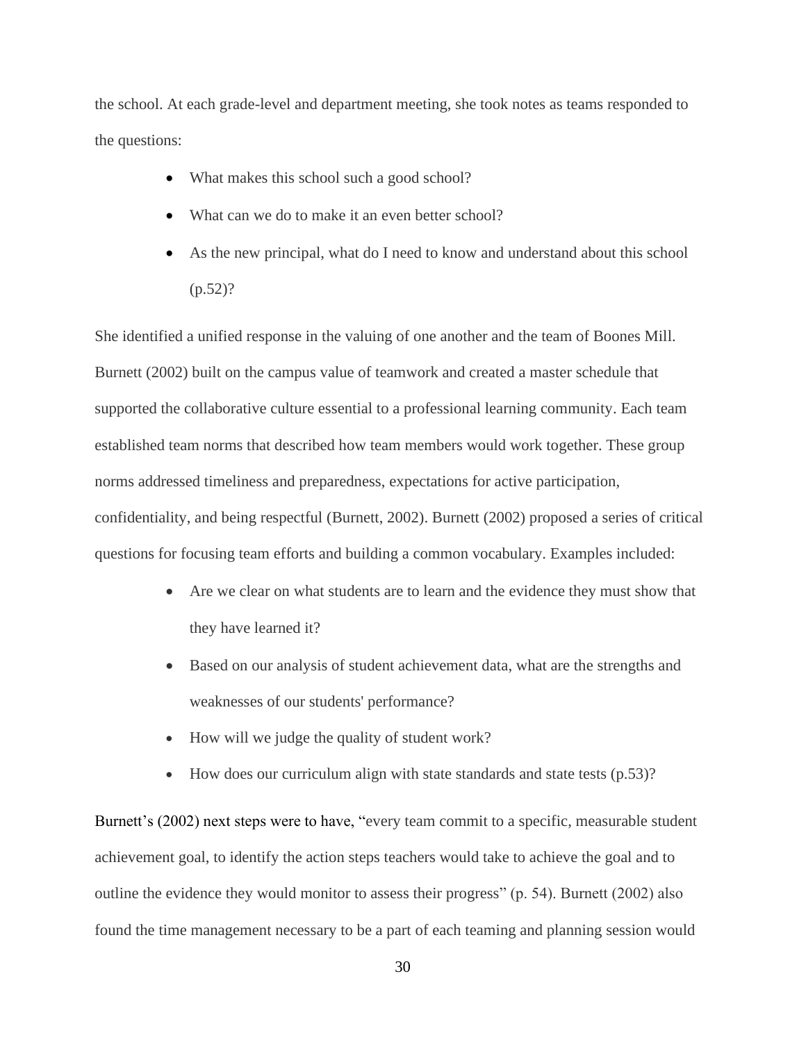the school. At each grade-level and department meeting, she took notes as teams responded to the questions:

- What makes this school such a good school?
- What can we do to make it an even better school?
- As the new principal, what do I need to know and understand about this school (p.52)?

She identified a unified response in the valuing of one another and the team of Boones Mill. Burnett (2002) built on the campus value of teamwork and created a master schedule that supported the collaborative culture essential to a professional learning community. Each team established team norms that described how team members would work together. These group norms addressed timeliness and preparedness, expectations for active participation, confidentiality, and being respectful (Burnett, 2002). Burnett (2002) proposed a series of critical questions for focusing team efforts and building a common vocabulary. Examples included:

- Are we clear on what students are to learn and the evidence they must show that they have learned it?
- Based on our analysis of student achievement data, what are the strengths and weaknesses of our students' performance?
- How will we judge the quality of student work?
- How does our curriculum align with state standards and state tests (p.53)?

Burnett's (2002) next steps were to have, "every team commit to a specific, measurable student achievement goal, to identify the action steps teachers would take to achieve the goal and to outline the evidence they would monitor to assess their progress" (p. 54). Burnett (2002) also found the time management necessary to be a part of each teaming and planning session would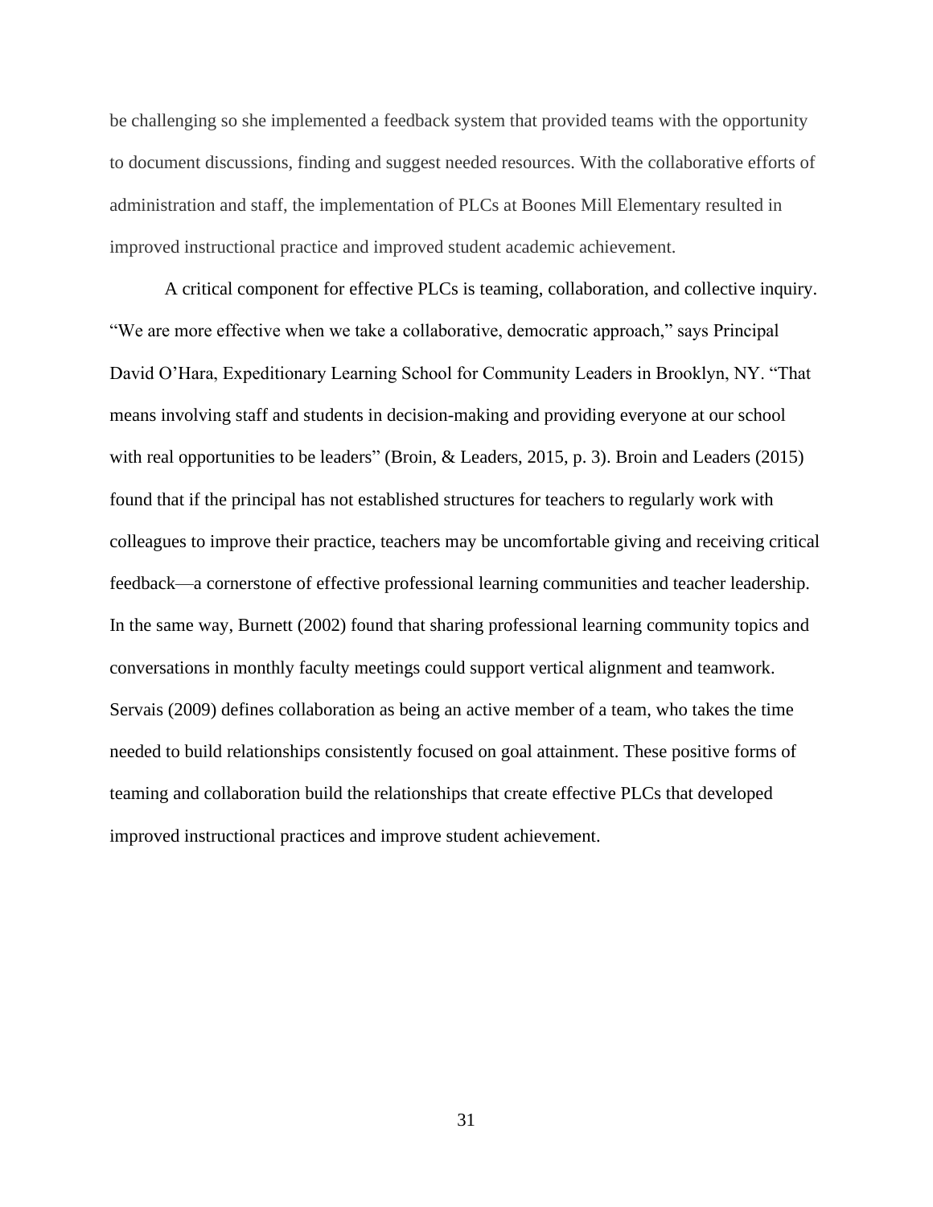be challenging so she implemented a feedback system that provided teams with the opportunity to document discussions, finding and suggest needed resources. With the collaborative efforts of administration and staff, the implementation of PLCs at Boones Mill Elementary resulted in improved instructional practice and improved student academic achievement.

A critical component for effective PLCs is teaming, collaboration, and collective inquiry. "We are more effective when we take a collaborative, democratic approach," says Principal David O'Hara, Expeditionary Learning School for Community Leaders in Brooklyn, NY. "That means involving staff and students in decision-making and providing everyone at our school with real opportunities to be leaders" (Broin, & Leaders, 2015, p. 3). Broin and Leaders (2015) found that if the principal has not established structures for teachers to regularly work with colleagues to improve their practice, teachers may be uncomfortable giving and receiving critical feedback—a cornerstone of effective professional learning communities and teacher leadership. In the same way, Burnett (2002) found that sharing professional learning community topics and conversations in monthly faculty meetings could support vertical alignment and teamwork. Servais (2009) defines collaboration as being an active member of a team, who takes the time needed to build relationships consistently focused on goal attainment. These positive forms of teaming and collaboration build the relationships that create effective PLCs that developed improved instructional practices and improve student achievement.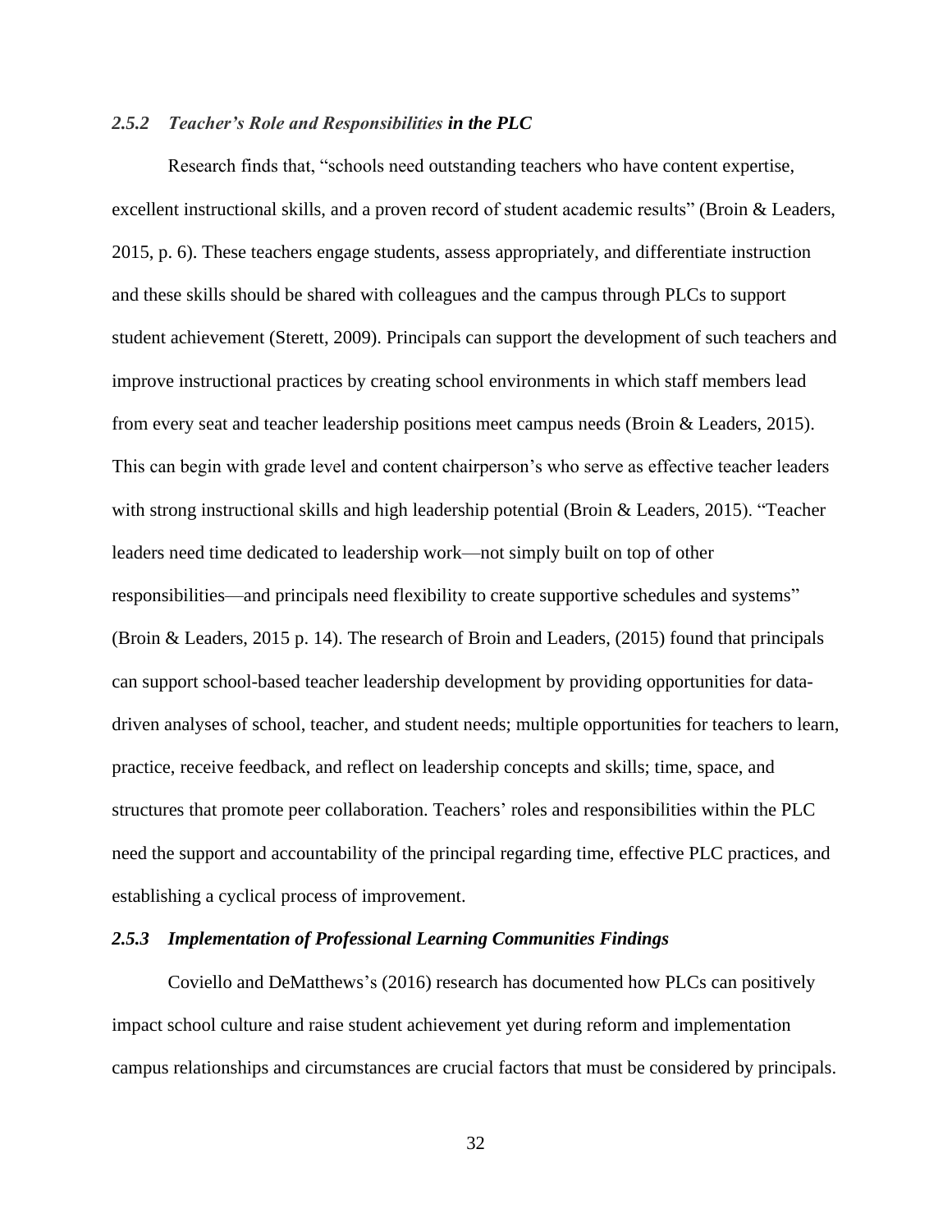### *2.5.2 Teacher's Role and Responsibilities* ***in the PLC***

Research finds that, "schools need outstanding teachers who have content expertise, excellent instructional skills, and a proven record of student academic results" (Broin & Leaders, 2015, p. 6). These teachers engage students, assess appropriately, and differentiate instruction and these skills should be shared with colleagues and the campus through PLCs to support student achievement (Sterett, 2009). Principals can support the development of such teachers and improve instructional practices by creating school environments in which staff members lead from every seat and teacher leadership positions meet campus needs (Broin & Leaders, 2015). This can begin with grade level and content chairperson's who serve as effective teacher leaders with strong instructional skills and high leadership potential (Broin & Leaders, 2015). "Teacher leaders need time dedicated to leadership work—not simply built on top of other responsibilities—and principals need flexibility to create supportive schedules and systems" (Broin & Leaders, 2015 p. 14). The research of Broin and Leaders, (2015) found that principals can support school-based teacher leadership development by providing opportunities for data-driven analyses of school, teacher, and student needs; multiple opportunities for teachers to learn, practice, receive feedback, and reflect on leadership concepts and skills; time, space, and structures that promote peer collaboration. Teachers' roles and responsibilities within the PLC need the support and accountability of the principal regarding time, effective PLC practices, and establishing a cyclical process of improvement.

### *2.5.3 Implementation of Professional Learning Communities Findings*

Coviello and DeMatthews's (2016) research has documented how PLCs can positively impact school culture and raise student achievement yet during reform and implementation campus relationships and circumstances are crucial factors that must be considered by principals.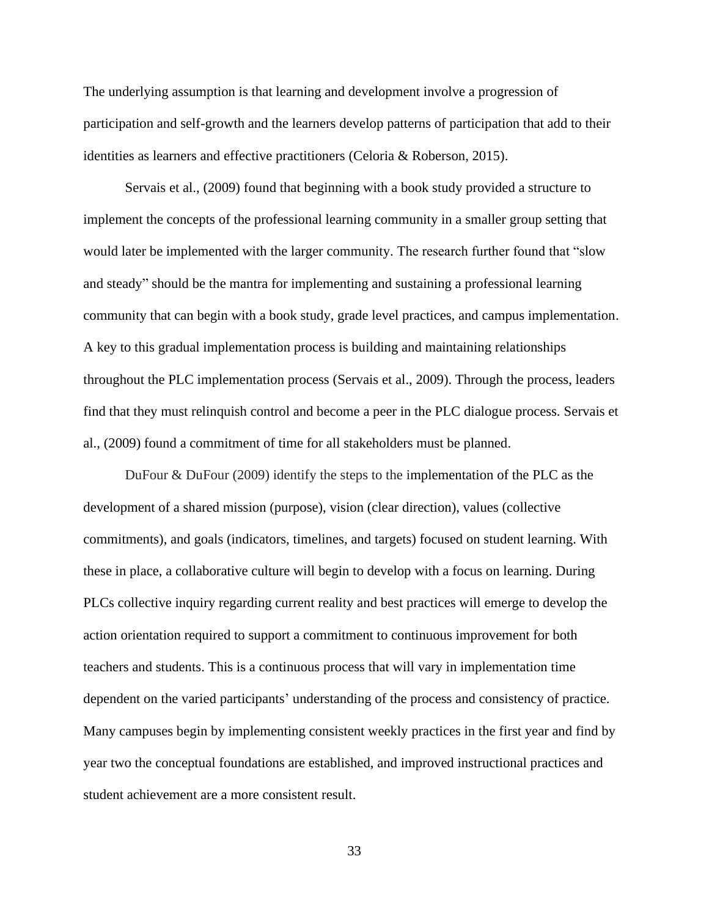The underlying assumption is that learning and development involve a progression of participation and self-growth and the learners develop patterns of participation that add to their identities as learners and effective practitioners (Celoria & Roberson, 2015).

Servais et al., (2009) found that beginning with a book study provided a structure to implement the concepts of the professional learning community in a smaller group setting that would later be implemented with the larger community. The research further found that “slow and steady” should be the mantra for implementing and sustaining a professional learning community that can begin with a book study, grade level practices, and campus implementation. A key to this gradual implementation process is building and maintaining relationships throughout the PLC implementation process (Servais et al., 2009). Through the process, leaders find that they must relinquish control and become a peer in the PLC dialogue process. Servais et al., (2009) found a commitment of time for all stakeholders must be planned.

DuFour & DuFour (2009) identify the steps to the implementation of the PLC as the development of a shared mission (purpose), vision (clear direction), values (collective commitments), and goals (indicators, timelines, and targets) focused on student learning. With these in place, a collaborative culture will begin to develop with a focus on learning. During PLCs collective inquiry regarding current reality and best practices will emerge to develop the action orientation required to support a commitment to continuous improvement for both teachers and students. This is a continuous process that will vary in implementation time dependent on the varied participants’ understanding of the process and consistency of practice. Many campuses begin by implementing consistent weekly practices in the first year and find by year two the conceptual foundations are established, and improved instructional practices and student achievement are a more consistent result.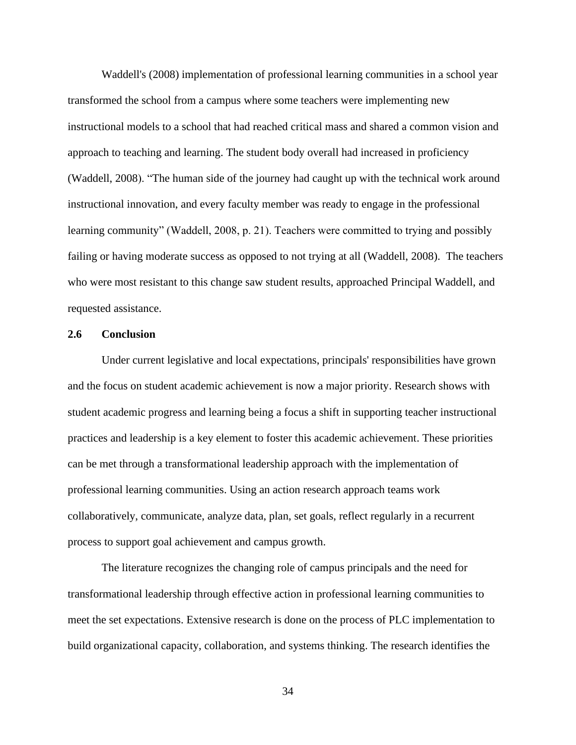Waddell's (2008) implementation of professional learning communities in a school year transformed the school from a campus where some teachers were implementing new instructional models to a school that had reached critical mass and shared a common vision and approach to teaching and learning. The student body overall had increased in proficiency (Waddell, 2008). "The human side of the journey had caught up with the technical work around instructional innovation, and every faculty member was ready to engage in the professional learning community" (Waddell, 2008, p. 21). Teachers were committed to trying and possibly failing or having moderate success as opposed to not trying at all (Waddell, 2008). The teachers who were most resistant to this change saw student results, approached Principal Waddell, and requested assistance.

## 2.6 Conclusion

Under current legislative and local expectations, principals' responsibilities have grown and the focus on student academic achievement is now a major priority. Research shows with student academic progress and learning being a focus a shift in supporting teacher instructional practices and leadership is a key element to foster this academic achievement. These priorities can be met through a transformational leadership approach with the implementation of professional learning communities. Using an action research approach teams work collaboratively, communicate, analyze data, plan, set goals, reflect regularly in a recurrent process to support goal achievement and campus growth.

The literature recognizes the changing role of campus principals and the need for transformational leadership through effective action in professional learning communities to meet the set expectations. Extensive research is done on the process of PLC implementation to build organizational capacity, collaboration, and systems thinking. The research identifies the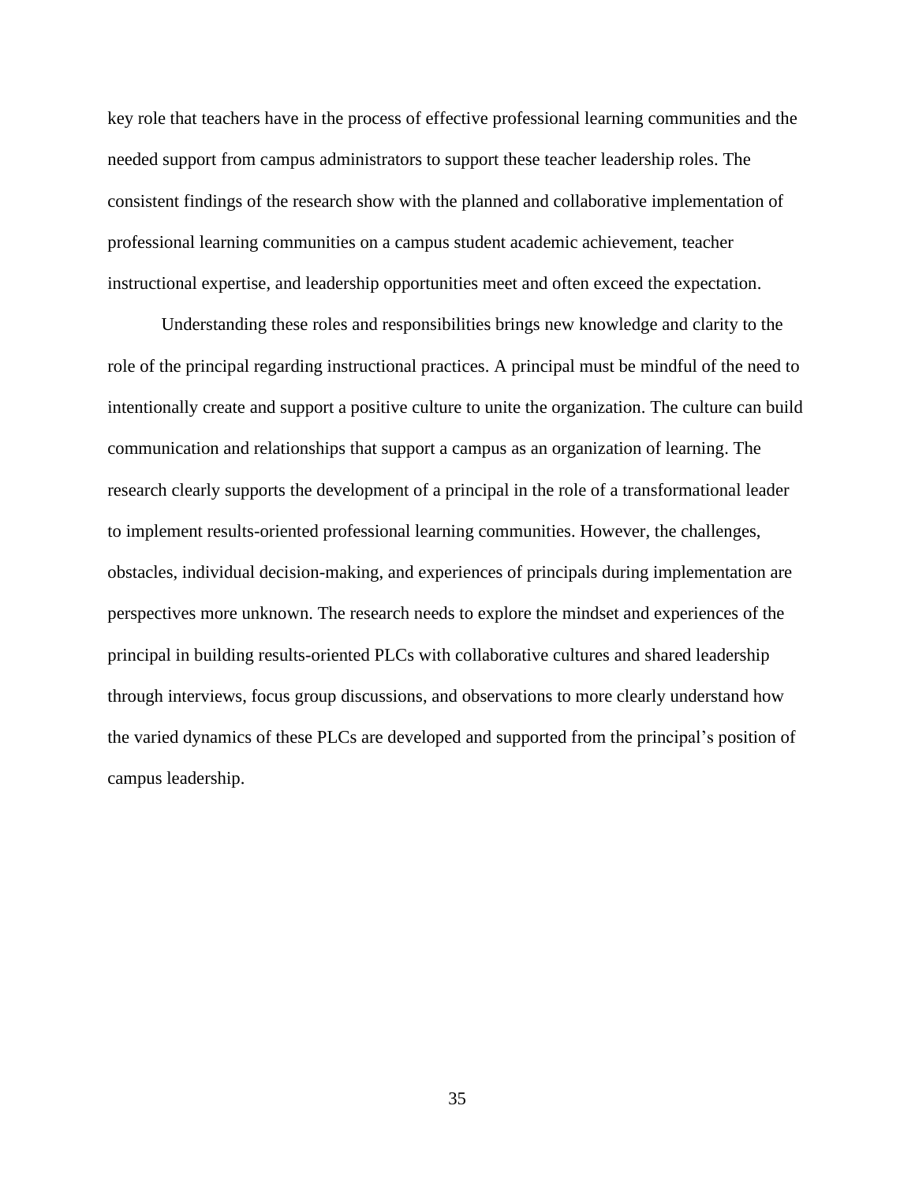key role that teachers have in the process of effective professional learning communities and the needed support from campus administrators to support these teacher leadership roles. The consistent findings of the research show with the planned and collaborative implementation of professional learning communities on a campus student academic achievement, teacher instructional expertise, and leadership opportunities meet and often exceed the expectation.

Understanding these roles and responsibilities brings new knowledge and clarity to the role of the principal regarding instructional practices. A principal must be mindful of the need to intentionally create and support a positive culture to unite the organization. The culture can build communication and relationships that support a campus as an organization of learning. The research clearly supports the development of a principal in the role of a transformational leader to implement results-oriented professional learning communities. However, the challenges, obstacles, individual decision-making, and experiences of principals during implementation are perspectives more unknown. The research needs to explore the mindset and experiences of the principal in building results-oriented PLCs with collaborative cultures and shared leadership through interviews, focus group discussions, and observations to more clearly understand how the varied dynamics of these PLCs are developed and supported from the principal's position of campus leadership.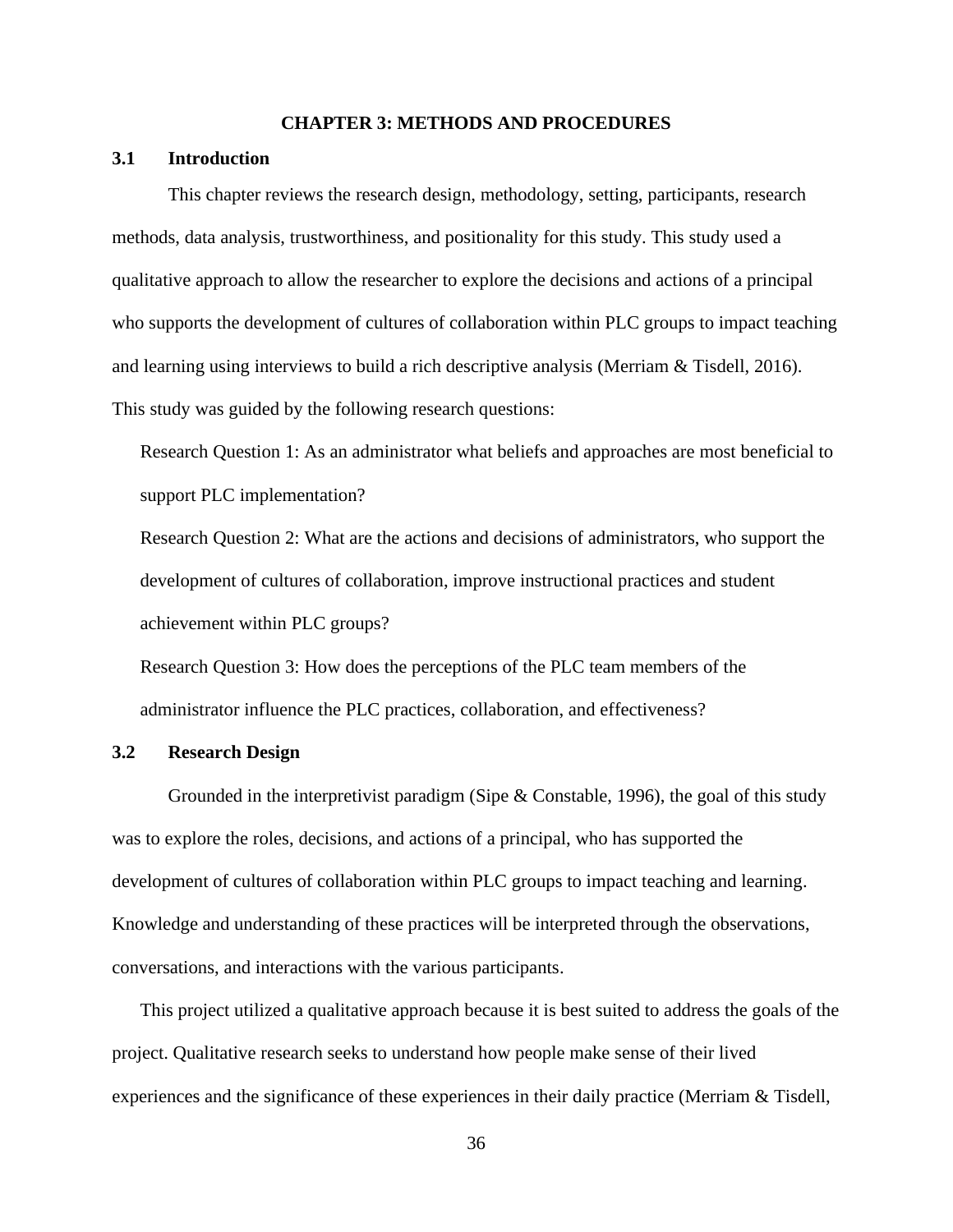# CHAPTER 3: METHODS AND PROCEDURES

## 3.1 Introduction

This chapter reviews the research design, methodology, setting, participants, research methods, data analysis, trustworthiness, and positionality for this study. This study used a qualitative approach to allow the researcher to explore the decisions and actions of a principal who supports the development of cultures of collaboration within PLC groups to impact teaching and learning using interviews to build a rich descriptive analysis (Merriam & Tisdell, 2016). This study was guided by the following research questions:

Research Question 1: As an administrator what beliefs and approaches are most beneficial to support PLC implementation?

Research Question 2: What are the actions and decisions of administrators, who support the development of cultures of collaboration, improve instructional practices and student achievement within PLC groups?

Research Question 3: How does the perceptions of the PLC team members of the administrator influence the PLC practices, collaboration, and effectiveness?

## 3.2 Research Design

Grounded in the interpretivist paradigm (Sipe & Constable, 1996), the goal of this study was to explore the roles, decisions, and actions of a principal, who has supported the development of cultures of collaboration within PLC groups to impact teaching and learning. Knowledge and understanding of these practices will be interpreted through the observations, conversations, and interactions with the various participants.

This project utilized a qualitative approach because it is best suited to address the goals of the project. Qualitative research seeks to understand how people make sense of their lived experiences and the significance of these experiences in their daily practice (Merriam & Tisdell,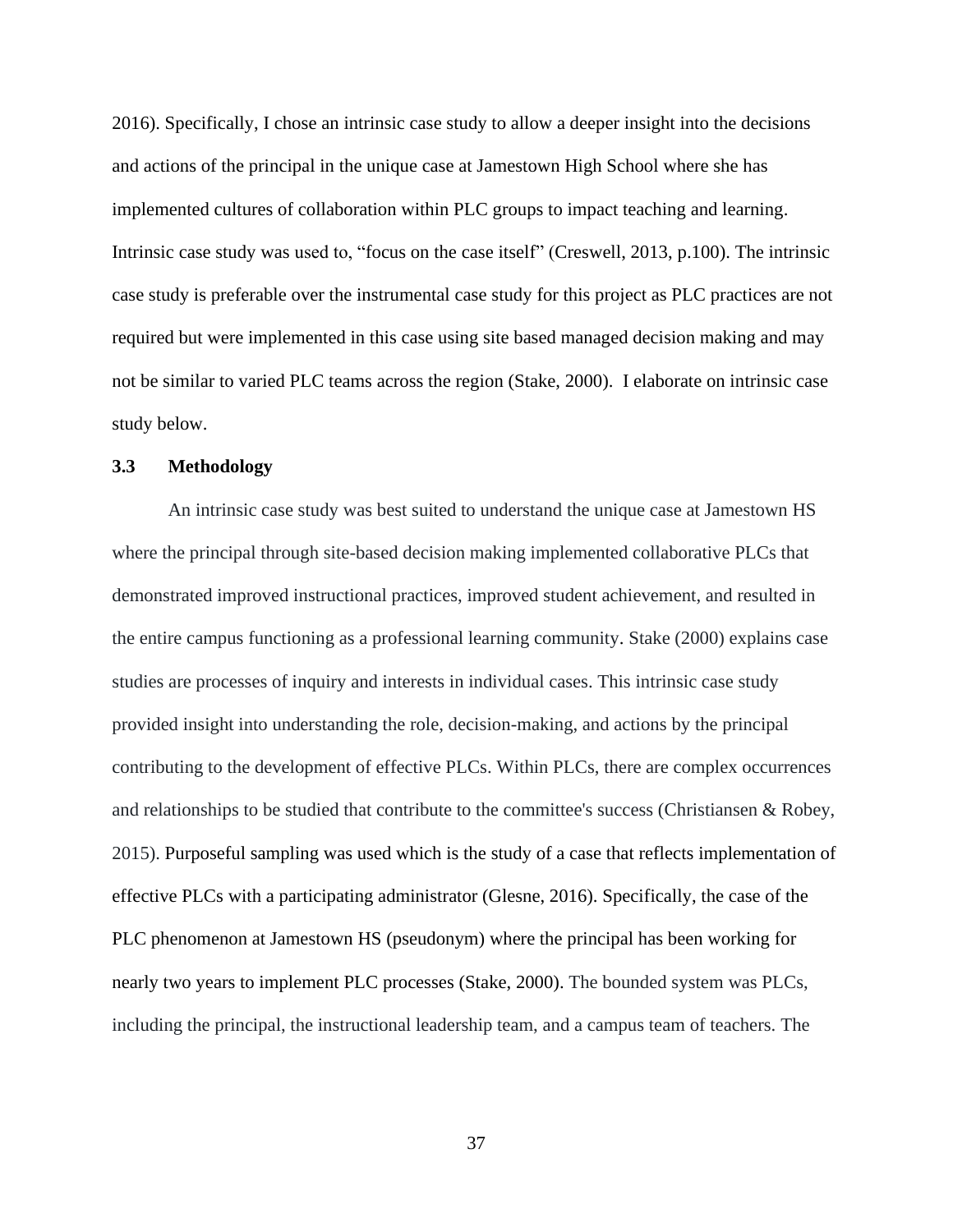2016). Specifically, I chose an intrinsic case study to allow a deeper insight into the decisions and actions of the principal in the unique case at Jamestown High School where she has implemented cultures of collaboration within PLC groups to impact teaching and learning. Intrinsic case study was used to, "focus on the case itself" (Creswell, 2013, p.100). The intrinsic case study is preferable over the instrumental case study for this project as PLC practices are not required but were implemented in this case using site based managed decision making and may not be similar to varied PLC teams across the region (Stake, 2000). I elaborate on intrinsic case study below.

### 3.3 Methodology

An intrinsic case study was best suited to understand the unique case at Jamestown HS where the principal through site-based decision making implemented collaborative PLCs that demonstrated improved instructional practices, improved student achievement, and resulted in the entire campus functioning as a professional learning community. Stake (2000) explains case studies are processes of inquiry and interests in individual cases. This intrinsic case study provided insight into understanding the role, decision-making, and actions by the principal contributing to the development of effective PLCs. Within PLCs, there are complex occurrences and relationships to be studied that contribute to the committee's success (Christiansen & Robey, 2015). Purposeful sampling was used which is the study of a case that reflects implementation of effective PLCs with a participating administrator (Glesne, 2016). Specifically, the case of the PLC phenomenon at Jamestown HS (pseudonym) where the principal has been working for nearly two years to implement PLC processes (Stake, 2000). The bounded system was PLCs, including the principal, the instructional leadership team, and a campus team of teachers. The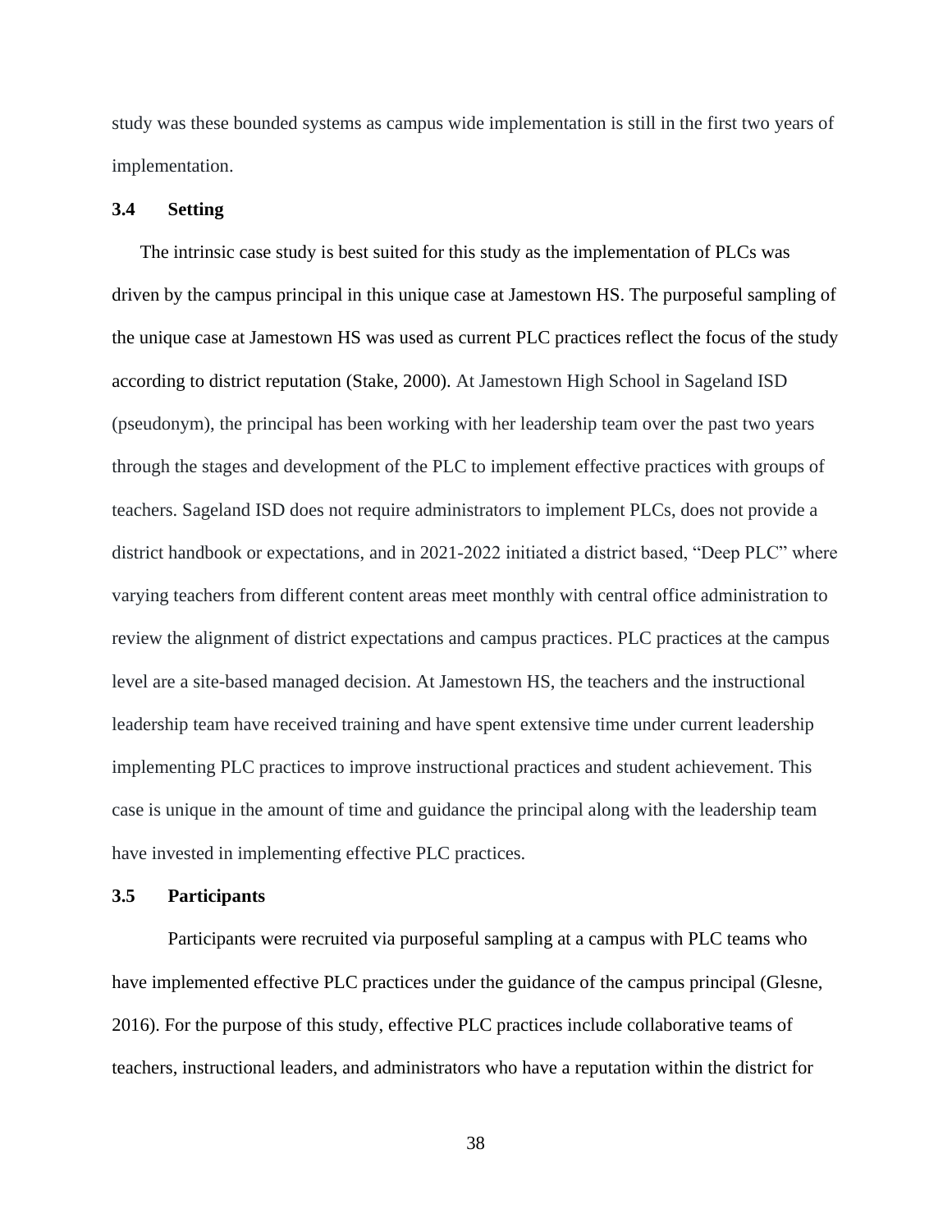study was these bounded systems as campus wide implementation is still in the first two years of implementation.

### 3.4 Setting

The intrinsic case study is best suited for this study as the implementation of PLCs was driven by the campus principal in this unique case at Jamestown HS. The purposeful sampling of the unique case at Jamestown HS was used as current PLC practices reflect the focus of the study according to district reputation (Stake, 2000). At Jamestown High School in Sageland ISD (pseudonym), the principal has been working with her leadership team over the past two years through the stages and development of the PLC to implement effective practices with groups of teachers. Sageland ISD does not require administrators to implement PLCs, does not provide a district handbook or expectations, and in 2021-2022 initiated a district based, "Deep PLC" where varying teachers from different content areas meet monthly with central office administration to review the alignment of district expectations and campus practices. PLC practices at the campus level are a site-based managed decision. At Jamestown HS, the teachers and the instructional leadership team have received training and have spent extensive time under current leadership implementing PLC practices to improve instructional practices and student achievement. This case is unique in the amount of time and guidance the principal along with the leadership team have invested in implementing effective PLC practices.

### 3.5 Participants

Participants were recruited via purposeful sampling at a campus with PLC teams who have implemented effective PLC practices under the guidance of the campus principal (Glesne, 2016). For the purpose of this study, effective PLC practices include collaborative teams of teachers, instructional leaders, and administrators who have a reputation within the district for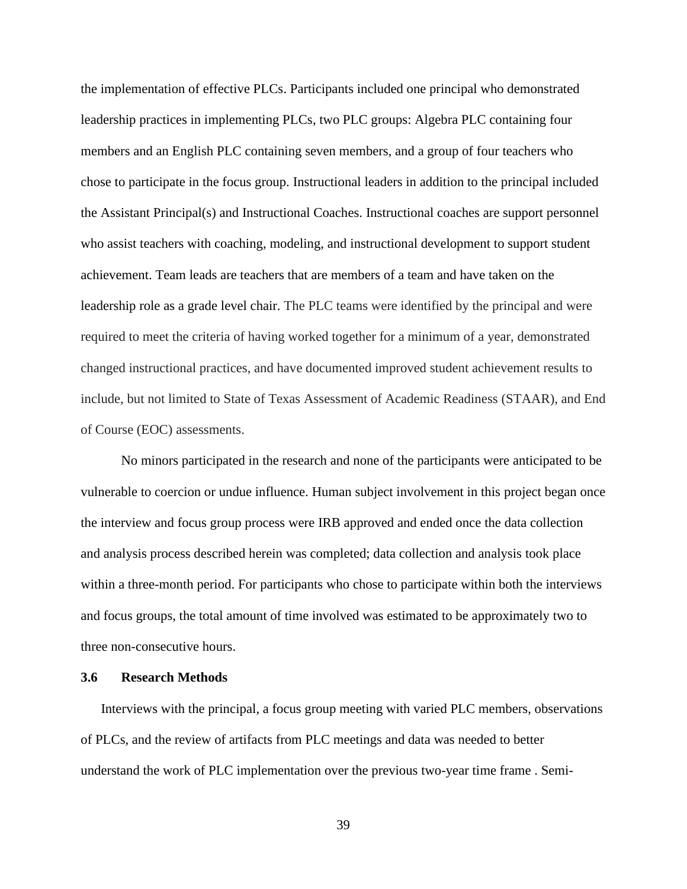the implementation of effective PLCs. Participants included one principal who demonstrated leadership practices in implementing PLCs, two PLC groups: Algebra PLC containing four members and an English PLC containing seven members, and a group of four teachers who chose to participate in the focus group. Instructional leaders in addition to the principal included the Assistant Principal(s) and Instructional Coaches. Instructional coaches are support personnel who assist teachers with coaching, modeling, and instructional development to support student achievement. Team leads are teachers that are members of a team and have taken on the leadership role as a grade level chair. The PLC teams were identified by the principal and were required to meet the criteria of having worked together for a minimum of a year, demonstrated changed instructional practices, and have documented improved student achievement results to include, but not limited to State of Texas Assessment of Academic Readiness (STAAR), and End of Course (EOC) assessments.

No minors participated in the research and none of the participants were anticipated to be vulnerable to coercion or undue influence. Human subject involvement in this project began once the interview and focus group process were IRB approved and ended once the data collection and analysis process described herein was completed; data collection and analysis took place within a three-month period. For participants who chose to participate within both the interviews and focus groups, the total amount of time involved was estimated to be approximately two to three non-consecutive hours.

### 3.6 Research Methods

Interviews with the principal, a focus group meeting with varied PLC members, observations of PLCs, and the review of artifacts from PLC meetings and data was needed to better understand the work of PLC implementation over the previous two-year time frame . Semi-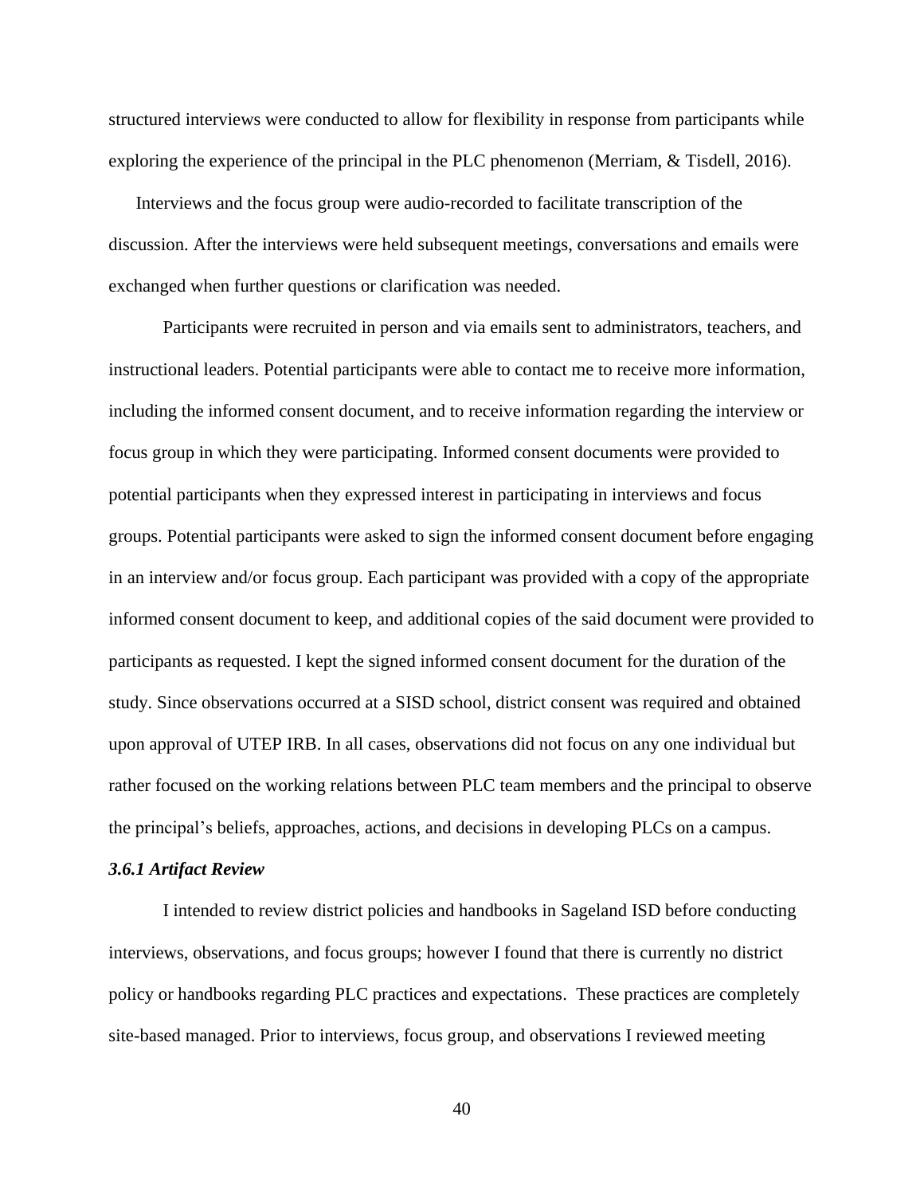structured interviews were conducted to allow for flexibility in response from participants while exploring the experience of the principal in the PLC phenomenon (Merriam, & Tisdell, 2016).

Interviews and the focus group were audio-recorded to facilitate transcription of the discussion. After the interviews were held subsequent meetings, conversations and emails were exchanged when further questions or clarification was needed.

Participants were recruited in person and via emails sent to administrators, teachers, and instructional leaders. Potential participants were able to contact me to receive more information, including the informed consent document, and to receive information regarding the interview or focus group in which they were participating. Informed consent documents were provided to potential participants when they expressed interest in participating in interviews and focus groups. Potential participants were asked to sign the informed consent document before engaging in an interview and/or focus group. Each participant was provided with a copy of the appropriate informed consent document to keep, and additional copies of the said document were provided to participants as requested. I kept the signed informed consent document for the duration of the study. Since observations occurred at a SISD school, district consent was required and obtained upon approval of UTEP IRB. In all cases, observations did not focus on any one individual but rather focused on the working relations between PLC team members and the principal to observe the principal's beliefs, approaches, actions, and decisions in developing PLCs on a campus.

### *3.6.1 Artifact Review*

I intended to review district policies and handbooks in Sageland ISD before conducting interviews, observations, and focus groups; however I found that there is currently no district policy or handbooks regarding PLC practices and expectations. These practices are completely site-based managed. Prior to interviews, focus group, and observations I reviewed meeting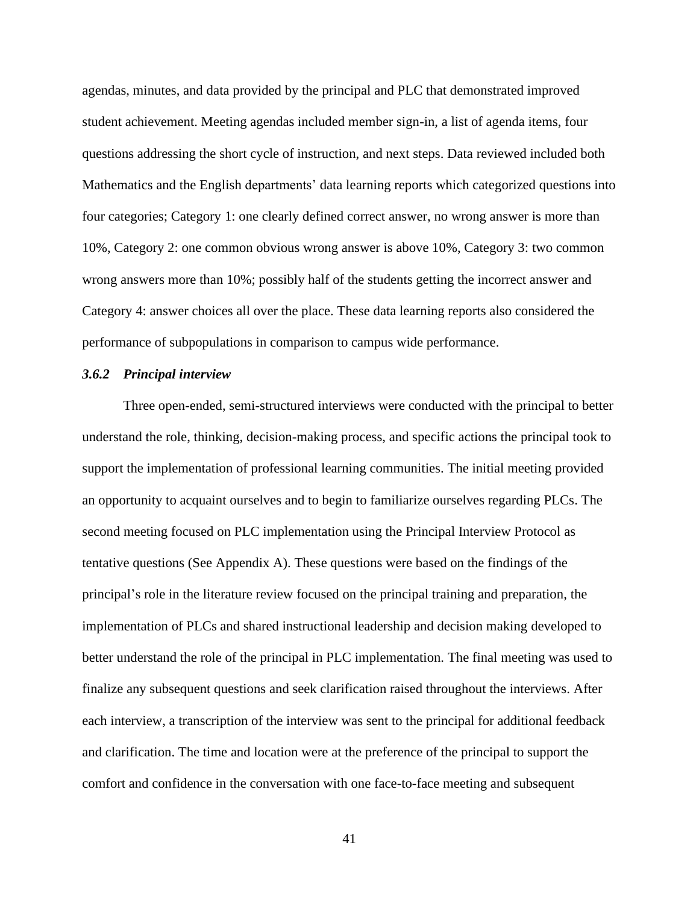agendas, minutes, and data provided by the principal and PLC that demonstrated improved student achievement. Meeting agendas included member sign-in, a list of agenda items, four questions addressing the short cycle of instruction, and next steps. Data reviewed included both Mathematics and the English departments' data learning reports which categorized questions into four categories; Category 1: one clearly defined correct answer, no wrong answer is more than 10%, Category 2: one common obvious wrong answer is above 10%, Category 3: two common wrong answers more than 10%; possibly half of the students getting the incorrect answer and Category 4: answer choices all over the place. These data learning reports also considered the performance of subpopulations in comparison to campus wide performance.

### *3.6.2 Principal interview*

Three open-ended, semi-structured interviews were conducted with the principal to better understand the role, thinking, decision-making process, and specific actions the principal took to support the implementation of professional learning communities. The initial meeting provided an opportunity to acquaint ourselves and to begin to familiarize ourselves regarding PLCs. The second meeting focused on PLC implementation using the Principal Interview Protocol as tentative questions (See Appendix A). These questions were based on the findings of the principal's role in the literature review focused on the principal training and preparation, the implementation of PLCs and shared instructional leadership and decision making developed to better understand the role of the principal in PLC implementation. The final meeting was used to finalize any subsequent questions and seek clarification raised throughout the interviews. After each interview, a transcription of the interview was sent to the principal for additional feedback and clarification. The time and location were at the preference of the principal to support the comfort and confidence in the conversation with one face-to-face meeting and subsequent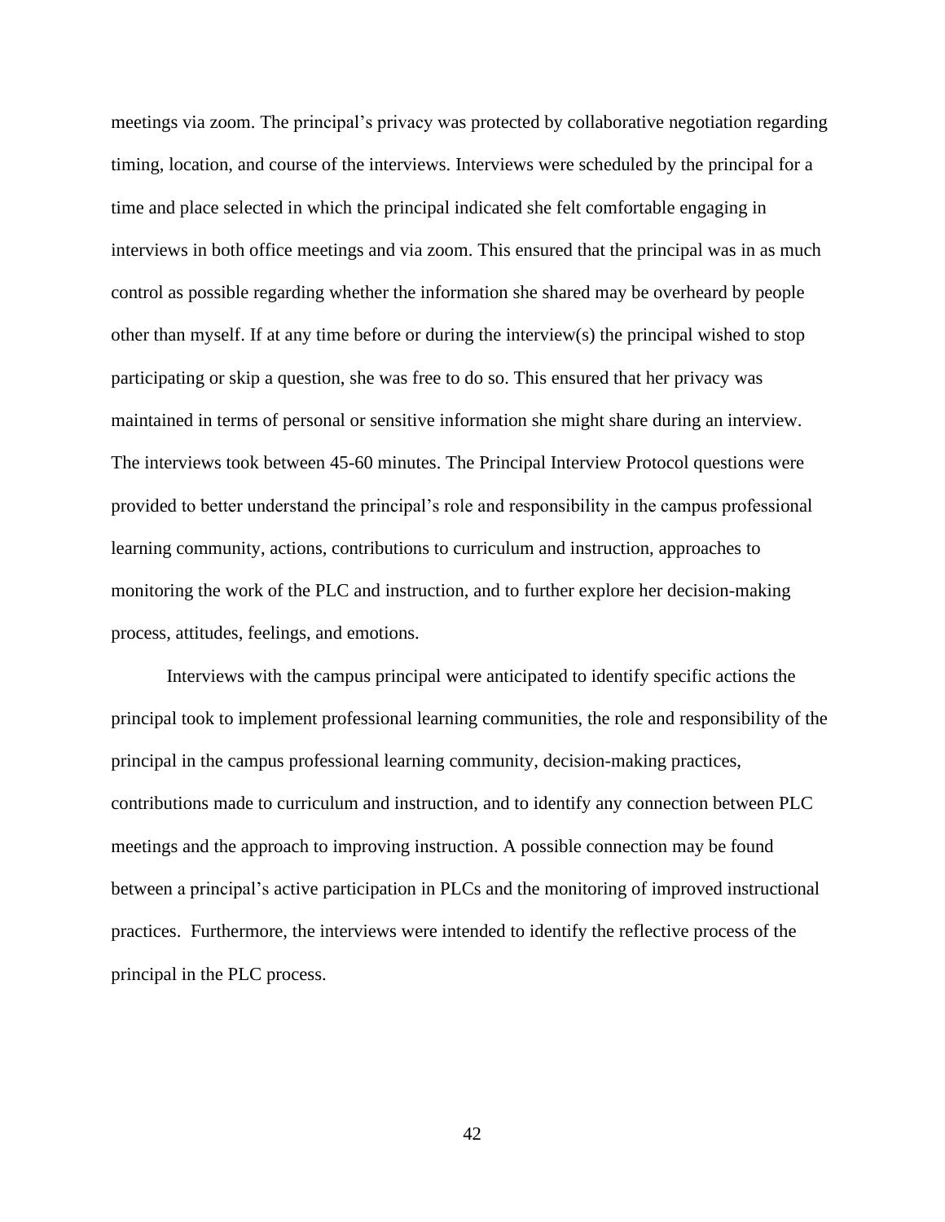meetings via zoom. The principal's privacy was protected by collaborative negotiation regarding timing, location, and course of the interviews. Interviews were scheduled by the principal for a time and place selected in which the principal indicated she felt comfortable engaging in interviews in both office meetings and via zoom. This ensured that the principal was in as much control as possible regarding whether the information she shared may be overheard by people other than myself. If at any time before or during the interview(s) the principal wished to stop participating or skip a question, she was free to do so. This ensured that her privacy was maintained in terms of personal or sensitive information she might share during an interview. The interviews took between 45-60 minutes. The Principal Interview Protocol questions were provided to better understand the principal's role and responsibility in the campus professional learning community, actions, contributions to curriculum and instruction, approaches to monitoring the work of the PLC and instruction, and to further explore her decision-making process, attitudes, feelings, and emotions.

Interviews with the campus principal were anticipated to identify specific actions the principal took to implement professional learning communities, the role and responsibility of the principal in the campus professional learning community, decision-making practices, contributions made to curriculum and instruction, and to identify any connection between PLC meetings and the approach to improving instruction. A possible connection may be found between a principal's active participation in PLCs and the monitoring of improved instructional practices. Furthermore, the interviews were intended to identify the reflective process of the principal in the PLC process.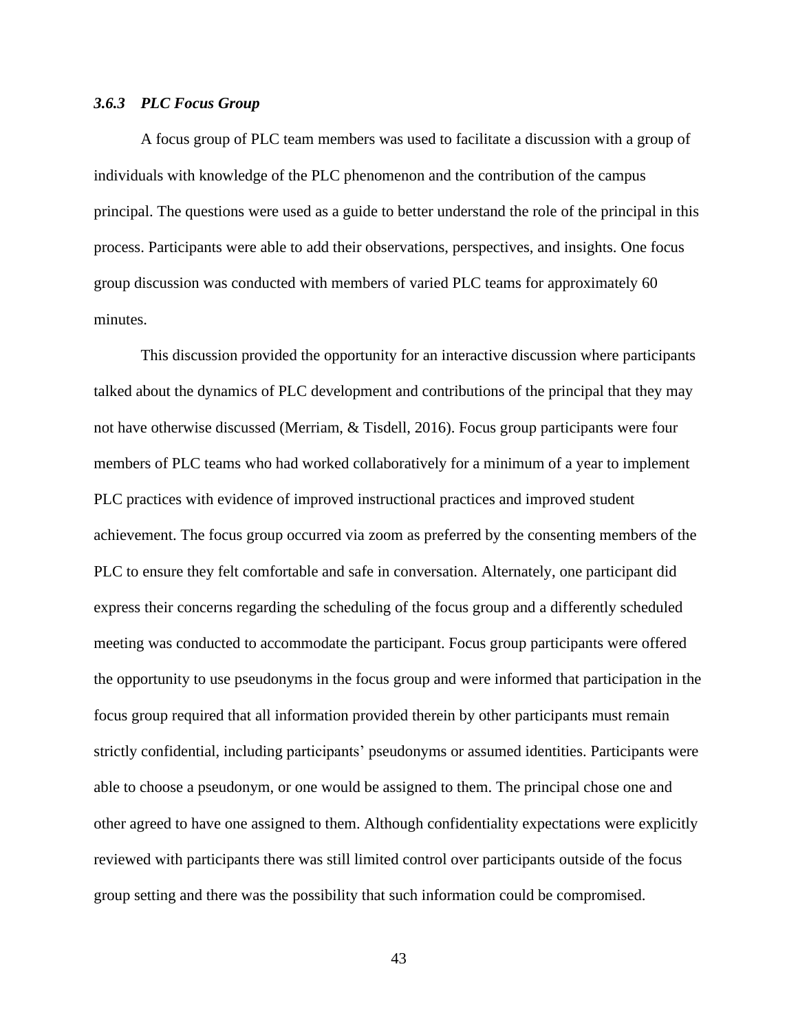### *3.6.3 PLC Focus Group*

A focus group of PLC team members was used to facilitate a discussion with a group of individuals with knowledge of the PLC phenomenon and the contribution of the campus principal. The questions were used as a guide to better understand the role of the principal in this process. Participants were able to add their observations, perspectives, and insights. One focus group discussion was conducted with members of varied PLC teams for approximately 60 minutes.

This discussion provided the opportunity for an interactive discussion where participants talked about the dynamics of PLC development and contributions of the principal that they may not have otherwise discussed (Merriam, & Tisdell, 2016). Focus group participants were four members of PLC teams who had worked collaboratively for a minimum of a year to implement PLC practices with evidence of improved instructional practices and improved student achievement. The focus group occurred via zoom as preferred by the consenting members of the PLC to ensure they felt comfortable and safe in conversation. Alternately, one participant did express their concerns regarding the scheduling of the focus group and a differently scheduled meeting was conducted to accommodate the participant. Focus group participants were offered the opportunity to use pseudonyms in the focus group and were informed that participation in the focus group required that all information provided therein by other participants must remain strictly confidential, including participants' pseudonyms or assumed identities. Participants were able to choose a pseudonym, or one would be assigned to them. The principal chose one and other agreed to have one assigned to them. Although confidentiality expectations were explicitly reviewed with participants there was still limited control over participants outside of the focus group setting and there was the possibility that such information could be compromised.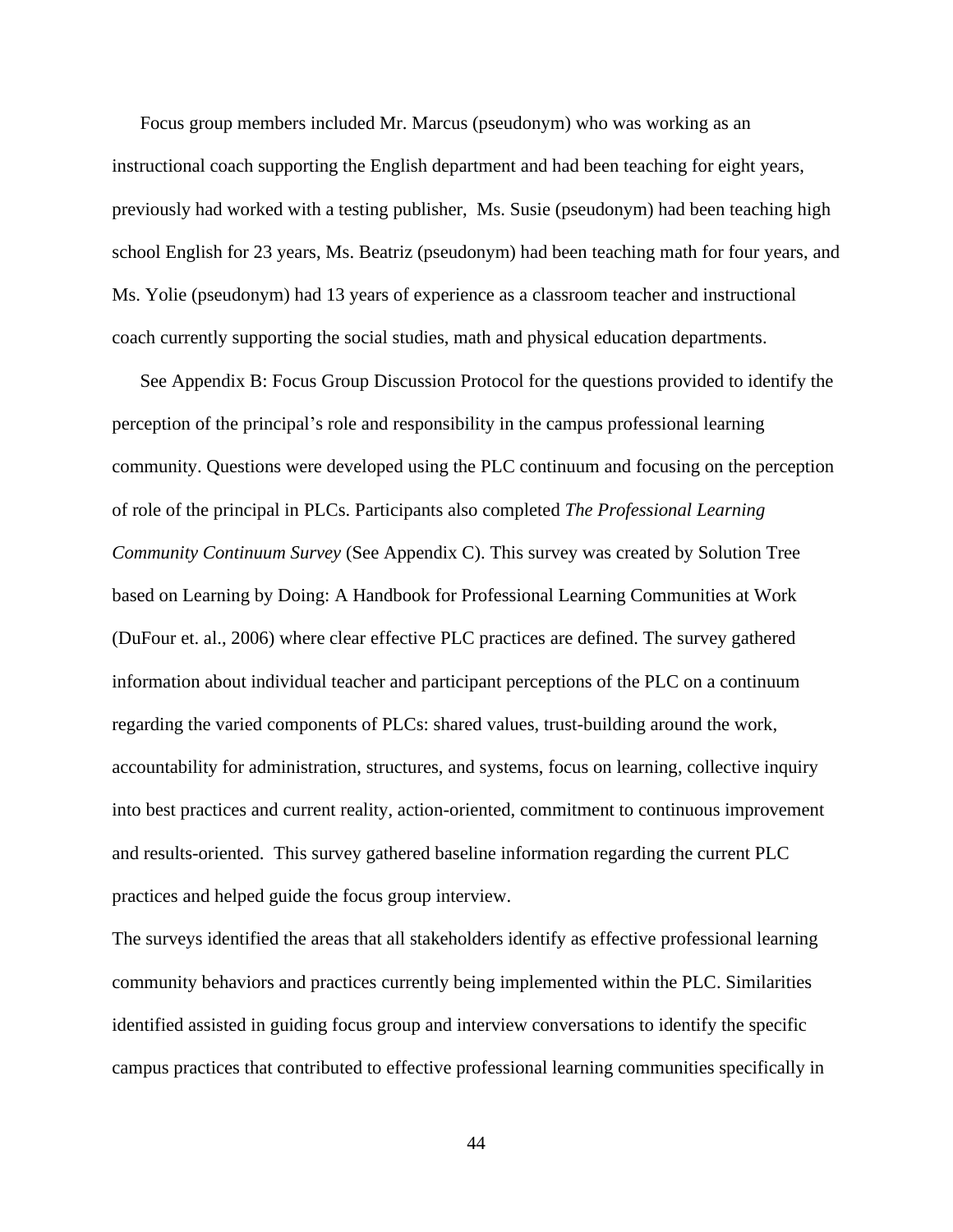Focus group members included Mr. Marcus (pseudonym) who was working as an instructional coach supporting the English department and had been teaching for eight years, previously had worked with a testing publisher,  Ms. Susie (pseudonym) had been teaching high school English for 23 years, Ms. Beatriz (pseudonym) had been teaching math for four years, and Ms. Yolie (pseudonym) had 13 years of experience as a classroom teacher and instructional coach currently supporting the social studies, math and physical education departments.

See Appendix B: Focus Group Discussion Protocol for the questions provided to identify the perception of the principal's role and responsibility in the campus professional learning community. Questions were developed using the PLC continuum and focusing on the perception of role of the principal in PLCs. Participants also completed *The Professional Learning Community Continuum Survey* (See Appendix C). This survey was created by Solution Tree based on Learning by Doing: A Handbook for Professional Learning Communities at Work (DuFour et. al., 2006) where clear effective PLC practices are defined. The survey gathered information about individual teacher and participant perceptions of the PLC on a continuum regarding the varied components of PLCs: shared values, trust-building around the work, accountability for administration, structures, and systems, focus on learning, collective inquiry into best practices and current reality, action-oriented, commitment to continuous improvement and results-oriented.  This survey gathered baseline information regarding the current PLC practices and helped guide the focus group interview.

The surveys identified the areas that all stakeholders identify as effective professional learning community behaviors and practices currently being implemented within the PLC. Similarities identified assisted in guiding focus group and interview conversations to identify the specific campus practices that contributed to effective professional learning communities specifically in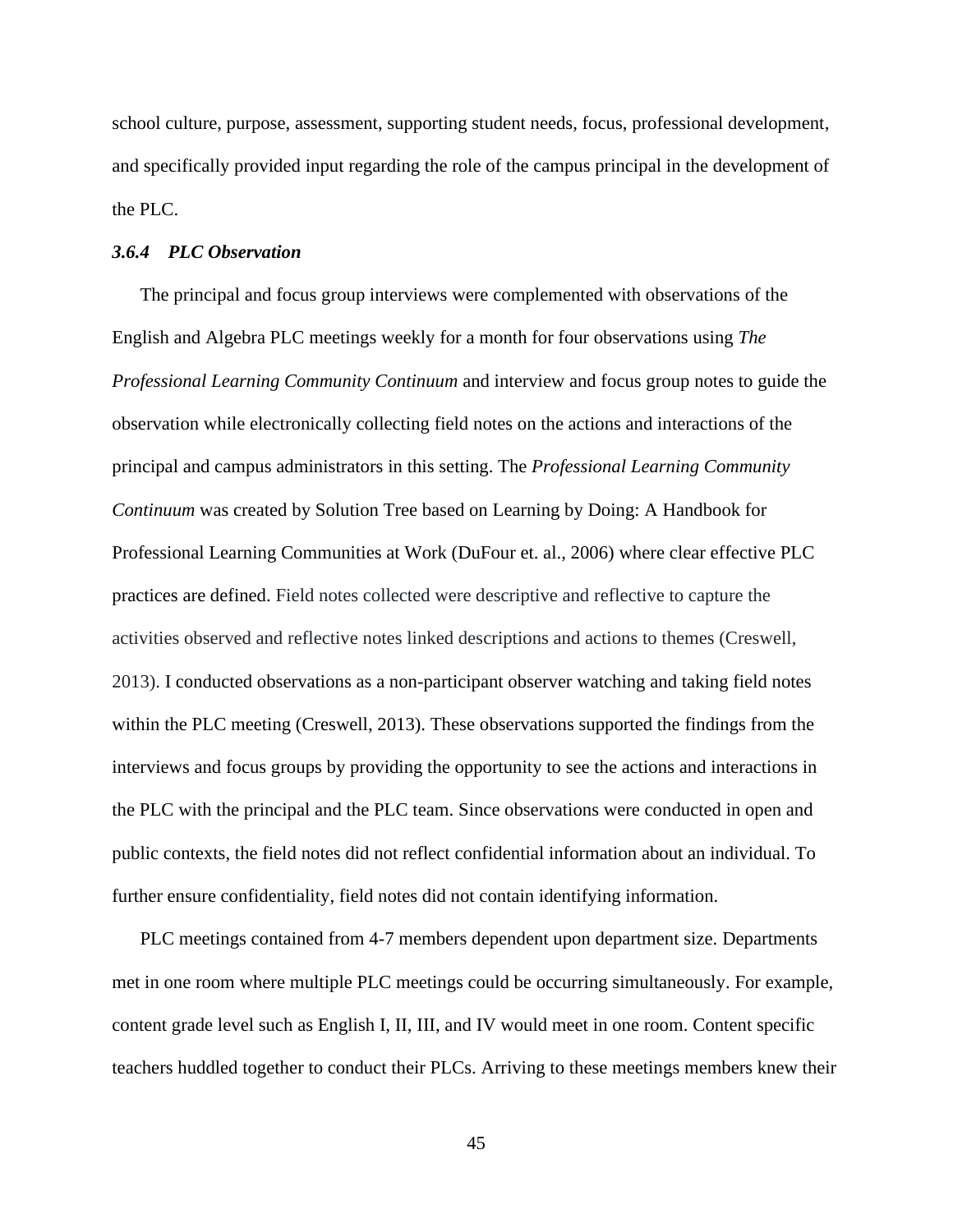school culture, purpose, assessment, supporting student needs, focus, professional development, and specifically provided input regarding the role of the campus principal in the development of the PLC.

### *3.6.4 PLC Observation*

The principal and focus group interviews were complemented with observations of the English and Algebra PLC meetings weekly for a month for four observations using *The Professional Learning Community Continuum* and interview and focus group notes to guide the observation while electronically collecting field notes on the actions and interactions of the principal and campus administrators in this setting. The *Professional Learning Community Continuum* was created by Solution Tree based on Learning by Doing: A Handbook for Professional Learning Communities at Work (DuFour et. al., 2006) where clear effective PLC practices are defined. Field notes collected were descriptive and reflective to capture the activities observed and reflective notes linked descriptions and actions to themes (Creswell, 2013). I conducted observations as a non-participant observer watching and taking field notes within the PLC meeting (Creswell, 2013). These observations supported the findings from the interviews and focus groups by providing the opportunity to see the actions and interactions in the PLC with the principal and the PLC team. Since observations were conducted in open and public contexts, the field notes did not reflect confidential information about an individual. To further ensure confidentiality, field notes did not contain identifying information.

PLC meetings contained from 4-7 members dependent upon department size. Departments met in one room where multiple PLC meetings could be occurring simultaneously. For example, content grade level such as English I, II, III, and IV would meet in one room. Content specific teachers huddled together to conduct their PLCs. Arriving to these meetings members knew their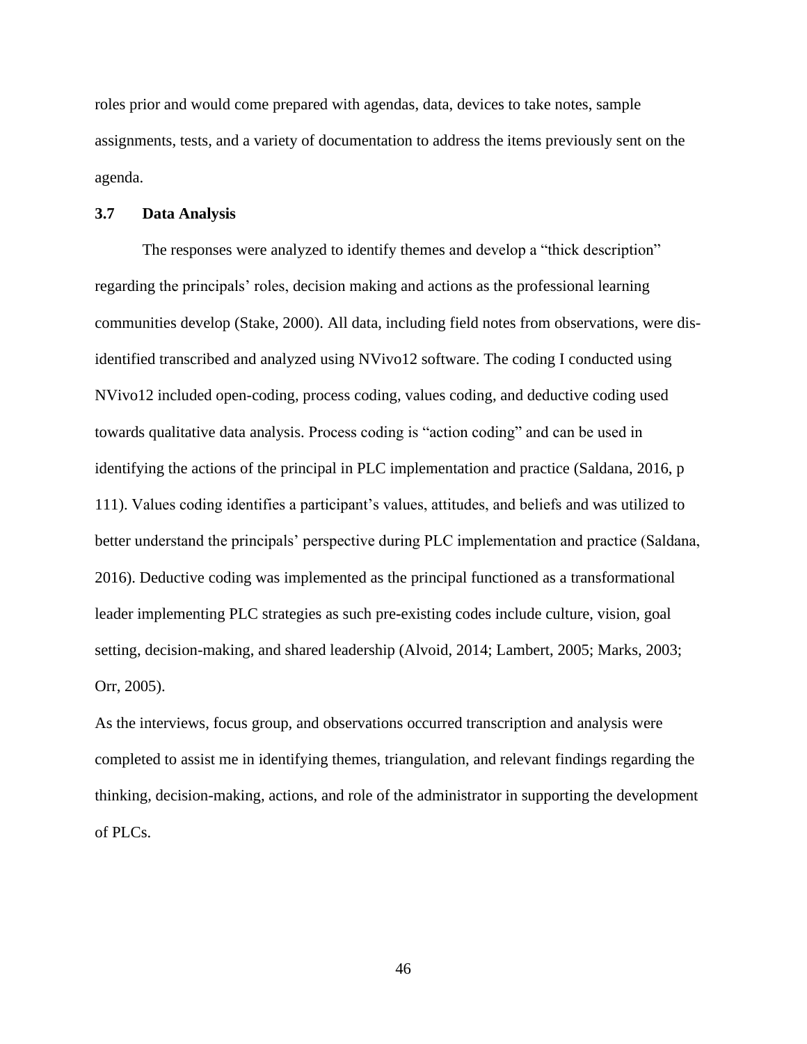roles prior and would come prepared with agendas, data, devices to take notes, sample assignments, tests, and a variety of documentation to address the items previously sent on the agenda.

### 3.7 Data Analysis

The responses were analyzed to identify themes and develop a "thick description" regarding the principals' roles, decision making and actions as the professional learning communities develop (Stake, 2000). All data, including field notes from observations, were dis-identified transcribed and analyzed using NVivo12 software. The coding I conducted using NVivo12 included open-coding, process coding, values coding, and deductive coding used towards qualitative data analysis. Process coding is "action coding" and can be used in identifying the actions of the principal in PLC implementation and practice (Saldana, 2016, p 111). Values coding identifies a participant's values, attitudes, and beliefs and was utilized to better understand the principals' perspective during PLC implementation and practice (Saldana, 2016). Deductive coding was implemented as the principal functioned as a transformational leader implementing PLC strategies as such pre-existing codes include culture, vision, goal setting, decision-making, and shared leadership (Alvoid, 2014; Lambert, 2005; Marks, 2003; Orr, 2005).

As the interviews, focus group, and observations occurred transcription and analysis were completed to assist me in identifying themes, triangulation, and relevant findings regarding the thinking, decision-making, actions, and role of the administrator in supporting the development of PLCs.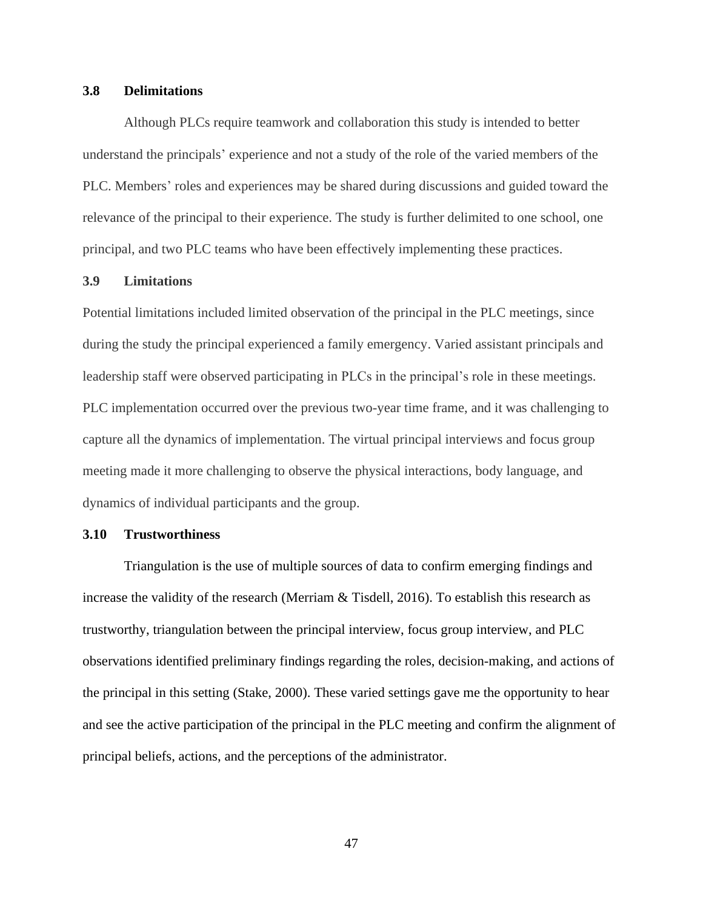### 3.8 Delimitations

Although PLCs require teamwork and collaboration this study is intended to better understand the principals' experience and not a study of the role of the varied members of the PLC. Members' roles and experiences may be shared during discussions and guided toward the relevance of the principal to their experience. The study is further delimited to one school, one principal, and two PLC teams who have been effectively implementing these practices.

### 3.9 Limitations

Potential limitations included limited observation of the principal in the PLC meetings, since during the study the principal experienced a family emergency. Varied assistant principals and leadership staff were observed participating in PLCs in the principal's role in these meetings. PLC implementation occurred over the previous two-year time frame, and it was challenging to capture all the dynamics of implementation. The virtual principal interviews and focus group meeting made it more challenging to observe the physical interactions, body language, and dynamics of individual participants and the group.

### 3.10 Trustworthiness

Triangulation is the use of multiple sources of data to confirm emerging findings and increase the validity of the research (Merriam & Tisdell, 2016). To establish this research as trustworthy, triangulation between the principal interview, focus group interview, and PLC observations identified preliminary findings regarding the roles, decision-making, and actions of the principal in this setting (Stake, 2000). These varied settings gave me the opportunity to hear and see the active participation of the principal in the PLC meeting and confirm the alignment of principal beliefs, actions, and the perceptions of the administrator.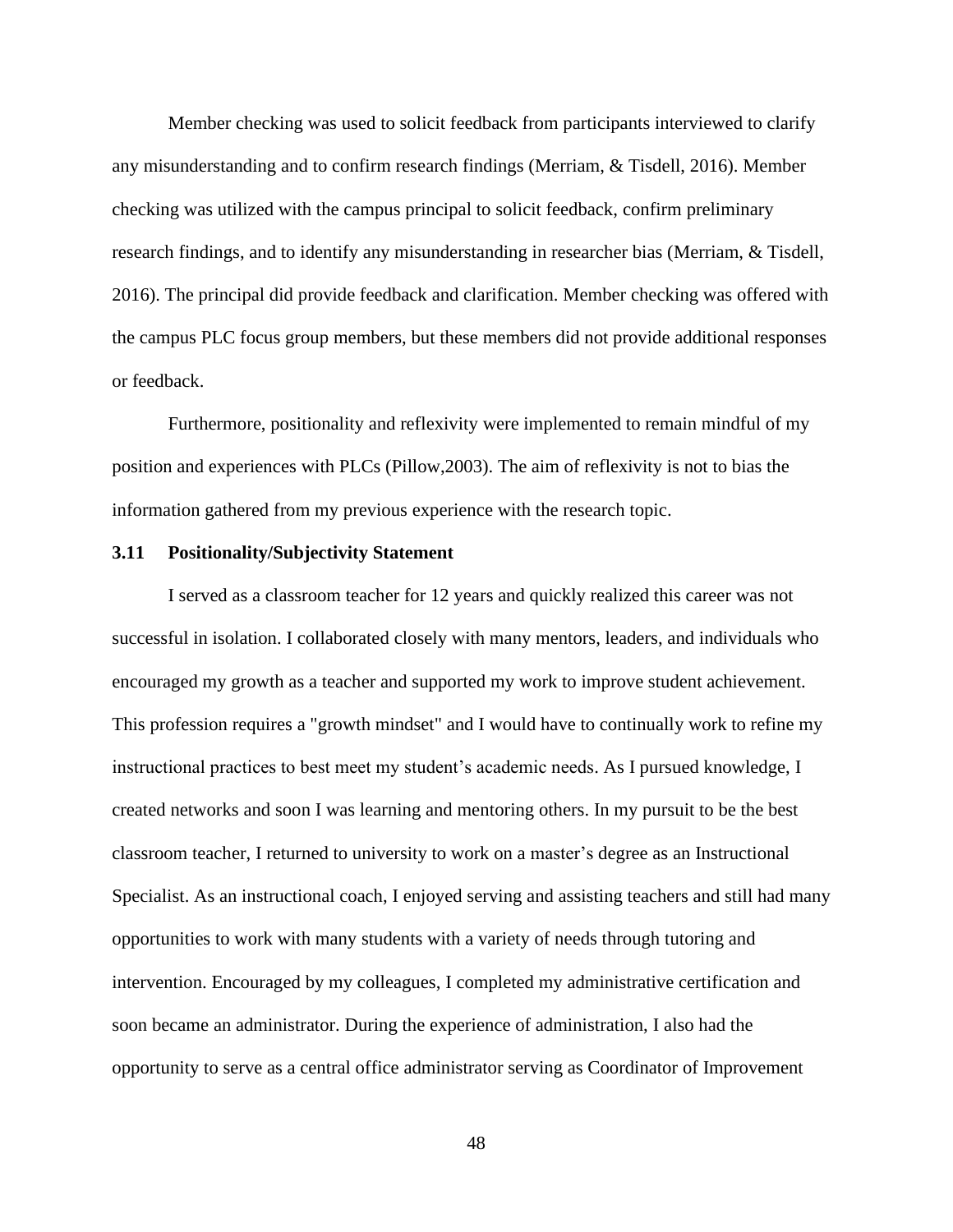Member checking was used to solicit feedback from participants interviewed to clarify any misunderstanding and to confirm research findings (Merriam, & Tisdell, 2016). Member checking was utilized with the campus principal to solicit feedback, confirm preliminary research findings, and to identify any misunderstanding in researcher bias (Merriam, & Tisdell, 2016). The principal did provide feedback and clarification. Member checking was offered with the campus PLC focus group members, but these members did not provide additional responses or feedback.

Furthermore, positionality and reflexivity were implemented to remain mindful of my position and experiences with PLCs (Pillow,2003). The aim of reflexivity is not to bias the information gathered from my previous experience with the research topic.

### 3.11 Positionality/Subjectivity Statement

I served as a classroom teacher for 12 years and quickly realized this career was not successful in isolation. I collaborated closely with many mentors, leaders, and individuals who encouraged my growth as a teacher and supported my work to improve student achievement. This profession requires a "growth mindset" and I would have to continually work to refine my instructional practices to best meet my student's academic needs. As I pursued knowledge, I created networks and soon I was learning and mentoring others. In my pursuit to be the best classroom teacher, I returned to university to work on a master's degree as an Instructional Specialist. As an instructional coach, I enjoyed serving and assisting teachers and still had many opportunities to work with many students with a variety of needs through tutoring and intervention. Encouraged by my colleagues, I completed my administrative certification and soon became an administrator. During the experience of administration, I also had the opportunity to serve as a central office administrator serving as Coordinator of Improvement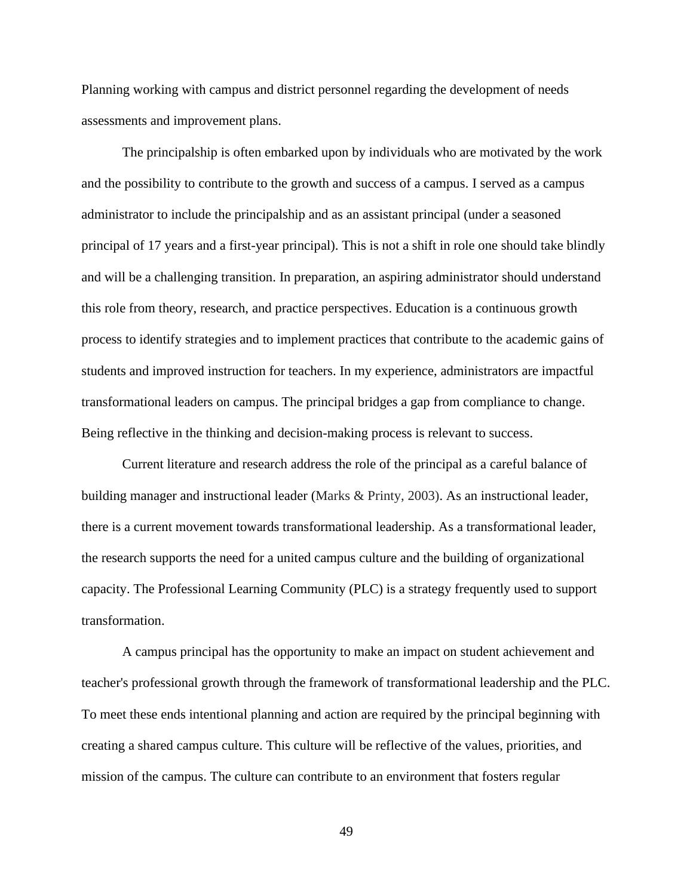Planning working with campus and district personnel regarding the development of needs assessments and improvement plans.

The principalship is often embarked upon by individuals who are motivated by the work and the possibility to contribute to the growth and success of a campus. I served as a campus administrator to include the principalship and as an assistant principal (under a seasoned principal of 17 years and a first-year principal). This is not a shift in role one should take blindly and will be a challenging transition. In preparation, an aspiring administrator should understand this role from theory, research, and practice perspectives. Education is a continuous growth process to identify strategies and to implement practices that contribute to the academic gains of students and improved instruction for teachers. In my experience, administrators are impactful transformational leaders on campus. The principal bridges a gap from compliance to change. Being reflective in the thinking and decision-making process is relevant to success.

Current literature and research address the role of the principal as a careful balance of building manager and instructional leader (Marks & Printy, 2003). As an instructional leader, there is a current movement towards transformational leadership. As a transformational leader, the research supports the need for a united campus culture and the building of organizational capacity. The Professional Learning Community (PLC) is a strategy frequently used to support transformation.

A campus principal has the opportunity to make an impact on student achievement and teacher's professional growth through the framework of transformational leadership and the PLC. To meet these ends intentional planning and action are required by the principal beginning with creating a shared campus culture. This culture will be reflective of the values, priorities, and mission of the campus. The culture can contribute to an environment that fosters regular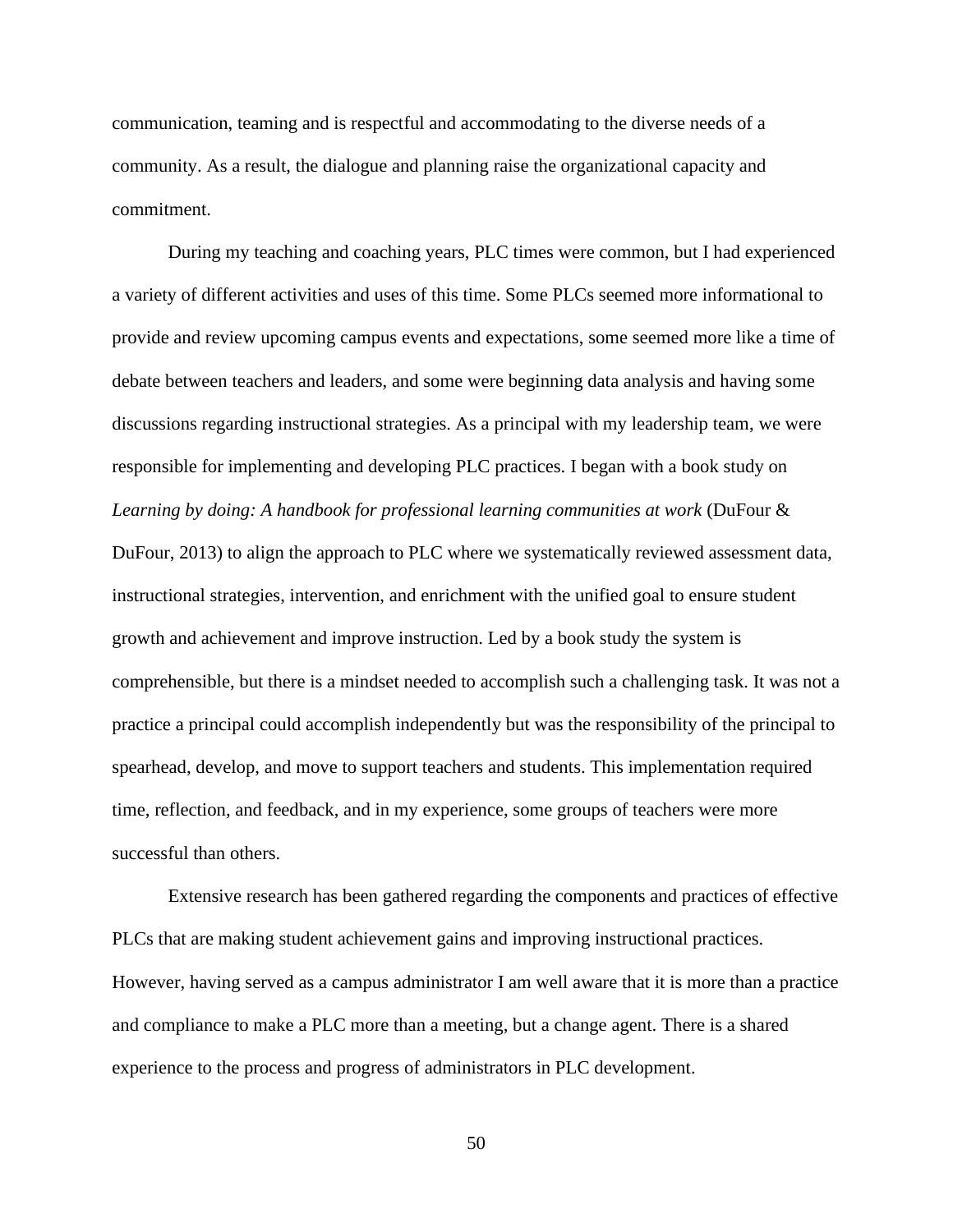communication, teaming and is respectful and accommodating to the diverse needs of a community. As a result, the dialogue and planning raise the organizational capacity and commitment.

During my teaching and coaching years, PLC times were common, but I had experienced a variety of different activities and uses of this time. Some PLCs seemed more informational to provide and review upcoming campus events and expectations, some seemed more like a time of debate between teachers and leaders, and some were beginning data analysis and having some discussions regarding instructional strategies. As a principal with my leadership team, we were responsible for implementing and developing PLC practices. I began with a book study on *Learning by doing: A handbook for professional learning communities at work* (DuFour & DuFour, 2013) to align the approach to PLC where we systematically reviewed assessment data, instructional strategies, intervention, and enrichment with the unified goal to ensure student growth and achievement and improve instruction. Led by a book study the system is comprehensible, but there is a mindset needed to accomplish such a challenging task. It was not a practice a principal could accomplish independently but was the responsibility of the principal to spearhead, develop, and move to support teachers and students. This implementation required time, reflection, and feedback, and in my experience, some groups of teachers were more successful than others.

Extensive research has been gathered regarding the components and practices of effective PLCs that are making student achievement gains and improving instructional practices. However, having served as a campus administrator I am well aware that it is more than a practice and compliance to make a PLC more than a meeting, but a change agent. There is a shared experience to the process and progress of administrators in PLC development.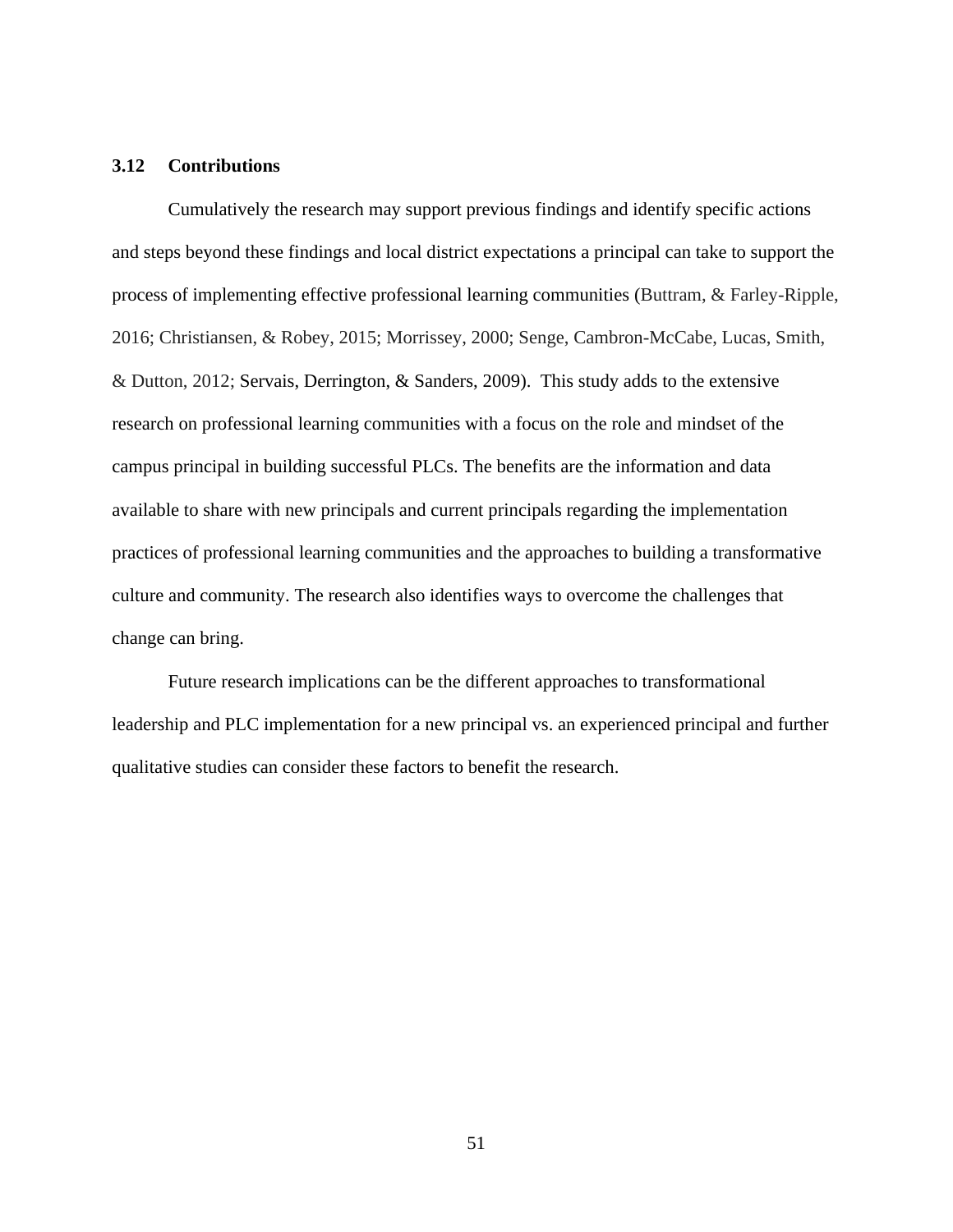### 3.12 Contributions

Cumulatively the research may support previous findings and identify specific actions and steps beyond these findings and local district expectations a principal can take to support the process of implementing effective professional learning communities (Buttram, & Farley-Ripple, 2016; Christiansen, & Robey, 2015; Morrissey, 2000; Senge, Cambron-McCabe, Lucas, Smith, & Dutton, 2012; Servais, Derrington, & Sanders, 2009). This study adds to the extensive research on professional learning communities with a focus on the role and mindset of the campus principal in building successful PLCs. The benefits are the information and data available to share with new principals and current principals regarding the implementation practices of professional learning communities and the approaches to building a transformative culture and community. The research also identifies ways to overcome the challenges that change can bring.

Future research implications can be the different approaches to transformational leadership and PLC implementation for a new principal vs. an experienced principal and further qualitative studies can consider these factors to benefit the research.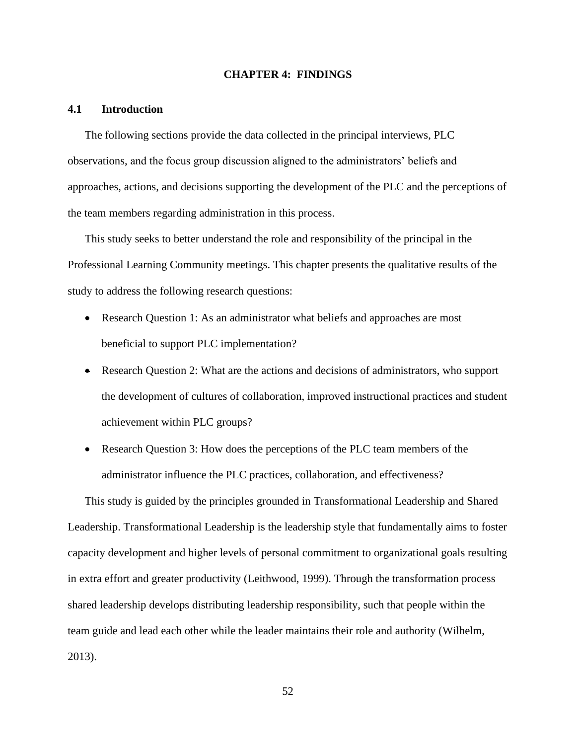# CHAPTER 4: FINDINGS

## 4.1 Introduction

The following sections provide the data collected in the principal interviews, PLC observations, and the focus group discussion aligned to the administrators' beliefs and approaches, actions, and decisions supporting the development of the PLC and the perceptions of the team members regarding administration in this process.

This study seeks to better understand the role and responsibility of the principal in the Professional Learning Community meetings. This chapter presents the qualitative results of the study to address the following research questions:

- Research Question 1: As an administrator what beliefs and approaches are most beneficial to support PLC implementation?
- Research Question 2: What are the actions and decisions of administrators, who support the development of cultures of collaboration, improved instructional practices and student achievement within PLC groups?
- Research Question 3: How does the perceptions of the PLC team members of the administrator influence the PLC practices, collaboration, and effectiveness?

This study is guided by the principles grounded in Transformational Leadership and Shared Leadership. Transformational Leadership is the leadership style that fundamentally aims to foster capacity development and higher levels of personal commitment to organizational goals resulting in extra effort and greater productivity (Leithwood, 1999). Through the transformation process shared leadership develops distributing leadership responsibility, such that people within the team guide and lead each other while the leader maintains their role and authority (Wilhelm, 2013).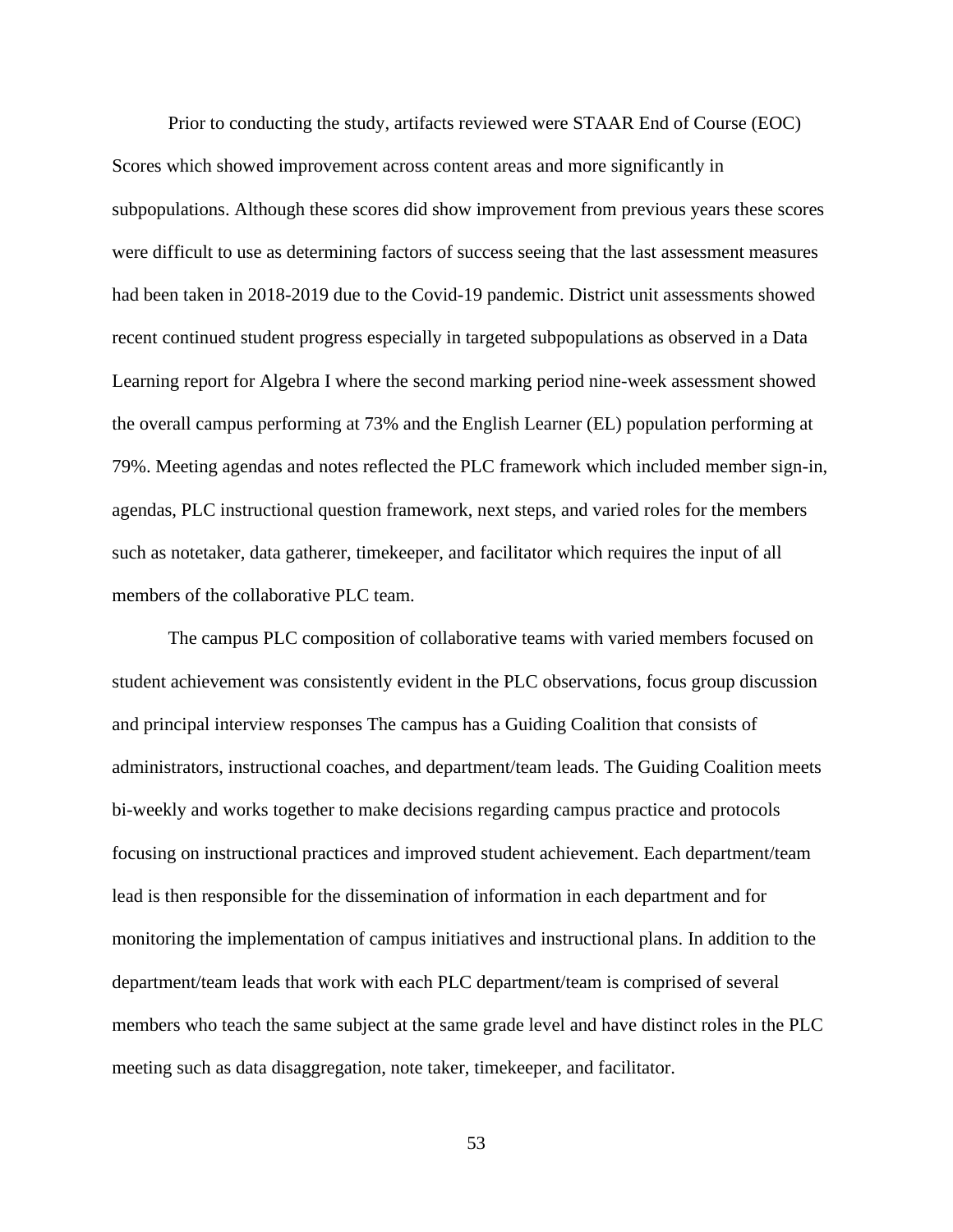Prior to conducting the study, artifacts reviewed were STAAR End of Course (EOC) Scores which showed improvement across content areas and more significantly in subpopulations. Although these scores did show improvement from previous years these scores were difficult to use as determining factors of success seeing that the last assessment measures had been taken in 2018-2019 due to the Covid-19 pandemic. District unit assessments showed recent continued student progress especially in targeted subpopulations as observed in a Data Learning report for Algebra I where the second marking period nine-week assessment showed the overall campus performing at 73% and the English Learner (EL) population performing at 79%. Meeting agendas and notes reflected the PLC framework which included member sign-in, agendas, PLC instructional question framework, next steps, and varied roles for the members such as notetaker, data gatherer, timekeeper, and facilitator which requires the input of all members of the collaborative PLC team.

The campus PLC composition of collaborative teams with varied members focused on student achievement was consistently evident in the PLC observations, focus group discussion and principal interview responses The campus has a Guiding Coalition that consists of administrators, instructional coaches, and department/team leads. The Guiding Coalition meets bi-weekly and works together to make decisions regarding campus practice and protocols focusing on instructional practices and improved student achievement. Each department/team lead is then responsible for the dissemination of information in each department and for monitoring the implementation of campus initiatives and instructional plans. In addition to the department/team leads that work with each PLC department/team is comprised of several members who teach the same subject at the same grade level and have distinct roles in the PLC meeting such as data disaggregation, note taker, timekeeper, and facilitator.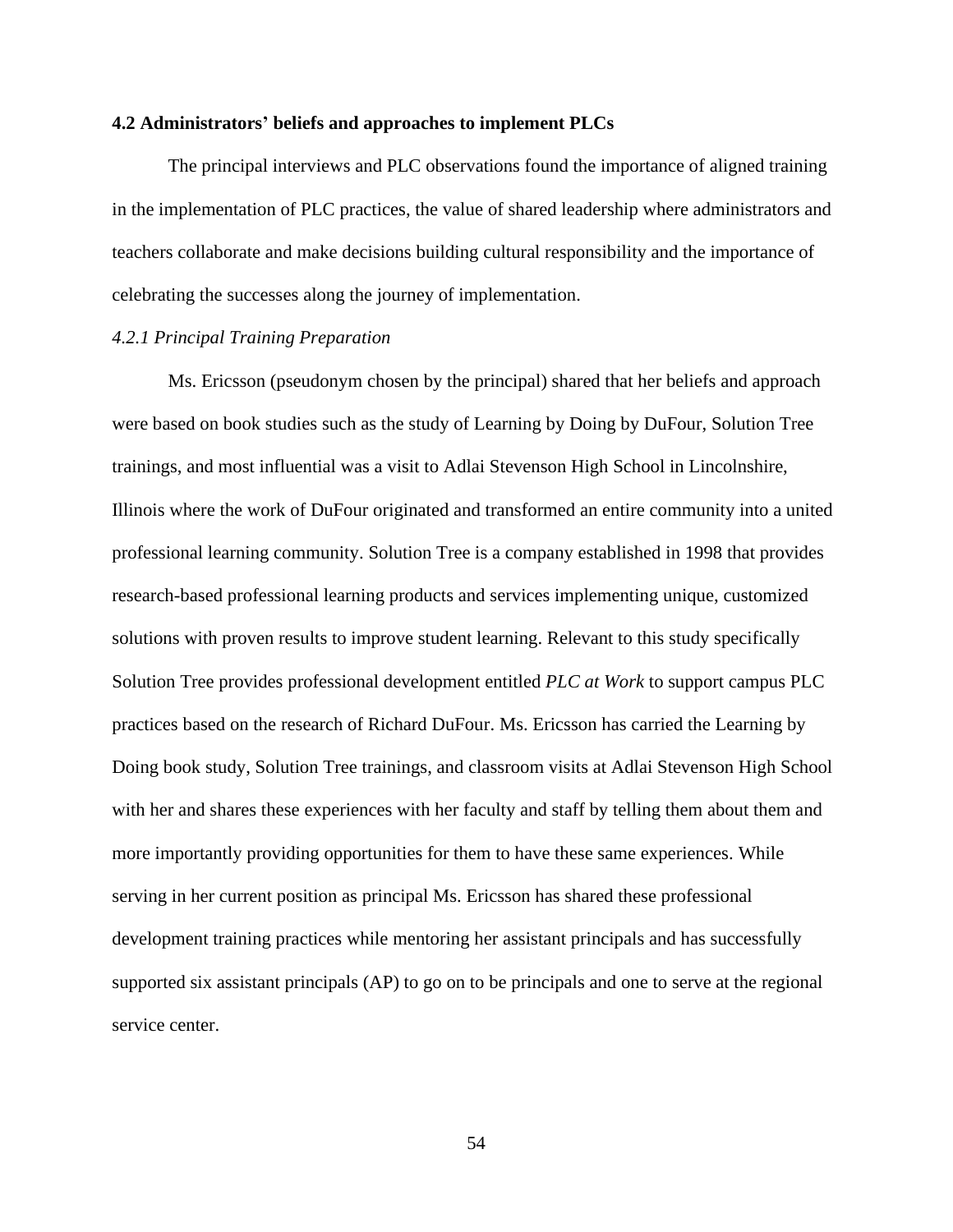### 4.2 Administrators' beliefs and approaches to implement PLCs

The principal interviews and PLC observations found the importance of aligned training in the implementation of PLC practices, the value of shared leadership where administrators and teachers collaborate and make decisions building cultural responsibility and the importance of celebrating the successes along the journey of implementation.

#### *4.2.1 Principal Training Preparation*

Ms. Ericsson (pseudonym chosen by the principal) shared that her beliefs and approach were based on book studies such as the study of Learning by Doing by DuFour, Solution Tree trainings, and most influential was a visit to Adlai Stevenson High School in Lincolnshire, Illinois where the work of DuFour originated and transformed an entire community into a united professional learning community. Solution Tree is a company established in 1998 that provides research-based professional learning products and services implementing unique, customized solutions with proven results to improve student learning. Relevant to this study specifically Solution Tree provides professional development entitled *PLC at Work* to support campus PLC practices based on the research of Richard DuFour. Ms. Ericsson has carried the Learning by Doing book study, Solution Tree trainings, and classroom visits at Adlai Stevenson High School with her and shares these experiences with her faculty and staff by telling them about them and more importantly providing opportunities for them to have these same experiences. While serving in her current position as principal Ms. Ericsson has shared these professional development training practices while mentoring her assistant principals and has successfully supported six assistant principals (AP) to go on to be principals and one to serve at the regional service center.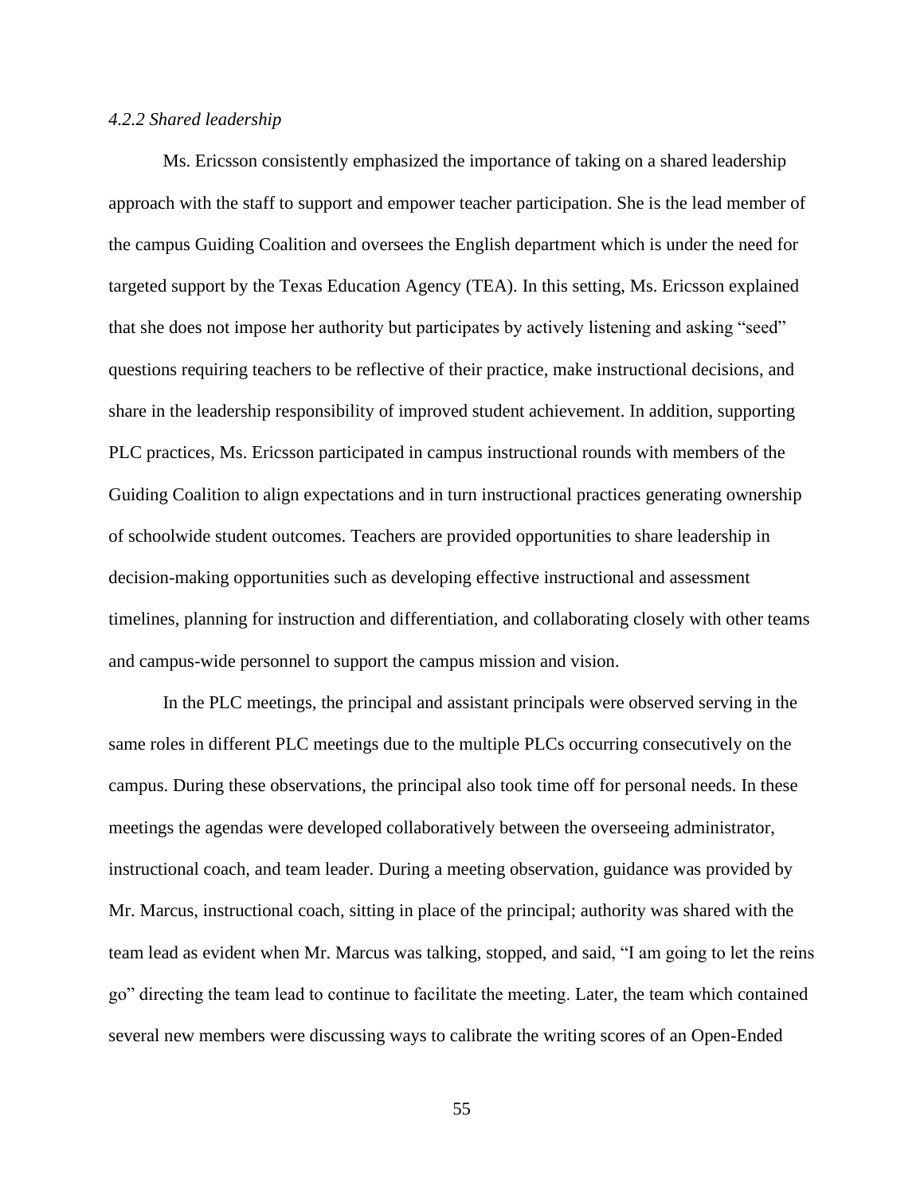*4.2.2 Shared leadership*

Ms. Ericsson consistently emphasized the importance of taking on a shared leadership approach with the staff to support and empower teacher participation. She is the lead member of the campus Guiding Coalition and oversees the English department which is under the need for targeted support by the Texas Education Agency (TEA). In this setting, Ms. Ericsson explained that she does not impose her authority but participates by actively listening and asking "seed" questions requiring teachers to be reflective of their practice, make instructional decisions, and share in the leadership responsibility of improved student achievement. In addition, supporting PLC practices, Ms. Ericsson participated in campus instructional rounds with members of the Guiding Coalition to align expectations and in turn instructional practices generating ownership of schoolwide student outcomes. Teachers are provided opportunities to share leadership in decision-making opportunities such as developing effective instructional and assessment timelines, planning for instruction and differentiation, and collaborating closely with other teams and campus-wide personnel to support the campus mission and vision.

In the PLC meetings, the principal and assistant principals were observed serving in the same roles in different PLC meetings due to the multiple PLCs occurring consecutively on the campus. During these observations, the principal also took time off for personal needs. In these meetings the agendas were developed collaboratively between the overseeing administrator, instructional coach, and team leader. During a meeting observation, guidance was provided by Mr. Marcus, instructional coach, sitting in place of the principal; authority was shared with the team lead as evident when Mr. Marcus was talking, stopped, and said, "I am going to let the reins go" directing the team lead to continue to facilitate the meeting. Later, the team which contained several new members were discussing ways to calibrate the writing scores of an Open-Ended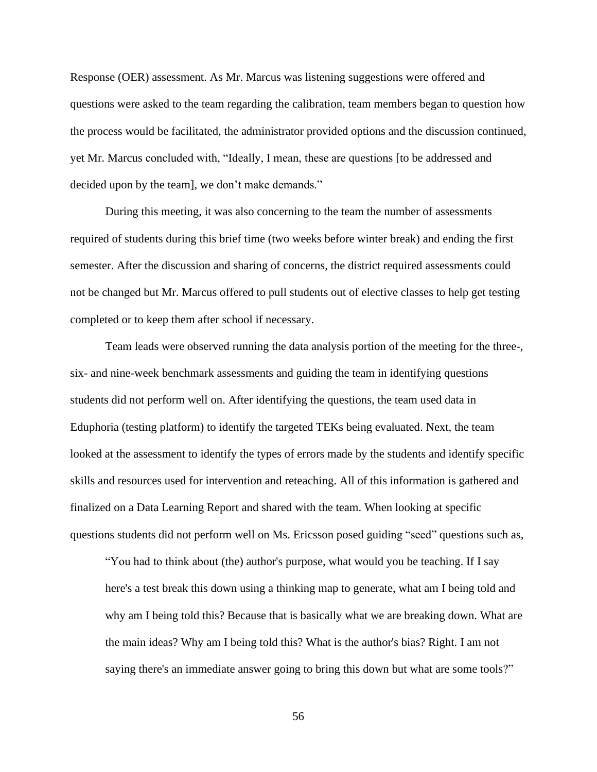Response (OER) assessment. As Mr. Marcus was listening suggestions were offered and questions were asked to the team regarding the calibration, team members began to question how the process would be facilitated, the administrator provided options and the discussion continued, yet Mr. Marcus concluded with, “Ideally, I mean, these are questions [to be addressed and decided upon by the team], we don’t make demands.”

During this meeting, it was also concerning to the team the number of assessments required of students during this brief time (two weeks before winter break) and ending the first semester. After the discussion and sharing of concerns, the district required assessments could not be changed but Mr. Marcus offered to pull students out of elective classes to help get testing completed or to keep them after school if necessary.

Team leads were observed running the data analysis portion of the meeting for the three-, six- and nine-week benchmark assessments and guiding the team in identifying questions students did not perform well on. After identifying the questions, the team used data in Eduphoria (testing platform) to identify the targeted TEKs being evaluated. Next, the team looked at the assessment to identify the types of errors made by the students and identify specific skills and resources used for intervention and reteaching. All of this information is gathered and finalized on a Data Learning Report and shared with the team. When looking at specific questions students did not perform well on Ms. Ericsson posed guiding “seed” questions such as,

> “You had to think about (the) author's purpose, what would you be teaching. If I say here's a test break this down using a thinking map to generate, what am I being told and why am I being told this? Because that is basically what we are breaking down. What are the main ideas? Why am I being told this? What is the author's bias? Right. I am not saying there's an immediate answer going to bring this down but what are some tools?”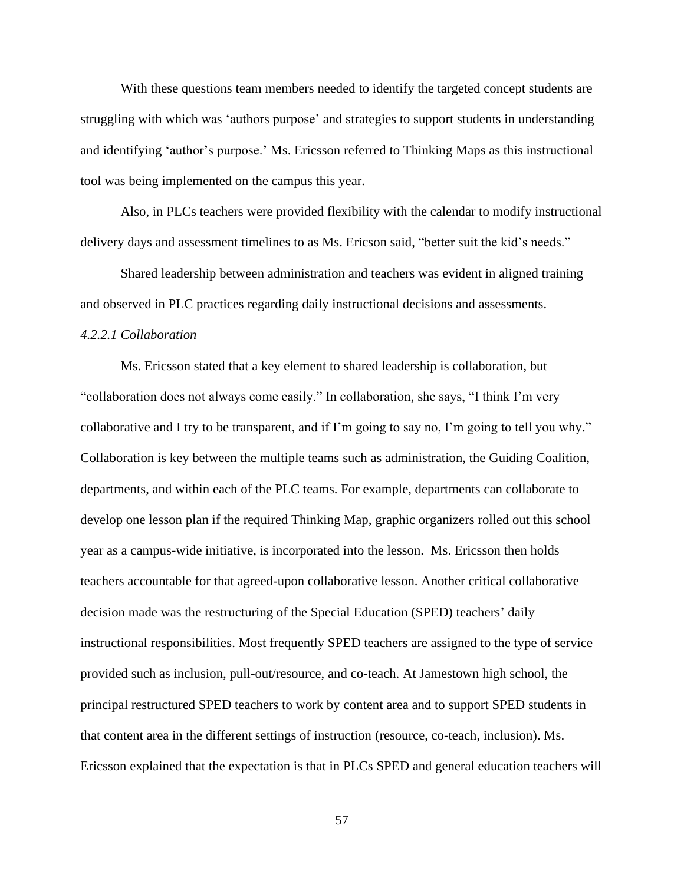With these questions team members needed to identify the targeted concept students are struggling with which was 'authors purpose' and strategies to support students in understanding and identifying 'author's purpose.' Ms. Ericsson referred to Thinking Maps as this instructional tool was being implemented on the campus this year.

Also, in PLCs teachers were provided flexibility with the calendar to modify instructional delivery days and assessment timelines to as Ms. Ericson said, "better suit the kid's needs."

Shared leadership between administration and teachers was evident in aligned training and observed in PLC practices regarding daily instructional decisions and assessments.

*4.2.2.1 Collaboration*

Ms. Ericsson stated that a key element to shared leadership is collaboration, but "collaboration does not always come easily." In collaboration, she says, "I think I'm very collaborative and I try to be transparent, and if I'm going to say no, I'm going to tell you why." Collaboration is key between the multiple teams such as administration, the Guiding Coalition, departments, and within each of the PLC teams. For example, departments can collaborate to develop one lesson plan if the required Thinking Map, graphic organizers rolled out this school year as a campus-wide initiative, is incorporated into the lesson. Ms. Ericsson then holds teachers accountable for that agreed-upon collaborative lesson. Another critical collaborative decision made was the restructuring of the Special Education (SPED) teachers' daily instructional responsibilities. Most frequently SPED teachers are assigned to the type of service provided such as inclusion, pull-out/resource, and co-teach. At Jamestown high school, the principal restructured SPED teachers to work by content area and to support SPED students in that content area in the different settings of instruction (resource, co-teach, inclusion). Ms. Ericsson explained that the expectation is that in PLCs SPED and general education teachers will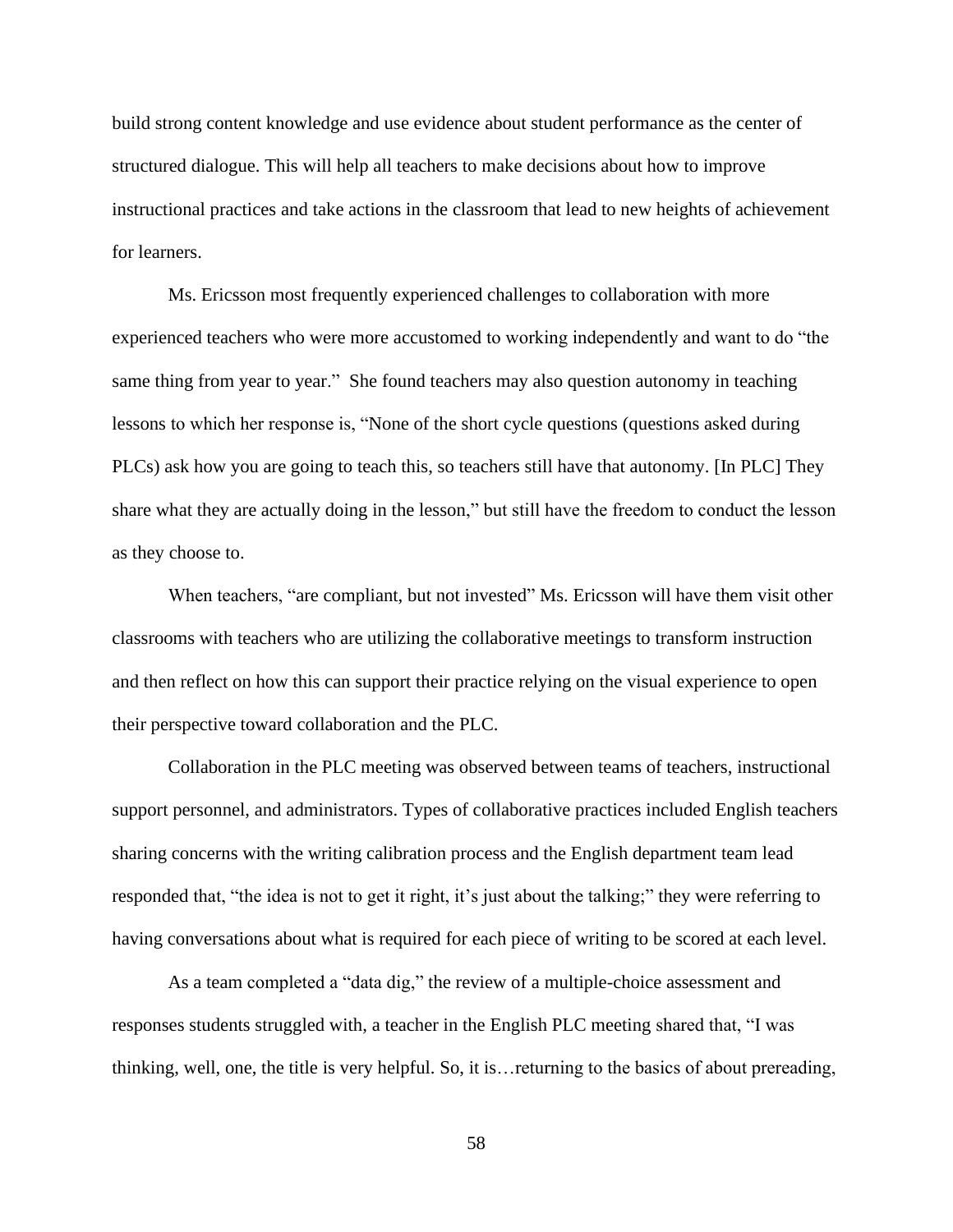build strong content knowledge and use evidence about student performance as the center of structured dialogue. This will help all teachers to make decisions about how to improve instructional practices and take actions in the classroom that lead to new heights of achievement for learners.

Ms. Ericsson most frequently experienced challenges to collaboration with more experienced teachers who were more accustomed to working independently and want to do "the same thing from year to year." She found teachers may also question autonomy in teaching lessons to which her response is, "None of the short cycle questions (questions asked during PLCs) ask how you are going to teach this, so teachers still have that autonomy. [In PLC] They share what they are actually doing in the lesson," but still have the freedom to conduct the lesson as they choose to.

When teachers, "are compliant, but not invested" Ms. Ericsson will have them visit other classrooms with teachers who are utilizing the collaborative meetings to transform instruction and then reflect on how this can support their practice relying on the visual experience to open their perspective toward collaboration and the PLC.

Collaboration in the PLC meeting was observed between teams of teachers, instructional support personnel, and administrators. Types of collaborative practices included English teachers sharing concerns with the writing calibration process and the English department team lead responded that, "the idea is not to get it right, it's just about the talking;" they were referring to having conversations about what is required for each piece of writing to be scored at each level.

As a team completed a "data dig," the review of a multiple-choice assessment and responses students struggled with, a teacher in the English PLC meeting shared that, "I was thinking, well, one, the title is very helpful. So, it is…returning to the basics of about prereading,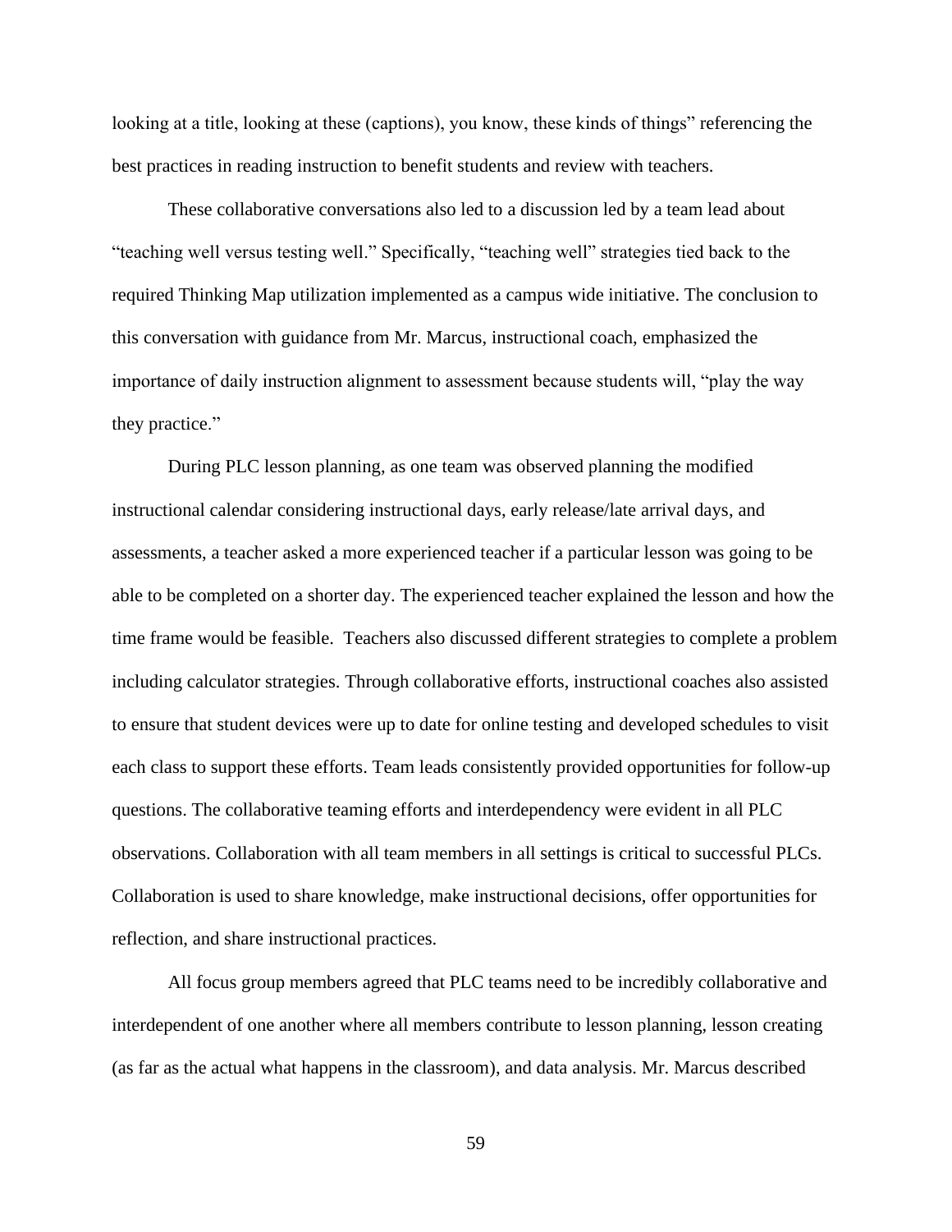looking at a title, looking at these (captions), you know, these kinds of things" referencing the best practices in reading instruction to benefit students and review with teachers.

These collaborative conversations also led to a discussion led by a team lead about "teaching well versus testing well." Specifically, "teaching well" strategies tied back to the required Thinking Map utilization implemented as a campus wide initiative. The conclusion to this conversation with guidance from Mr. Marcus, instructional coach, emphasized the importance of daily instruction alignment to assessment because students will, "play the way they practice."

During PLC lesson planning, as one team was observed planning the modified instructional calendar considering instructional days, early release/late arrival days, and assessments, a teacher asked a more experienced teacher if a particular lesson was going to be able to be completed on a shorter day. The experienced teacher explained the lesson and how the time frame would be feasible. Teachers also discussed different strategies to complete a problem including calculator strategies. Through collaborative efforts, instructional coaches also assisted to ensure that student devices were up to date for online testing and developed schedules to visit each class to support these efforts. Team leads consistently provided opportunities for follow-up questions. The collaborative teaming efforts and interdependency were evident in all PLC observations. Collaboration with all team members in all settings is critical to successful PLCs. Collaboration is used to share knowledge, make instructional decisions, offer opportunities for reflection, and share instructional practices.

All focus group members agreed that PLC teams need to be incredibly collaborative and interdependent of one another where all members contribute to lesson planning, lesson creating (as far as the actual what happens in the classroom), and data analysis. Mr. Marcus described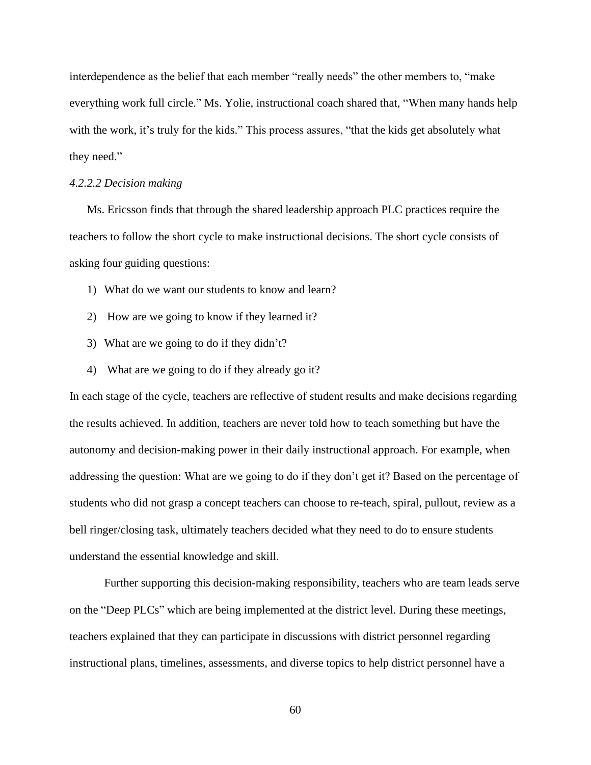interdependence as the belief that each member "really needs" the other members to, "make everything work full circle." Ms. Yolie, instructional coach shared that, "When many hands help with the work, it's truly for the kids." This process assures, "that the kids get absolutely what they need."

*4.2.2.2 Decision making*

Ms. Ericsson finds that through the shared leadership approach PLC practices require the teachers to follow the short cycle to make instructional decisions. The short cycle consists of asking four guiding questions:

1) What do we want our students to know and learn?
2) How are we going to know if they learned it?
3) What are we going to do if they didn't?
4) What are we going to do if they already go it?

In each stage of the cycle, teachers are reflective of student results and make decisions regarding the results achieved. In addition, teachers are never told how to teach something but have the autonomy and decision-making power in their daily instructional approach. For example, when addressing the question: What are we going to do if they don't get it? Based on the percentage of students who did not grasp a concept teachers can choose to re-teach, spiral, pullout, review as a bell ringer/closing task, ultimately teachers decided what they need to do to ensure students understand the essential knowledge and skill.

Further supporting this decision-making responsibility, teachers who are team leads serve on the "Deep PLCs" which are being implemented at the district level. During these meetings, teachers explained that they can participate in discussions with district personnel regarding instructional plans, timelines, assessments, and diverse topics to help district personnel have a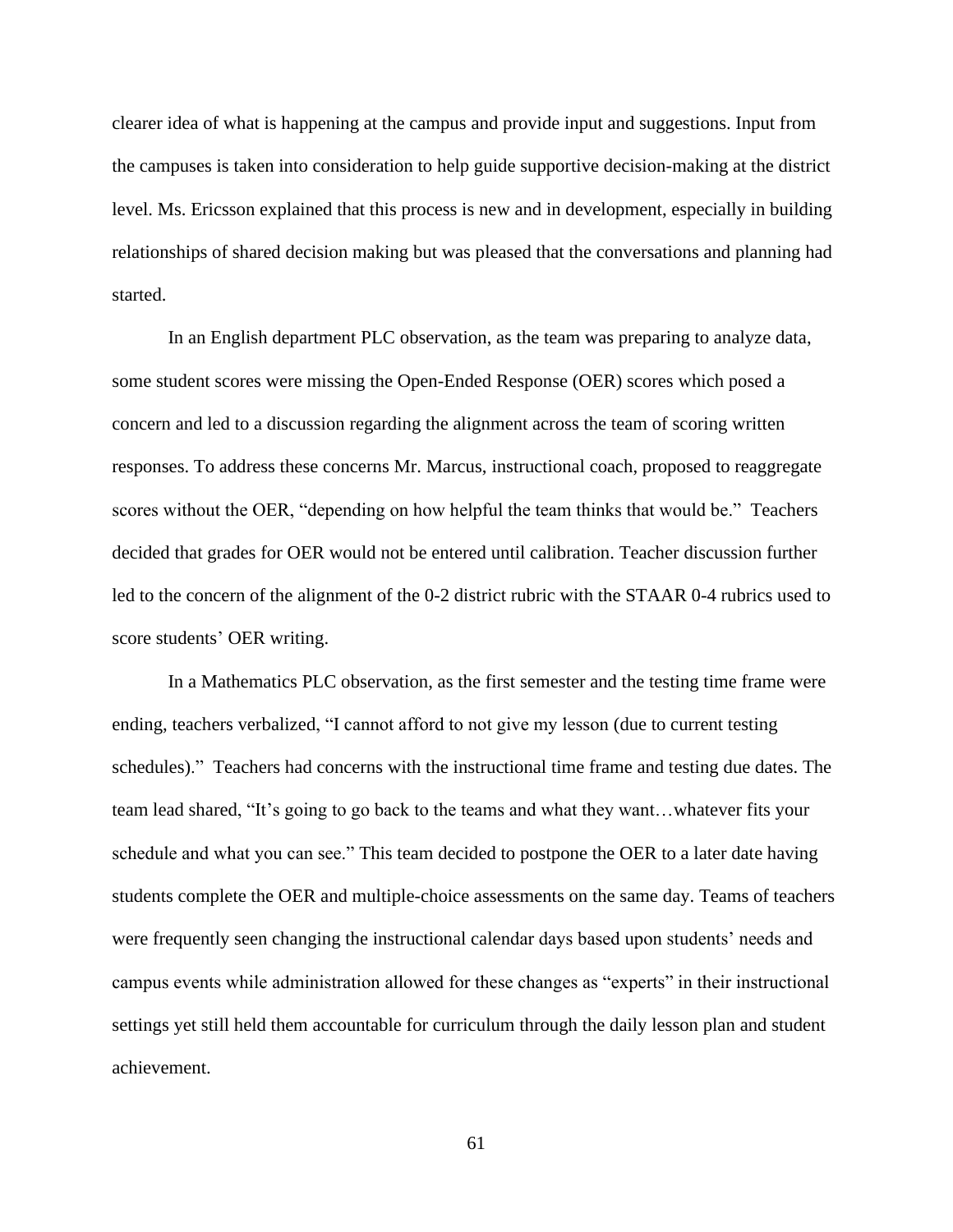clearer idea of what is happening at the campus and provide input and suggestions. Input from the campuses is taken into consideration to help guide supportive decision-making at the district level. Ms. Ericsson explained that this process is new and in development, especially in building relationships of shared decision making but was pleased that the conversations and planning had started.

In an English department PLC observation, as the team was preparing to analyze data, some student scores were missing the Open-Ended Response (OER) scores which posed a concern and led to a discussion regarding the alignment across the team of scoring written responses. To address these concerns Mr. Marcus, instructional coach, proposed to reaggregate scores without the OER, "depending on how helpful the team thinks that would be." Teachers decided that grades for OER would not be entered until calibration. Teacher discussion further led to the concern of the alignment of the 0-2 district rubric with the STAAR 0-4 rubrics used to score students' OER writing.

In a Mathematics PLC observation, as the first semester and the testing time frame were ending, teachers verbalized, "I cannot afford to not give my lesson (due to current testing schedules)." Teachers had concerns with the instructional time frame and testing due dates. The team lead shared, "It's going to go back to the teams and what they want…whatever fits your schedule and what you can see." This team decided to postpone the OER to a later date having students complete the OER and multiple-choice assessments on the same day. Teams of teachers were frequently seen changing the instructional calendar days based upon students' needs and campus events while administration allowed for these changes as "experts" in their instructional settings yet still held them accountable for curriculum through the daily lesson plan and student achievement.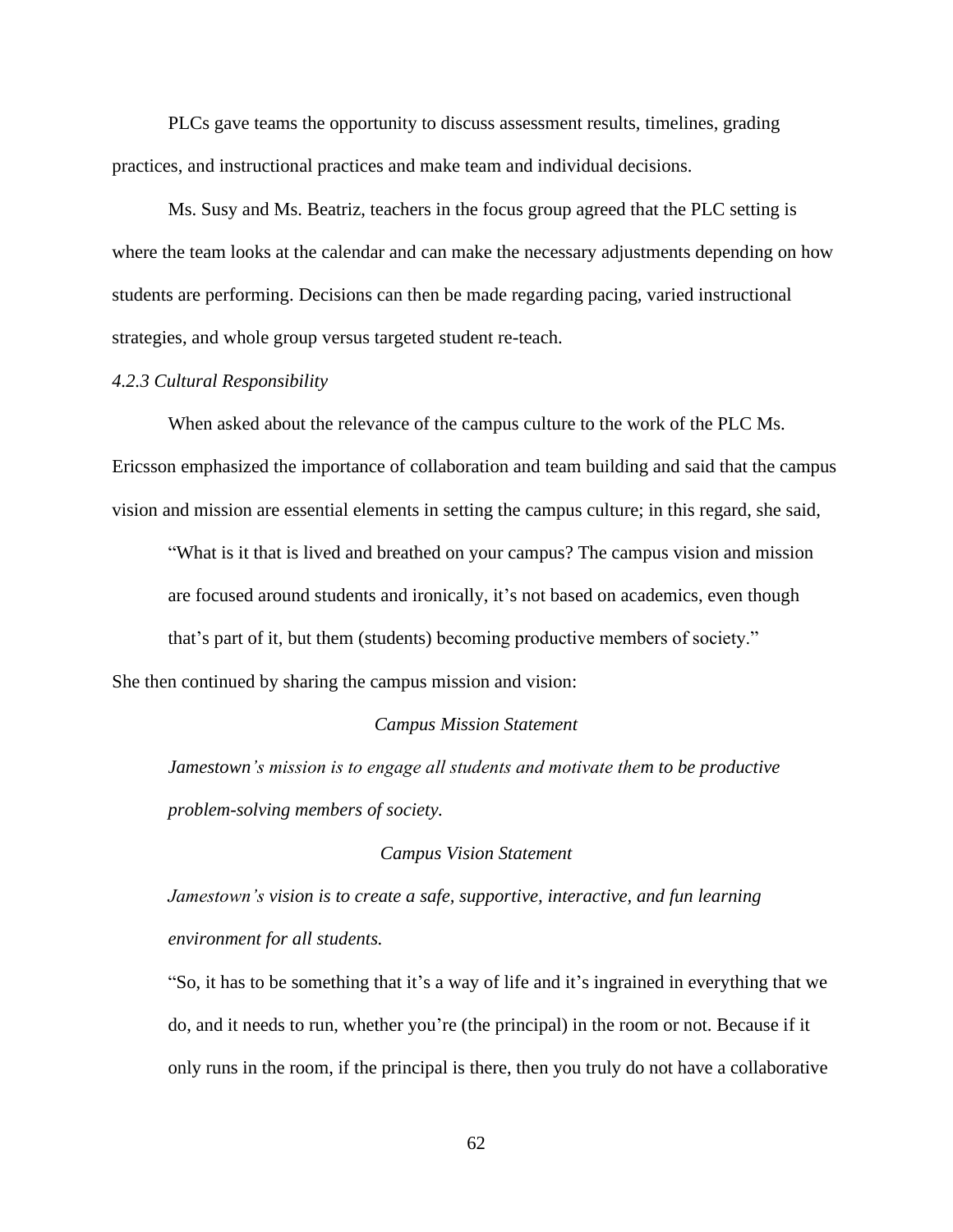PLCs gave teams the opportunity to discuss assessment results, timelines, grading practices, and instructional practices and make team and individual decisions.

Ms. Susy and Ms. Beatriz, teachers in the focus group agreed that the PLC setting is where the team looks at the calendar and can make the necessary adjustments depending on how students are performing. Decisions can then be made regarding pacing, varied instructional strategies, and whole group versus targeted student re-teach.

### *4.2.3 Cultural Responsibility*

When asked about the relevance of the campus culture to the work of the PLC Ms. Ericsson emphasized the importance of collaboration and team building and said that the campus vision and mission are essential elements in setting the campus culture; in this regard, she said,

> "What is it that is lived and breathed on your campus? The campus vision and mission are focused around students and ironically, it's not based on academics, even though that's part of it, but them (students) becoming productive members of society."

She then continued by sharing the campus mission and vision:

*Campus Mission Statement*

> *Jamestown's mission is to engage all students and motivate them to be productive problem-solving members of society.*

*Campus Vision Statement*

> *Jamestown's vision is to create a safe, supportive, interactive, and fun learning environment for all students.*
>
> "So, it has to be something that it's a way of life and it's ingrained in everything that we do, and it needs to run, whether you're (the principal) in the room or not. Because if it only runs in the room, if the principal is there, then you truly do not have a collaborative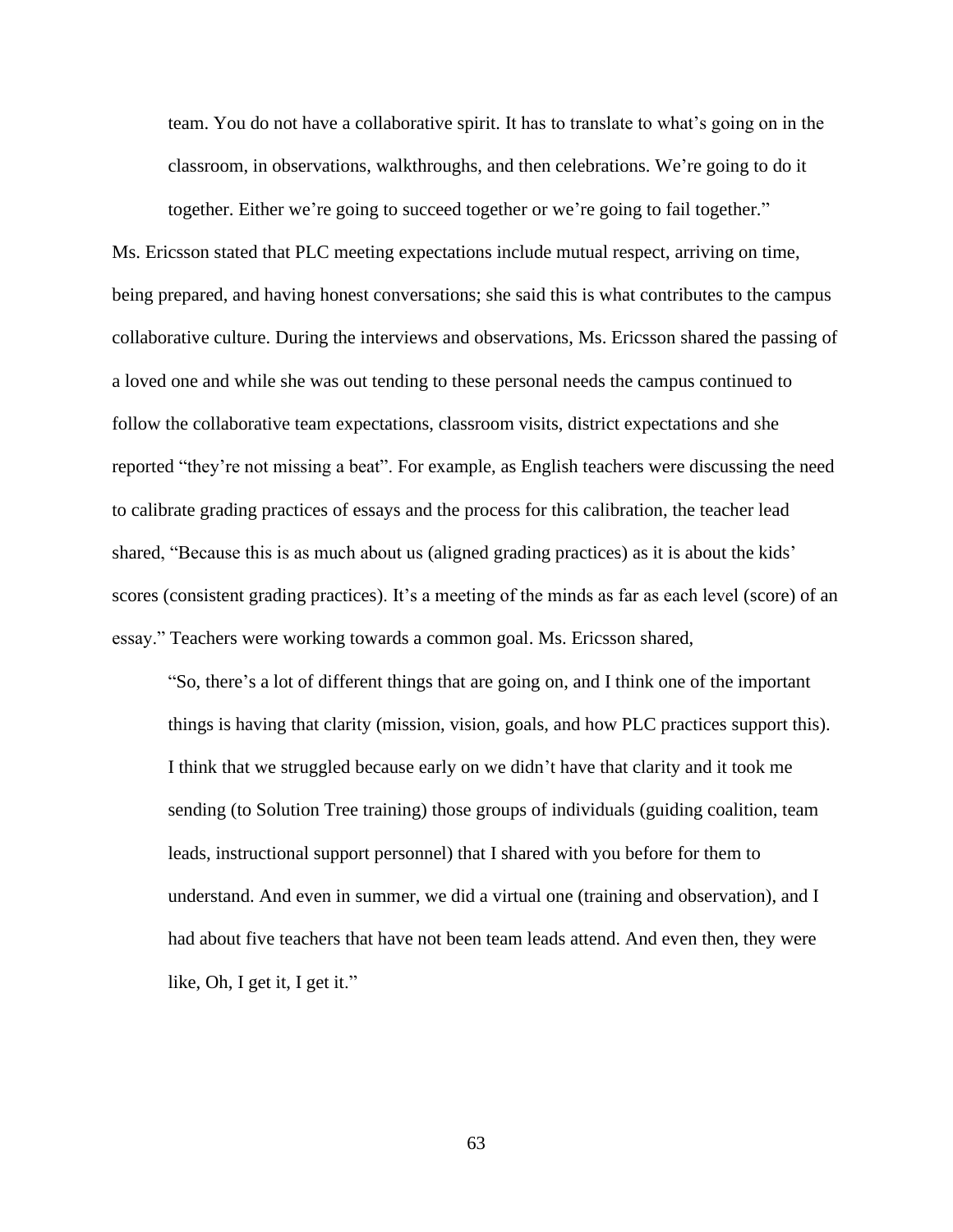> team. You do not have a collaborative spirit. It has to translate to what's going on in the classroom, in observations, walkthroughs, and then celebrations. We're going to do it together. Either we're going to succeed together or we're going to fail together."

Ms. Ericsson stated that PLC meeting expectations include mutual respect, arriving on time, being prepared, and having honest conversations; she said this is what contributes to the campus collaborative culture. During the interviews and observations, Ms. Ericsson shared the passing of a loved one and while she was out tending to these personal needs the campus continued to follow the collaborative team expectations, classroom visits, district expectations and she reported "they're not missing a beat". For example, as English teachers were discussing the need to calibrate grading practices of essays and the process for this calibration, the teacher lead shared, "Because this is as much about us (aligned grading practices) as it is about the kids' scores (consistent grading practices). It's a meeting of the minds as far as each level (score) of an essay." Teachers were working towards a common goal. Ms. Ericsson shared,

> "So, there's a lot of different things that are going on, and I think one of the important things is having that clarity (mission, vision, goals, and how PLC practices support this). I think that we struggled because early on we didn't have that clarity and it took me sending (to Solution Tree training) those groups of individuals (guiding coalition, team leads, instructional support personnel) that I shared with you before for them to understand. And even in summer, we did a virtual one (training and observation), and I had about five teachers that have not been team leads attend. And even then, they were like, Oh, I get it, I get it."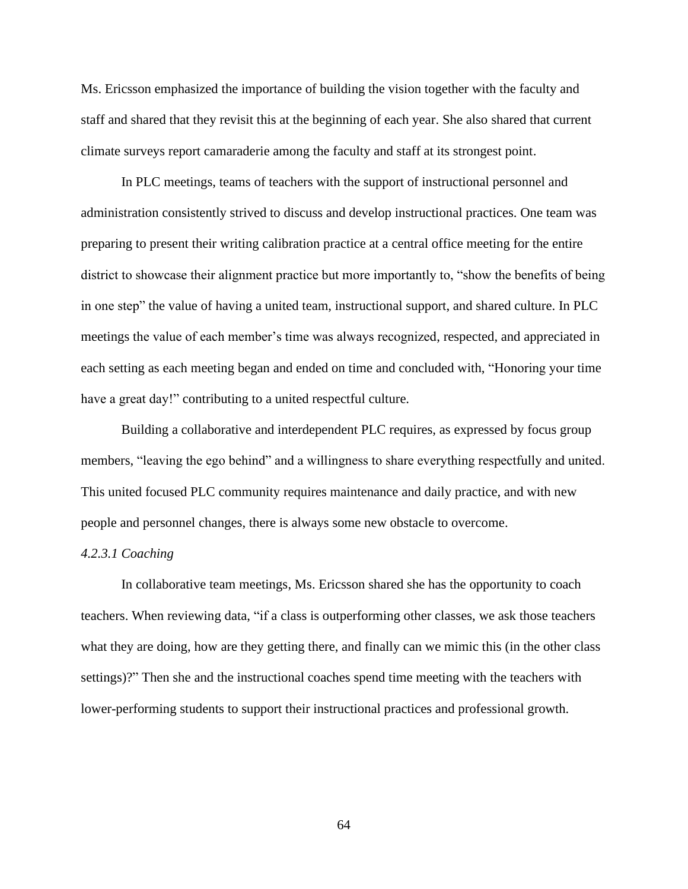Ms. Ericsson emphasized the importance of building the vision together with the faculty and staff and shared that they revisit this at the beginning of each year. She also shared that current climate surveys report camaraderie among the faculty and staff at its strongest point.

In PLC meetings, teams of teachers with the support of instructional personnel and administration consistently strived to discuss and develop instructional practices. One team was preparing to present their writing calibration practice at a central office meeting for the entire district to showcase their alignment practice but more importantly to, "show the benefits of being in one step" the value of having a united team, instructional support, and shared culture. In PLC meetings the value of each member's time was always recognized, respected, and appreciated in each setting as each meeting began and ended on time and concluded with, "Honoring your time have a great day!" contributing to a united respectful culture.

Building a collaborative and interdependent PLC requires, as expressed by focus group members, "leaving the ego behind" and a willingness to share everything respectfully and united. This united focused PLC community requires maintenance and daily practice, and with new people and personnel changes, there is always some new obstacle to overcome.

#### *4.2.3.1 Coaching*

In collaborative team meetings, Ms. Ericsson shared she has the opportunity to coach teachers. When reviewing data, "if a class is outperforming other classes, we ask those teachers what they are doing, how are they getting there, and finally can we mimic this (in the other class settings)?" Then she and the instructional coaches spend time meeting with the teachers with lower-performing students to support their instructional practices and professional growth.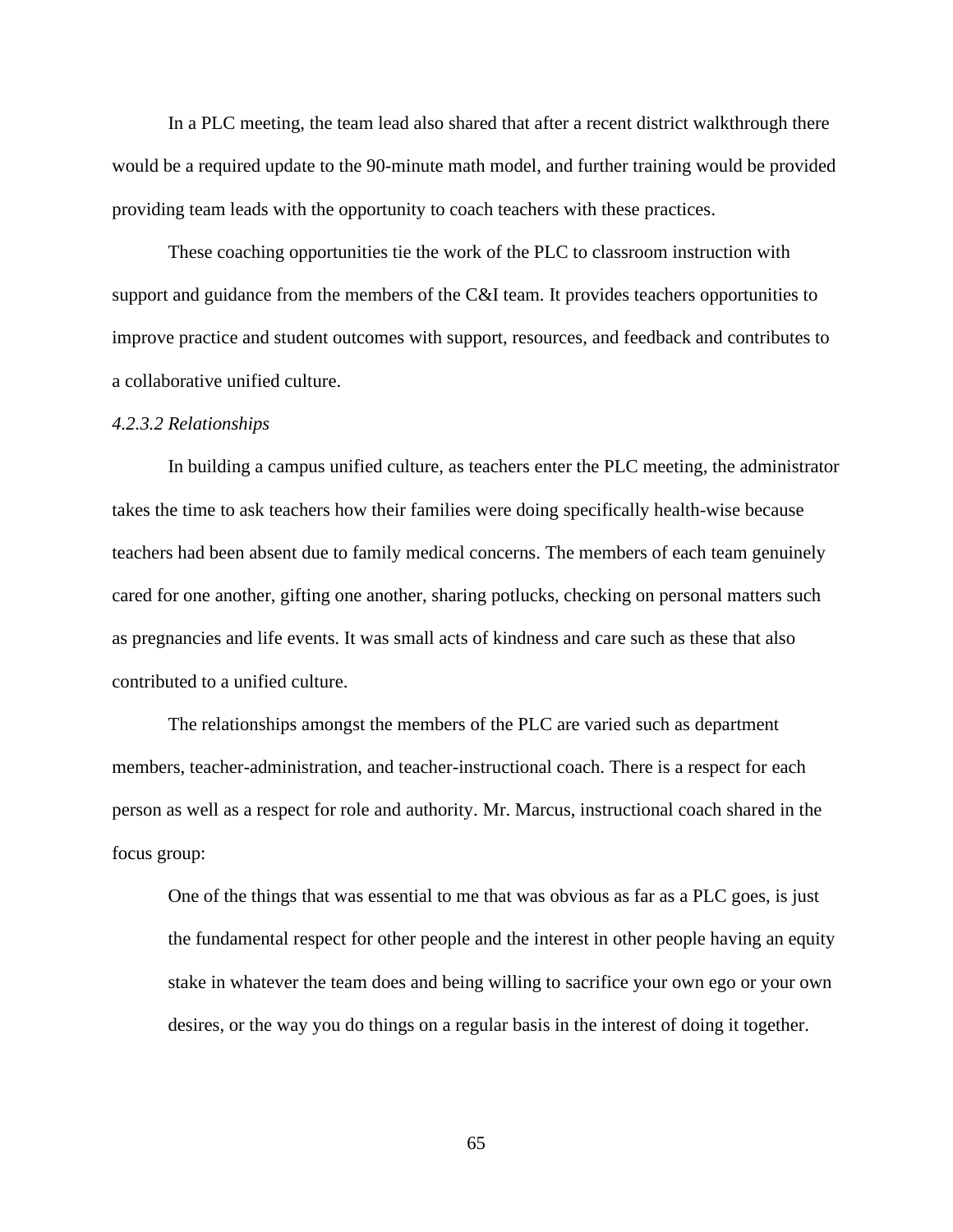In a PLC meeting, the team lead also shared that after a recent district walkthrough there would be a required update to the 90-minute math model, and further training would be provided providing team leads with the opportunity to coach teachers with these practices.

These coaching opportunities tie the work of the PLC to classroom instruction with support and guidance from the members of the C&I team. It provides teachers opportunities to improve practice and student outcomes with support, resources, and feedback and contributes to a collaborative unified culture.

*4.2.3.2 Relationships*

In building a campus unified culture, as teachers enter the PLC meeting, the administrator takes the time to ask teachers how their families were doing specifically health-wise because teachers had been absent due to family medical concerns. The members of each team genuinely cared for one another, gifting one another, sharing potlucks, checking on personal matters such as pregnancies and life events. It was small acts of kindness and care such as these that also contributed to a unified culture.

The relationships amongst the members of the PLC are varied such as department members, teacher-administration, and teacher-instructional coach. There is a respect for each person as well as a respect for role and authority. Mr. Marcus, instructional coach shared in the focus group:

> One of the things that was essential to me that was obvious as far as a PLC goes, is just the fundamental respect for other people and the interest in other people having an equity stake in whatever the team does and being willing to sacrifice your own ego or your own desires, or the way you do things on a regular basis in the interest of doing it together.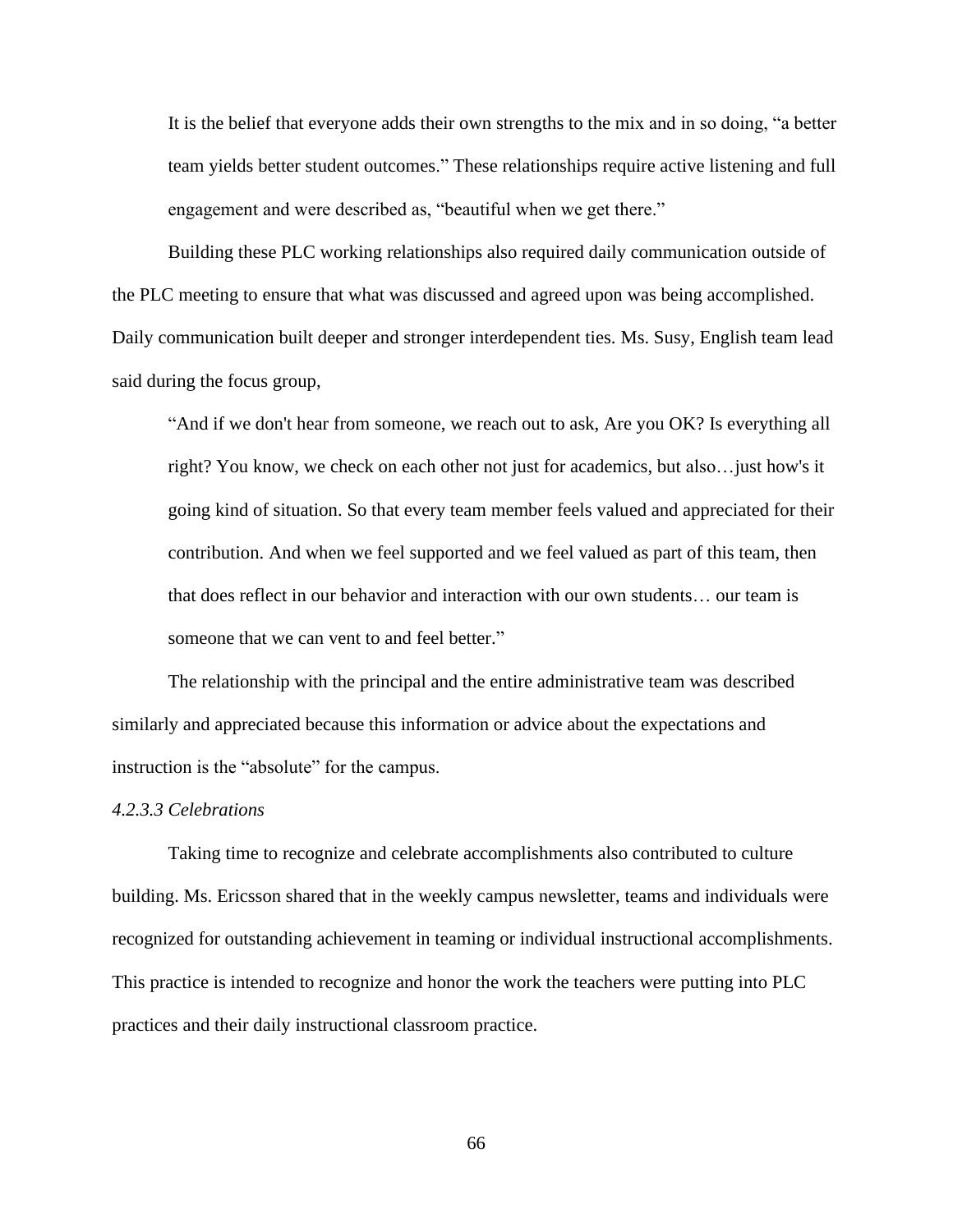> It is the belief that everyone adds their own strengths to the mix and in so doing, "a better team yields better student outcomes." These relationships require active listening and full engagement and were described as, "beautiful when we get there."

Building these PLC working relationships also required daily communication outside of the PLC meeting to ensure that what was discussed and agreed upon was being accomplished. Daily communication built deeper and stronger interdependent ties. Ms. Susy, English team lead said during the focus group,

> "And if we don't hear from someone, we reach out to ask, Are you OK? Is everything all right? You know, we check on each other not just for academics, but also…just how's it going kind of situation. So that every team member feels valued and appreciated for their contribution. And when we feel supported and we feel valued as part of this team, then that does reflect in our behavior and interaction with our own students… our team is someone that we can vent to and feel better."

The relationship with the principal and the entire administrative team was described similarly and appreciated because this information or advice about the expectations and instruction is the "absolute" for the campus.

*4.2.3.3 Celebrations*

Taking time to recognize and celebrate accomplishments also contributed to culture building. Ms. Ericsson shared that in the weekly campus newsletter, teams and individuals were recognized for outstanding achievement in teaming or individual instructional accomplishments. This practice is intended to recognize and honor the work the teachers were putting into PLC practices and their daily instructional classroom practice.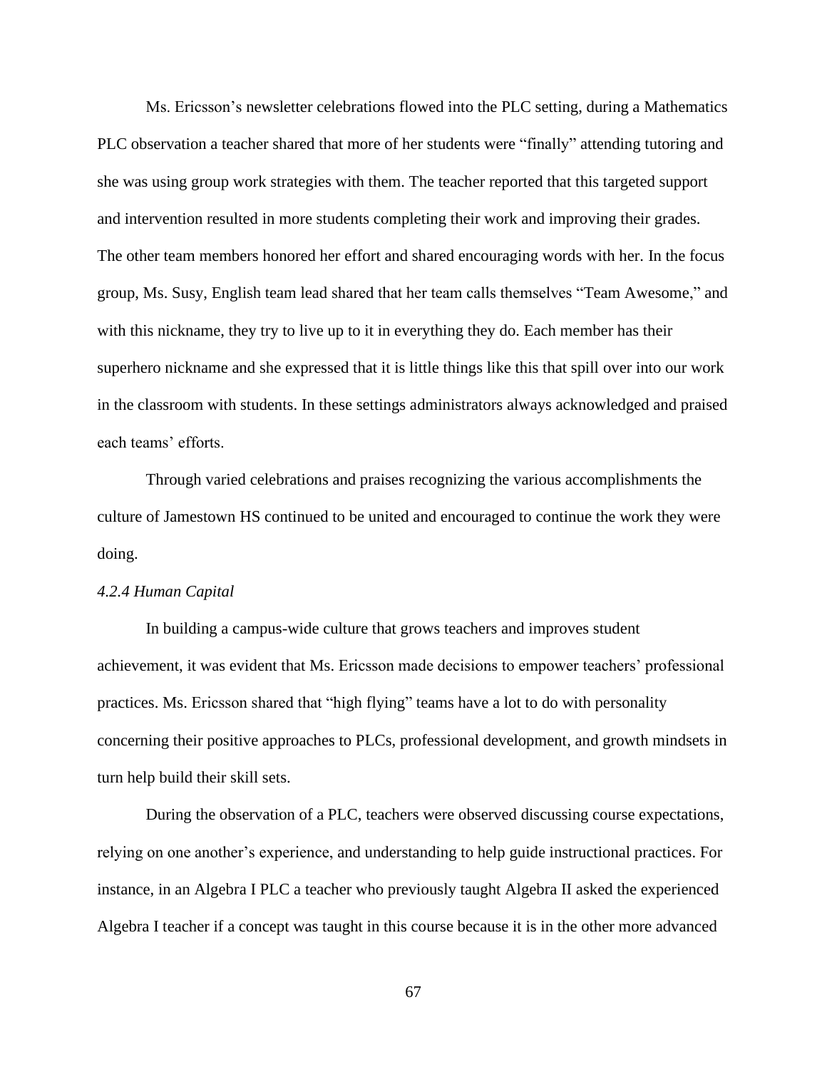Ms. Ericsson's newsletter celebrations flowed into the PLC setting, during a Mathematics PLC observation a teacher shared that more of her students were "finally" attending tutoring and she was using group work strategies with them. The teacher reported that this targeted support and intervention resulted in more students completing their work and improving their grades. The other team members honored her effort and shared encouraging words with her. In the focus group, Ms. Susy, English team lead shared that her team calls themselves "Team Awesome," and with this nickname, they try to live up to it in everything they do. Each member has their superhero nickname and she expressed that it is little things like this that spill over into our work in the classroom with students. In these settings administrators always acknowledged and praised each teams' efforts.

Through varied celebrations and praises recognizing the various accomplishments the culture of Jamestown HS continued to be united and encouraged to continue the work they were doing.

*4.2.4 Human Capital*

In building a campus-wide culture that grows teachers and improves student achievement, it was evident that Ms. Ericsson made decisions to empower teachers' professional practices. Ms. Ericsson shared that "high flying" teams have a lot to do with personality concerning their positive approaches to PLCs, professional development, and growth mindsets in turn help build their skill sets.

During the observation of a PLC, teachers were observed discussing course expectations, relying on one another's experience, and understanding to help guide instructional practices. For instance, in an Algebra I PLC a teacher who previously taught Algebra II asked the experienced Algebra I teacher if a concept was taught in this course because it is in the other more advanced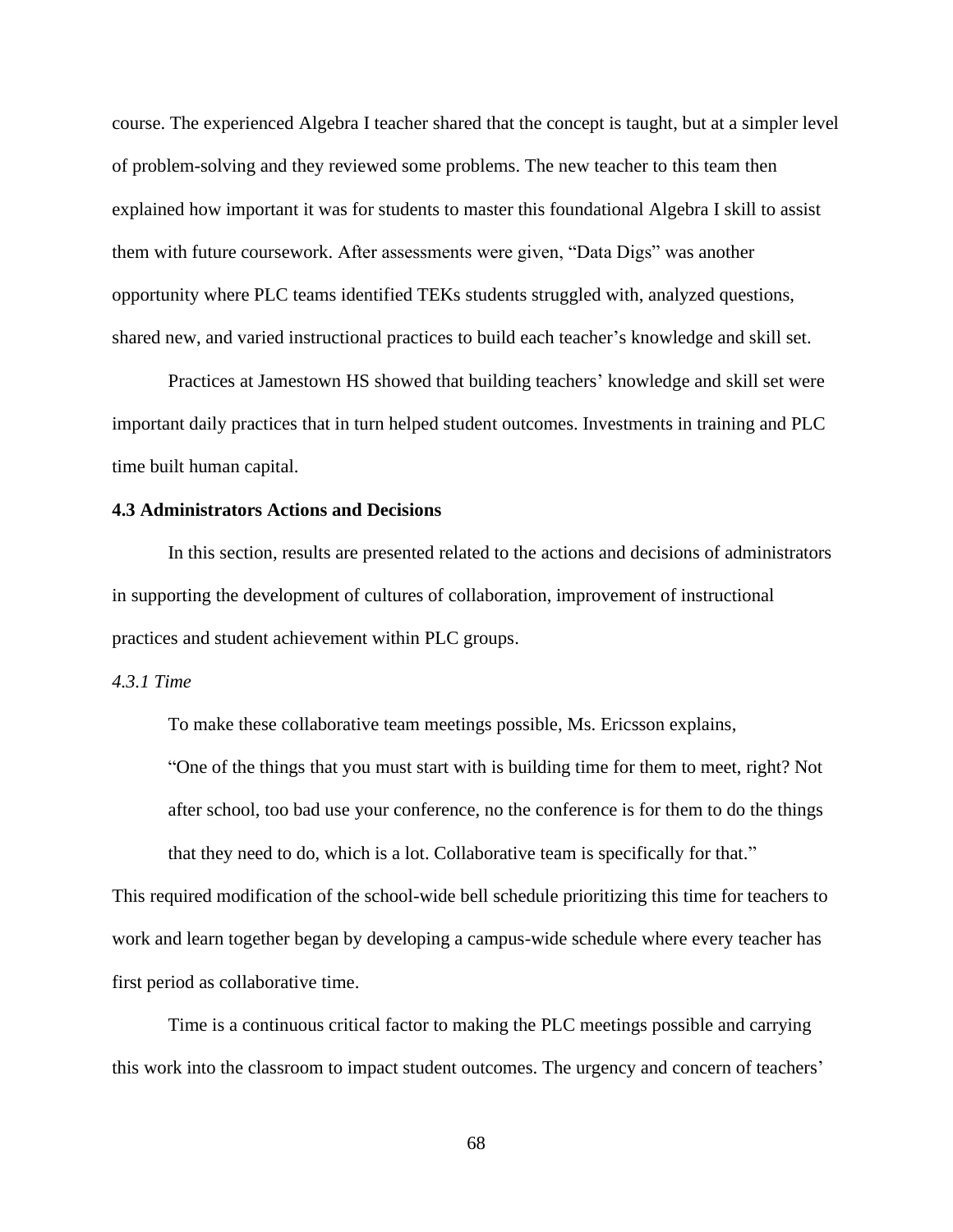course. The experienced Algebra I teacher shared that the concept is taught, but at a simpler level of problem-solving and they reviewed some problems. The new teacher to this team then explained how important it was for students to master this foundational Algebra I skill to assist them with future coursework. After assessments were given, "Data Digs" was another opportunity where PLC teams identified TEKs students struggled with, analyzed questions, shared new, and varied instructional practices to build each teacher's knowledge and skill set.

Practices at Jamestown HS showed that building teachers' knowledge and skill set were important daily practices that in turn helped student outcomes. Investments in training and PLC time built human capital.

### 4.3 Administrators Actions and Decisions

In this section, results are presented related to the actions and decisions of administrators in supporting the development of cultures of collaboration, improvement of instructional practices and student achievement within PLC groups.

#### *4.3.1 Time*

To make these collaborative team meetings possible, Ms. Ericsson explains,

> "One of the things that you must start with is building time for them to meet, right? Not after school, too bad use your conference, no the conference is for them to do the things that they need to do, which is a lot. Collaborative team is specifically for that."

This required modification of the school-wide bell schedule prioritizing this time for teachers to work and learn together began by developing a campus-wide schedule where every teacher has first period as collaborative time.

Time is a continuous critical factor to making the PLC meetings possible and carrying this work into the classroom to impact student outcomes. The urgency and concern of teachers'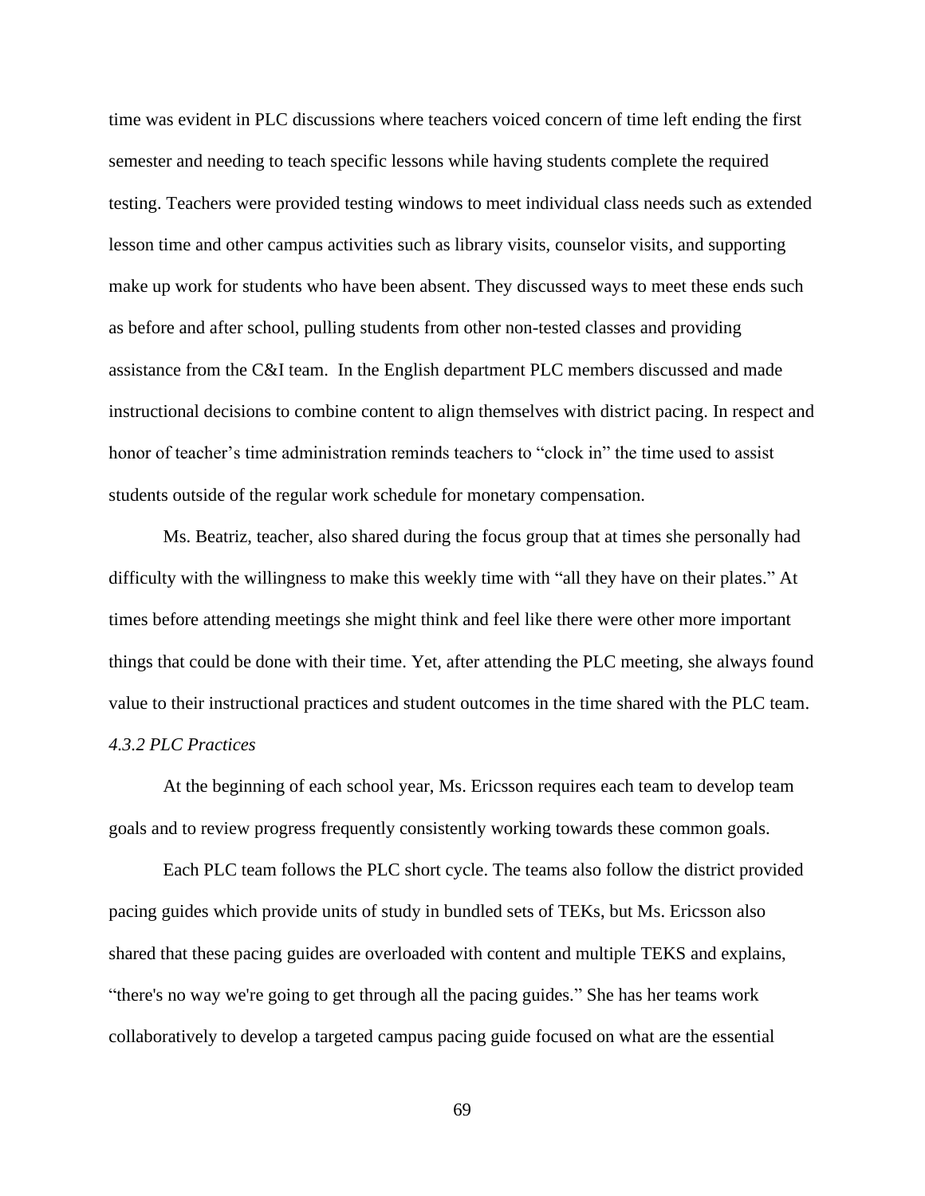time was evident in PLC discussions where teachers voiced concern of time left ending the first semester and needing to teach specific lessons while having students complete the required testing. Teachers were provided testing windows to meet individual class needs such as extended lesson time and other campus activities such as library visits, counselor visits, and supporting make up work for students who have been absent. They discussed ways to meet these ends such as before and after school, pulling students from other non-tested classes and providing assistance from the C&I team. In the English department PLC members discussed and made instructional decisions to combine content to align themselves with district pacing. In respect and honor of teacher's time administration reminds teachers to "clock in" the time used to assist students outside of the regular work schedule for monetary compensation.

Ms. Beatriz, teacher, also shared during the focus group that at times she personally had difficulty with the willingness to make this weekly time with "all they have on their plates." At times before attending meetings she might think and feel like there were other more important things that could be done with their time. Yet, after attending the PLC meeting, she always found value to their instructional practices and student outcomes in the time shared with the PLC team.

*4.3.2 PLC Practices*

At the beginning of each school year, Ms. Ericsson requires each team to develop team goals and to review progress frequently consistently working towards these common goals.

Each PLC team follows the PLC short cycle. The teams also follow the district provided pacing guides which provide units of study in bundled sets of TEKs, but Ms. Ericsson also shared that these pacing guides are overloaded with content and multiple TEKS and explains, "there's no way we're going to get through all the pacing guides." She has her teams work collaboratively to develop a targeted campus pacing guide focused on what are the essential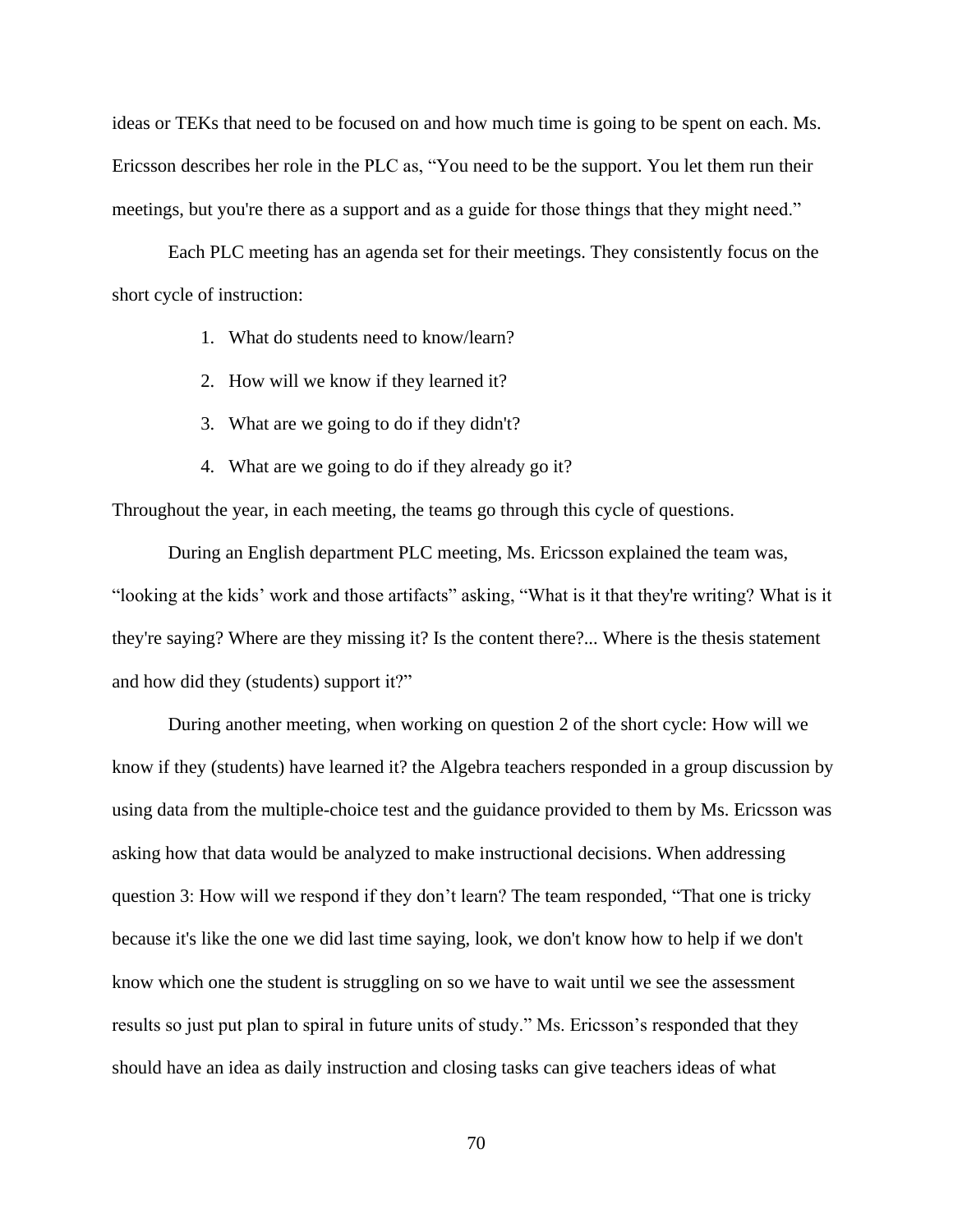ideas or TEKs that need to be focused on and how much time is going to be spent on each. Ms. Ericsson describes her role in the PLC as, "You need to be the support. You let them run their meetings, but you're there as a support and as a guide for those things that they might need."

Each PLC meeting has an agenda set for their meetings. They consistently focus on the short cycle of instruction:

1. What do students need to know/learn?
2. How will we know if they learned it?
3. What are we going to do if they didn't?
4. What are we going to do if they already go it?

Throughout the year, in each meeting, the teams go through this cycle of questions.

During an English department PLC meeting, Ms. Ericsson explained the team was, "looking at the kids' work and those artifacts" asking, "What is it that they're writing? What is it they're saying? Where are they missing it? Is the content there?... Where is the thesis statement and how did they (students) support it?"

During another meeting, when working on question 2 of the short cycle: How will we know if they (students) have learned it? the Algebra teachers responded in a group discussion by using data from the multiple-choice test and the guidance provided to them by Ms. Ericsson was asking how that data would be analyzed to make instructional decisions. When addressing question 3: How will we respond if they don't learn? The team responded, "That one is tricky because it's like the one we did last time saying, look, we don't know how to help if we don't know which one the student is struggling on so we have to wait until we see the assessment results so just put plan to spiral in future units of study." Ms. Ericsson's responded that they should have an idea as daily instruction and closing tasks can give teachers ideas of what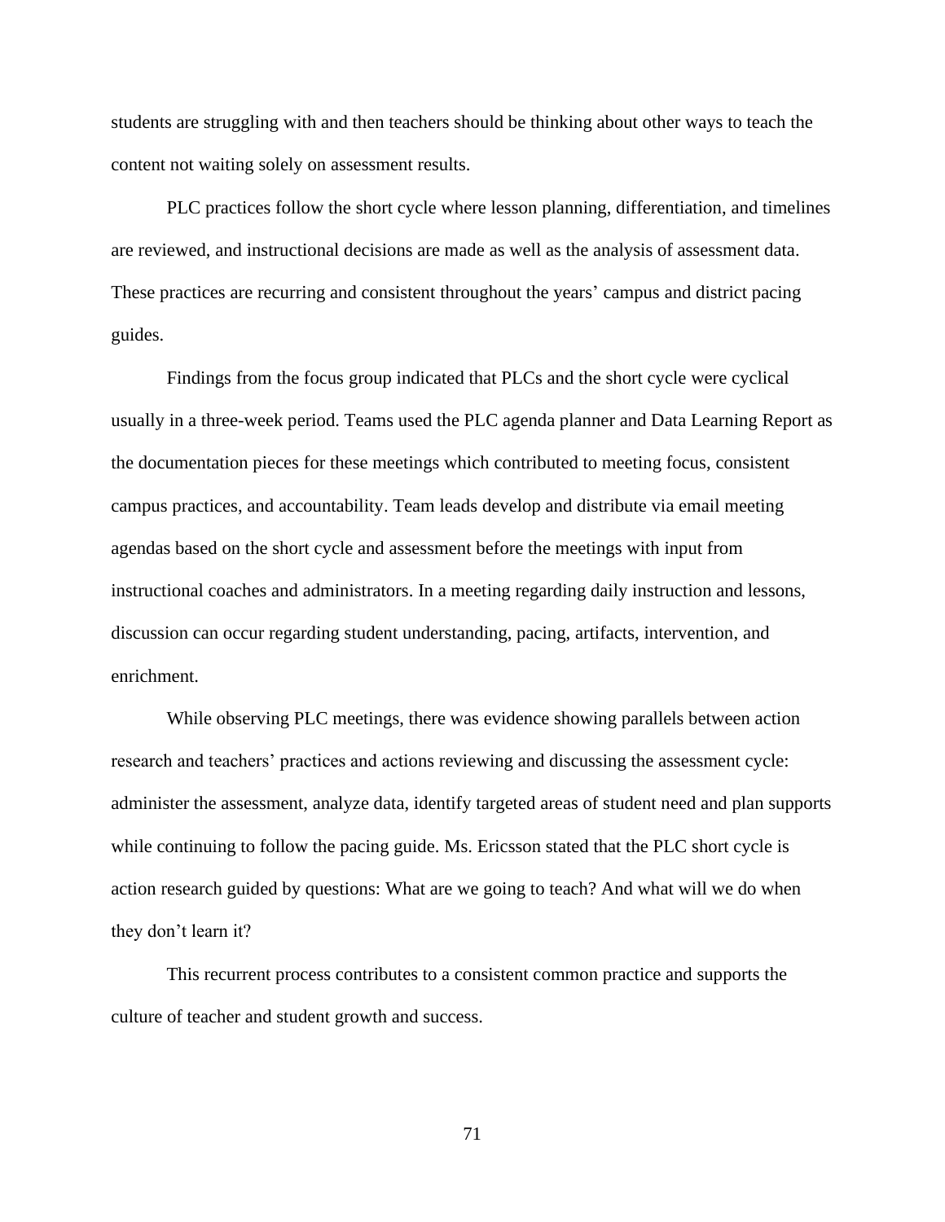students are struggling with and then teachers should be thinking about other ways to teach the content not waiting solely on assessment results.

PLC practices follow the short cycle where lesson planning, differentiation, and timelines are reviewed, and instructional decisions are made as well as the analysis of assessment data. These practices are recurring and consistent throughout the years' campus and district pacing guides.

Findings from the focus group indicated that PLCs and the short cycle were cyclical usually in a three-week period. Teams used the PLC agenda planner and Data Learning Report as the documentation pieces for these meetings which contributed to meeting focus, consistent campus practices, and accountability. Team leads develop and distribute via email meeting agendas based on the short cycle and assessment before the meetings with input from instructional coaches and administrators. In a meeting regarding daily instruction and lessons, discussion can occur regarding student understanding, pacing, artifacts, intervention, and enrichment.

While observing PLC meetings, there was evidence showing parallels between action research and teachers' practices and actions reviewing and discussing the assessment cycle: administer the assessment, analyze data, identify targeted areas of student need and plan supports while continuing to follow the pacing guide. Ms. Ericsson stated that the PLC short cycle is action research guided by questions: What are we going to teach? And what will we do when they don't learn it?

This recurrent process contributes to a consistent common practice and supports the culture of teacher and student growth and success.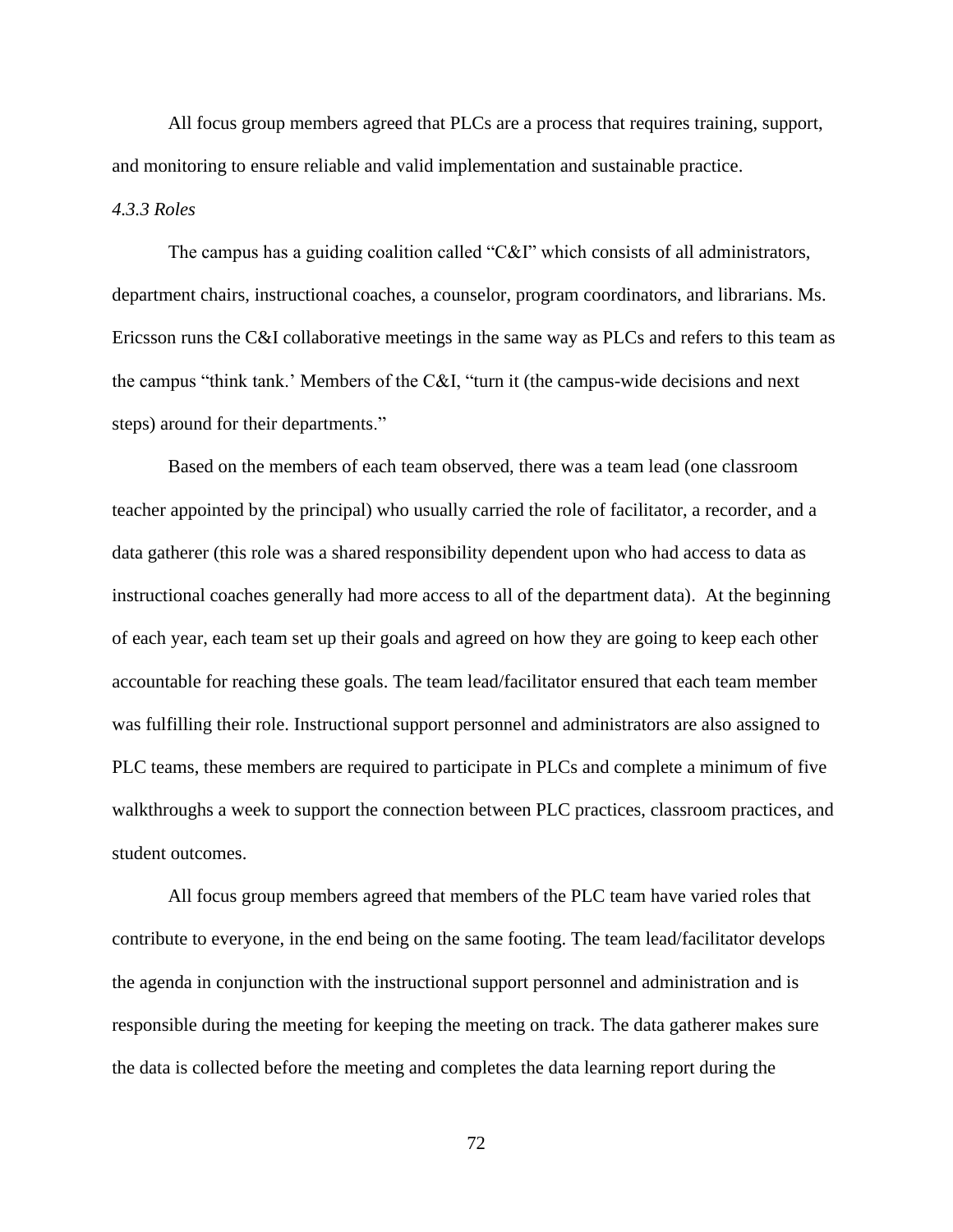All focus group members agreed that PLCs are a process that requires training, support, and monitoring to ensure reliable and valid implementation and sustainable practice.

*4.3.3 Roles*

The campus has a guiding coalition called "C&I" which consists of all administrators, department chairs, instructional coaches, a counselor, program coordinators, and librarians. Ms. Ericsson runs the C&I collaborative meetings in the same way as PLCs and refers to this team as the campus "think tank.' Members of the C&I, "turn it (the campus-wide decisions and next steps) around for their departments."

Based on the members of each team observed, there was a team lead (one classroom teacher appointed by the principal) who usually carried the role of facilitator, a recorder, and a data gatherer (this role was a shared responsibility dependent upon who had access to data as instructional coaches generally had more access to all of the department data). At the beginning of each year, each team set up their goals and agreed on how they are going to keep each other accountable for reaching these goals. The team lead/facilitator ensured that each team member was fulfilling their role. Instructional support personnel and administrators are also assigned to PLC teams, these members are required to participate in PLCs and complete a minimum of five walkthroughs a week to support the connection between PLC practices, classroom practices, and student outcomes.

All focus group members agreed that members of the PLC team have varied roles that contribute to everyone, in the end being on the same footing. The team lead/facilitator develops the agenda in conjunction with the instructional support personnel and administration and is responsible during the meeting for keeping the meeting on track. The data gatherer makes sure the data is collected before the meeting and completes the data learning report during the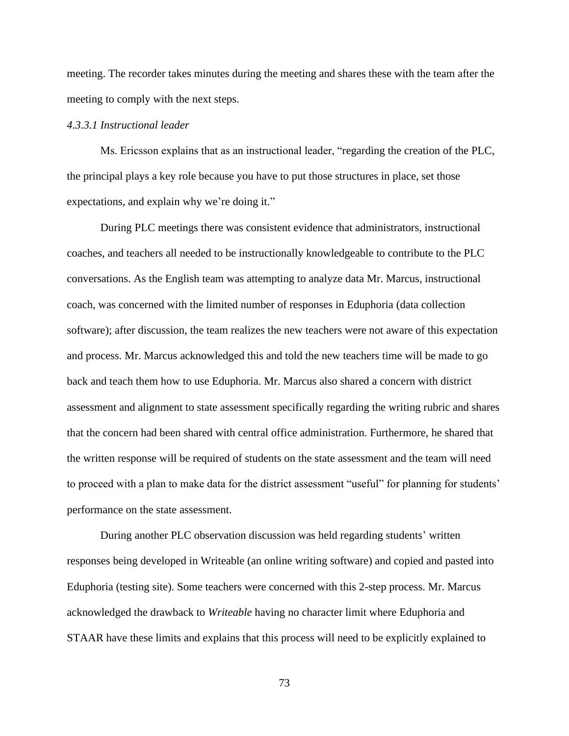meeting. The recorder takes minutes during the meeting and shares these with the team after the meeting to comply with the next steps.

#### *4.3.3.1 Instructional leader*

Ms. Ericsson explains that as an instructional leader, "regarding the creation of the PLC, the principal plays a key role because you have to put those structures in place, set those expectations, and explain why we're doing it."

During PLC meetings there was consistent evidence that administrators, instructional coaches, and teachers all needed to be instructionally knowledgeable to contribute to the PLC conversations. As the English team was attempting to analyze data Mr. Marcus, instructional coach, was concerned with the limited number of responses in Eduphoria (data collection software); after discussion, the team realizes the new teachers were not aware of this expectation and process. Mr. Marcus acknowledged this and told the new teachers time will be made to go back and teach them how to use Eduphoria. Mr. Marcus also shared a concern with district assessment and alignment to state assessment specifically regarding the writing rubric and shares that the concern had been shared with central office administration. Furthermore, he shared that the written response will be required of students on the state assessment and the team will need to proceed with a plan to make data for the district assessment "useful" for planning for students' performance on the state assessment.

During another PLC observation discussion was held regarding students' written responses being developed in Writeable (an online writing software) and copied and pasted into Eduphoria (testing site). Some teachers were concerned with this 2-step process. Mr. Marcus acknowledged the drawback to *Writeable* having no character limit where Eduphoria and STAAR have these limits and explains that this process will need to be explicitly explained to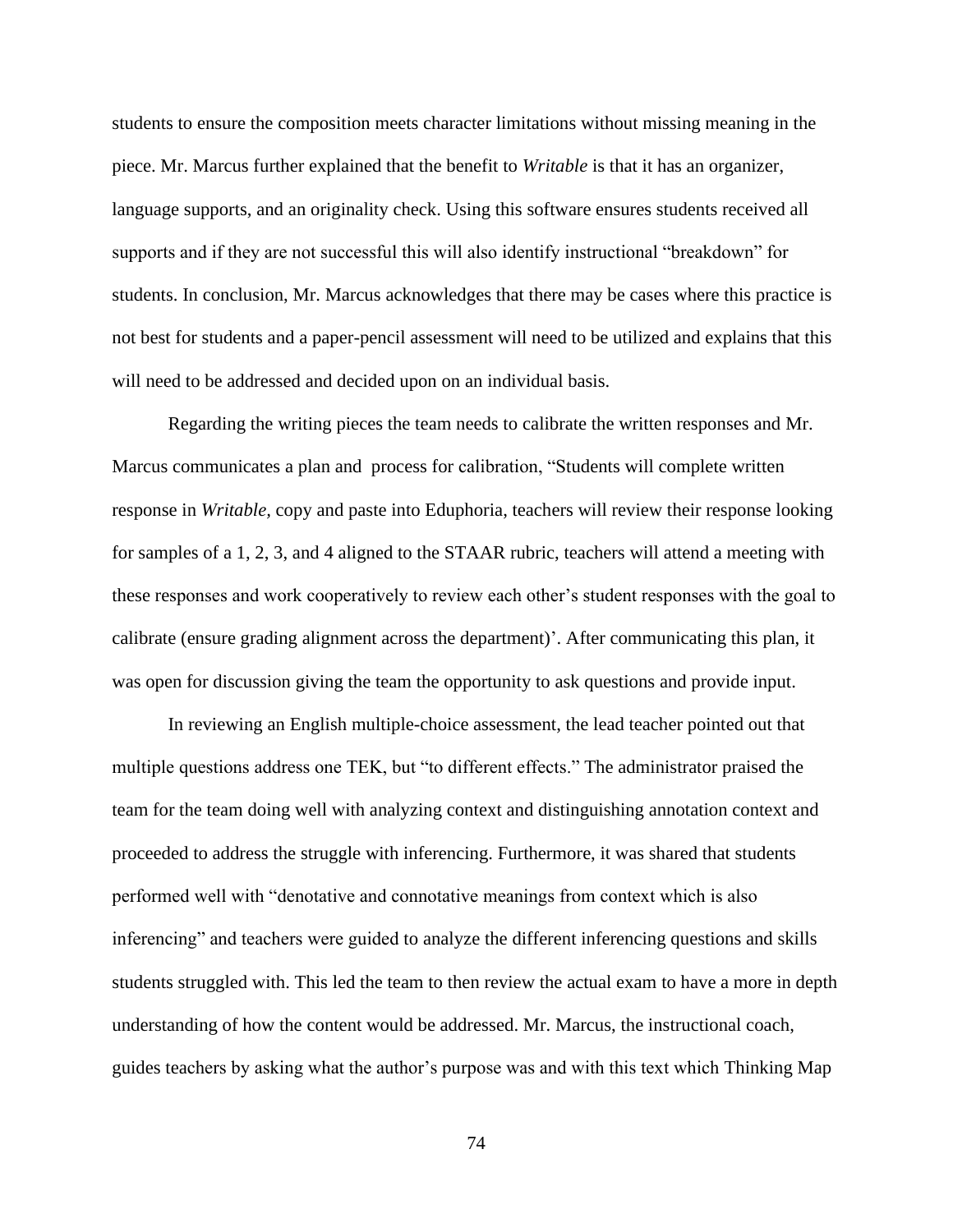students to ensure the composition meets character limitations without missing meaning in the piece. Mr. Marcus further explained that the benefit to *Writable* is that it has an organizer, language supports, and an originality check. Using this software ensures students received all supports and if they are not successful this will also identify instructional "breakdown" for students. In conclusion, Mr. Marcus acknowledges that there may be cases where this practice is not best for students and a paper-pencil assessment will need to be utilized and explains that this will need to be addressed and decided upon on an individual basis.

Regarding the writing pieces the team needs to calibrate the written responses and Mr. Marcus communicates a plan and process for calibration, "Students will complete written response in *Writable*, copy and paste into Eduphoria, teachers will review their response looking for samples of a 1, 2, 3, and 4 aligned to the STAAR rubric, teachers will attend a meeting with these responses and work cooperatively to review each other's student responses with the goal to calibrate (ensure grading alignment across the department)'. After communicating this plan, it was open for discussion giving the team the opportunity to ask questions and provide input.

In reviewing an English multiple-choice assessment, the lead teacher pointed out that multiple questions address one TEK, but "to different effects." The administrator praised the team for the team doing well with analyzing context and distinguishing annotation context and proceeded to address the struggle with inferencing. Furthermore, it was shared that students performed well with "denotative and connotative meanings from context which is also inferencing" and teachers were guided to analyze the different inferencing questions and skills students struggled with. This led the team to then review the actual exam to have a more in depth understanding of how the content would be addressed. Mr. Marcus, the instructional coach, guides teachers by asking what the author's purpose was and with this text which Thinking Map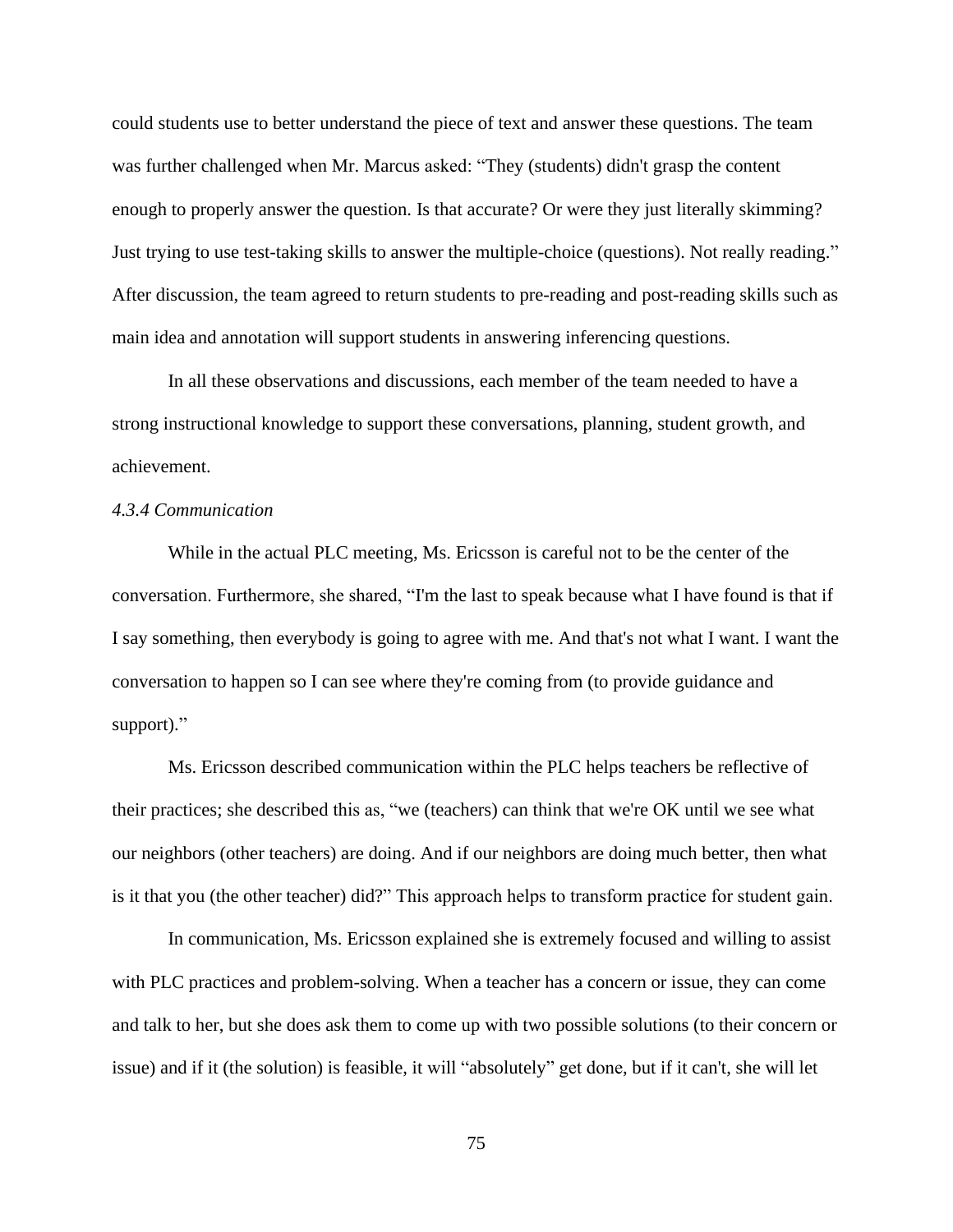could students use to better understand the piece of text and answer these questions. The team was further challenged when Mr. Marcus asked: “They (students) didn't grasp the content enough to properly answer the question. Is that accurate? Or were they just literally skimming? Just trying to use test-taking skills to answer the multiple-choice (questions). Not really reading.” After discussion, the team agreed to return students to pre-reading and post-reading skills such as main idea and annotation will support students in answering inferencing questions.

In all these observations and discussions, each member of the team needed to have a strong instructional knowledge to support these conversations, planning, student growth, and achievement.

*4.3.4 Communication*

While in the actual PLC meeting, Ms. Ericsson is careful not to be the center of the conversation. Furthermore, she shared, “I'm the last to speak because what I have found is that if I say something, then everybody is going to agree with me. And that's not what I want. I want the conversation to happen so I can see where they're coming from (to provide guidance and support).”

Ms. Ericsson described communication within the PLC helps teachers be reflective of their practices; she described this as, “we (teachers) can think that we're OK until we see what our neighbors (other teachers) are doing. And if our neighbors are doing much better, then what is it that you (the other teacher) did?” This approach helps to transform practice for student gain.

In communication, Ms. Ericsson explained she is extremely focused and willing to assist with PLC practices and problem-solving. When a teacher has a concern or issue, they can come and talk to her, but she does ask them to come up with two possible solutions (to their concern or issue) and if it (the solution) is feasible, it will “absolutely” get done, but if it can't, she will let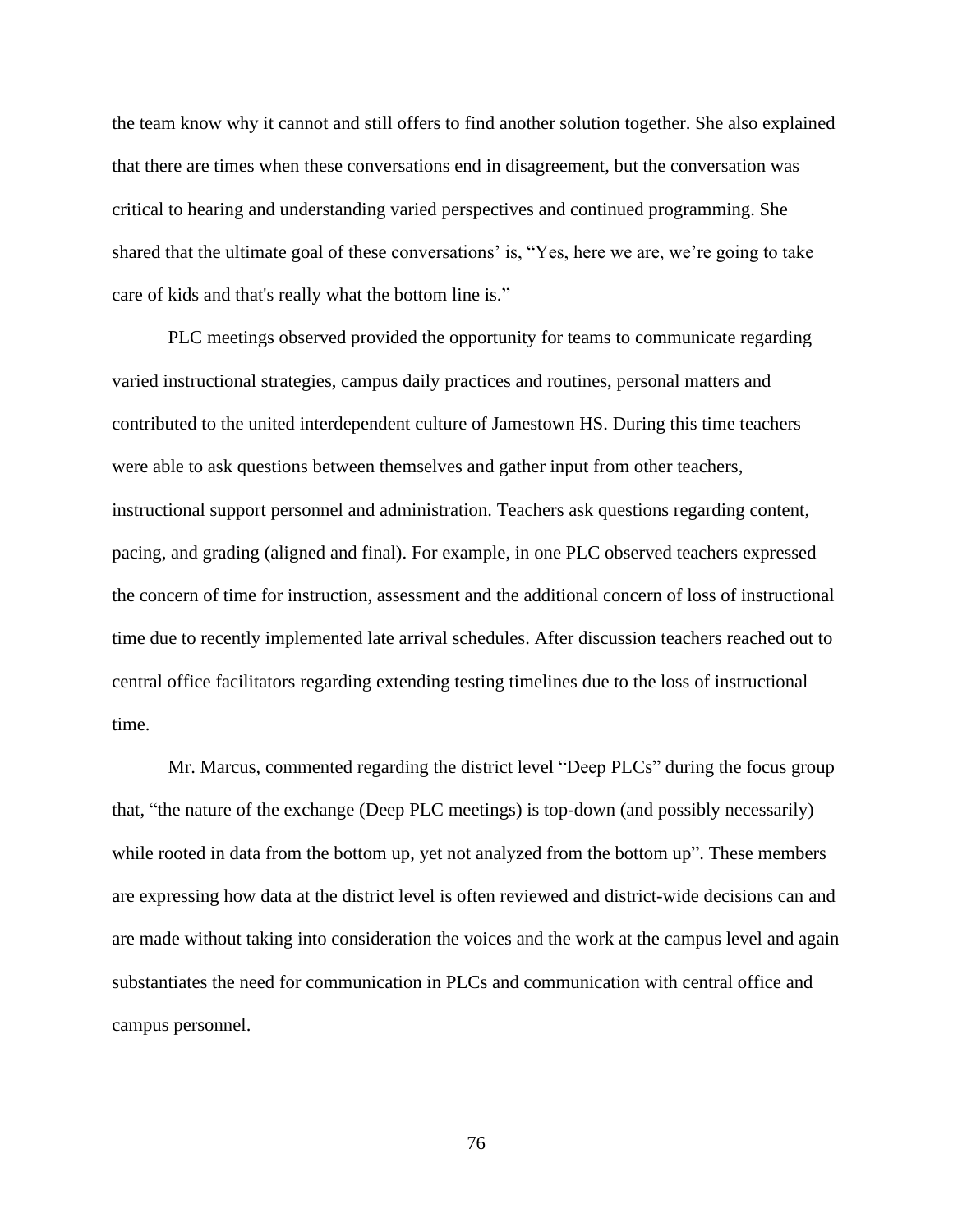the team know why it cannot and still offers to find another solution together. She also explained that there are times when these conversations end in disagreement, but the conversation was critical to hearing and understanding varied perspectives and continued programming. She shared that the ultimate goal of these conversations' is, "Yes, here we are, we're going to take care of kids and that's really what the bottom line is."

PLC meetings observed provided the opportunity for teams to communicate regarding varied instructional strategies, campus daily practices and routines, personal matters and contributed to the united interdependent culture of Jamestown HS. During this time teachers were able to ask questions between themselves and gather input from other teachers, instructional support personnel and administration. Teachers ask questions regarding content, pacing, and grading (aligned and final). For example, in one PLC observed teachers expressed the concern of time for instruction, assessment and the additional concern of loss of instructional time due to recently implemented late arrival schedules. After discussion teachers reached out to central office facilitators regarding extending testing timelines due to the loss of instructional time.

Mr. Marcus, commented regarding the district level "Deep PLCs" during the focus group that, "the nature of the exchange (Deep PLC meetings) is top-down (and possibly necessarily) while rooted in data from the bottom up, yet not analyzed from the bottom up". These members are expressing how data at the district level is often reviewed and district-wide decisions can and are made without taking into consideration the voices and the work at the campus level and again substantiates the need for communication in PLCs and communication with central office and campus personnel.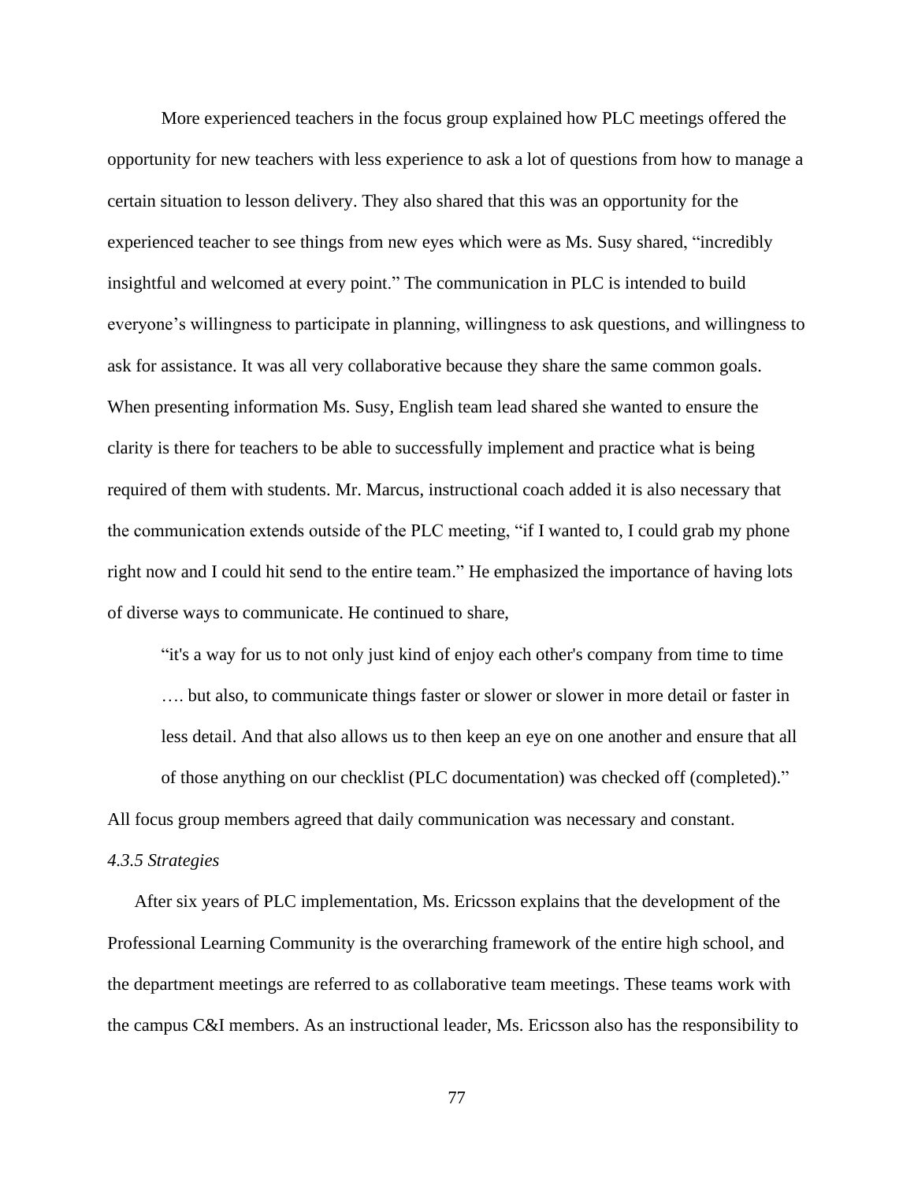More experienced teachers in the focus group explained how PLC meetings offered the opportunity for new teachers with less experience to ask a lot of questions from how to manage a certain situation to lesson delivery. They also shared that this was an opportunity for the experienced teacher to see things from new eyes which were as Ms. Susy shared, "incredibly insightful and welcomed at every point." The communication in PLC is intended to build everyone's willingness to participate in planning, willingness to ask questions, and willingness to ask for assistance. It was all very collaborative because they share the same common goals. When presenting information Ms. Susy, English team lead shared she wanted to ensure the clarity is there for teachers to be able to successfully implement and practice what is being required of them with students. Mr. Marcus, instructional coach added it is also necessary that the communication extends outside of the PLC meeting, "if I wanted to, I could grab my phone right now and I could hit send to the entire team." He emphasized the importance of having lots of diverse ways to communicate. He continued to share,

> "it's a way for us to not only just kind of enjoy each other's company from time to time …. but also, to communicate things faster or slower or slower in more detail or faster in less detail. And that also allows us to then keep an eye on one another and ensure that all of those anything on our checklist (PLC documentation) was checked off (completed)."

All focus group members agreed that daily communication was necessary and constant.

### *4.3.5 Strategies*

After six years of PLC implementation, Ms. Ericsson explains that the development of the Professional Learning Community is the overarching framework of the entire high school, and the department meetings are referred to as collaborative team meetings. These teams work with the campus C&I members. As an instructional leader, Ms. Ericsson also has the responsibility to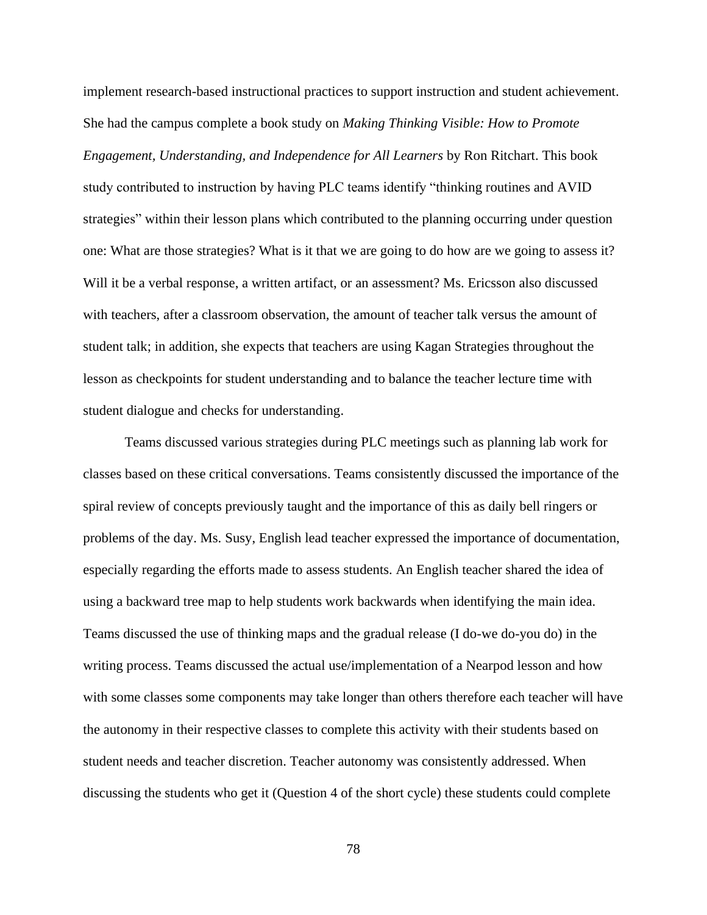implement research-based instructional practices to support instruction and student achievement. She had the campus complete a book study on *Making Thinking Visible: How to Promote Engagement, Understanding, and Independence for All Learners* by Ron Ritchart. This book study contributed to instruction by having PLC teams identify "thinking routines and AVID strategies" within their lesson plans which contributed to the planning occurring under question one: What are those strategies? What is it that we are going to do how are we going to assess it? Will it be a verbal response, a written artifact, or an assessment? Ms. Ericsson also discussed with teachers, after a classroom observation, the amount of teacher talk versus the amount of student talk; in addition, she expects that teachers are using Kagan Strategies throughout the lesson as checkpoints for student understanding and to balance the teacher lecture time with student dialogue and checks for understanding.

Teams discussed various strategies during PLC meetings such as planning lab work for classes based on these critical conversations. Teams consistently discussed the importance of the spiral review of concepts previously taught and the importance of this as daily bell ringers or problems of the day. Ms. Susy, English lead teacher expressed the importance of documentation, especially regarding the efforts made to assess students. An English teacher shared the idea of using a backward tree map to help students work backwards when identifying the main idea. Teams discussed the use of thinking maps and the gradual release (I do-we do-you do) in the writing process. Teams discussed the actual use/implementation of a Nearpod lesson and how with some classes some components may take longer than others therefore each teacher will have the autonomy in their respective classes to complete this activity with their students based on student needs and teacher discretion. Teacher autonomy was consistently addressed. When discussing the students who get it (Question 4 of the short cycle) these students could complete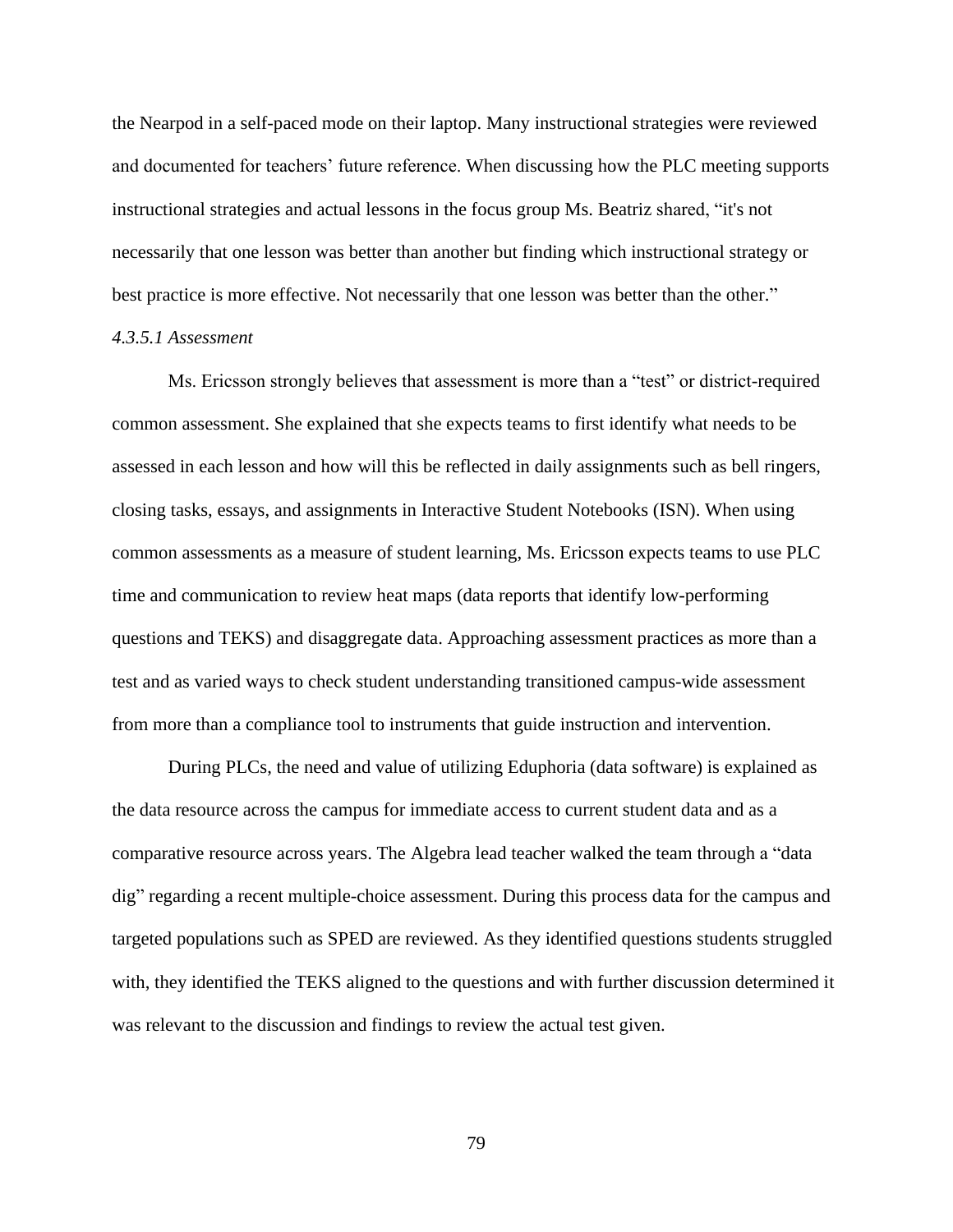the Nearpod in a self-paced mode on their laptop. Many instructional strategies were reviewed and documented for teachers' future reference. When discussing how the PLC meeting supports instructional strategies and actual lessons in the focus group Ms. Beatriz shared, "it's not necessarily that one lesson was better than another but finding which instructional strategy or best practice is more effective. Not necessarily that one lesson was better than the other."

#### *4.3.5.1 Assessment*

Ms. Ericsson strongly believes that assessment is more than a "test" or district-required common assessment. She explained that she expects teams to first identify what needs to be assessed in each lesson and how will this be reflected in daily assignments such as bell ringers, closing tasks, essays, and assignments in Interactive Student Notebooks (ISN). When using common assessments as a measure of student learning, Ms. Ericsson expects teams to use PLC time and communication to review heat maps (data reports that identify low-performing questions and TEKS) and disaggregate data. Approaching assessment practices as more than a test and as varied ways to check student understanding transitioned campus-wide assessment from more than a compliance tool to instruments that guide instruction and intervention.

During PLCs, the need and value of utilizing Eduphoria (data software) is explained as the data resource across the campus for immediate access to current student data and as a comparative resource across years. The Algebra lead teacher walked the team through a "data dig" regarding a recent multiple-choice assessment. During this process data for the campus and targeted populations such as SPED are reviewed. As they identified questions students struggled with, they identified the TEKS aligned to the questions and with further discussion determined it was relevant to the discussion and findings to review the actual test given.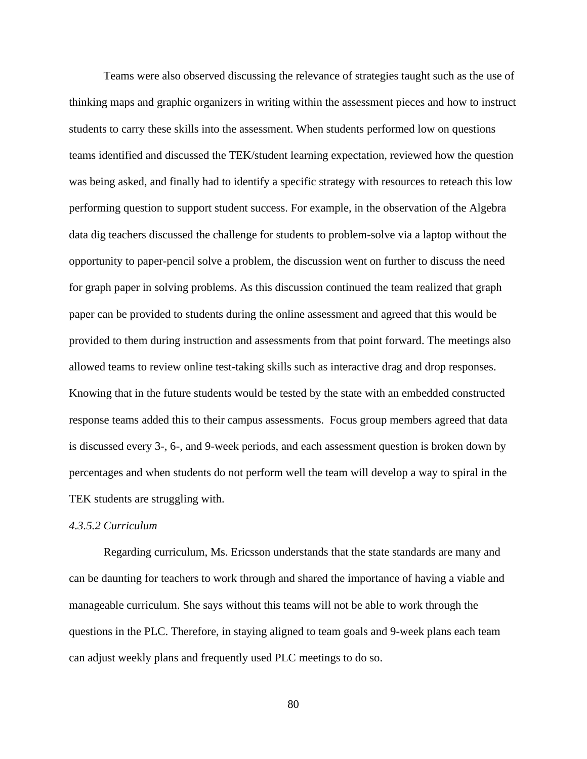Teams were also observed discussing the relevance of strategies taught such as the use of thinking maps and graphic organizers in writing within the assessment pieces and how to instruct students to carry these skills into the assessment. When students performed low on questions teams identified and discussed the TEK/student learning expectation, reviewed how the question was being asked, and finally had to identify a specific strategy with resources to reteach this low performing question to support student success. For example, in the observation of the Algebra data dig teachers discussed the challenge for students to problem-solve via a laptop without the opportunity to paper-pencil solve a problem, the discussion went on further to discuss the need for graph paper in solving problems. As this discussion continued the team realized that graph paper can be provided to students during the online assessment and agreed that this would be provided to them during instruction and assessments from that point forward. The meetings also allowed teams to review online test-taking skills such as interactive drag and drop responses. Knowing that in the future students would be tested by the state with an embedded constructed response teams added this to their campus assessments. Focus group members agreed that data is discussed every 3-, 6-, and 9-week periods, and each assessment question is broken down by percentages and when students do not perform well the team will develop a way to spiral in the TEK students are struggling with.

#### *4.3.5.2 Curriculum*

Regarding curriculum, Ms. Ericsson understands that the state standards are many and can be daunting for teachers to work through and shared the importance of having a viable and manageable curriculum. She says without this teams will not be able to work through the questions in the PLC. Therefore, in staying aligned to team goals and 9-week plans each team can adjust weekly plans and frequently used PLC meetings to do so.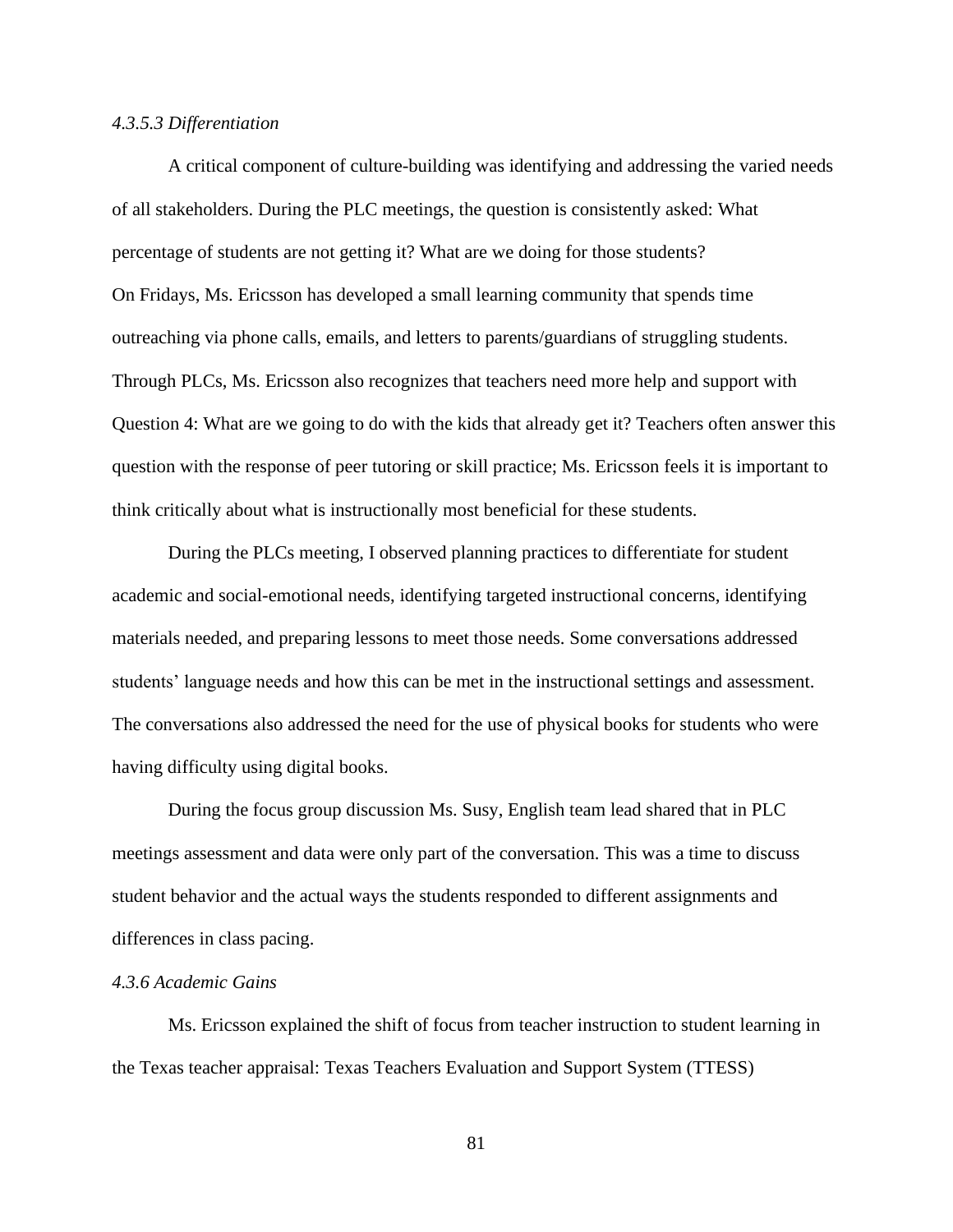*4.3.5.3 Differentiation*

A critical component of culture-building was identifying and addressing the varied needs of all stakeholders. During the PLC meetings, the question is consistently asked: What percentage of students are not getting it? What are we doing for those students?
On Fridays, Ms. Ericsson has developed a small learning community that spends time outreaching via phone calls, emails, and letters to parents/guardians of struggling students. Through PLCs, Ms. Ericsson also recognizes that teachers need more help and support with Question 4: What are we going to do with the kids that already get it? Teachers often answer this question with the response of peer tutoring or skill practice; Ms. Ericsson feels it is important to think critically about what is instructionally most beneficial for these students.

During the PLCs meeting, I observed planning practices to differentiate for student academic and social-emotional needs, identifying targeted instructional concerns, identifying materials needed, and preparing lessons to meet those needs. Some conversations addressed students' language needs and how this can be met in the instructional settings and assessment. The conversations also addressed the need for the use of physical books for students who were having difficulty using digital books.

During the focus group discussion Ms. Susy, English team lead shared that in PLC meetings assessment and data were only part of the conversation. This was a time to discuss student behavior and the actual ways the students responded to different assignments and differences in class pacing.

*4.3.6 Academic Gains*

Ms. Ericsson explained the shift of focus from teacher instruction to student learning in the Texas teacher appraisal: Texas Teachers Evaluation and Support System (TTESS)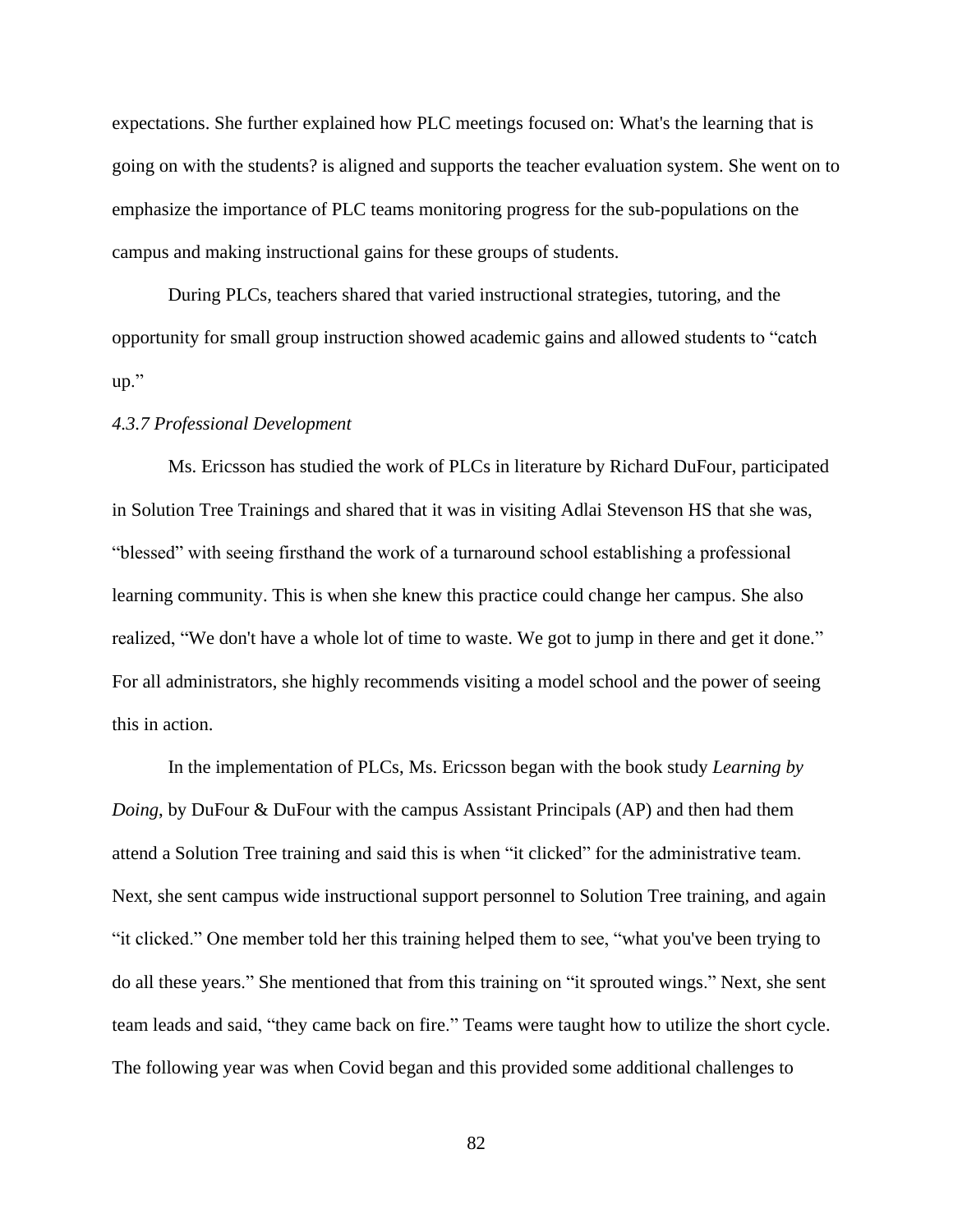expectations. She further explained how PLC meetings focused on: What's the learning that is going on with the students? is aligned and supports the teacher evaluation system. She went on to emphasize the importance of PLC teams monitoring progress for the sub-populations on the campus and making instructional gains for these groups of students.

During PLCs, teachers shared that varied instructional strategies, tutoring, and the opportunity for small group instruction showed academic gains and allowed students to "catch up."

*4.3.7 Professional Development*

Ms. Ericsson has studied the work of PLCs in literature by Richard DuFour, participated in Solution Tree Trainings and shared that it was in visiting Adlai Stevenson HS that she was, "blessed" with seeing firsthand the work of a turnaround school establishing a professional learning community. This is when she knew this practice could change her campus. She also realized, "We don't have a whole lot of time to waste. We got to jump in there and get it done." For all administrators, she highly recommends visiting a model school and the power of seeing this in action.

In the implementation of PLCs, Ms. Ericsson began with the book study *Learning by Doing*, by DuFour & DuFour with the campus Assistant Principals (AP) and then had them attend a Solution Tree training and said this is when "it clicked" for the administrative team. Next, she sent campus wide instructional support personnel to Solution Tree training, and again "it clicked." One member told her this training helped them to see, "what you've been trying to do all these years." She mentioned that from this training on "it sprouted wings." Next, she sent team leads and said, "they came back on fire." Teams were taught how to utilize the short cycle. The following year was when Covid began and this provided some additional challenges to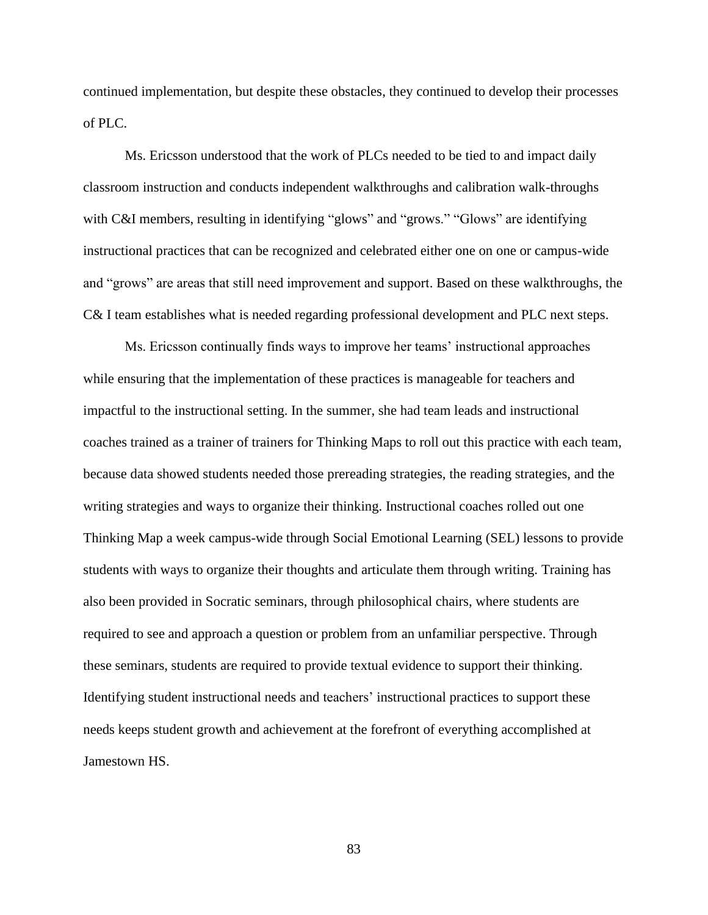continued implementation, but despite these obstacles, they continued to develop their processes of PLC.

Ms. Ericsson understood that the work of PLCs needed to be tied to and impact daily classroom instruction and conducts independent walkthroughs and calibration walk-throughs with C&I members, resulting in identifying "glows" and "grows." "Glows" are identifying instructional practices that can be recognized and celebrated either one on one or campus-wide and "grows" are areas that still need improvement and support. Based on these walkthroughs, the C& I team establishes what is needed regarding professional development and PLC next steps.

Ms. Ericsson continually finds ways to improve her teams' instructional approaches while ensuring that the implementation of these practices is manageable for teachers and impactful to the instructional setting. In the summer, she had team leads and instructional coaches trained as a trainer of trainers for Thinking Maps to roll out this practice with each team, because data showed students needed those prereading strategies, the reading strategies, and the writing strategies and ways to organize their thinking. Instructional coaches rolled out one Thinking Map a week campus-wide through Social Emotional Learning (SEL) lessons to provide students with ways to organize their thoughts and articulate them through writing. Training has also been provided in Socratic seminars, through philosophical chairs, where students are required to see and approach a question or problem from an unfamiliar perspective. Through these seminars, students are required to provide textual evidence to support their thinking. Identifying student instructional needs and teachers' instructional practices to support these needs keeps student growth and achievement at the forefront of everything accomplished at Jamestown HS.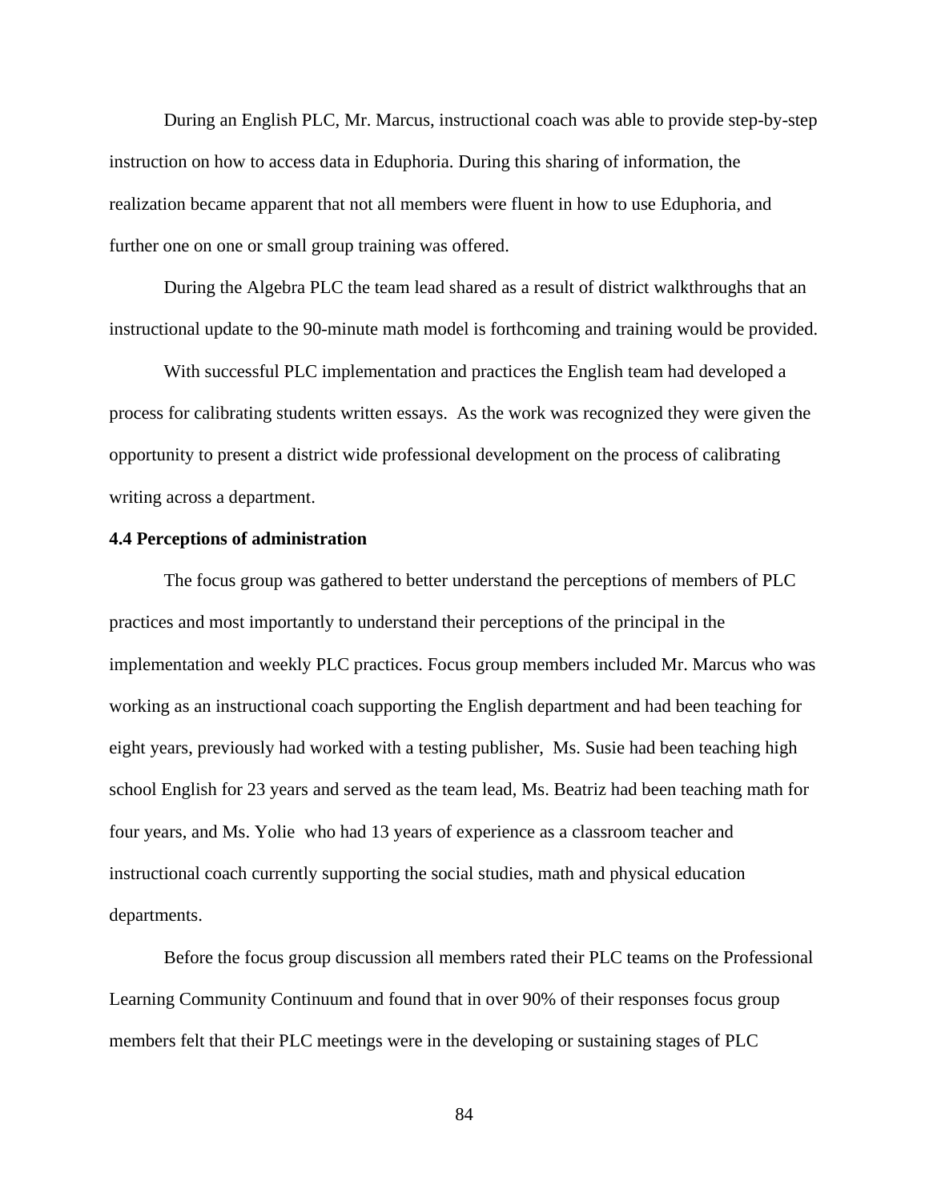During an English PLC, Mr. Marcus, instructional coach was able to provide step-by-step instruction on how to access data in Eduphoria. During this sharing of information, the realization became apparent that not all members were fluent in how to use Eduphoria, and further one on one or small group training was offered.

During the Algebra PLC the team lead shared as a result of district walkthroughs that an instructional update to the 90-minute math model is forthcoming and training would be provided.

With successful PLC implementation and practices the English team had developed a process for calibrating students written essays. As the work was recognized they were given the opportunity to present a district wide professional development on the process of calibrating writing across a department.

**4.4 Perceptions of administration**

The focus group was gathered to better understand the perceptions of members of PLC practices and most importantly to understand their perceptions of the principal in the implementation and weekly PLC practices. Focus group members included Mr. Marcus who was working as an instructional coach supporting the English department and had been teaching for eight years, previously had worked with a testing publisher, Ms. Susie had been teaching high school English for 23 years and served as the team lead, Ms. Beatriz had been teaching math for four years, and Ms. Yolie who had 13 years of experience as a classroom teacher and instructional coach currently supporting the social studies, math and physical education departments.

Before the focus group discussion all members rated their PLC teams on the Professional Learning Community Continuum and found that in over 90% of their responses focus group members felt that their PLC meetings were in the developing or sustaining stages of PLC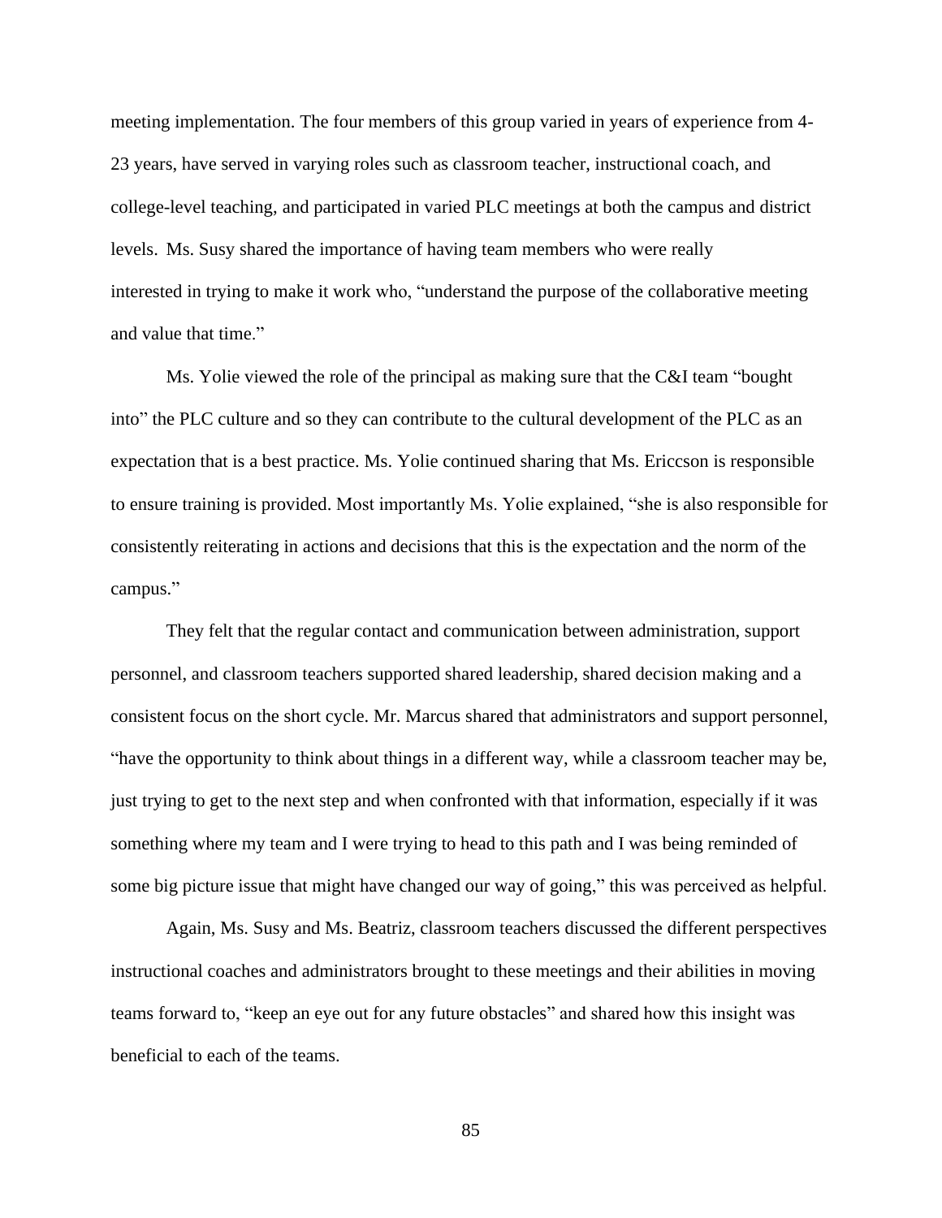meeting implementation. The four members of this group varied in years of experience from 4-23 years, have served in varying roles such as classroom teacher, instructional coach, and college-level teaching, and participated in varied PLC meetings at both the campus and district levels. Ms. Susy shared the importance of having team members who were really interested in trying to make it work who, "understand the purpose of the collaborative meeting and value that time."

Ms. Yolie viewed the role of the principal as making sure that the C&I team "bought into" the PLC culture and so they can contribute to the cultural development of the PLC as an expectation that is a best practice. Ms. Yolie continued sharing that Ms. Ericcson is responsible to ensure training is provided. Most importantly Ms. Yolie explained, "she is also responsible for consistently reiterating in actions and decisions that this is the expectation and the norm of the campus."

They felt that the regular contact and communication between administration, support personnel, and classroom teachers supported shared leadership, shared decision making and a consistent focus on the short cycle. Mr. Marcus shared that administrators and support personnel, "have the opportunity to think about things in a different way, while a classroom teacher may be, just trying to get to the next step and when confronted with that information, especially if it was something where my team and I were trying to head to this path and I was being reminded of some big picture issue that might have changed our way of going," this was perceived as helpful.

Again, Ms. Susy and Ms. Beatriz, classroom teachers discussed the different perspectives instructional coaches and administrators brought to these meetings and their abilities in moving teams forward to, "keep an eye out for any future obstacles" and shared how this insight was beneficial to each of the teams.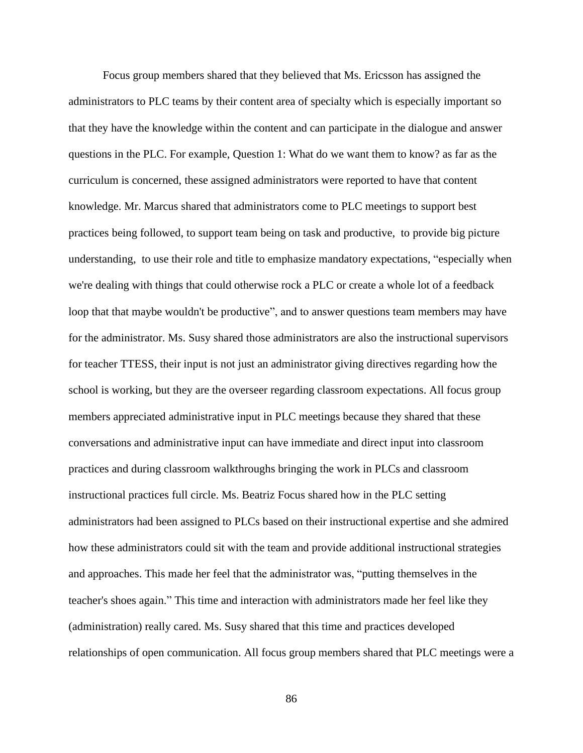Focus group members shared that they believed that Ms. Ericsson has assigned the administrators to PLC teams by their content area of specialty which is especially important so that they have the knowledge within the content and can participate in the dialogue and answer questions in the PLC. For example, Question 1: What do we want them to know? as far as the curriculum is concerned, these assigned administrators were reported to have that content knowledge. Mr. Marcus shared that administrators come to PLC meetings to support best practices being followed, to support team being on task and productive, to provide big picture understanding, to use their role and title to emphasize mandatory expectations, "especially when we're dealing with things that could otherwise rock a PLC or create a whole lot of a feedback loop that that maybe wouldn't be productive", and to answer questions team members may have for the administrator. Ms. Susy shared those administrators are also the instructional supervisors for teacher TTESS, their input is not just an administrator giving directives regarding how the school is working, but they are the overseer regarding classroom expectations. All focus group members appreciated administrative input in PLC meetings because they shared that these conversations and administrative input can have immediate and direct input into classroom practices and during classroom walkthroughs bringing the work in PLCs and classroom instructional practices full circle. Ms. Beatriz Focus shared how in the PLC setting administrators had been assigned to PLCs based on their instructional expertise and she admired how these administrators could sit with the team and provide additional instructional strategies and approaches. This made her feel that the administrator was, "putting themselves in the teacher's shoes again." This time and interaction with administrators made her feel like they (administration) really cared. Ms. Susy shared that this time and practices developed relationships of open communication. All focus group members shared that PLC meetings were a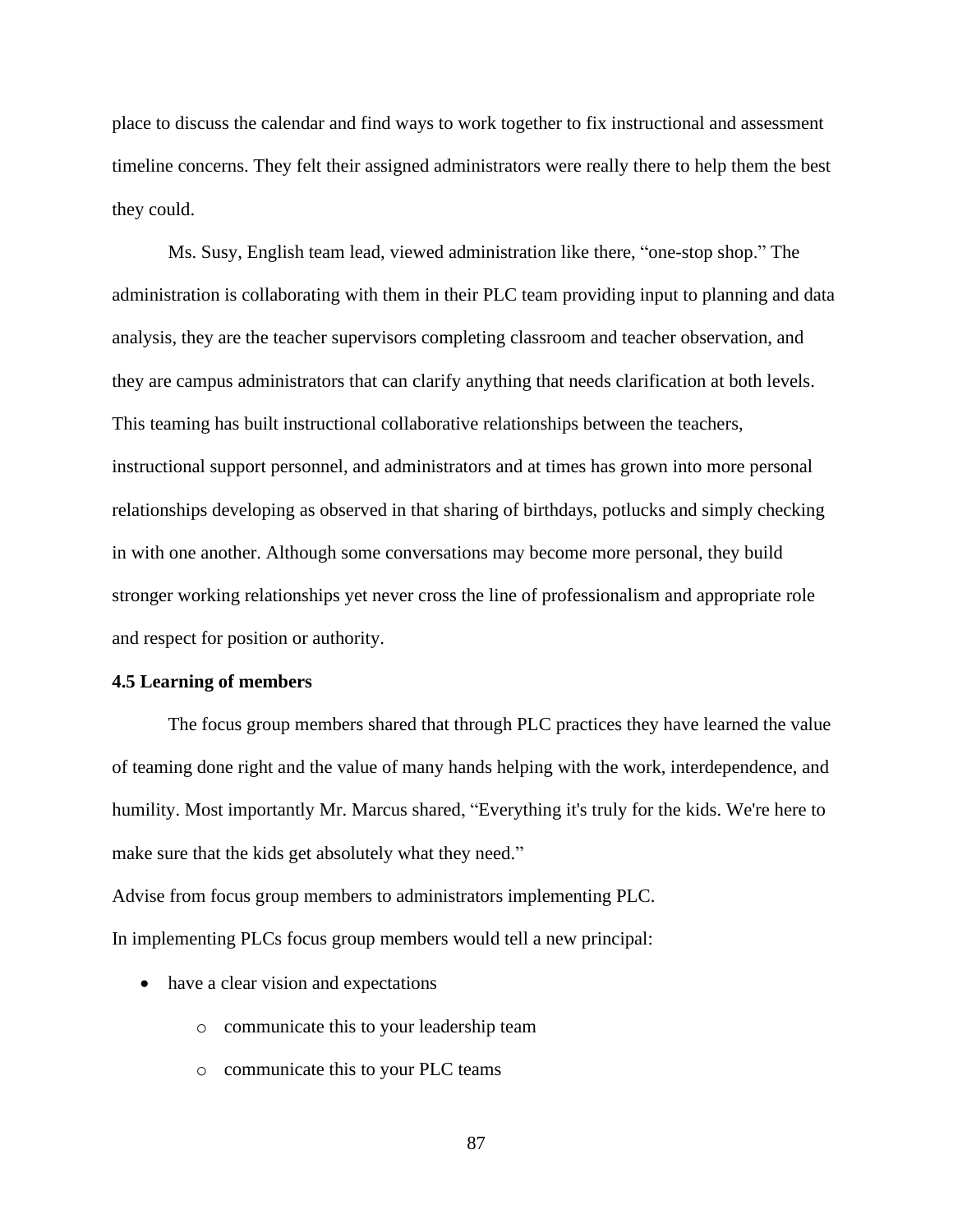place to discuss the calendar and find ways to work together to fix instructional and assessment timeline concerns. They felt their assigned administrators were really there to help them the best they could.

Ms. Susy, English team lead, viewed administration like there, “one-stop shop.” The administration is collaborating with them in their PLC team providing input to planning and data analysis, they are the teacher supervisors completing classroom and teacher observation, and they are campus administrators that can clarify anything that needs clarification at both levels. This teaming has built instructional collaborative relationships between the teachers, instructional support personnel, and administrators and at times has grown into more personal relationships developing as observed in that sharing of birthdays, potlucks and simply checking in with one another. Although some conversations may become more personal, they build stronger working relationships yet never cross the line of professionalism and appropriate role and respect for position or authority.

**4.5 Learning of members**

The focus group members shared that through PLC practices they have learned the value of teaming done right and the value of many hands helping with the work, interdependence, and humility. Most importantly Mr. Marcus shared, “Everything it's truly for the kids. We're here to make sure that the kids get absolutely what they need.”

Advise from focus group members to administrators implementing PLC.

In implementing PLCs focus group members would tell a new principal:

- have a clear vision and expectations
  - communicate this to your leadership team
  - communicate this to your PLC teams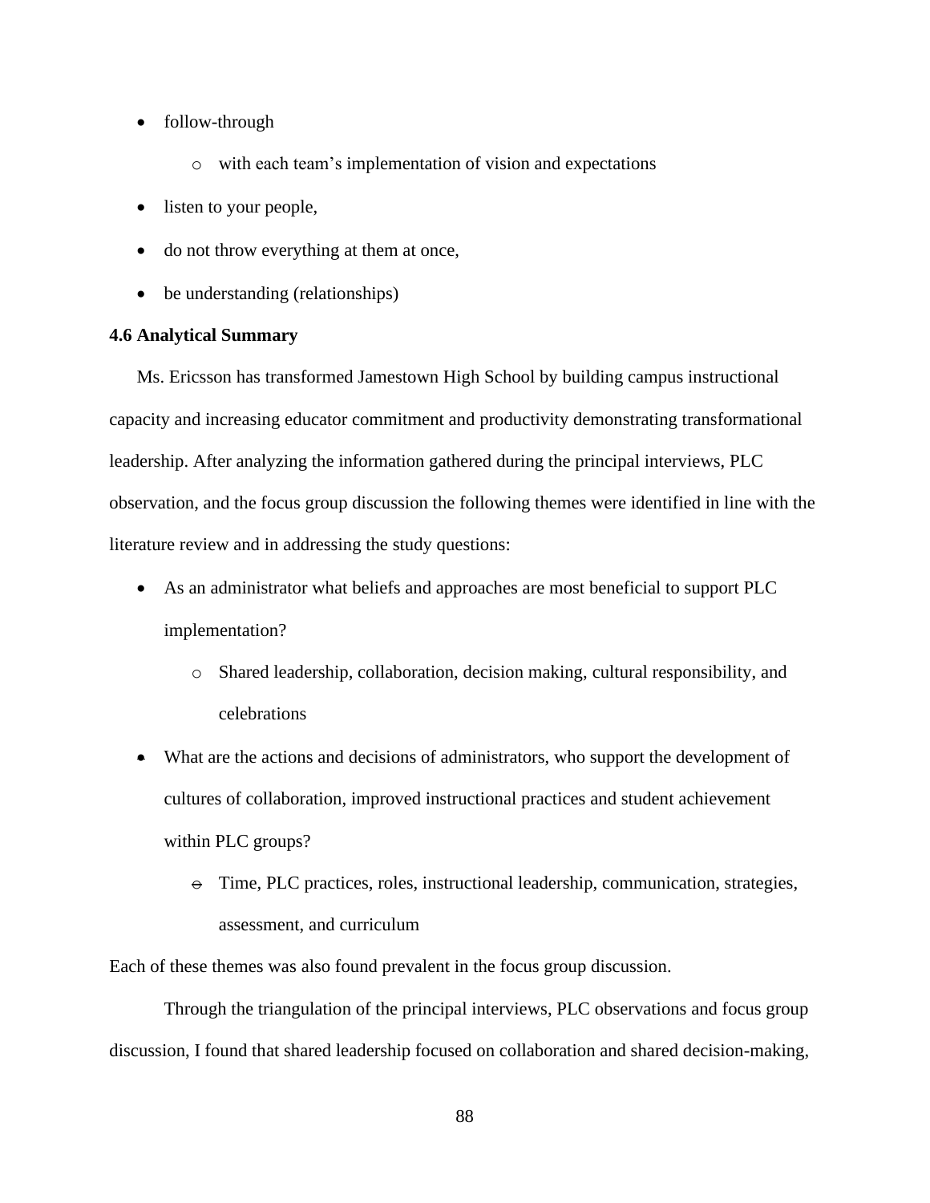- follow-through
    - with each team's implementation of vision and expectations
- listen to your people,
- do not throw everything at them at once,
- be understanding (relationships)

**4.6 Analytical Summary**

Ms. Ericsson has transformed Jamestown High School by building campus instructional capacity and increasing educator commitment and productivity demonstrating transformational leadership. After analyzing the information gathered during the principal interviews, PLC observation, and the focus group discussion the following themes were identified in line with the literature review and in addressing the study questions:

- As an administrator what beliefs and approaches are most beneficial to support PLC implementation?
    - Shared leadership, collaboration, decision making, cultural responsibility, and celebrations
- What are the actions and decisions of administrators, who support the development of cultures of collaboration, improved instructional practices and student achievement within PLC groups?
    - Time, PLC practices, roles, instructional leadership, communication, strategies, assessment, and curriculum

Each of these themes was also found prevalent in the focus group discussion.

Through the triangulation of the principal interviews, PLC observations and focus group discussion, I found that shared leadership focused on collaboration and shared decision-making,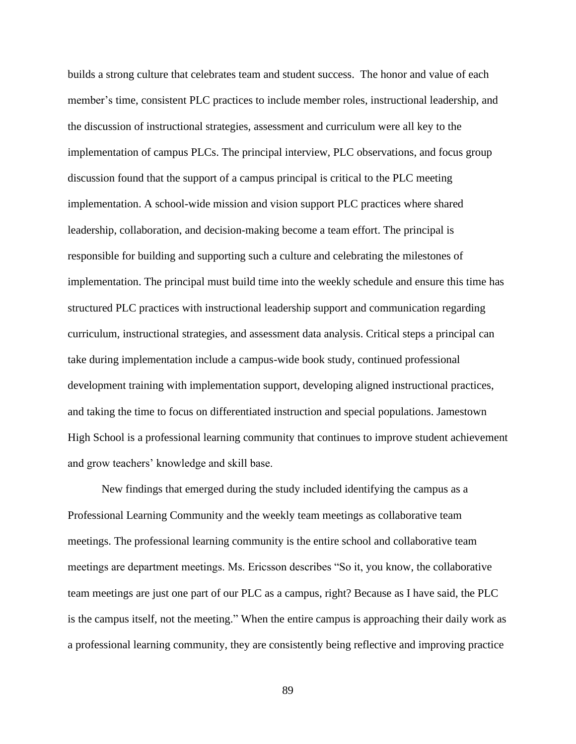builds a strong culture that celebrates team and student success. The honor and value of each member's time, consistent PLC practices to include member roles, instructional leadership, and the discussion of instructional strategies, assessment and curriculum were all key to the implementation of campus PLCs. The principal interview, PLC observations, and focus group discussion found that the support of a campus principal is critical to the PLC meeting implementation. A school-wide mission and vision support PLC practices where shared leadership, collaboration, and decision-making become a team effort. The principal is responsible for building and supporting such a culture and celebrating the milestones of implementation. The principal must build time into the weekly schedule and ensure this time has structured PLC practices with instructional leadership support and communication regarding curriculum, instructional strategies, and assessment data analysis. Critical steps a principal can take during implementation include a campus-wide book study, continued professional development training with implementation support, developing aligned instructional practices, and taking the time to focus on differentiated instruction and special populations. Jamestown High School is a professional learning community that continues to improve student achievement and grow teachers' knowledge and skill base.

New findings that emerged during the study included identifying the campus as a Professional Learning Community and the weekly team meetings as collaborative team meetings. The professional learning community is the entire school and collaborative team meetings are department meetings. Ms. Ericsson describes "So it, you know, the collaborative team meetings are just one part of our PLC as a campus, right? Because as I have said, the PLC is the campus itself, not the meeting." When the entire campus is approaching their daily work as a professional learning community, they are consistently being reflective and improving practice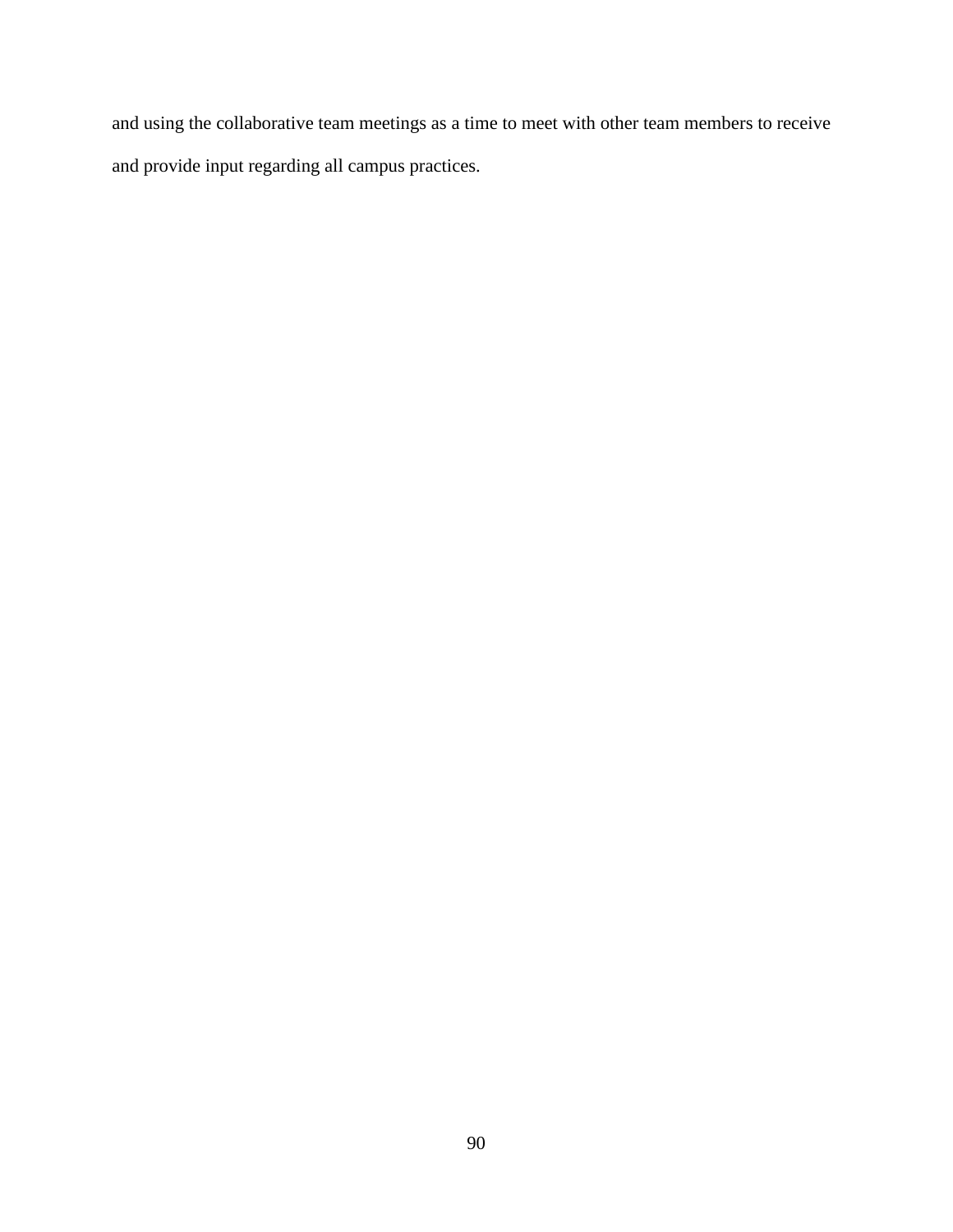and using the collaborative team meetings as a time to meet with other team members to receive and provide input regarding all campus practices.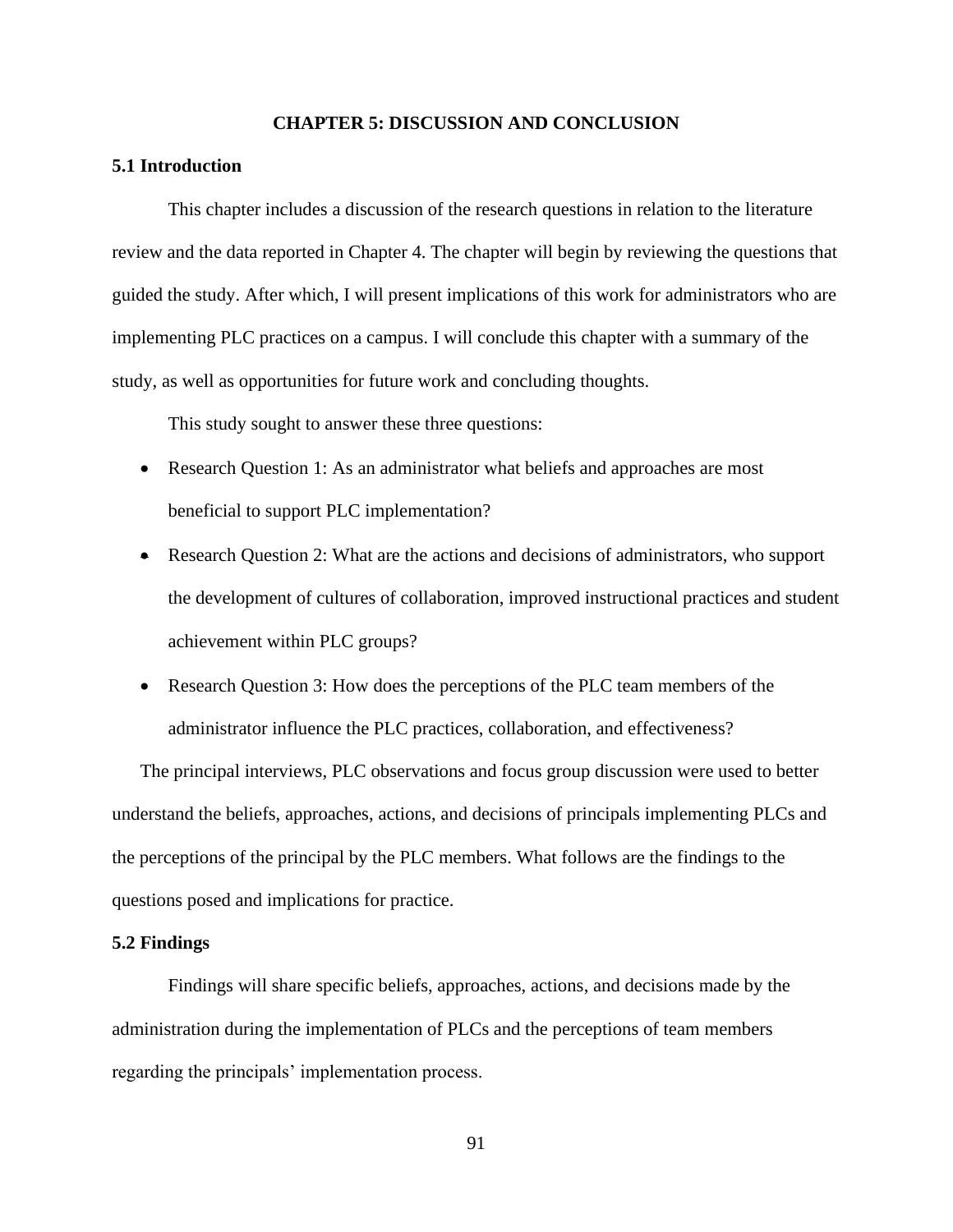# CHAPTER 5: DISCUSSION AND CONCLUSION

## 5.1 Introduction

This chapter includes a discussion of the research questions in relation to the literature review and the data reported in Chapter 4. The chapter will begin by reviewing the questions that guided the study. After which, I will present implications of this work for administrators who are implementing PLC practices on a campus. I will conclude this chapter with a summary of the study, as well as opportunities for future work and concluding thoughts.

This study sought to answer these three questions:

- Research Question 1: As an administrator what beliefs and approaches are most beneficial to support PLC implementation?
- Research Question 2: What are the actions and decisions of administrators, who support the development of cultures of collaboration, improved instructional practices and student achievement within PLC groups?
- Research Question 3: How does the perceptions of the PLC team members of the administrator influence the PLC practices, collaboration, and effectiveness?

The principal interviews, PLC observations and focus group discussion were used to better understand the beliefs, approaches, actions, and decisions of principals implementing PLCs and the perceptions of the principal by the PLC members. What follows are the findings to the questions posed and implications for practice.

## 5.2 Findings

Findings will share specific beliefs, approaches, actions, and decisions made by the administration during the implementation of PLCs and the perceptions of team members regarding the principals' implementation process.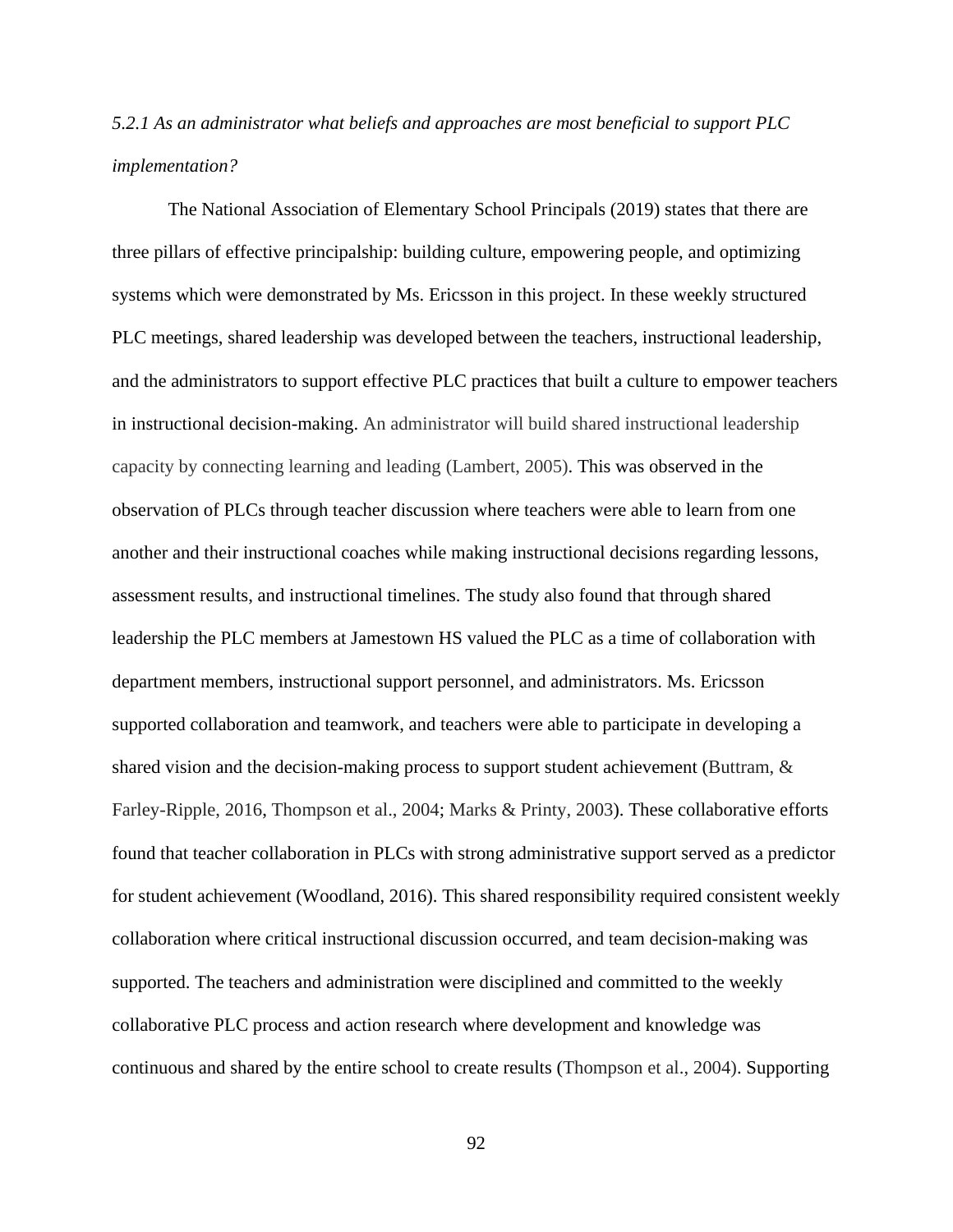*5.2.1 As an administrator what beliefs and approaches are most beneficial to support PLC implementation?*

The National Association of Elementary School Principals (2019) states that there are three pillars of effective principalship: building culture, empowering people, and optimizing systems which were demonstrated by Ms. Ericsson in this project. In these weekly structured PLC meetings, shared leadership was developed between the teachers, instructional leadership, and the administrators to support effective PLC practices that built a culture to empower teachers in instructional decision-making. An administrator will build shared instructional leadership capacity by connecting learning and leading (Lambert, 2005). This was observed in the observation of PLCs through teacher discussion where teachers were able to learn from one another and their instructional coaches while making instructional decisions regarding lessons, assessment results, and instructional timelines. The study also found that through shared leadership the PLC members at Jamestown HS valued the PLC as a time of collaboration with department members, instructional support personnel, and administrators. Ms. Ericsson supported collaboration and teamwork, and teachers were able to participate in developing a shared vision and the decision-making process to support student achievement (Buttram, & Farley-Ripple, 2016, Thompson et al., 2004; Marks & Printy, 2003). These collaborative efforts found that teacher collaboration in PLCs with strong administrative support served as a predictor for student achievement (Woodland, 2016). This shared responsibility required consistent weekly collaboration where critical instructional discussion occurred, and team decision-making was supported. The teachers and administration were disciplined and committed to the weekly collaborative PLC process and action research where development and knowledge was continuous and shared by the entire school to create results (Thompson et al., 2004). Supporting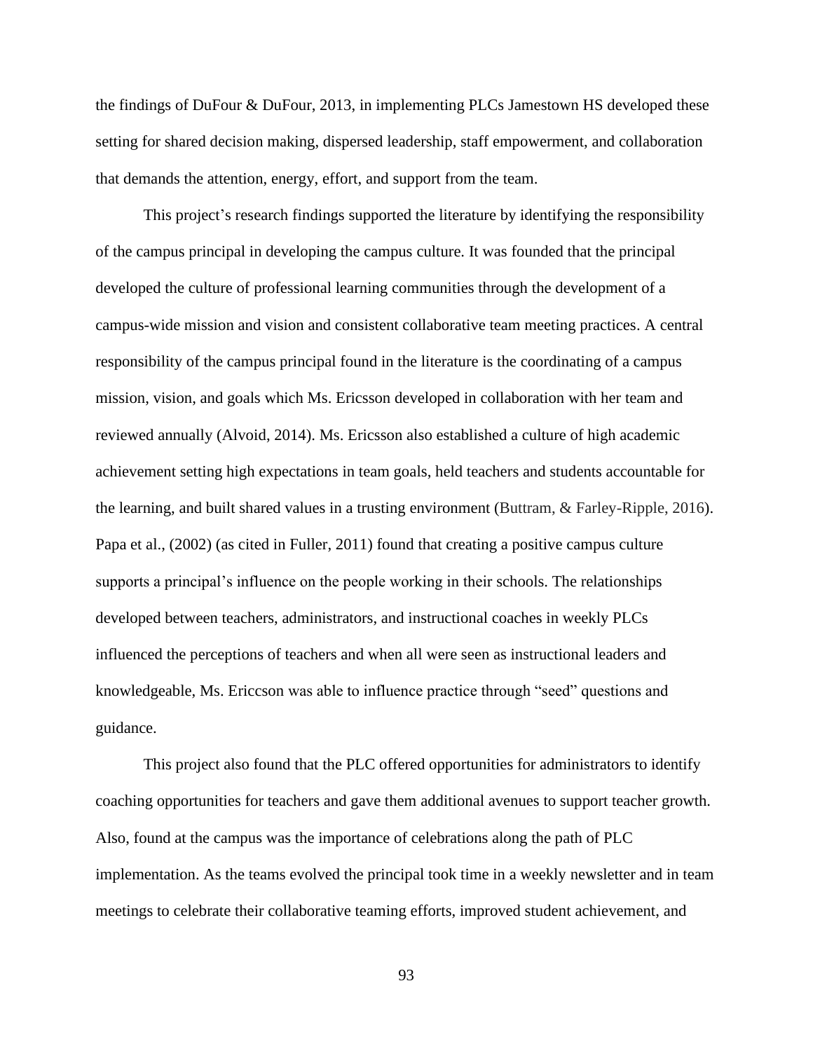the findings of DuFour & DuFour, 2013, in implementing PLCs Jamestown HS developed these setting for shared decision making, dispersed leadership, staff empowerment, and collaboration that demands the attention, energy, effort, and support from the team.

This project's research findings supported the literature by identifying the responsibility of the campus principal in developing the campus culture. It was founded that the principal developed the culture of professional learning communities through the development of a campus-wide mission and vision and consistent collaborative team meeting practices. A central responsibility of the campus principal found in the literature is the coordinating of a campus mission, vision, and goals which Ms. Ericsson developed in collaboration with her team and reviewed annually (Alvoid, 2014). Ms. Ericsson also established a culture of high academic achievement setting high expectations in team goals, held teachers and students accountable for the learning, and built shared values in a trusting environment (Buttram, & Farley-Ripple, 2016). Papa et al., (2002) (as cited in Fuller, 2011) found that creating a positive campus culture supports a principal's influence on the people working in their schools. The relationships developed between teachers, administrators, and instructional coaches in weekly PLCs influenced the perceptions of teachers and when all were seen as instructional leaders and knowledgeable, Ms. Ericcson was able to influence practice through "seed" questions and guidance.

This project also found that the PLC offered opportunities for administrators to identify coaching opportunities for teachers and gave them additional avenues to support teacher growth. Also, found at the campus was the importance of celebrations along the path of PLC implementation. As the teams evolved the principal took time in a weekly newsletter and in team meetings to celebrate their collaborative teaming efforts, improved student achievement, and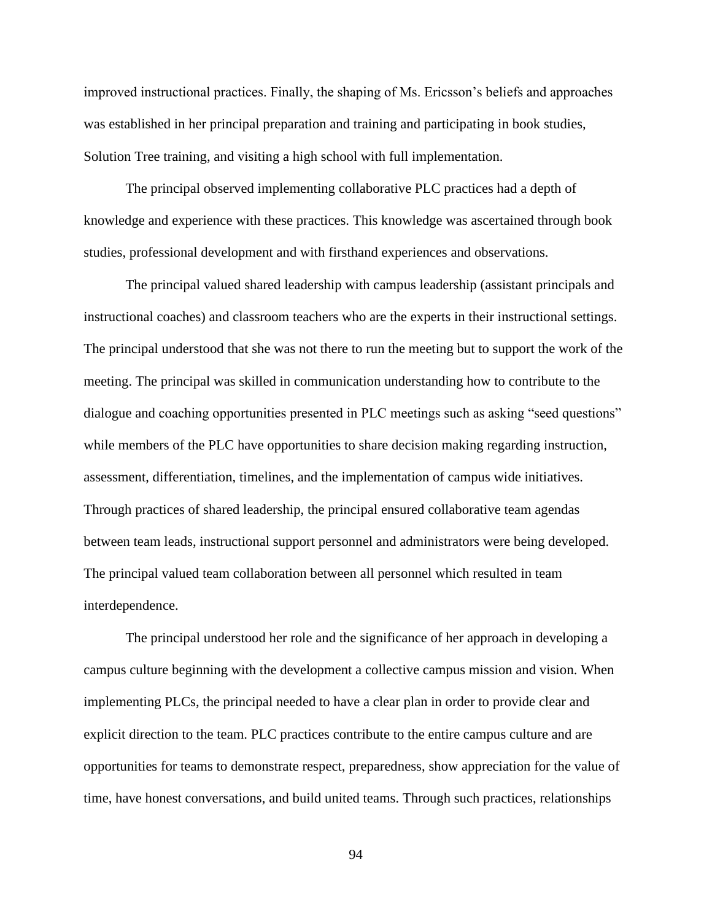improved instructional practices. Finally, the shaping of Ms. Ericsson's beliefs and approaches was established in her principal preparation and training and participating in book studies, Solution Tree training, and visiting a high school with full implementation.

The principal observed implementing collaborative PLC practices had a depth of knowledge and experience with these practices. This knowledge was ascertained through book studies, professional development and with firsthand experiences and observations.

The principal valued shared leadership with campus leadership (assistant principals and instructional coaches) and classroom teachers who are the experts in their instructional settings. The principal understood that she was not there to run the meeting but to support the work of the meeting. The principal was skilled in communication understanding how to contribute to the dialogue and coaching opportunities presented in PLC meetings such as asking "seed questions" while members of the PLC have opportunities to share decision making regarding instruction, assessment, differentiation, timelines, and the implementation of campus wide initiatives. Through practices of shared leadership, the principal ensured collaborative team agendas between team leads, instructional support personnel and administrators were being developed. The principal valued team collaboration between all personnel which resulted in team interdependence.

The principal understood her role and the significance of her approach in developing a campus culture beginning with the development a collective campus mission and vision. When implementing PLCs, the principal needed to have a clear plan in order to provide clear and explicit direction to the team. PLC practices contribute to the entire campus culture and are opportunities for teams to demonstrate respect, preparedness, show appreciation for the value of time, have honest conversations, and build united teams. Through such practices, relationships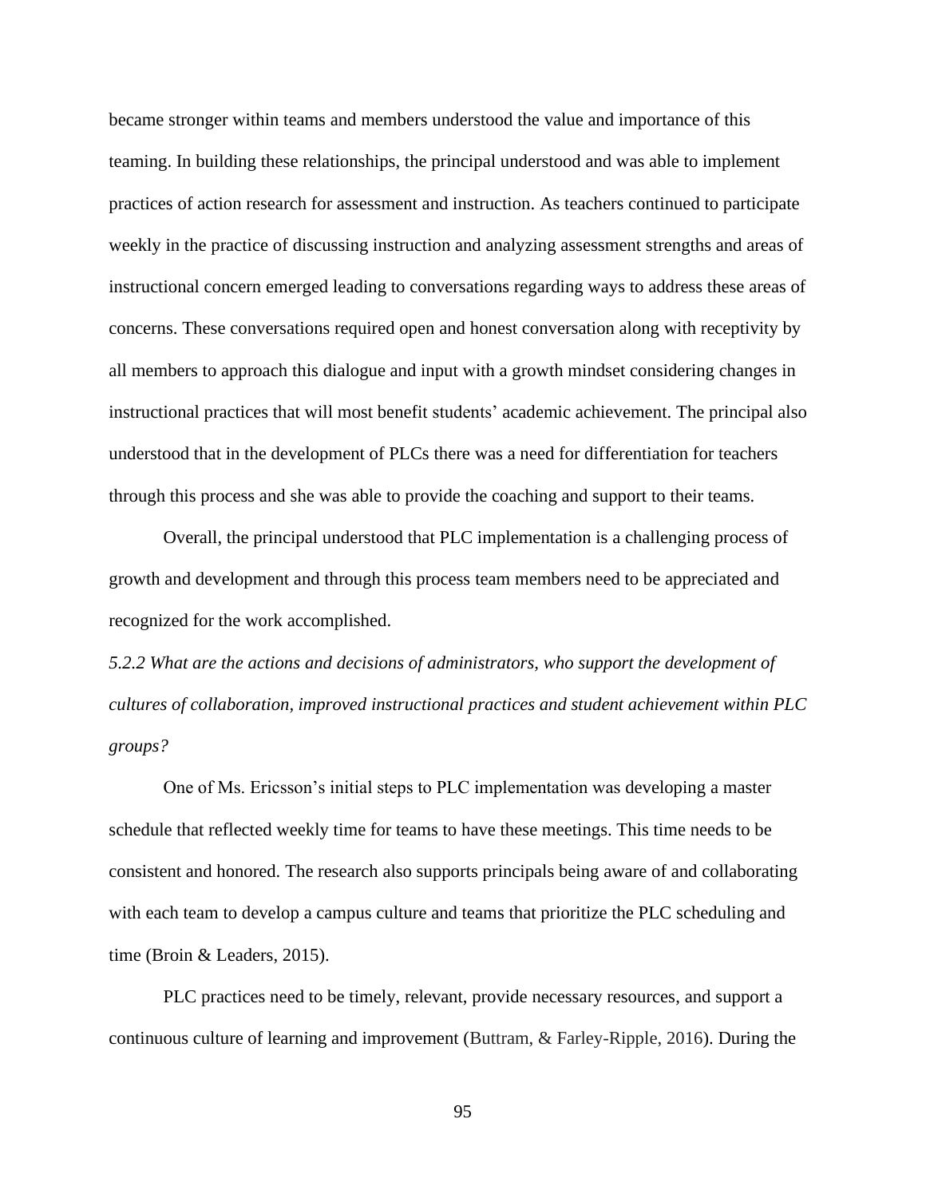became stronger within teams and members understood the value and importance of this teaming. In building these relationships, the principal understood and was able to implement practices of action research for assessment and instruction. As teachers continued to participate weekly in the practice of discussing instruction and analyzing assessment strengths and areas of instructional concern emerged leading to conversations regarding ways to address these areas of concerns. These conversations required open and honest conversation along with receptivity by all members to approach this dialogue and input with a growth mindset considering changes in instructional practices that will most benefit students' academic achievement. The principal also understood that in the development of PLCs there was a need for differentiation for teachers through this process and she was able to provide the coaching and support to their teams.

Overall, the principal understood that PLC implementation is a challenging process of growth and development and through this process team members need to be appreciated and recognized for the work accomplished.

*5.2.2 What are the actions and decisions of administrators, who support the development of cultures of collaboration, improved instructional practices and student achievement within PLC groups?*

One of Ms. Ericsson's initial steps to PLC implementation was developing a master schedule that reflected weekly time for teams to have these meetings. This time needs to be consistent and honored. The research also supports principals being aware of and collaborating with each team to develop a campus culture and teams that prioritize the PLC scheduling and time (Broin & Leaders, 2015).

PLC practices need to be timely, relevant, provide necessary resources, and support a continuous culture of learning and improvement (Buttram, & Farley-Ripple, 2016). During the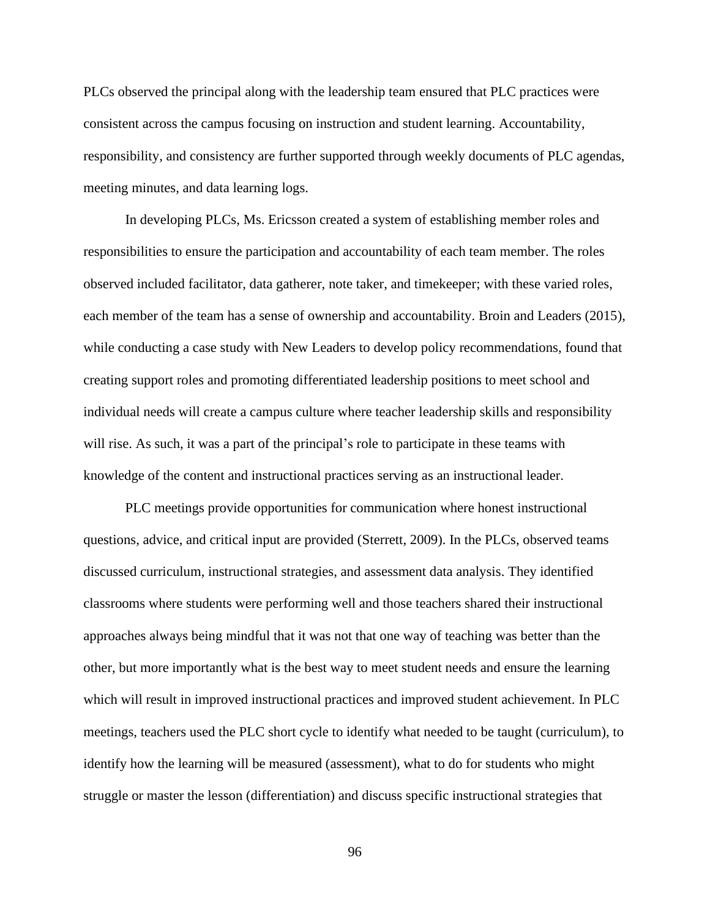PLCs observed the principal along with the leadership team ensured that PLC practices were consistent across the campus focusing on instruction and student learning. Accountability, responsibility, and consistency are further supported through weekly documents of PLC agendas, meeting minutes, and data learning logs.

In developing PLCs, Ms. Ericsson created a system of establishing member roles and responsibilities to ensure the participation and accountability of each team member. The roles observed included facilitator, data gatherer, note taker, and timekeeper; with these varied roles, each member of the team has a sense of ownership and accountability. Broin and Leaders (2015), while conducting a case study with New Leaders to develop policy recommendations, found that creating support roles and promoting differentiated leadership positions to meet school and individual needs will create a campus culture where teacher leadership skills and responsibility will rise. As such, it was a part of the principal's role to participate in these teams with knowledge of the content and instructional practices serving as an instructional leader.

PLC meetings provide opportunities for communication where honest instructional questions, advice, and critical input are provided (Sterrett, 2009). In the PLCs, observed teams discussed curriculum, instructional strategies, and assessment data analysis. They identified classrooms where students were performing well and those teachers shared their instructional approaches always being mindful that it was not that one way of teaching was better than the other, but more importantly what is the best way to meet student needs and ensure the learning which will result in improved instructional practices and improved student achievement. In PLC meetings, teachers used the PLC short cycle to identify what needed to be taught (curriculum), to identify how the learning will be measured (assessment), what to do for students who might struggle or master the lesson (differentiation) and discuss specific instructional strategies that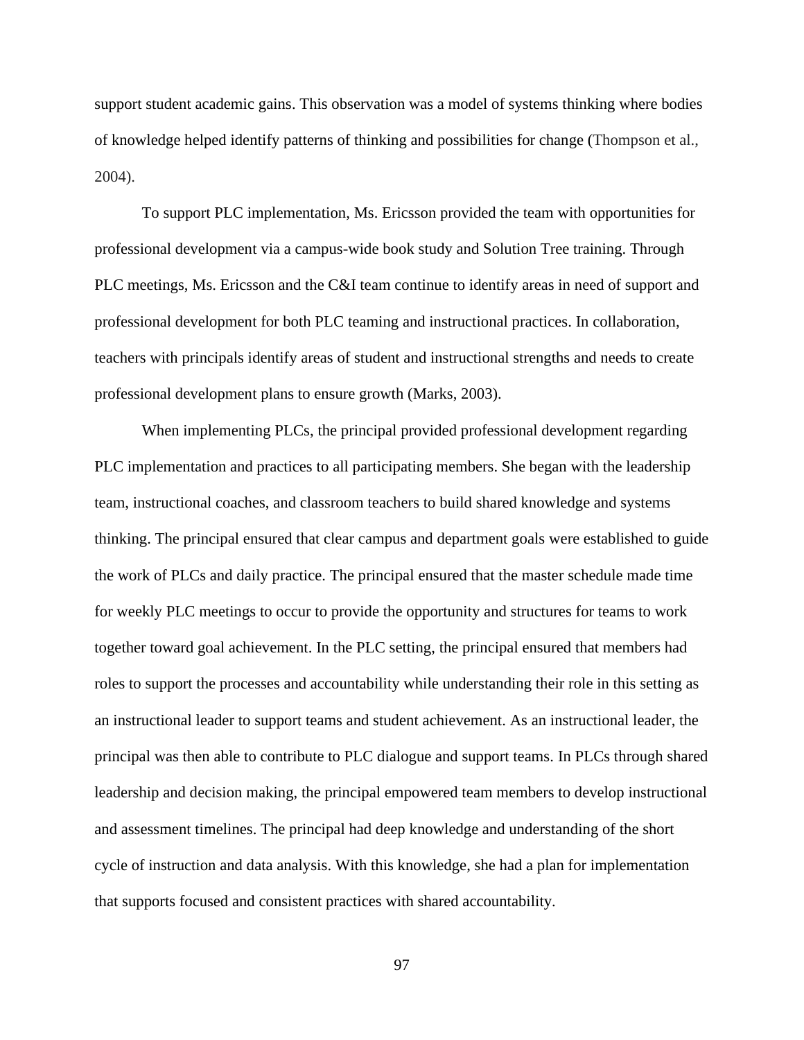support student academic gains. This observation was a model of systems thinking where bodies of knowledge helped identify patterns of thinking and possibilities for change (Thompson et al., 2004).

To support PLC implementation, Ms. Ericsson provided the team with opportunities for professional development via a campus-wide book study and Solution Tree training. Through PLC meetings, Ms. Ericsson and the C&I team continue to identify areas in need of support and professional development for both PLC teaming and instructional practices. In collaboration, teachers with principals identify areas of student and instructional strengths and needs to create professional development plans to ensure growth (Marks, 2003).

When implementing PLCs, the principal provided professional development regarding PLC implementation and practices to all participating members. She began with the leadership team, instructional coaches, and classroom teachers to build shared knowledge and systems thinking. The principal ensured that clear campus and department goals were established to guide the work of PLCs and daily practice. The principal ensured that the master schedule made time for weekly PLC meetings to occur to provide the opportunity and structures for teams to work together toward goal achievement. In the PLC setting, the principal ensured that members had roles to support the processes and accountability while understanding their role in this setting as an instructional leader to support teams and student achievement. As an instructional leader, the principal was then able to contribute to PLC dialogue and support teams. In PLCs through shared leadership and decision making, the principal empowered team members to develop instructional and assessment timelines. The principal had deep knowledge and understanding of the short cycle of instruction and data analysis. With this knowledge, she had a plan for implementation that supports focused and consistent practices with shared accountability.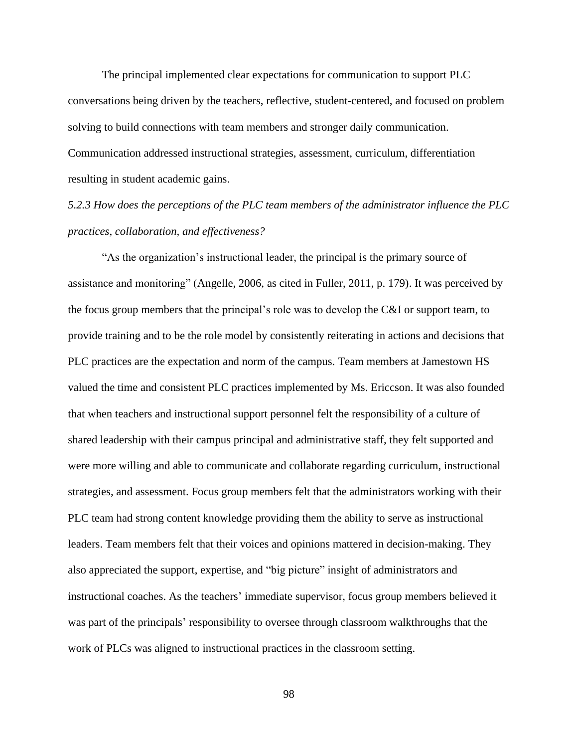The principal implemented clear expectations for communication to support PLC conversations being driven by the teachers, reflective, student-centered, and focused on problem solving to build connections with team members and stronger daily communication. Communication addressed instructional strategies, assessment, curriculum, differentiation resulting in student academic gains.

*5.2.3 How does the perceptions of the PLC team members of the administrator influence the PLC practices, collaboration, and effectiveness?*

"As the organization's instructional leader, the principal is the primary source of assistance and monitoring" (Angelle, 2006, as cited in Fuller, 2011, p. 179). It was perceived by the focus group members that the principal's role was to develop the C&I or support team, to provide training and to be the role model by consistently reiterating in actions and decisions that PLC practices are the expectation and norm of the campus. Team members at Jamestown HS valued the time and consistent PLC practices implemented by Ms. Ericcson. It was also founded that when teachers and instructional support personnel felt the responsibility of a culture of shared leadership with their campus principal and administrative staff, they felt supported and were more willing and able to communicate and collaborate regarding curriculum, instructional strategies, and assessment. Focus group members felt that the administrators working with their PLC team had strong content knowledge providing them the ability to serve as instructional leaders. Team members felt that their voices and opinions mattered in decision-making. They also appreciated the support, expertise, and "big picture" insight of administrators and instructional coaches. As the teachers' immediate supervisor, focus group members believed it was part of the principals' responsibility to oversee through classroom walkthroughs that the work of PLCs was aligned to instructional practices in the classroom setting.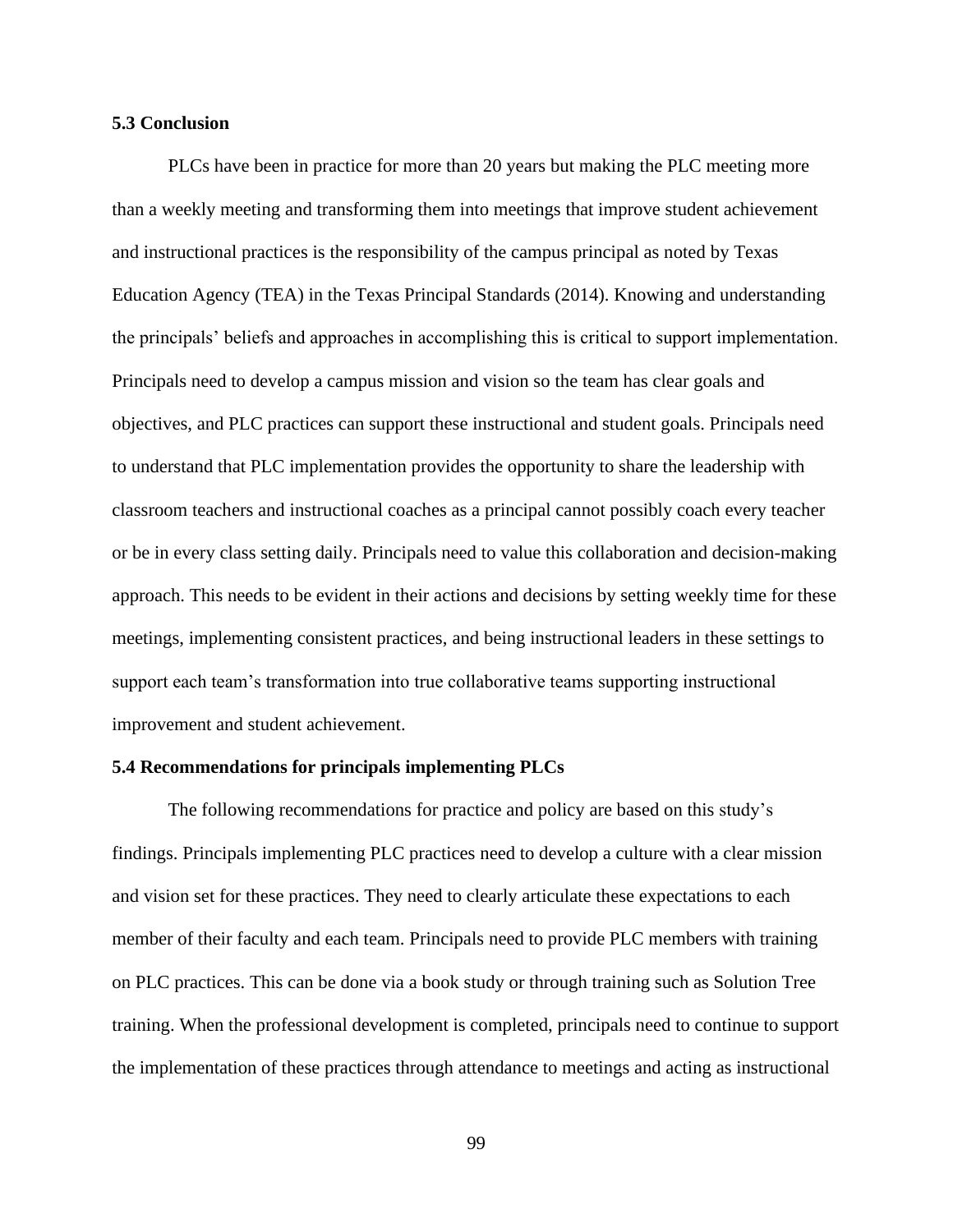### 5.3 Conclusion

PLCs have been in practice for more than 20 years but making the PLC meeting more than a weekly meeting and transforming them into meetings that improve student achievement and instructional practices is the responsibility of the campus principal as noted by Texas Education Agency (TEA) in the Texas Principal Standards (2014). Knowing and understanding the principals' beliefs and approaches in accomplishing this is critical to support implementation. Principals need to develop a campus mission and vision so the team has clear goals and objectives, and PLC practices can support these instructional and student goals. Principals need to understand that PLC implementation provides the opportunity to share the leadership with classroom teachers and instructional coaches as a principal cannot possibly coach every teacher or be in every class setting daily. Principals need to value this collaboration and decision-making approach. This needs to be evident in their actions and decisions by setting weekly time for these meetings, implementing consistent practices, and being instructional leaders in these settings to support each team's transformation into true collaborative teams supporting instructional improvement and student achievement.

### 5.4 Recommendations for principals implementing PLCs

The following recommendations for practice and policy are based on this study's findings. Principals implementing PLC practices need to develop a culture with a clear mission and vision set for these practices. They need to clearly articulate these expectations to each member of their faculty and each team. Principals need to provide PLC members with training on PLC practices. This can be done via a book study or through training such as Solution Tree training. When the professional development is completed, principals need to continue to support the implementation of these practices through attendance to meetings and acting as instructional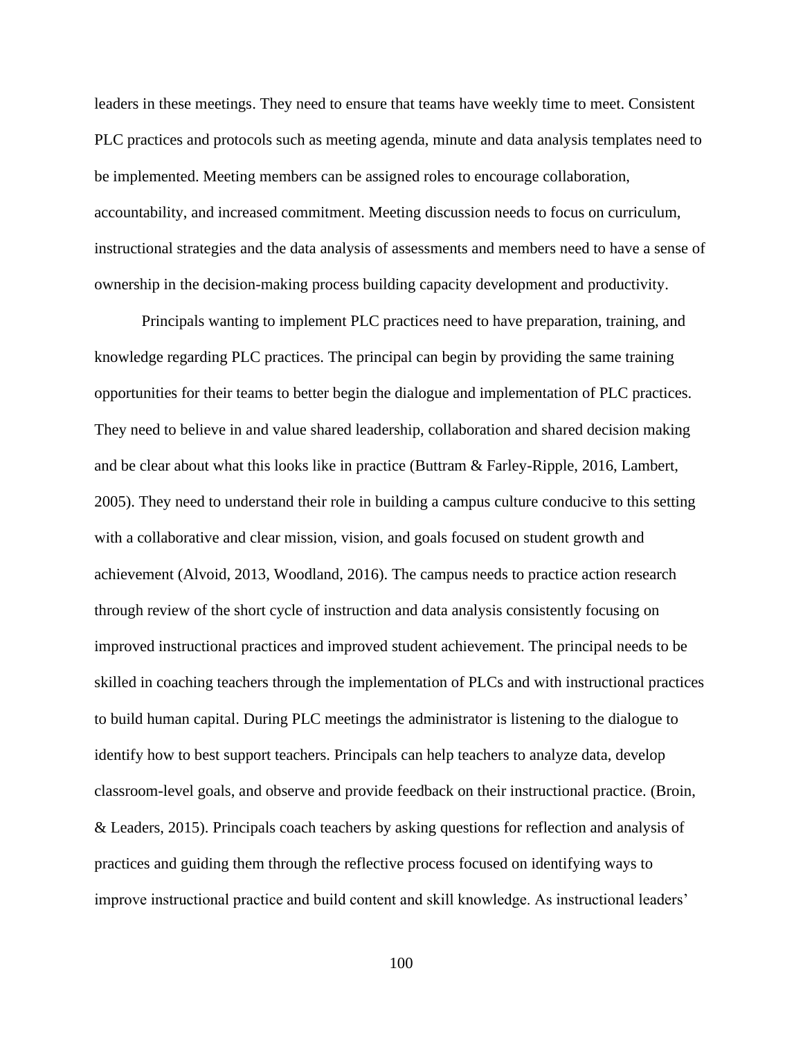leaders in these meetings. They need to ensure that teams have weekly time to meet. Consistent PLC practices and protocols such as meeting agenda, minute and data analysis templates need to be implemented. Meeting members can be assigned roles to encourage collaboration, accountability, and increased commitment. Meeting discussion needs to focus on curriculum, instructional strategies and the data analysis of assessments and members need to have a sense of ownership in the decision-making process building capacity development and productivity.

Principals wanting to implement PLC practices need to have preparation, training, and knowledge regarding PLC practices. The principal can begin by providing the same training opportunities for their teams to better begin the dialogue and implementation of PLC practices. They need to believe in and value shared leadership, collaboration and shared decision making and be clear about what this looks like in practice (Buttram & Farley-Ripple, 2016, Lambert, 2005). They need to understand their role in building a campus culture conducive to this setting with a collaborative and clear mission, vision, and goals focused on student growth and achievement (Alvoid, 2013, Woodland, 2016). The campus needs to practice action research through review of the short cycle of instruction and data analysis consistently focusing on improved instructional practices and improved student achievement. The principal needs to be skilled in coaching teachers through the implementation of PLCs and with instructional practices to build human capital. During PLC meetings the administrator is listening to the dialogue to identify how to best support teachers. Principals can help teachers to analyze data, develop classroom-level goals, and observe and provide feedback on their instructional practice. (Broin, & Leaders, 2015). Principals coach teachers by asking questions for reflection and analysis of practices and guiding them through the reflective process focused on identifying ways to improve instructional practice and build content and skill knowledge. As instructional leaders'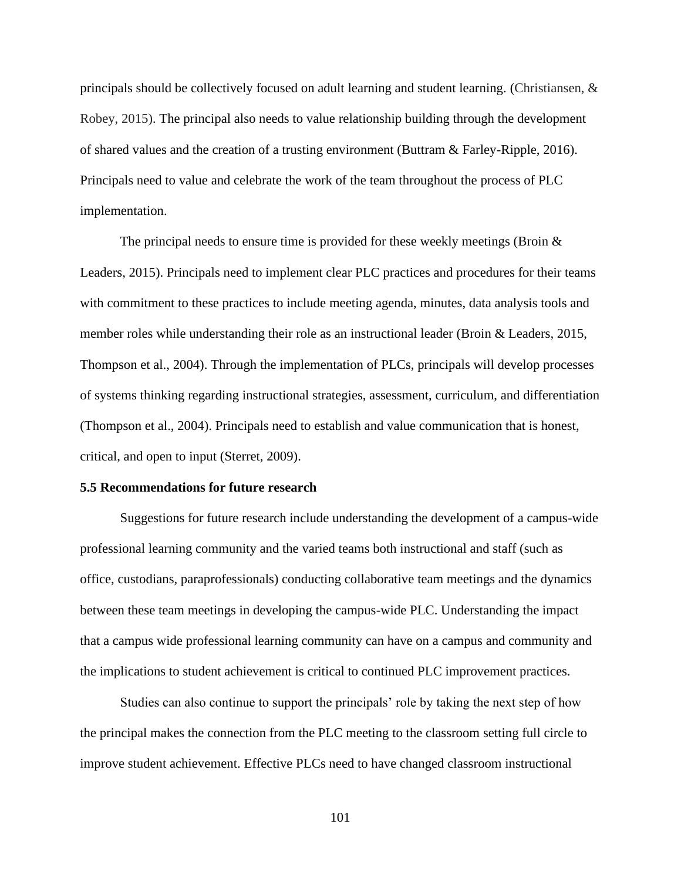principals should be collectively focused on adult learning and student learning. (Christiansen, & Robey, 2015). The principal also needs to value relationship building through the development of shared values and the creation of a trusting environment (Buttram & Farley-Ripple, 2016). Principals need to value and celebrate the work of the team throughout the process of PLC implementation.

The principal needs to ensure time is provided for these weekly meetings (Broin & Leaders, 2015). Principals need to implement clear PLC practices and procedures for their teams with commitment to these practices to include meeting agenda, minutes, data analysis tools and member roles while understanding their role as an instructional leader (Broin & Leaders, 2015, Thompson et al., 2004). Through the implementation of PLCs, principals will develop processes of systems thinking regarding instructional strategies, assessment, curriculum, and differentiation (Thompson et al., 2004). Principals need to establish and value communication that is honest, critical, and open to input (Sterret, 2009).

**5.5 Recommendations for future research**

Suggestions for future research include understanding the development of a campus-wide professional learning community and the varied teams both instructional and staff (such as office, custodians, paraprofessionals) conducting collaborative team meetings and the dynamics between these team meetings in developing the campus-wide PLC. Understanding the impact that a campus wide professional learning community can have on a campus and community and the implications to student achievement is critical to continued PLC improvement practices.

Studies can also continue to support the principals' role by taking the next step of how the principal makes the connection from the PLC meeting to the classroom setting full circle to improve student achievement. Effective PLCs need to have changed classroom instructional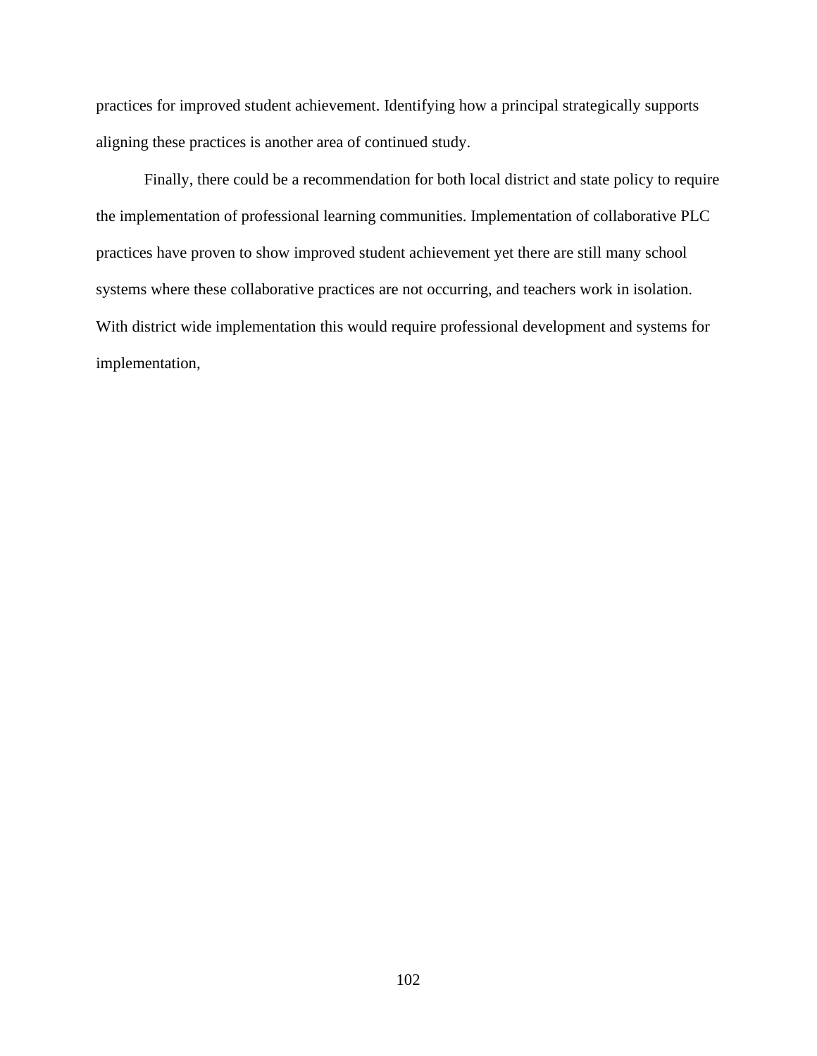practices for improved student achievement. Identifying how a principal strategically supports aligning these practices is another area of continued study.

Finally, there could be a recommendation for both local district and state policy to require the implementation of professional learning communities. Implementation of collaborative PLC practices have proven to show improved student achievement yet there are still many school systems where these collaborative practices are not occurring, and teachers work in isolation. With district wide implementation this would require professional development and systems for implementation,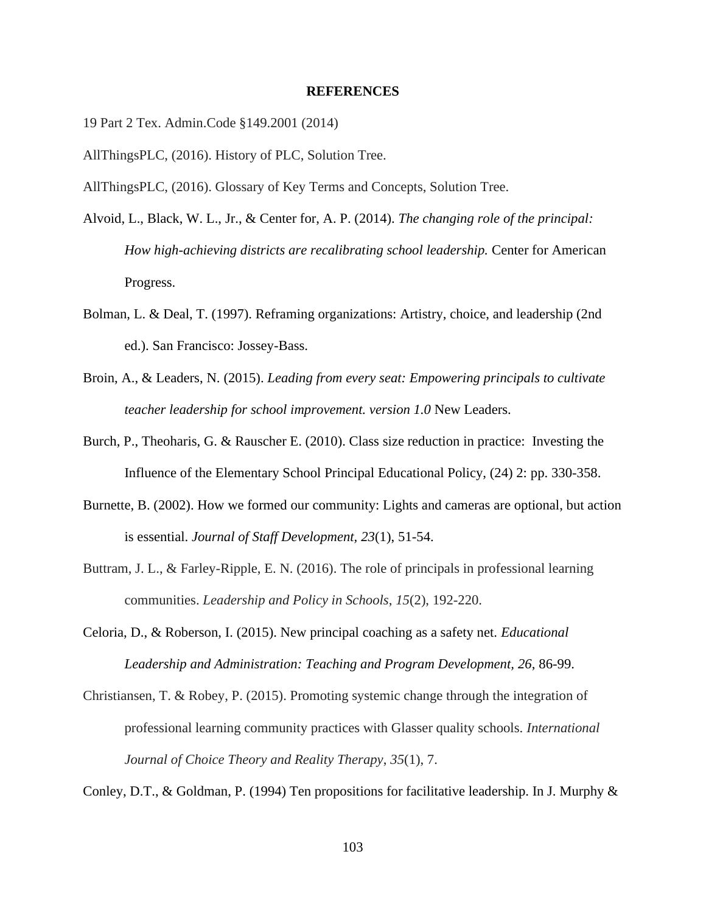# REFERENCES

19 Part 2 Tex. Admin.Code §149.2001 (2014)

AllThingsPLC, (2016). History of PLC, Solution Tree.

AllThingsPLC, (2016). Glossary of Key Terms and Concepts, Solution Tree.

Alvoid, L., Black, W. L., Jr., & Center for, A. P. (2014). *The changing role of the principal: How high-achieving districts are recalibrating school leadership.* Center for American Progress.

Bolman, L. & Deal, T. (1997). Reframing organizations: Artistry, choice, and leadership (2nd ed.). San Francisco: Jossey-Bass.

Broin, A., & Leaders, N. (2015). *Leading from every seat: Empowering principals to cultivate teacher leadership for school improvement. version 1.0* New Leaders.

Burch, P., Theoharis, G. & Rauscher E. (2010). Class size reduction in practice: Investing the Influence of the Elementary School Principal Educational Policy, (24) 2: pp. 330-358.

Burnette, B. (2002). How we formed our community: Lights and cameras are optional, but action is essential. *Journal of Staff Development*, *23*(1), 51-54.

Buttram, J. L., & Farley-Ripple, E. N. (2016). The role of principals in professional learning communities. *Leadership and Policy in Schools*, *15*(2), 192-220.

Celoria, D., & Roberson, I. (2015). New principal coaching as a safety net. *Educational Leadership and Administration: Teaching and Program Development, 26*, 86-99.

Christiansen, T. & Robey, P. (2015). Promoting systemic change through the integration of professional learning community practices with Glasser quality schools. *International Journal of Choice Theory and Reality Therapy*, *35*(1), 7.

Conley, D.T., & Goldman, P. (1994) Ten propositions for facilitative leadership. In J. Murphy &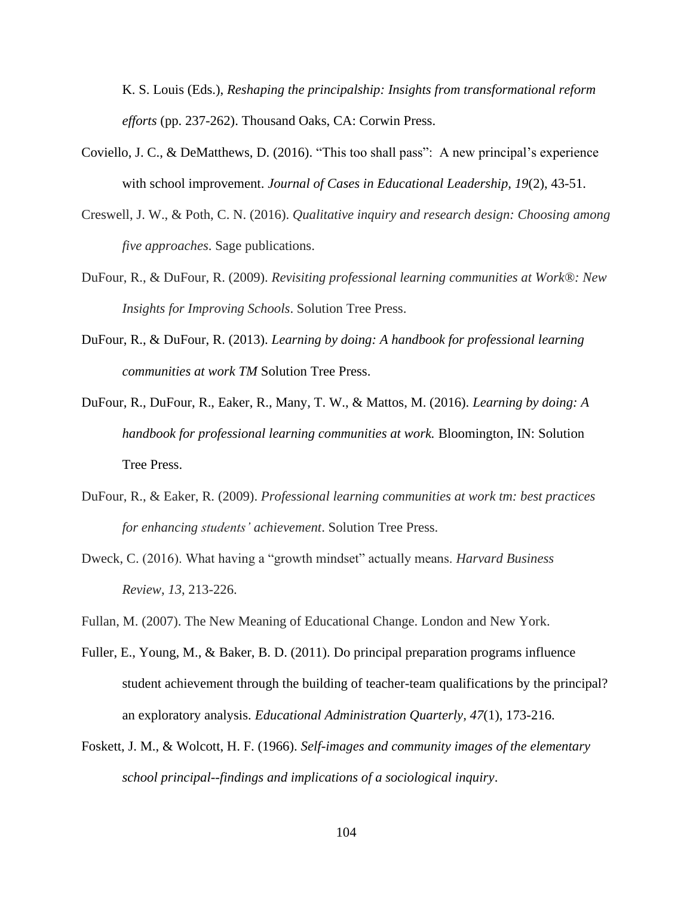K. S. Louis (Eds.), *Reshaping the principalship: Insights from transformational reform efforts* (pp. 237-262). Thousand Oaks, CA: Corwin Press.

Coviello, J. C., & DeMatthews, D. (2016). "This too shall pass": A new principal's experience with school improvement. *Journal of Cases in Educational Leadership, 19*(2), 43-51.

Creswell, J. W., & Poth, C. N. (2016). *Qualitative inquiry and research design: Choosing among five approaches*. Sage publications.

DuFour, R., & DuFour, R. (2009). *Revisiting professional learning communities at Work®: New Insights for Improving Schools*. Solution Tree Press.

DuFour, R., & DuFour, R. (2013). *Learning by doing: A handbook for professional learning communities at work TM* Solution Tree Press.

DuFour, R., DuFour, R., Eaker, R., Many, T. W., & Mattos, M. (2016). *Learning by doing: A handbook for professional learning communities at work.* Bloomington, IN: Solution Tree Press.

DuFour, R., & Eaker, R. (2009). *Professional learning communities at work tm: best practices for enhancing students' achievement*. Solution Tree Press.

Dweck, C. (2016). What having a "growth mindset" actually means. *Harvard Business Review*, *13*, 213-226.

Fullan, M. (2007). The New Meaning of Educational Change. London and New York.

Fuller, E., Young, M., & Baker, B. D. (2011). Do principal preparation programs influence student achievement through the building of teacher-team qualifications by the principal? an exploratory analysis. *Educational Administration Quarterly*, *47*(1), 173-216.

Foskett, J. M., & Wolcott, H. F. (1966). *Self-images and community images of the elementary school principal--findings and implications of a sociological inquiry*.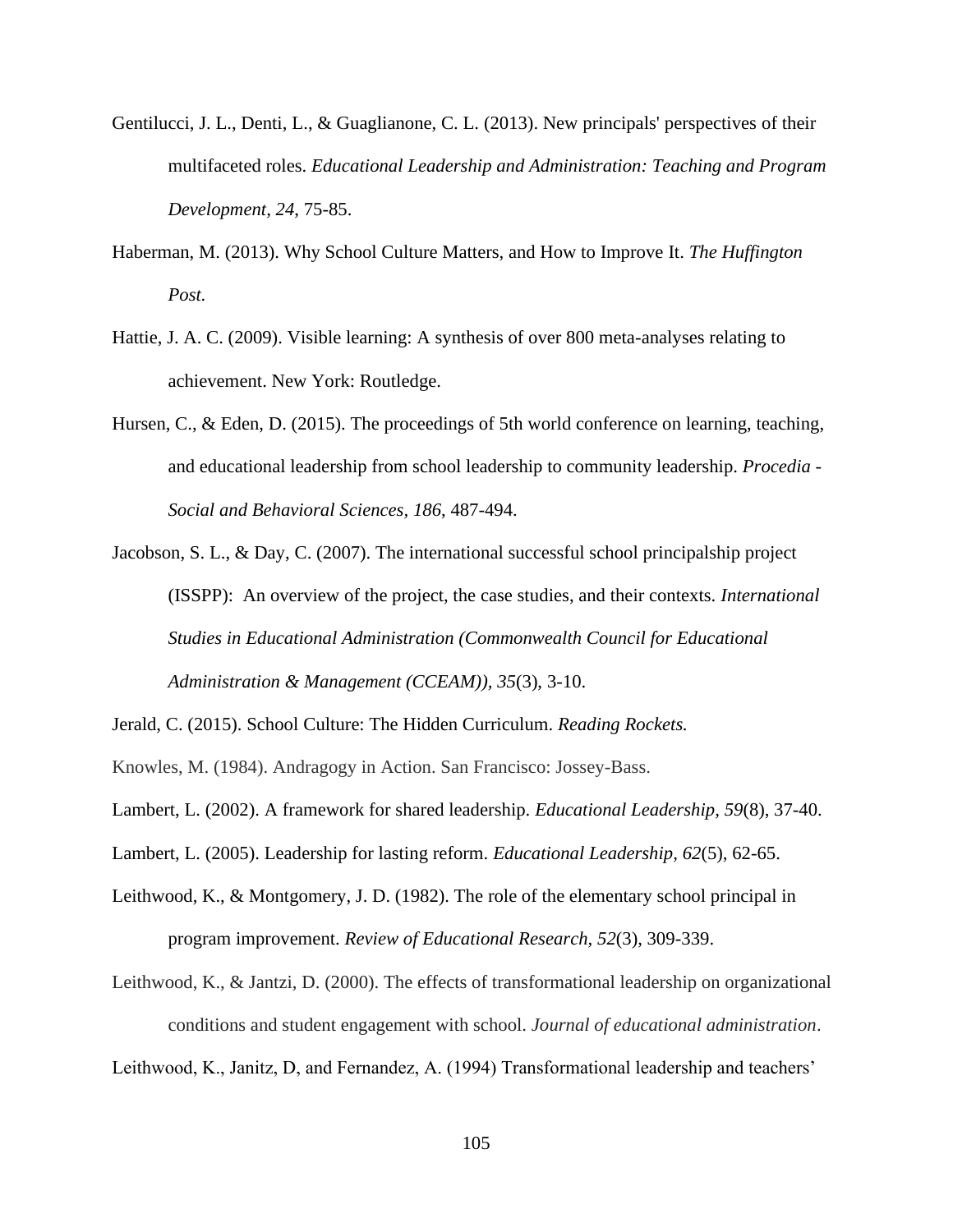Gentilucci, J. L., Denti, L., & Guaglianone, C. L. (2013). New principals' perspectives of their multifaceted roles. *Educational Leadership and Administration: Teaching and Program Development*, *24*, 75-85.

Haberman, M. (2013). Why School Culture Matters, and How to Improve It. *The Huffington Post.*

Hattie, J. A. C. (2009). Visible learning: A synthesis of over 800 meta-analyses relating to achievement. New York: Routledge.

Hursen, C., & Eden, D. (2015). The proceedings of 5th world conference on learning, teaching, and educational leadership from school leadership to community leadership. *Procedia - Social and Behavioral Sciences*, *186*, 487-494.

Jacobson, S. L., & Day, C. (2007). The international successful school principalship project (ISSPP): An overview of the project, the case studies, and their contexts. *International Studies in Educational Administration (Commonwealth Council for Educational Administration & Management (CCEAM)), 35*(3), 3-10.

Jerald, C. (2015). School Culture: The Hidden Curriculum. *Reading Rockets.*

Knowles, M. (1984). Andragogy in Action. San Francisco: Jossey-Bass.

Lambert, L. (2002). A framework for shared leadership. *Educational Leadership, 59*(8), 37-40.

Lambert, L. (2005). Leadership for lasting reform. *Educational Leadership, 62*(5), 62-65.

Leithwood, K., & Montgomery, J. D. (1982). The role of the elementary school principal in program improvement. *Review of Educational Research, 52*(3), 309-339.

Leithwood, K., & Jantzi, D. (2000). The effects of transformational leadership on organizational conditions and student engagement with school. *Journal of educational administration*.

Leithwood, K., Janitz, D, and Fernandez, A. (1994) Transformational leadership and teachers'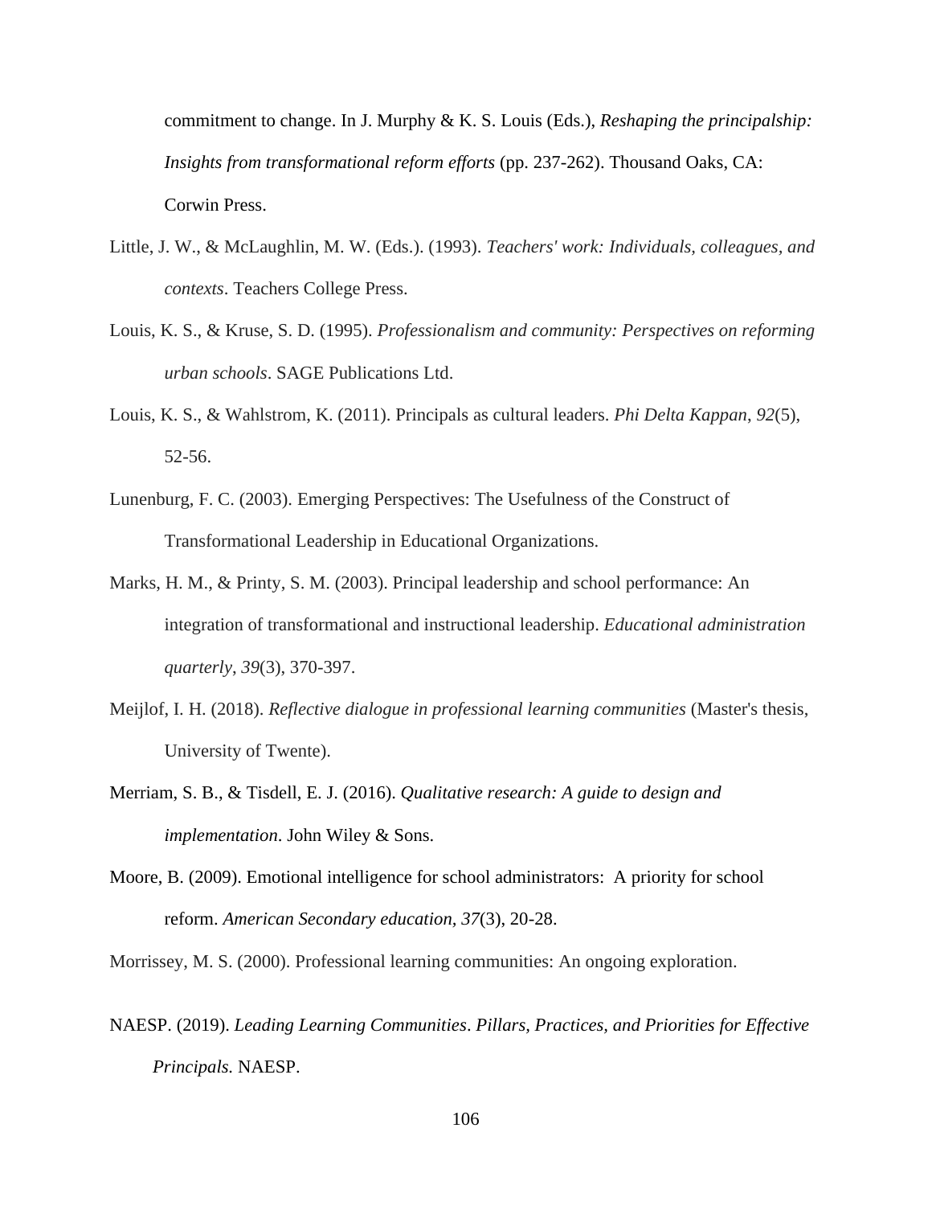commitment to change. In J. Murphy & K. S. Louis (Eds.), *Reshaping the principalship: Insights from transformational reform efforts* (pp. 237-262). Thousand Oaks, CA: Corwin Press.

Little, J. W., & McLaughlin, M. W. (Eds.). (1993). *Teachers' work: Individuals, colleagues, and contexts*. Teachers College Press.

Louis, K. S., & Kruse, S. D. (1995). *Professionalism and community: Perspectives on reforming urban schools*. SAGE Publications Ltd.

Louis, K. S., & Wahlstrom, K. (2011). Principals as cultural leaders. *Phi Delta Kappan*, *92*(5), 52-56.

Lunenburg, F. C. (2003). Emerging Perspectives: The Usefulness of the Construct of Transformational Leadership in Educational Organizations.

Marks, H. M., & Printy, S. M. (2003). Principal leadership and school performance: An integration of transformational and instructional leadership. *Educational administration quarterly*, *39*(3), 370-397.

Meijlof, I. H. (2018). *Reflective dialogue in professional learning communities* (Master's thesis, University of Twente).

Merriam, S. B., & Tisdell, E. J. (2016). *Qualitative research: A guide to design and implementation*. John Wiley & Sons.

Moore, B. (2009). Emotional intelligence for school administrators: A priority for school reform. *American Secondary education, 37*(3), 20-28.

Morrissey, M. S. (2000). Professional learning communities: An ongoing exploration.

NAESP. (2019). *Leading Learning Communities*. *Pillars, Practices, and Priorities for Effective Principals.* NAESP.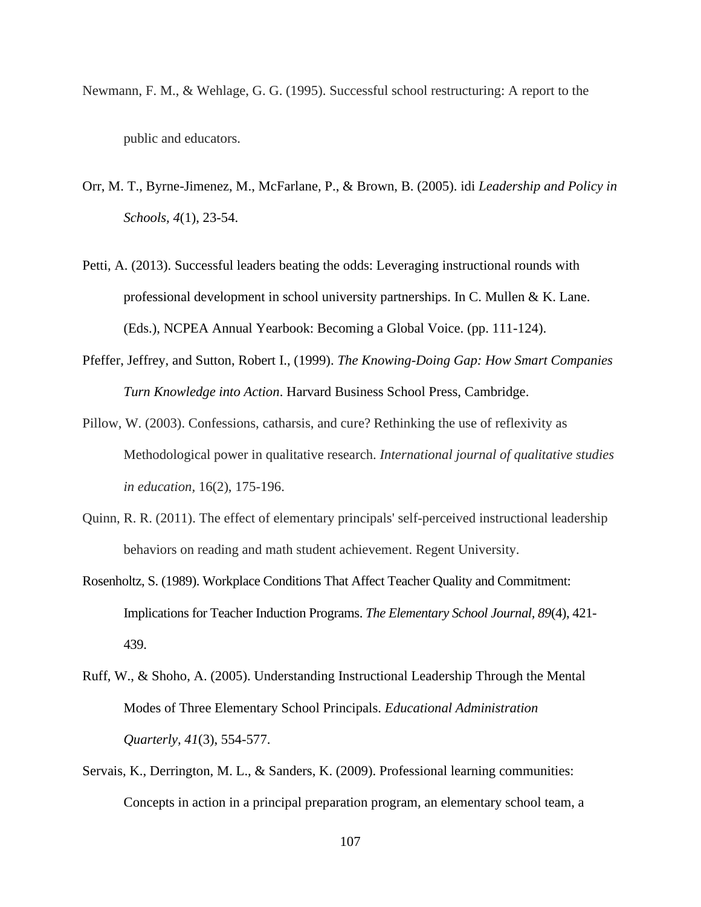Newmann, F. M., & Wehlage, G. G. (1995). Successful school restructuring: A report to the public and educators.

Orr, M. T., Byrne-Jimenez, M., McFarlane, P., & Brown, B. (2005). idi *Leadership and Policy in Schools, 4*(1), 23-54.

Petti, A. (2013). Successful leaders beating the odds: Leveraging instructional rounds with professional development in school university partnerships. In C. Mullen & K. Lane. (Eds.), NCPEA Annual Yearbook: Becoming a Global Voice. (pp. 111-124).

Pfeffer, Jeffrey, and Sutton, Robert I., (1999). *The Knowing-Doing Gap: How Smart Companies Turn Knowledge into Action*. Harvard Business School Press, Cambridge.

Pillow, W. (2003). Confessions, catharsis, and cure? Rethinking the use of reflexivity as Methodological power in qualitative research. *International journal of qualitative studies in education*, 16(2), 175-196.

Quinn, R. R. (2011). The effect of elementary principals' self-perceived instructional leadership behaviors on reading and math student achievement. Regent University.

Rosenholtz, S. (1989). Workplace Conditions That Affect Teacher Quality and Commitment: Implications for Teacher Induction Programs. *The Elementary School Journal, 89*(4), 421-439.

Ruff, W., & Shoho, A. (2005). Understanding Instructional Leadership Through the Mental Modes of Three Elementary School Principals. *Educational Administration Quarterly*, *41*(3), 554-577.

Servais, K., Derrington, M. L., & Sanders, K. (2009). Professional learning communities: Concepts in action in a principal preparation program, an elementary school team, a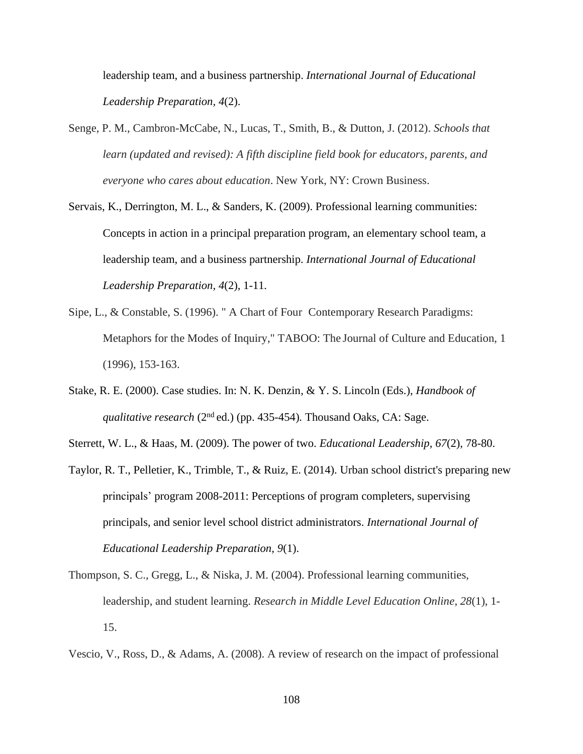leadership team, and a business partnership. *International Journal of Educational Leadership Preparation, 4*(2).

Senge, P. M., Cambron-McCabe, N., Lucas, T., Smith, B., & Dutton, J. (2012). *Schools that learn (updated and revised): A fifth discipline field book for educators, parents, and everyone who cares about education*. New York, NY: Crown Business.

Servais, K., Derrington, M. L., & Sanders, K. (2009). Professional learning communities: Concepts in action in a principal preparation program, an elementary school team, a leadership team, and a business partnership. *International Journal of Educational Leadership Preparation, 4*(2), 1-11.

Sipe, L., & Constable, S. (1996). " A Chart of Four Contemporary Research Paradigms: Metaphors for the Modes of Inquiry," TABOO: The Journal of Culture and Education, 1 (1996), 153-163.

Stake, R. E. (2000). Case studies. In: N. K. Denzin, & Y. S. Lincoln (Eds.), *Handbook of qualitative research* (2nd ed.) (pp. 435-454). Thousand Oaks, CA: Sage.

Sterrett, W. L., & Haas, M. (2009). The power of two. *Educational Leadership, 67*(2), 78-80.

Taylor, R. T., Pelletier, K., Trimble, T., & Ruiz, E. (2014). Urban school district's preparing new principals' program 2008-2011: Perceptions of program completers, supervising principals, and senior level school district administrators. *International Journal of Educational Leadership Preparation, 9*(1).

Thompson, S. C., Gregg, L., & Niska, J. M. (2004). Professional learning communities, leadership, and student learning. *Research in Middle Level Education Online*, *28*(1), 1-15.

Vescio, V., Ross, D., & Adams, A. (2008). A review of research on the impact of professional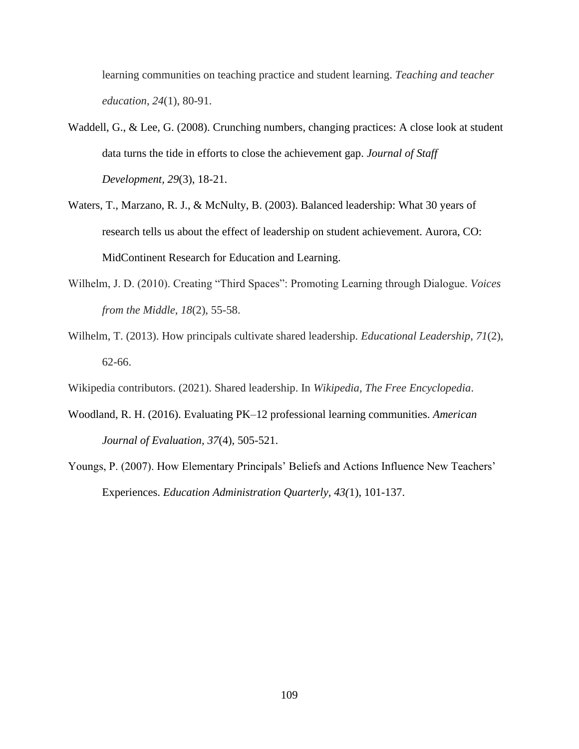learning communities on teaching practice and student learning. *Teaching and teacher education*, *24*(1), 80-91.

Waddell, G., & Lee, G. (2008). Crunching numbers, changing practices: A close look at student data turns the tide in efforts to close the achievement gap. *Journal of Staff Development, 29*(3), 18-21.

Waters, T., Marzano, R. J., & McNulty, B. (2003). Balanced leadership: What 30 years of research tells us about the effect of leadership on student achievement. Aurora, CO: MidContinent Research for Education and Learning.

Wilhelm, J. D. (2010). Creating "Third Spaces": Promoting Learning through Dialogue. *Voices from the Middle*, *18*(2), 55-58.

Wilhelm, T. (2013). How principals cultivate shared leadership. *Educational Leadership*, *71*(2), 62-66.

Wikipedia contributors. (2021). Shared leadership. In *Wikipedia, The Free Encyclopedia*.

Woodland, R. H. (2016). Evaluating PK–12 professional learning communities. *American Journal of Evaluation, 37*(4), 505-521.

Youngs, P. (2007). How Elementary Principals' Beliefs and Actions Influence New Teachers' Experiences. *Education Administration Quarterly*, *43(*1), 101-137.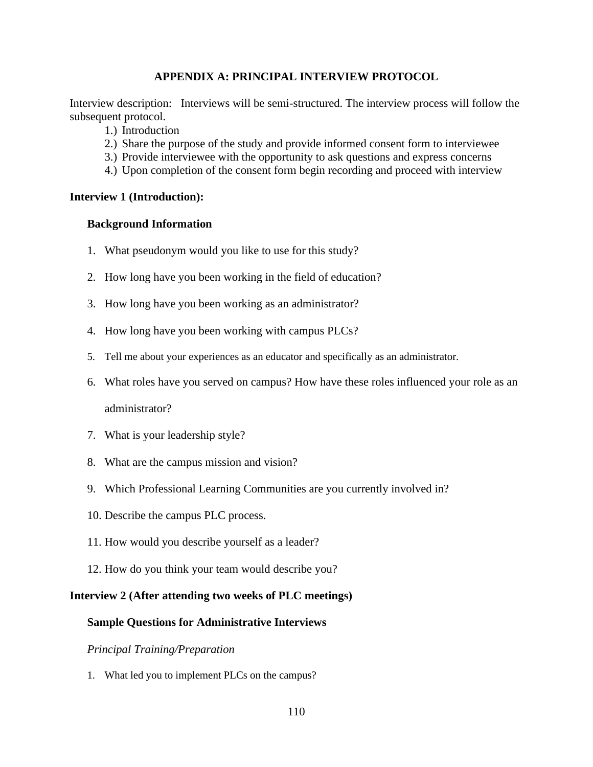# APPENDIX A: PRINCIPAL INTERVIEW PROTOCOL

Interview description: Interviews will be semi-structured. The interview process will follow the subsequent protocol.

1.) Introduction
2.) Share the purpose of the study and provide informed consent form to interviewee
3.) Provide interviewee with the opportunity to ask questions and express concerns
4.) Upon completion of the consent form begin recording and proceed with interview

**Interview 1 (Introduction):**

**Background Information**

1. What pseudonym would you like to use for this study?
2. How long have you been working in the field of education?
3. How long have you been working as an administrator?
4. How long have you been working with campus PLCs?
5. Tell me about your experiences as an educator and specifically as an administrator.
6. What roles have you served on campus? How have these roles influenced your role as an administrator?
7. What is your leadership style?
8. What are the campus mission and vision?
9. Which Professional Learning Communities are you currently involved in?
10. Describe the campus PLC process.
11. How would you describe yourself as a leader?
12. How do you think your team would describe you?

**Interview 2 (After attending two weeks of PLC meetings)**

**Sample Questions for Administrative Interviews**

*Principal Training/Preparation*

1. What led you to implement PLCs on the campus?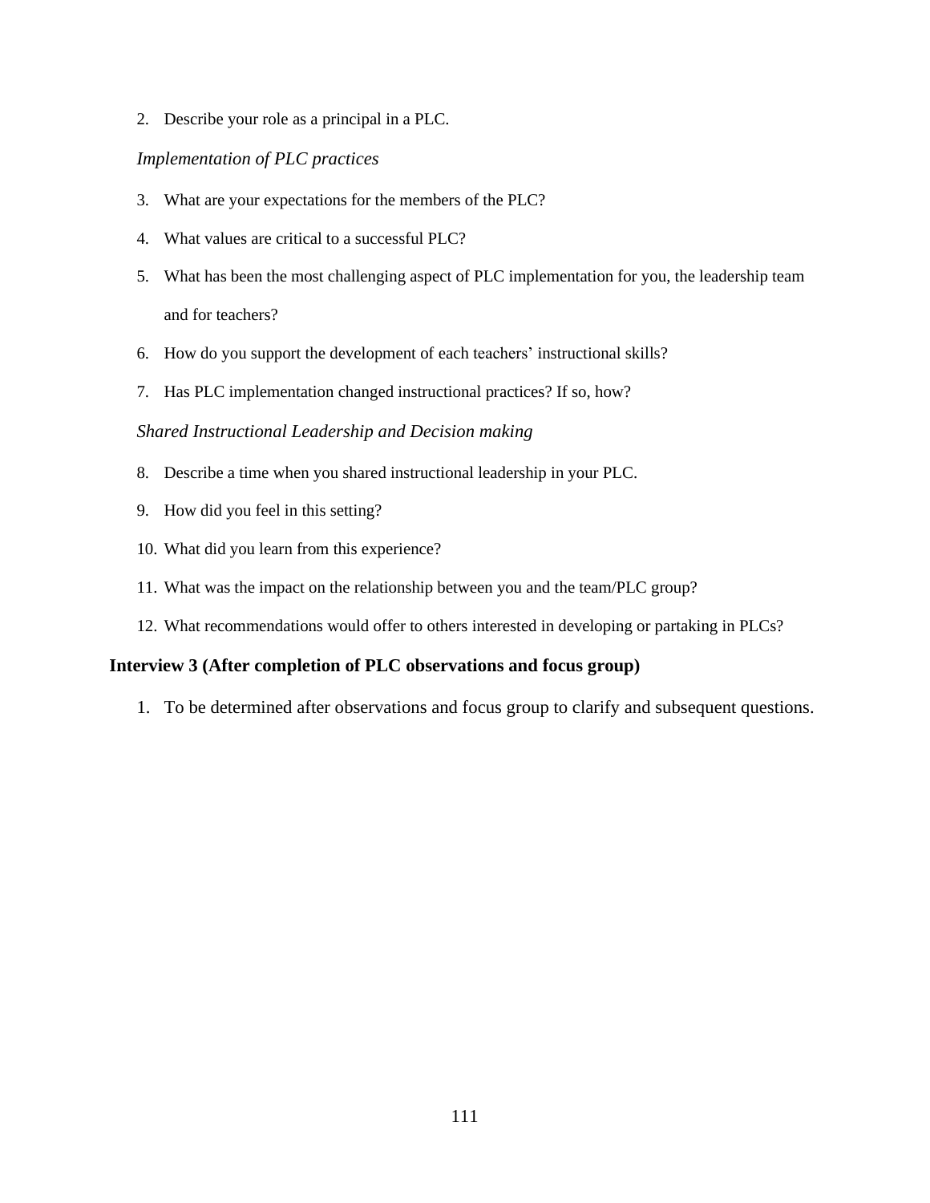2. Describe your role as a principal in a PLC.

*Implementation of PLC practices*

3. What are your expectations for the members of the PLC?
4. What values are critical to a successful PLC?
5. What has been the most challenging aspect of PLC implementation for you, the leadership team and for teachers?
6. How do you support the development of each teachers' instructional skills?
7. Has PLC implementation changed instructional practices? If so, how?

*Shared Instructional Leadership and Decision making*

8. Describe a time when you shared instructional leadership in your PLC.
9. How did you feel in this setting?
10. What did you learn from this experience?
11. What was the impact on the relationship between you and the team/PLC group?
12. What recommendations would offer to others interested in developing or partaking in PLCs?

**Interview 3 (After completion of PLC observations and focus group)**

1. To be determined after observations and focus group to clarify and subsequent questions.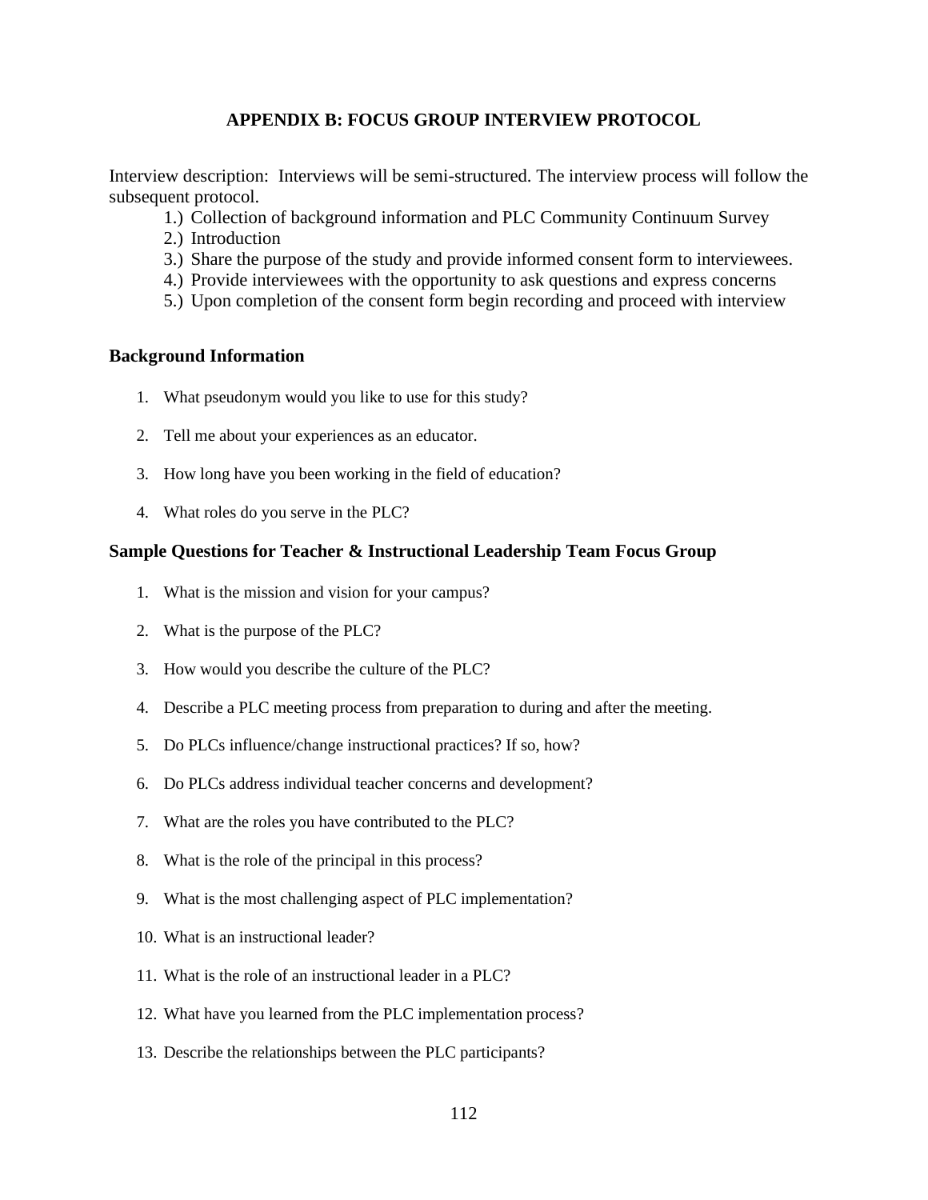# APPENDIX B: FOCUS GROUP INTERVIEW PROTOCOL

Interview description: Interviews will be semi-structured. The interview process will follow the subsequent protocol.

1.) Collection of background information and PLC Community Continuum Survey
2.) Introduction
3.) Share the purpose of the study and provide informed consent form to interviewees.
4.) Provide interviewees with the opportunity to ask questions and express concerns
5.) Upon completion of the consent form begin recording and proceed with interview

## Background Information

1. What pseudonym would you like to use for this study?
2. Tell me about your experiences as an educator.
3. How long have you been working in the field of education?
4. What roles do you serve in the PLC?

## Sample Questions for Teacher & Instructional Leadership Team Focus Group

1. What is the mission and vision for your campus?
2. What is the purpose of the PLC?
3. How would you describe the culture of the PLC?
4. Describe a PLC meeting process from preparation to during and after the meeting.
5. Do PLCs influence/change instructional practices? If so, how?
6. Do PLCs address individual teacher concerns and development?
7. What are the roles you have contributed to the PLC?
8. What is the role of the principal in this process?
9. What is the most challenging aspect of PLC implementation?
10. What is an instructional leader?
11. What is the role of an instructional leader in a PLC?
12. What have you learned from the PLC implementation process?
13. Describe the relationships between the PLC participants?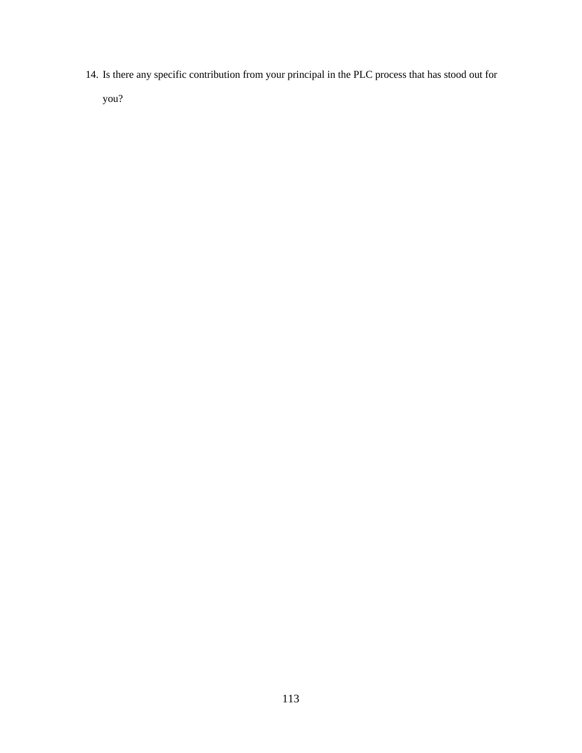14. Is there any specific contribution from your principal in the PLC process that has stood out for you?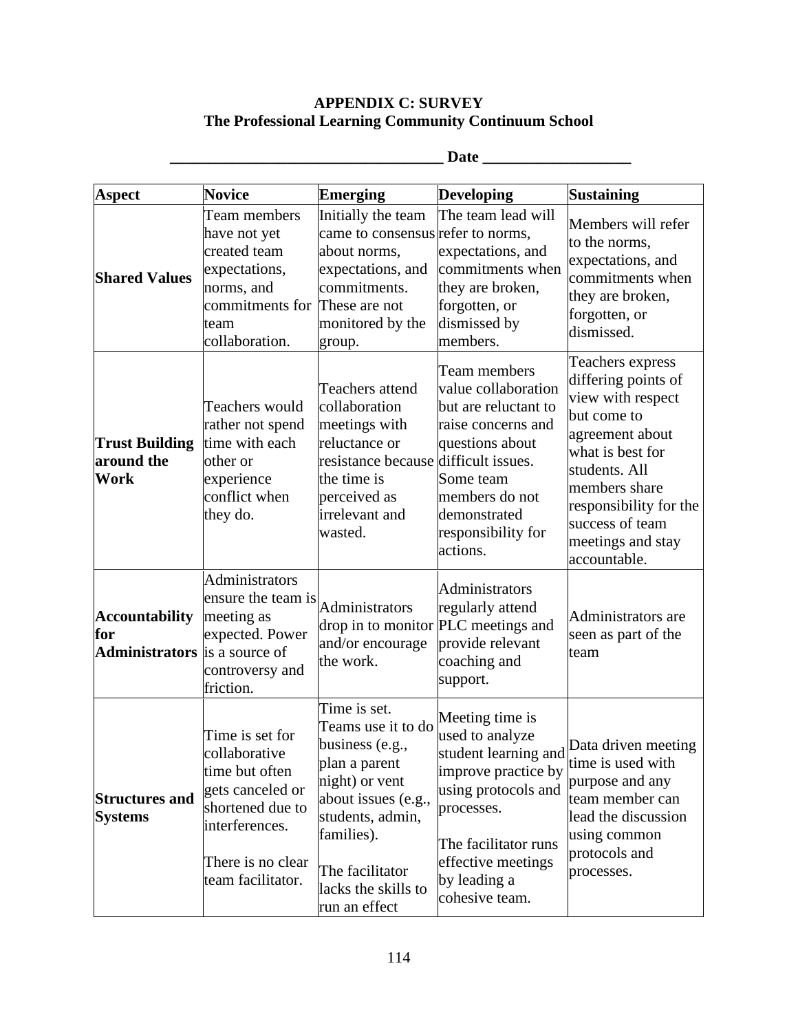**APPENDIX C: SURVEY**
**The Professional Learning Community Continuum School**

**___________________________________ Date ___________________**

| Aspect | Novice | Emerging | Developing | Sustaining |
|---|---|---|---|---|
| **Shared Values** | Team members have not yet created team expectations, norms, and commitments for team collaboration. | Initially the team came to consensus about norms, expectations, and commitments. These are not monitored by the group. | The team lead will refer to norms, expectations, and commitments when they are broken, forgotten, or dismissed by members. | Members will refer to the norms, expectations, and commitments when they are broken, forgotten, or dismissed. |
| **Trust Building around the Work** | Teachers would rather not spend time with each other or experience conflict when they do. | Teachers attend collaboration meetings with reluctance or resistance because the time is perceived as irrelevant and wasted. | Team members value collaboration but are reluctant to raise concerns and questions about difficult issues. Some team members do not demonstrated responsibility for actions. | Teachers express differing points of view with respect but come to agreement about what is best for students. All members share responsibility for the success of team meetings and stay accountable. |
| **Accountability for Administrators** | Administrators ensure the team is meeting as expected. Power is a source of controversy and friction. | Administrators drop in to monitor and/or encourage the work. | Administrators regularly attend PLC meetings and provide relevant coaching and support. | Administrators are seen as part of the team |
| **Structures and Systems** | Time is set for collaborative time but often gets canceled or shortened due to interferences.<br><br>There is no clear team facilitator. | Time is set. Teams use it to do business (e.g., plan a parent night) or vent about issues (e.g., students, admin, families).<br><br>The facilitator lacks the skills to run an effect | Meeting time is used to analyze student learning and improve practice by using protocols and processes.<br><br>The facilitator runs effective meetings by leading a cohesive team. | Data driven meeting time is used with purpose and any team member can lead the discussion using common protocols and processes. |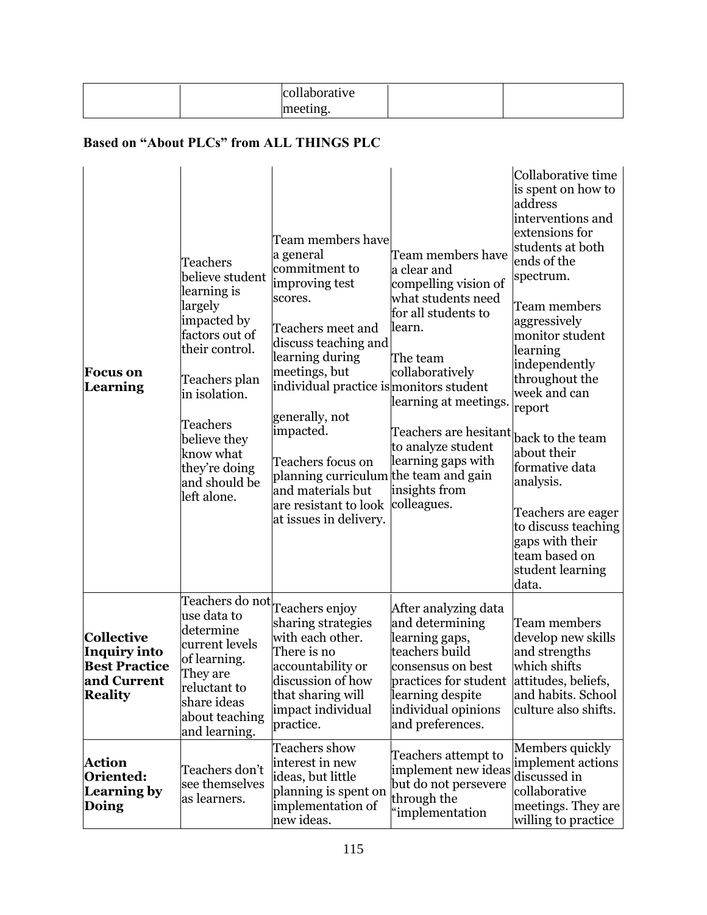| | | collaborative meeting. | | |
|---|---|---|---|---|

**Based on "About PLCs" from ALL THINGS PLC**

| | | | | |
|---|---|---|---|---|
| **Focus on Learning** | Teachers believe student learning is largely impacted by factors out of their control.<br><br>Teachers plan in isolation.<br><br>Teachers believe they know what they're doing and should be left alone. | Team members have a general commitment to improving test scores.<br><br>Teachers meet and discuss teaching and learning during meetings, but individual practice is generally, not impacted.<br><br>Teachers focus on planning curriculum and materials but are resistant to look at issues in delivery. | Team members have a clear and compelling vision of what students need for all students to learn.<br><br>The team collaboratively monitors student learning at meetings.<br><br>Teachers are hesitant to analyze student learning gaps with the team and gain insights from colleagues. | Collaborative time is spent on how to address interventions and extensions for students at both ends of the spectrum.<br><br>Team members aggressively monitor student learning independently throughout the week and can report back to the team about their formative data analysis.<br><br>Teachers are eager to discuss teaching gaps with their team based on student learning data. |
| **Collective Inquiry into Best Practice and Current Reality** | Teachers do not use data to determine current levels of learning. They are reluctant to share ideas about teaching and learning. | Teachers enjoy sharing strategies with each other. There is no accountability or discussion of how that sharing will impact individual practice. | After analyzing data and determining learning gaps, teachers build consensus on best practices for student learning despite individual opinions and preferences. | Team members develop new skills and strengths which shifts attitudes, beliefs, and habits. School culture also shifts. |
| **Action Oriented: Learning by Doing** | Teachers don't see themselves as learners. | Teachers show interest in new ideas, but little planning is spent on implementation of new ideas. | Teachers attempt to implement new ideas but do not persevere through the "implementation | Members quickly implement actions discussed in collaborative meetings. They are willing to practice |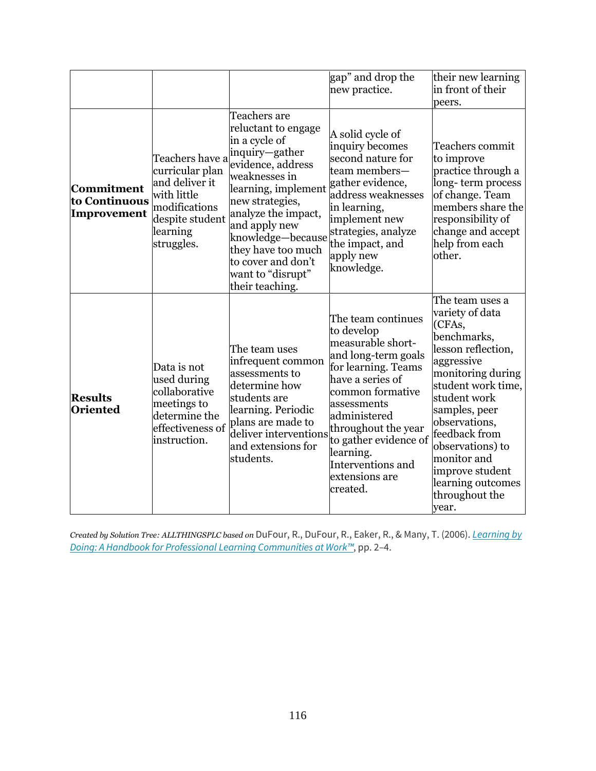|  |  |  | gap" and drop the new practice. | their new learning in front of their peers. |
|---|---|---|---|---|
| **Commitment to Continuous Improvement** | Teachers have a curricular plan and deliver it with little modifications despite student learning struggles. | Teachers are reluctant to engage in a cycle of inquiry—gather evidence, address weaknesses in learning, implement new strategies, analyze the impact, and apply new knowledge—because they have too much to cover and don't want to "disrupt" their teaching. | A solid cycle of inquiry becomes second nature for team members—gather evidence, address weaknesses in learning, implement new strategies, analyze the impact, and apply new knowledge. | Teachers commit to improve practice through a long- term process of change. Team members share the responsibility of change and accept help from each other. |
| **Results Oriented** | Data is not used during collaborative meetings to determine the effectiveness of instruction. | The team uses infrequent common assessments to determine how students are learning. Periodic plans are made to deliver interventions and extensions for students. | The team continues to develop measurable short- and long-term goals for learning. Teams have a series of common formative assessments administered throughout the year to gather evidence of learning. Interventions and extensions are created. | The team uses a variety of data (CFAs, benchmarks, lesson reflection, aggressive monitoring during student work time, student work samples, peer observations, feedback from observations) to monitor and improve student learning outcomes throughout the year. |

*Created by Solution Tree: ALLTHINGSPLC based on* DuFour, R., DuFour, R., Eaker, R., & Many, T. (2006). *Learning by Doing: A Handbook for Professional Learning Communities at Work™*, pp. 2–4.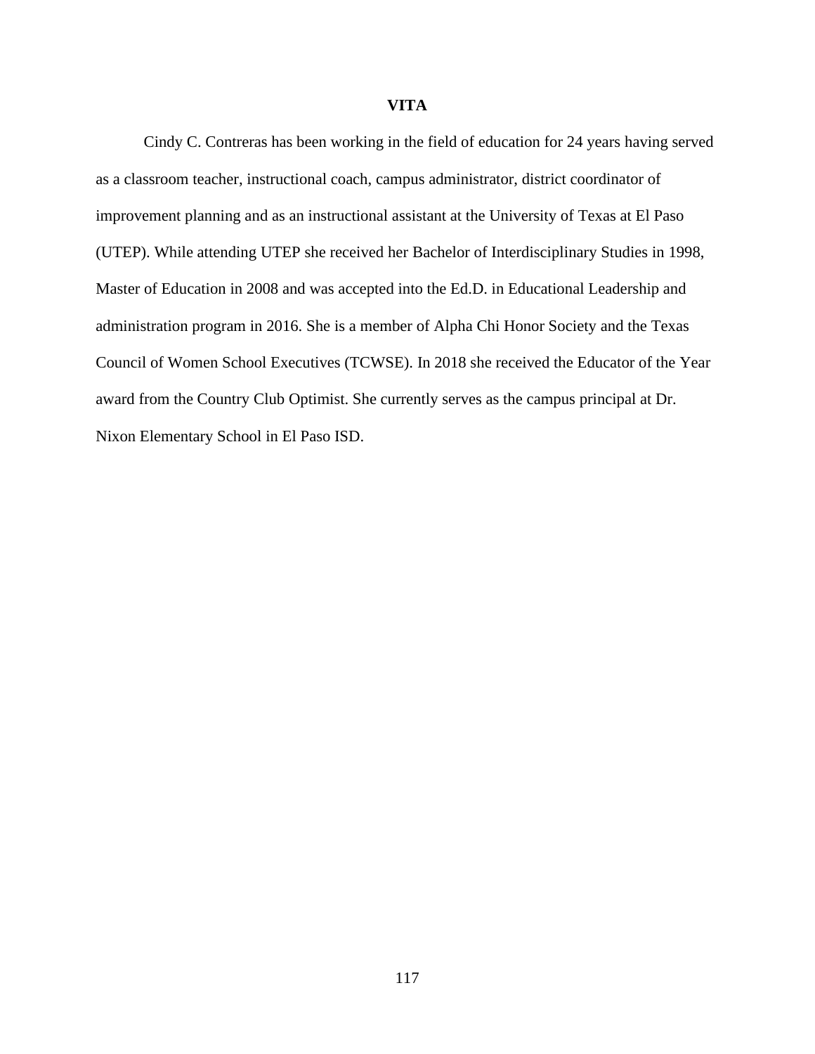# VITA

Cindy C. Contreras has been working in the field of education for 24 years having served as a classroom teacher, instructional coach, campus administrator, district coordinator of improvement planning and as an instructional assistant at the University of Texas at El Paso (UTEP). While attending UTEP she received her Bachelor of Interdisciplinary Studies in 1998, Master of Education in 2008 and was accepted into the Ed.D. in Educational Leadership and administration program in 2016. She is a member of Alpha Chi Honor Society and the Texas Council of Women School Executives (TCWSE). In 2018 she received the Educator of the Year award from the Country Club Optimist. She currently serves as the campus principal at Dr. Nixon Elementary School in El Paso ISD.